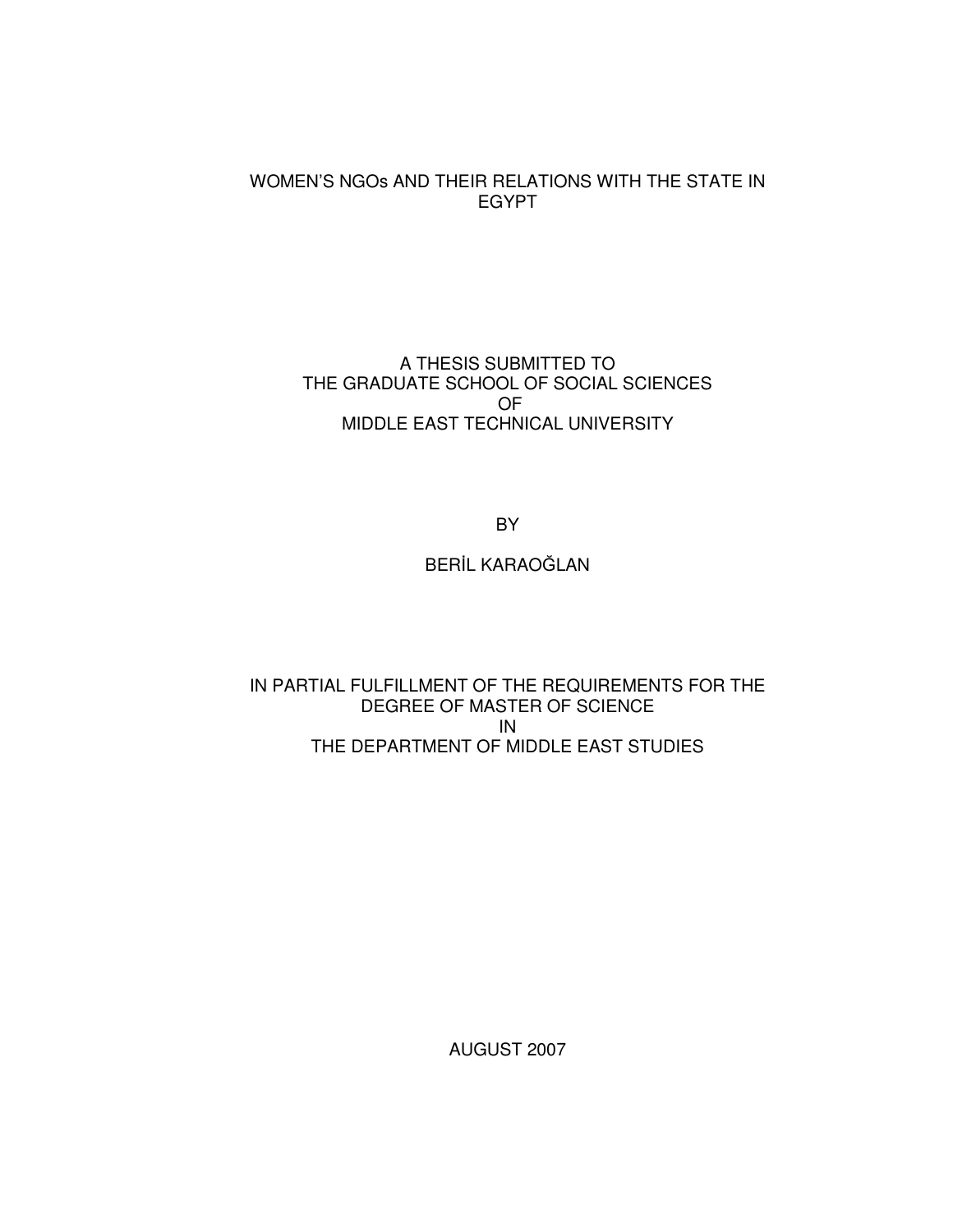# WOMEN'S NGOs AND THEIR RELATIONS WITH THE STATE IN EGYPT

A THESIS SUBMITTED TO
THE GRADUATE SCHOOL OF SOCIAL SCIENCES
OF
MIDDLE EAST TECHNICAL UNIVERSITY

BY

BERİL KARAOĞLAN

IN PARTIAL FULFILLMENT OF THE REQUIREMENTS FOR THE
DEGREE OF MASTER OF SCIENCE
IN
THE DEPARTMENT OF MIDDLE EAST STUDIES

AUGUST 2007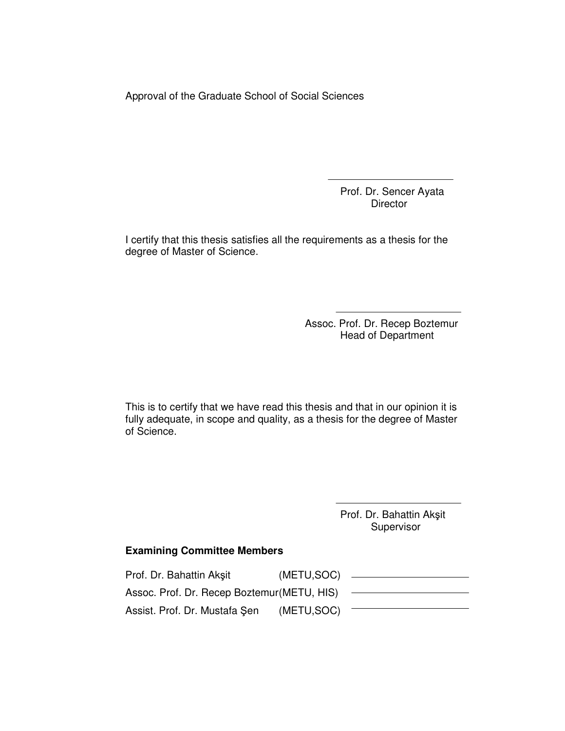Approval of the Graduate School of Social Sciences

Prof. Dr. Sencer Ayata
Director

I certify that this thesis satisfies all the requirements as a thesis for the degree of Master of Science.

Assoc. Prof. Dr. Recep Boztemur
Head of Department

This is to certify that we have read this thesis and that in our opinion it is fully adequate, in scope and quality, as a thesis for the degree of Master of Science.

Prof. Dr. Bahattin Akşit
Supervisor

**Examining Committee Members**

| | | |
|---|---|---|
| Prof. Dr. Bahattin Akşit | (METU,SOC) | |
| Assoc. Prof. Dr. Recep Boztemur | (METU, HIS) | |
| Assist. Prof. Dr. Mustafa Şen | (METU,SOC) | |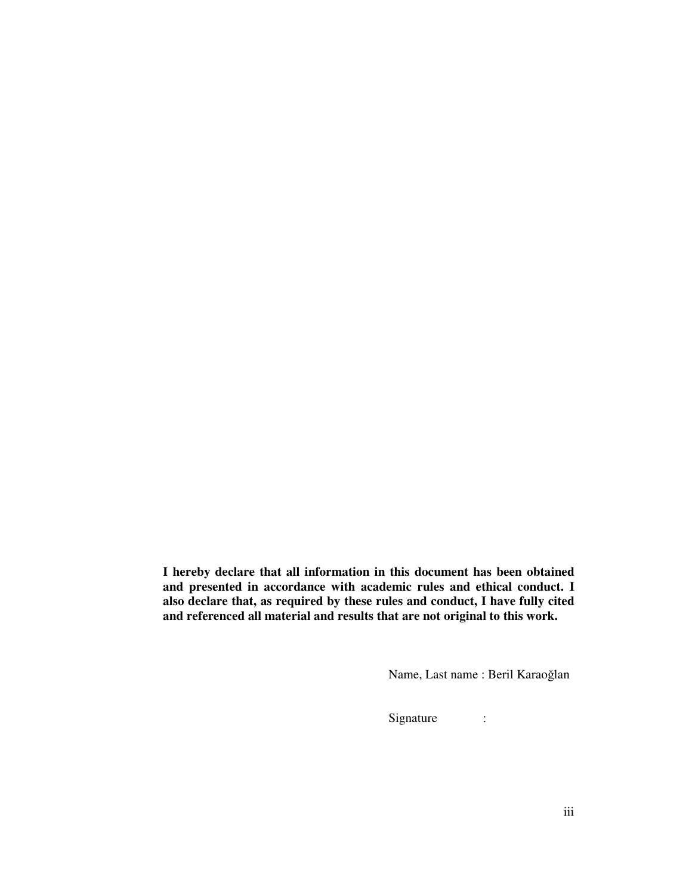**I hereby declare that all information in this document has been obtained and presented in accordance with academic rules and ethical conduct. I also declare that, as required by these rules and conduct, I have fully cited and referenced all material and results that are not original to this work.**

Name, Last name : Beril Karaoğlan

Signature :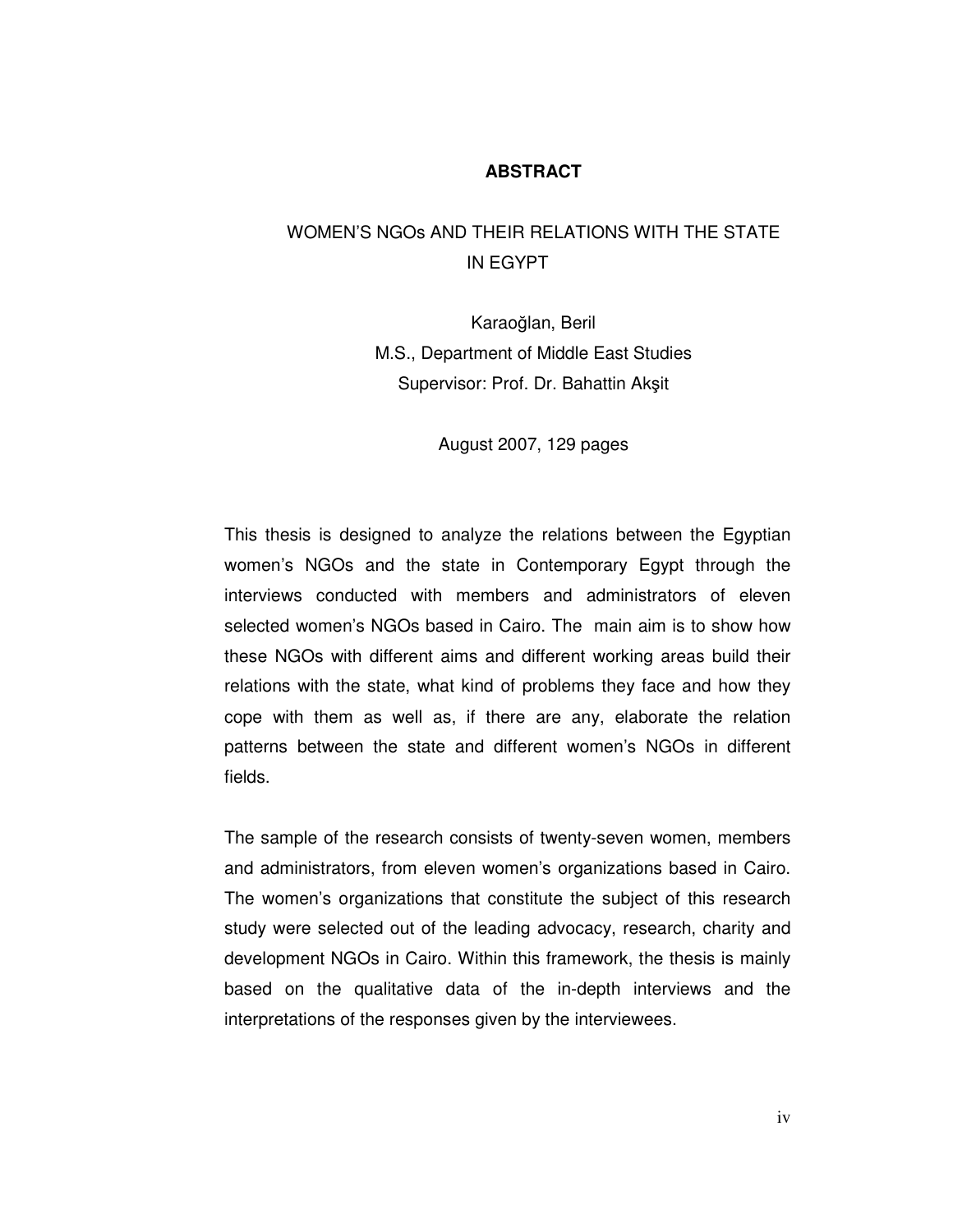# ABSTRACT

## WOMEN'S NGOs AND THEIR RELATIONS WITH THE STATE IN EGYPT

Karaoğlan, Beril
M.S., Department of Middle East Studies
Supervisor: Prof. Dr. Bahattin Akşit

August 2007, 129 pages

This thesis is designed to analyze the relations between the Egyptian women's NGOs and the state in Contemporary Egypt through the interviews conducted with members and administrators of eleven selected women's NGOs based in Cairo. The main aim is to show how these NGOs with different aims and different working areas build their relations with the state, what kind of problems they face and how they cope with them as well as, if there are any, elaborate the relation patterns between the state and different women's NGOs in different fields.

The sample of the research consists of twenty-seven women, members and administrators, from eleven women's organizations based in Cairo. The women's organizations that constitute the subject of this research study were selected out of the leading advocacy, research, charity and development NGOs in Cairo. Within this framework, the thesis is mainly based on the qualitative data of the in-depth interviews and the interpretations of the responses given by the interviewees.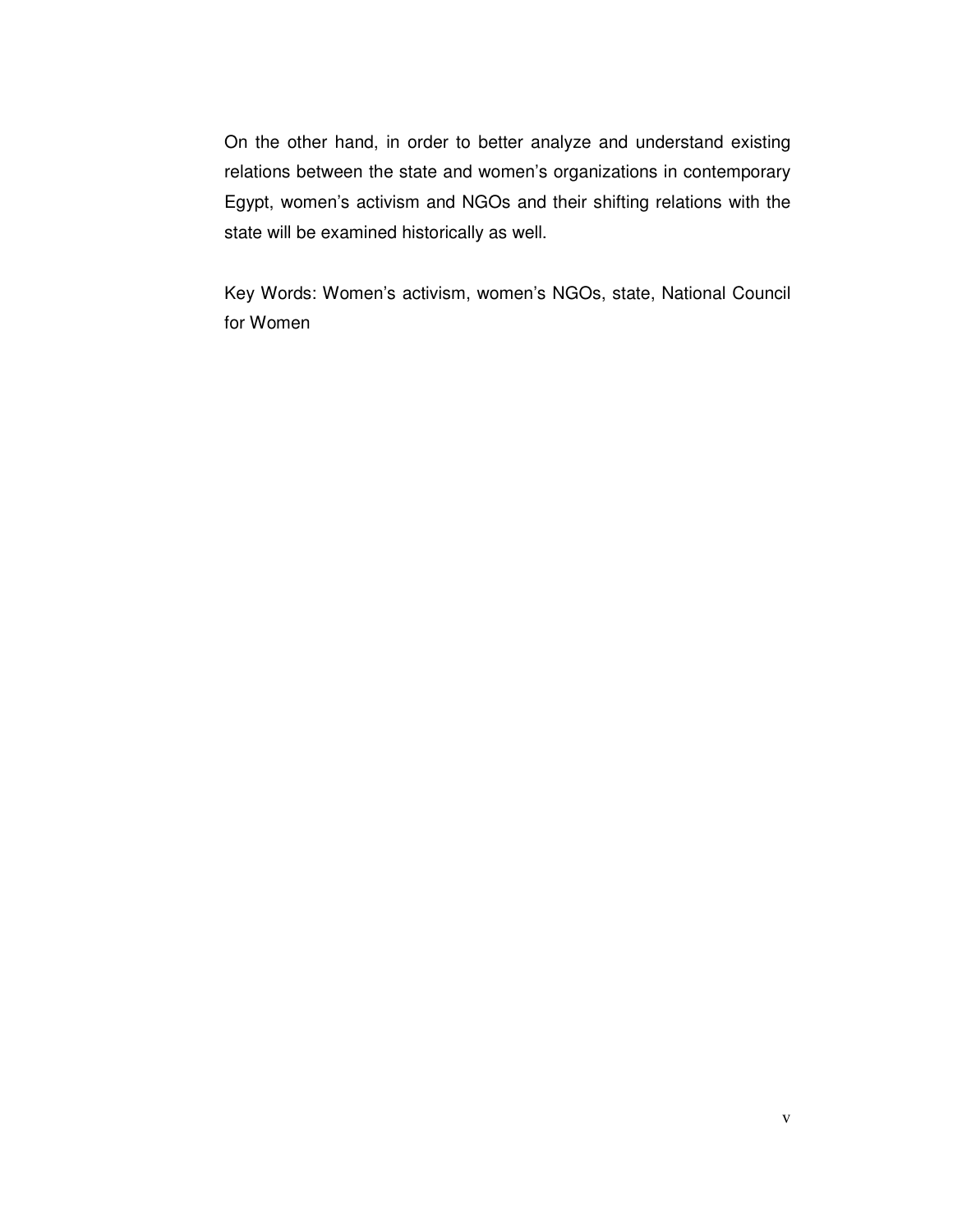On the other hand, in order to better analyze and understand existing relations between the state and women's organizations in contemporary Egypt, women's activism and NGOs and their shifting relations with the state will be examined historically as well.

Key Words: Women's activism, women's NGOs, state, National Council for Women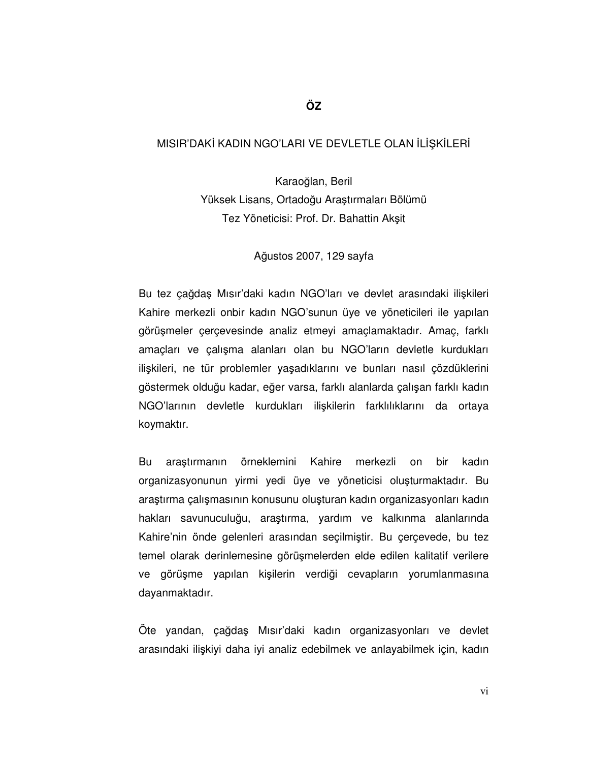# ÖZ

## MISIR'DAKİ KADIN NGO'LARI VE DEVLETLE OLAN İLİŞKİLERİ

Karaoğlan, Beril
Yüksek Lisans, Ortadoğu Araştırmaları Bölümü
Tez Yöneticisi: Prof. Dr. Bahattin Akşit

Ağustos 2007, 129 sayfa

Bu tez çağdaş Mısır'daki kadın NGO'ları ve devlet arasındaki ilişkileri Kahire merkezli onbir kadın NGO'sunun üye ve yöneticileri ile yapılan görüşmeler çerçevesinde analiz etmeyi amaçlamaktadır. Amaç, farklı amaçları ve çalışma alanları olan bu NGO'ların devletle kurdukları ilişkileri, ne tür problemler yaşadıklarını ve bunları nasıl çözdüklerini göstermek olduğu kadar, eğer varsa, farklı alanlarda çalışan farklı kadın NGO'larının devletle kurdukları ilişkilerin farklılıklarını da ortaya koymaktır.

Bu araştırmanın örneklemini Kahire merkezli on bir kadın organizasyonunun yirmi yedi üye ve yöneticisi oluşturmaktadır. Bu araştırma çalışmasının konusunu oluşturan kadın organizasyonları kadın hakları savunuculuğu, araştırma, yardım ve kalkınma alanlarında Kahire'nin önde gelenleri arasından seçilmiştir. Bu çerçevede, bu tez temel olarak derinlemesine görüşmelerden elde edilen kalitatif verilere ve görüşme yapılan kişilerin verdiği cevapların yorumlanmasına dayanmaktadır.

Öte yandan, çağdaş Mısır'daki kadın organizasyonları ve devlet arasındaki ilişkiyi daha iyi analiz edebilmek ve anlayabilmek için, kadın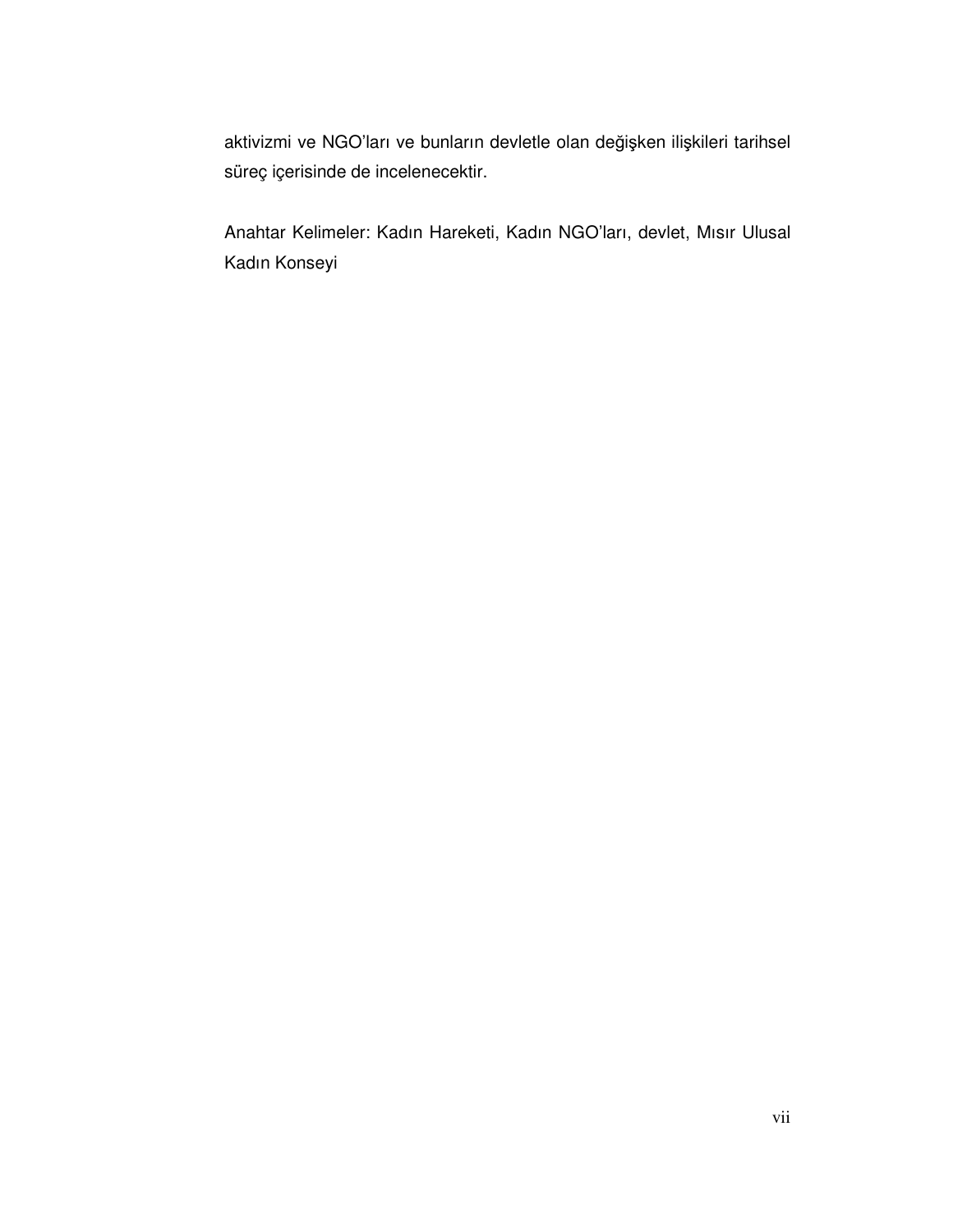aktivizmi ve NGO'ları ve bunların devletle olan değişken ilişkileri tarihsel süreç içerisinde de incelenecektir.

Anahtar Kelimeler: Kadın Hareketi, Kadın NGO'ları, devlet, Mısır Ulusal Kadın Konseyi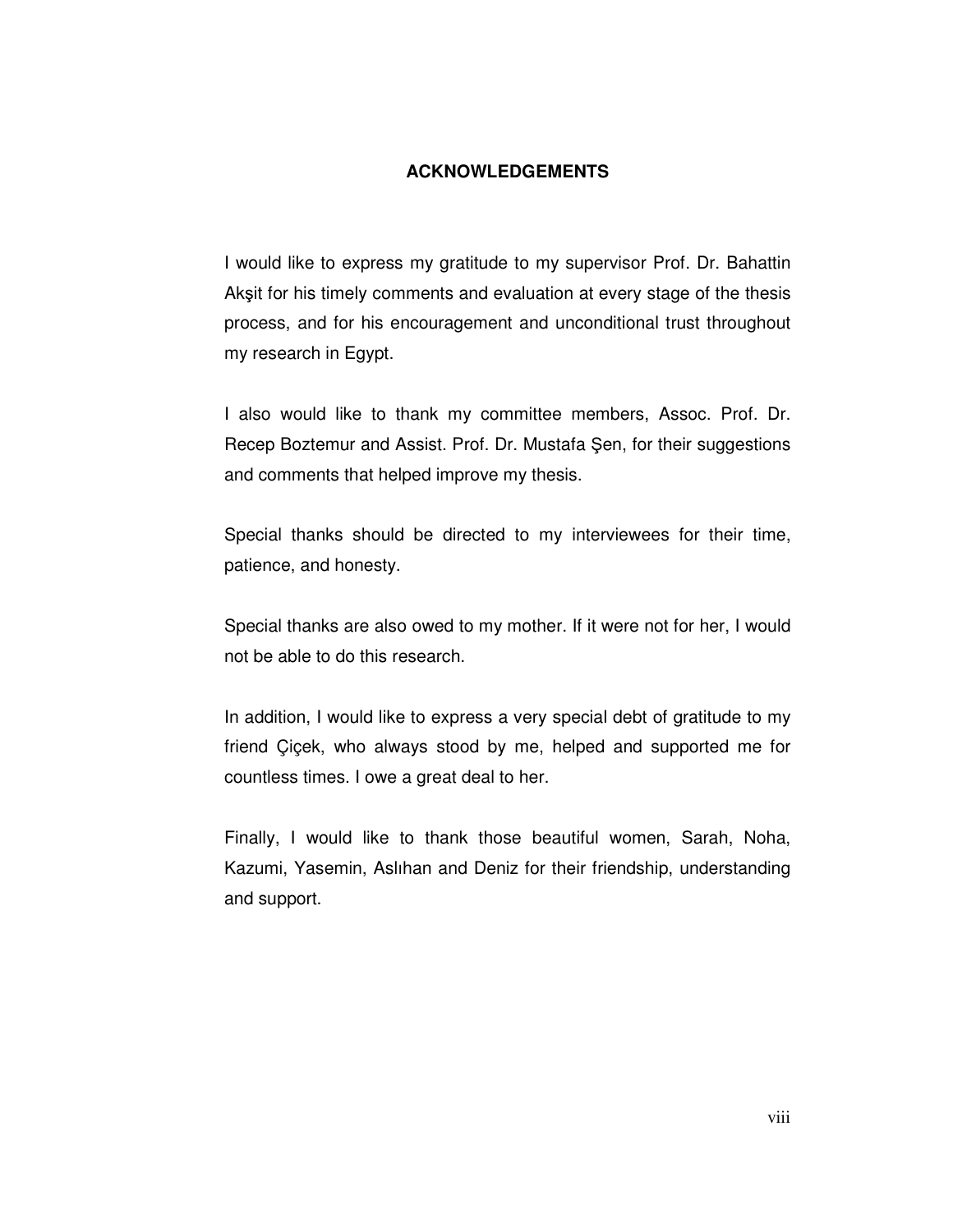# ACKNOWLEDGEMENTS

I would like to express my gratitude to my supervisor Prof. Dr. Bahattin Akşit for his timely comments and evaluation at every stage of the thesis process, and for his encouragement and unconditional trust throughout my research in Egypt.

I also would like to thank my committee members, Assoc. Prof. Dr. Recep Boztemur and Assist. Prof. Dr. Mustafa Şen, for their suggestions and comments that helped improve my thesis.

Special thanks should be directed to my interviewees for their time, patience, and honesty.

Special thanks are also owed to my mother. If it were not for her, I would not be able to do this research.

In addition, I would like to express a very special debt of gratitude to my friend Çiçek, who always stood by me, helped and supported me for countless times. I owe a great deal to her.

Finally, I would like to thank those beautiful women, Sarah, Noha, Kazumi, Yasemin, Aslıhan and Deniz for their friendship, understanding and support.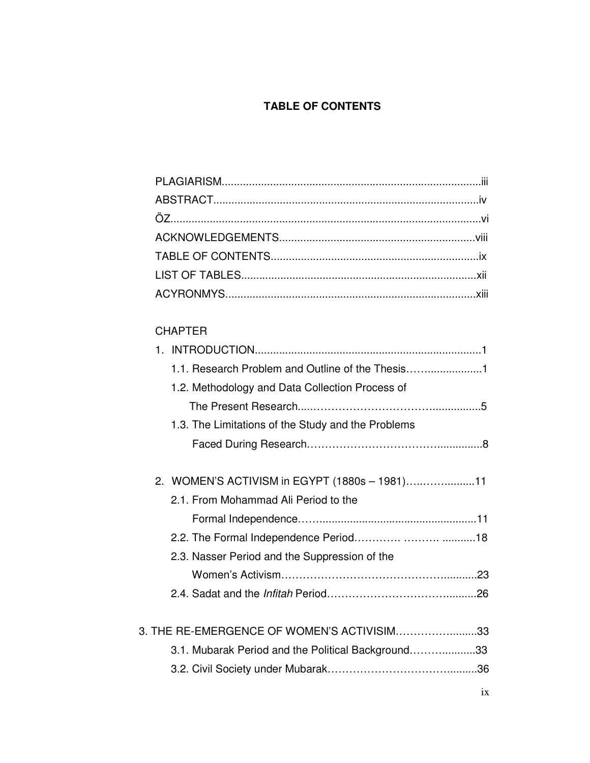# TABLE OF CONTENTS

PLAGIARISM......................................................................................iii
ABSTRACT........................................................................................iv
ÖZ........................................................................................................vi
ACKNOWLEDGEMENTS.................................................................viii
TABLE OF CONTENTS.....................................................................ix
LIST OF TABLES..............................................................................xii
ACYRONMYS...................................................................................xiii

CHAPTER

1. INTRODUCTION..........................................................................1
   1.1. Research Problem and Outline of the Thesis……..................1
   1.2. Methodology and Data Collection Process of The Present Research....……………………………................5
   1.3. The Limitations of the Study and the Problems Faced During Research……………………………...............8

2. WOMEN'S ACTIVISM in EGYPT (1880s – 1981)…..…….........11
   2.1. From Mohammad Ali Period to the Formal Independence……...................................................11
   2.2. The Formal Independence Period…………. ………. ...........18
   2.3. Nasser Period and the Suppression of the Women's Activism………………………………………...........23
   2.4. Sadat and the *Infitah* Period………………………………..........26

3. THE RE-EMERGENCE OF WOMEN'S ACTIVISIM………………........33
   3.1. Mubarak Period and the Political Background…….............33
   3.2. Civil Society under Mubarak………………………………..........36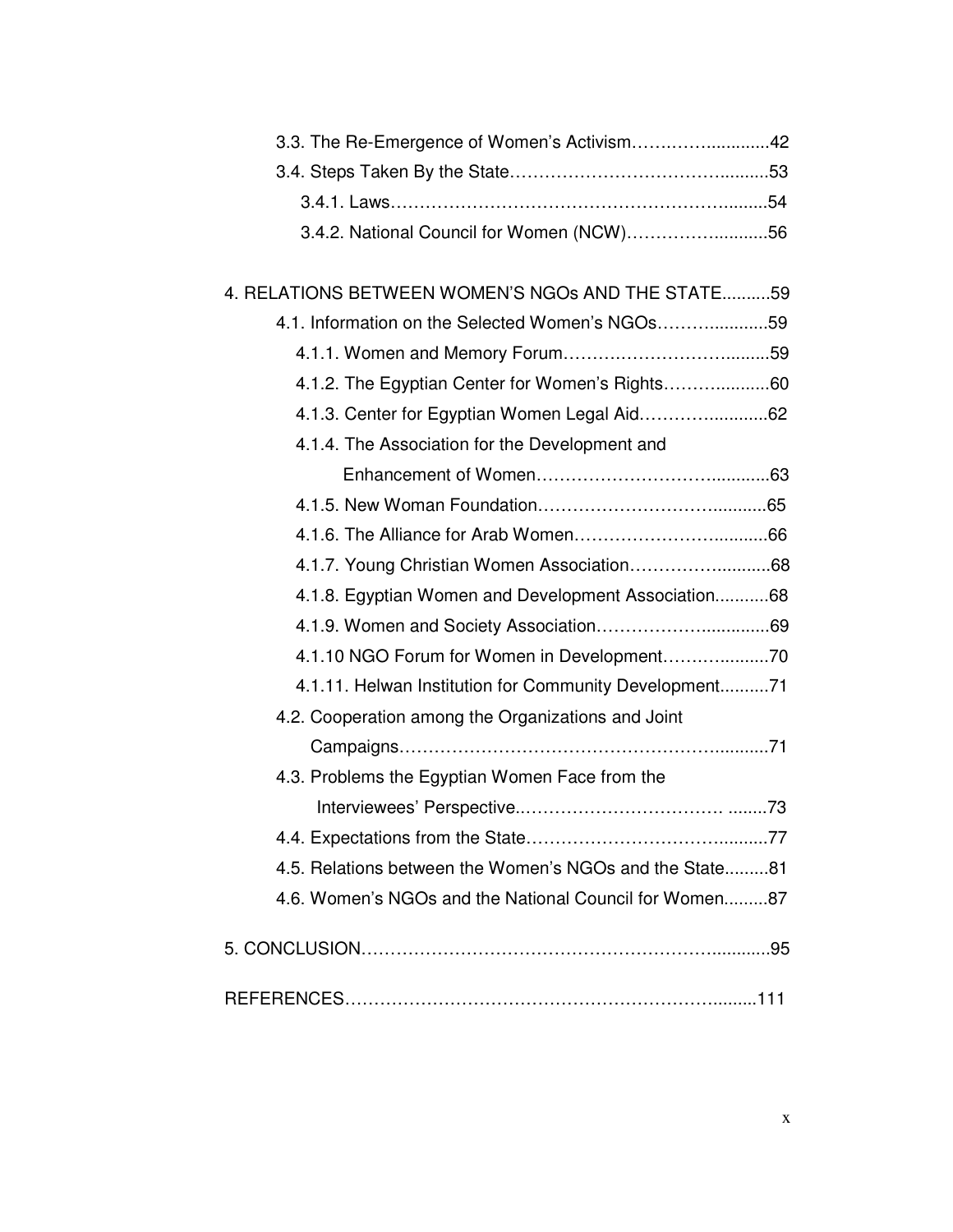3.3. The Re-Emergence of Women's Activism……..……............42

3.4. Steps Taken By the State……………………………………..........53

3.4.1. Laws…………………………………………………….........54

3.4.2. National Council for Women (NCW)…………….............56

4. RELATIONS BETWEEN WOMEN'S NGOs AND THE STATE..........59

4.1. Information on the Selected Women's NGOs……….............59

4.1.1. Women and Memory Forum……….……………….........59

4.1.2. The Egyptian Center for Women's Rights……….............60

4.1.3. Center for Egyptian Women Legal Aid…………...........62

4.1.4. The Association for the Development and Enhancement of Women………………………….............63

4.1.5. New Woman Foundation…………………………............65

4.1.6. The Alliance for Arab Women………………….…...........66

4.1.7. Young Christian Women Association…………….............68

4.1.8. Egyptian Women and Development Association...........68

4.1.9. Women and Society Association……………….............69

4.1.10 NGO Forum for Women in Development………............70

4.1.11. Helwan Institution for Community Development..........71

4.2. Cooperation among the Organizations and Joint Campaigns…………………………………………………..........71

4.3. Problems the Egyptian Women Face from the Interviewees' Perspective..……………………………. ........73

4.4. Expectations from the State…………………………….........77

4.5. Relations between the Women's NGOs and the State.........81

4.6. Women's NGOs and the National Council for Women.........87

5. CONCLUSION……………………………………………………............95

REFERENCES………………………………………………………..........111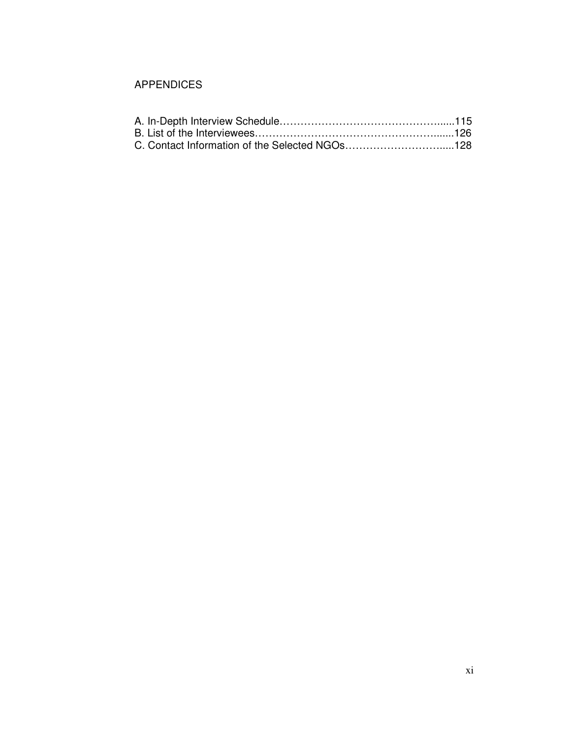# APPENDICES

A. In-Depth Interview Schedule………………………………………….......115
B. List of the Interviewees……………………………………………….......126
C. Contact Information of the Selected NGOs……………………….....128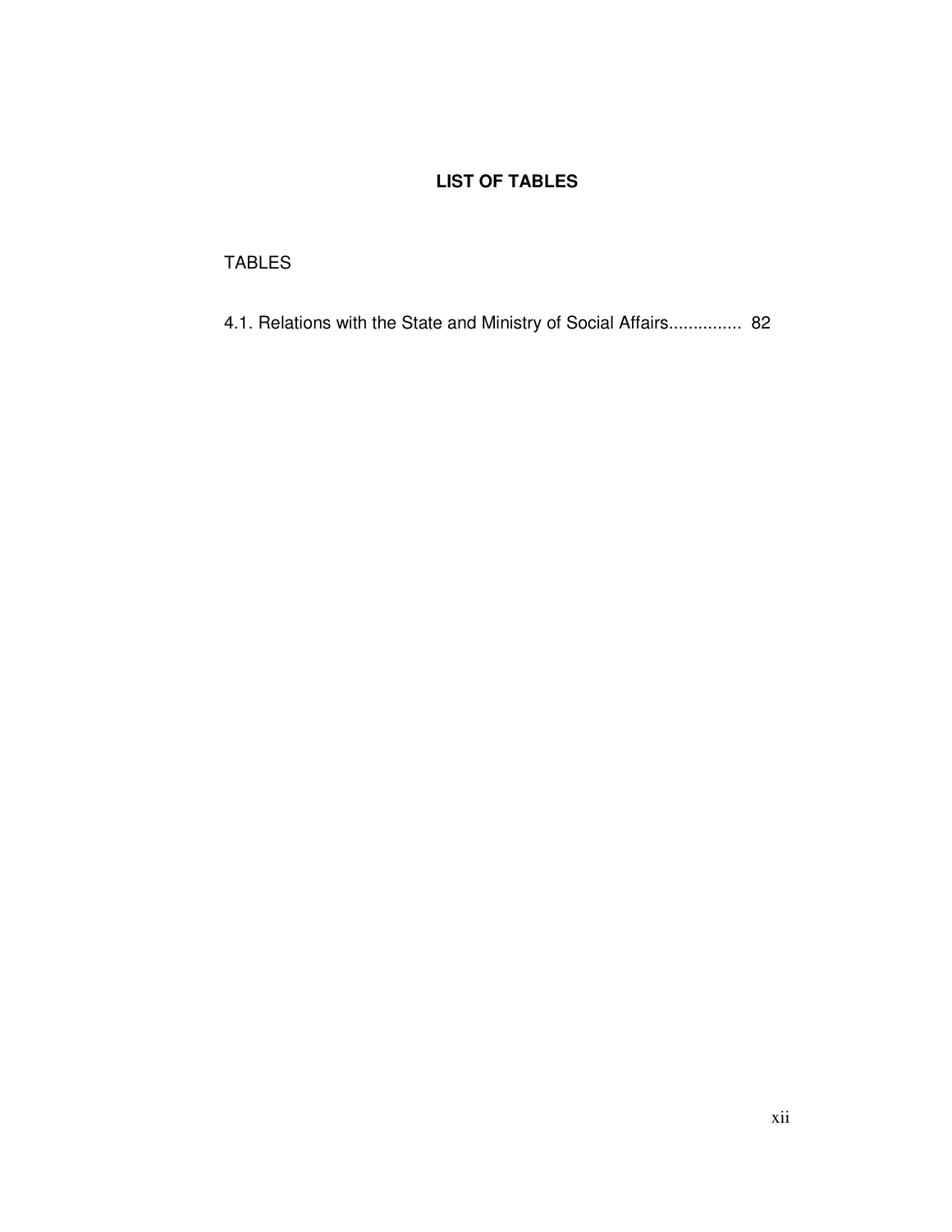# LIST OF TABLES

TABLES

4.1. Relations with the State and Ministry of Social Affairs............... 82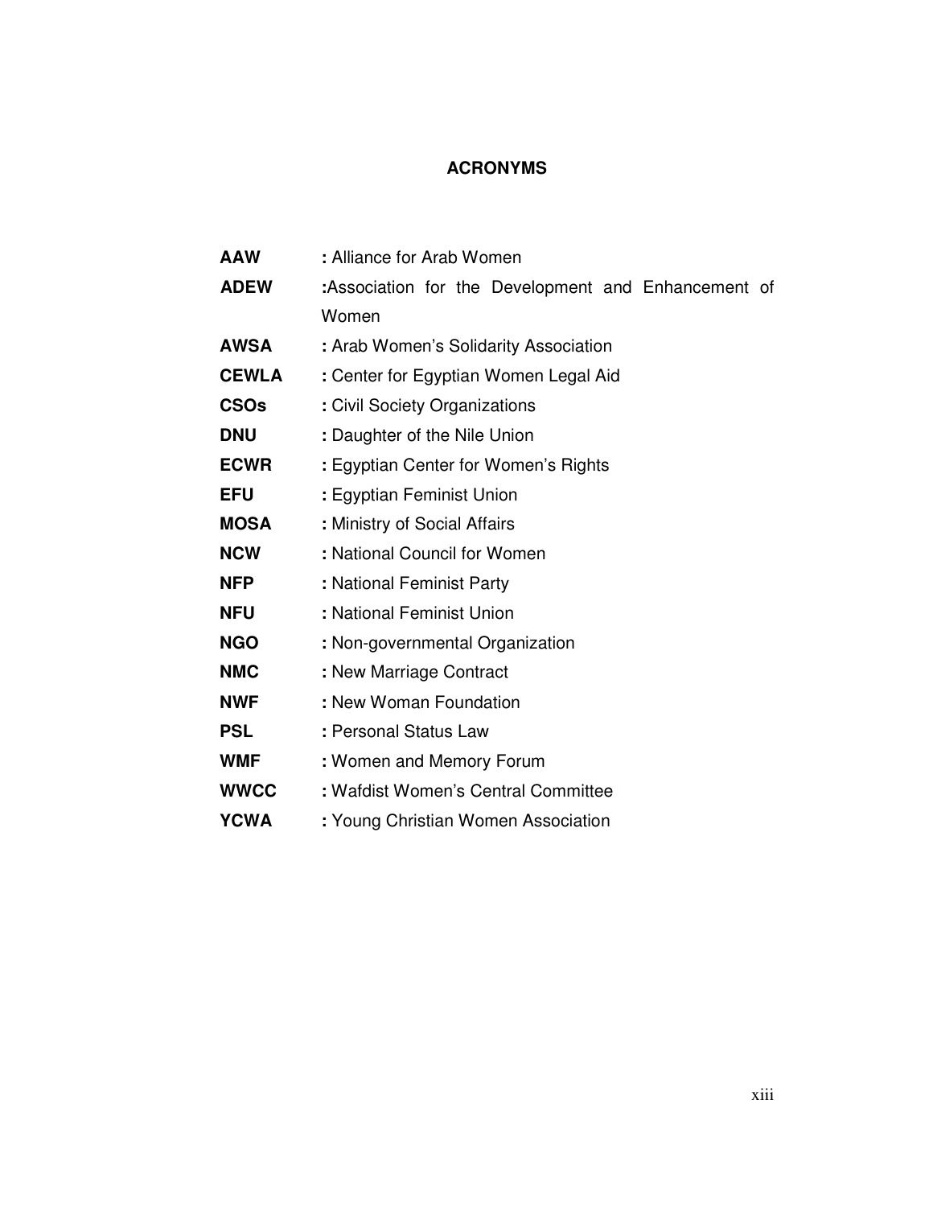# ACRONYMS

| | |
|---|---|
| **AAW** | **:** Alliance for Arab Women |
| **ADEW** | **:**Association for the Development and Enhancement of Women |
| **AWSA** | **:** Arab Women's Solidarity Association |
| **CEWLA** | **:** Center for Egyptian Women Legal Aid |
| **CSOs** | **:** Civil Society Organizations |
| **DNU** | **:** Daughter of the Nile Union |
| **ECWR** | **:** Egyptian Center for Women's Rights |
| **EFU** | **:** Egyptian Feminist Union |
| **MOSA** | **:** Ministry of Social Affairs |
| **NCW** | **:** National Council for Women |
| **NFP** | **:** National Feminist Party |
| **NFU** | **:** National Feminist Union |
| **NGO** | **:** Non-governmental Organization |
| **NMC** | **:** New Marriage Contract |
| **NWF** | **:** New Woman Foundation |
| **PSL** | **:** Personal Status Law |
| **WMF** | **:** Women and Memory Forum |
| **WWCC** | **:** Wafdist Women's Central Committee |
| **YCWA** | **:** Young Christian Women Association |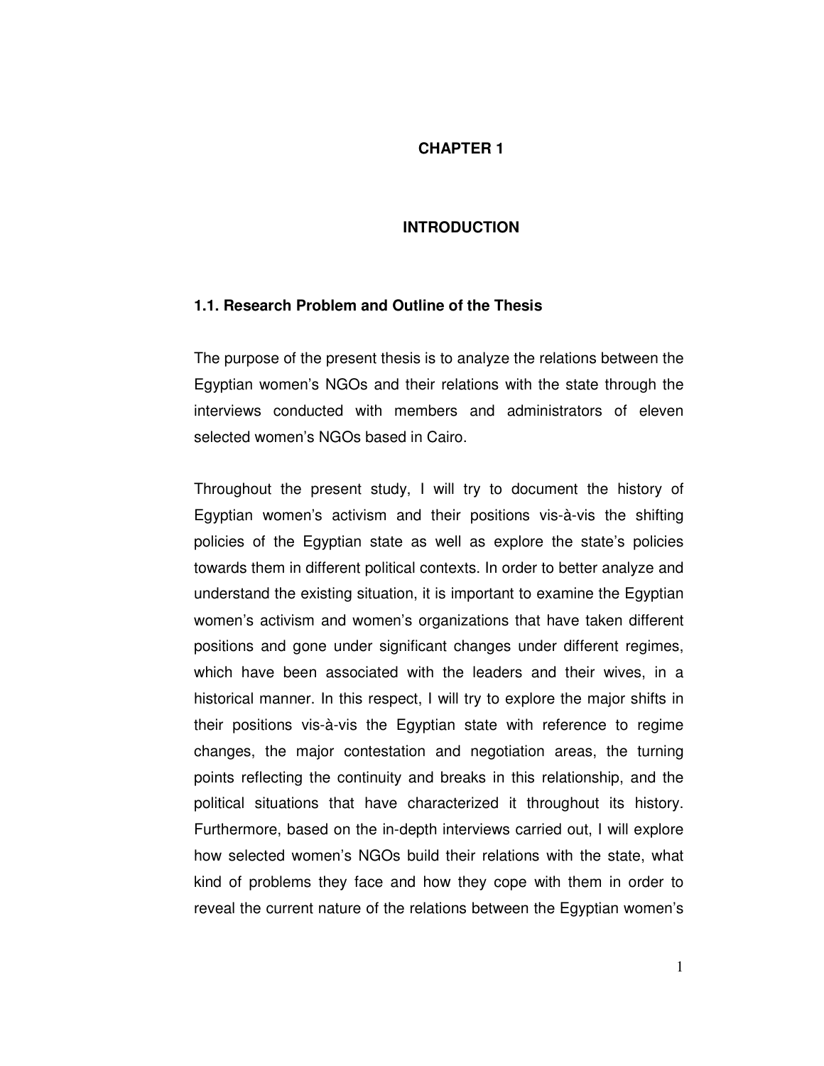# CHAPTER 1

# INTRODUCTION

## 1.1. Research Problem and Outline of the Thesis

The purpose of the present thesis is to analyze the relations between the Egyptian women's NGOs and their relations with the state through the interviews conducted with members and administrators of eleven selected women's NGOs based in Cairo.

Throughout the present study, I will try to document the history of Egyptian women's activism and their positions vis-à-vis the shifting policies of the Egyptian state as well as explore the state's policies towards them in different political contexts. In order to better analyze and understand the existing situation, it is important to examine the Egyptian women's activism and women's organizations that have taken different positions and gone under significant changes under different regimes, which have been associated with the leaders and their wives, in a historical manner. In this respect, I will try to explore the major shifts in their positions vis-à-vis the Egyptian state with reference to regime changes, the major contestation and negotiation areas, the turning points reflecting the continuity and breaks in this relationship, and the political situations that have characterized it throughout its history. Furthermore, based on the in-depth interviews carried out, I will explore how selected women's NGOs build their relations with the state, what kind of problems they face and how they cope with them in order to reveal the current nature of the relations between the Egyptian women's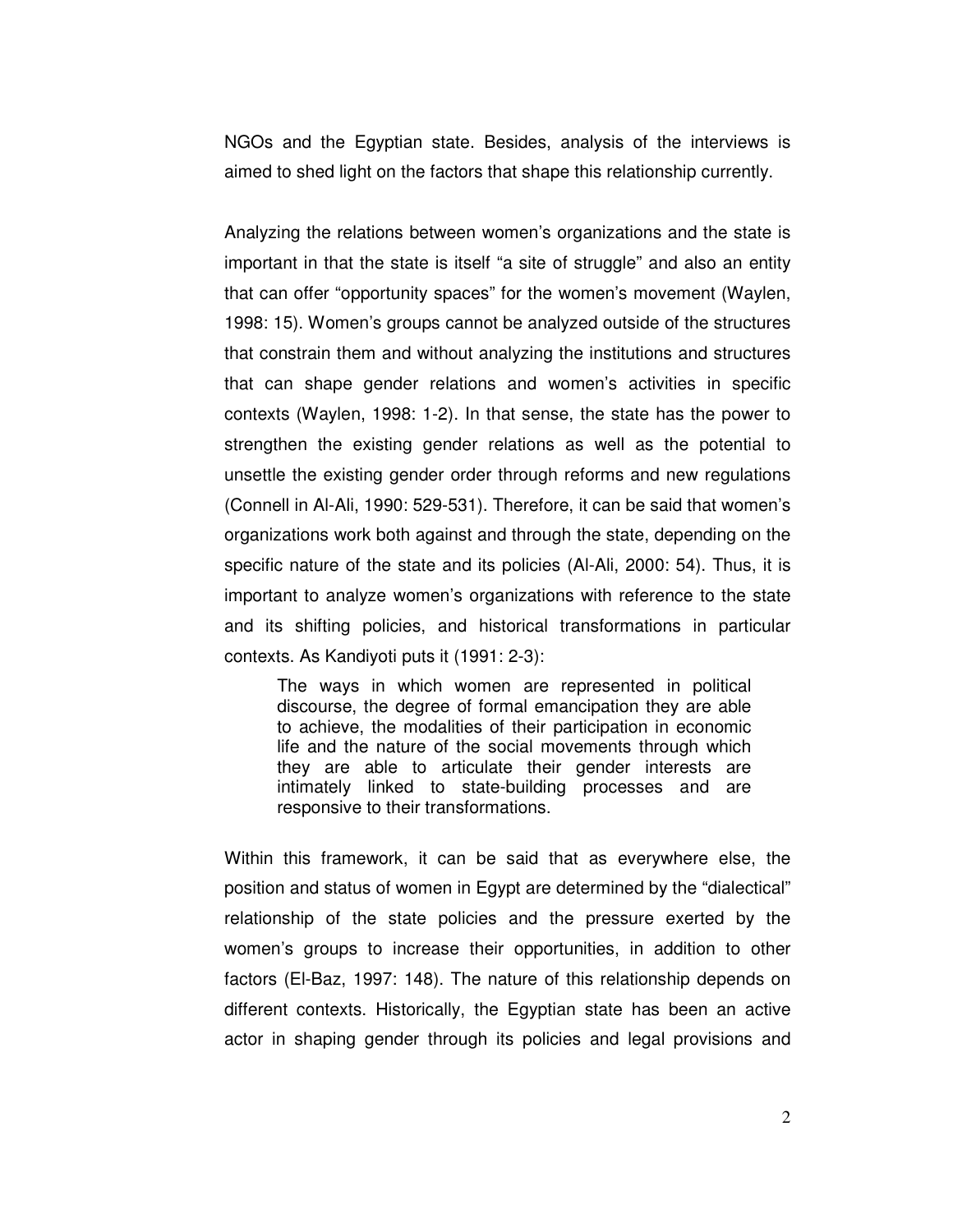NGOs and the Egyptian state. Besides, analysis of the interviews is aimed to shed light on the factors that shape this relationship currently.

Analyzing the relations between women's organizations and the state is important in that the state is itself "a site of struggle" and also an entity that can offer "opportunity spaces" for the women's movement (Waylen, 1998: 15). Women's groups cannot be analyzed outside of the structures that constrain them and without analyzing the institutions and structures that can shape gender relations and women's activities in specific contexts (Waylen, 1998: 1-2). In that sense, the state has the power to strengthen the existing gender relations as well as the potential to unsettle the existing gender order through reforms and new regulations (Connell in Al-Ali, 1990: 529-531). Therefore, it can be said that women's organizations work both against and through the state, depending on the specific nature of the state and its policies (Al-Ali, 2000: 54). Thus, it is important to analyze women's organizations with reference to the state and its shifting policies, and historical transformations in particular contexts. As Kandiyoti puts it (1991: 2-3):

> The ways in which women are represented in political discourse, the degree of formal emancipation they are able to achieve, the modalities of their participation in economic life and the nature of the social movements through which they are able to articulate their gender interests are intimately linked to state-building processes and are responsive to their transformations.

Within this framework, it can be said that as everywhere else, the position and status of women in Egypt are determined by the "dialectical" relationship of the state policies and the pressure exerted by the women's groups to increase their opportunities, in addition to other factors (El-Baz, 1997: 148). The nature of this relationship depends on different contexts. Historically, the Egyptian state has been an active actor in shaping gender through its policies and legal provisions and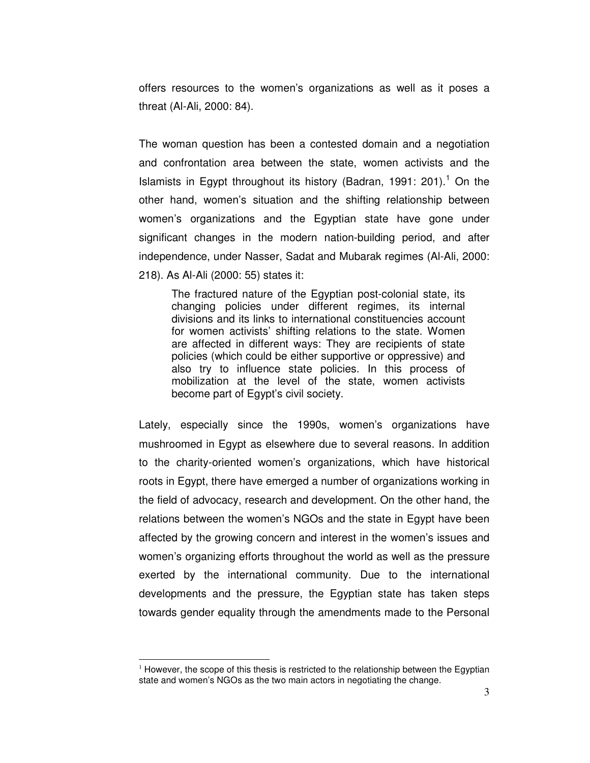offers resources to the women's organizations as well as it poses a threat (Al-Ali, 2000: 84).

The woman question has been a contested domain and a negotiation and confrontation area between the state, women activists and the Islamists in Egypt throughout its history (Badran, 1991: 201).[1] On the other hand, women's situation and the shifting relationship between women's organizations and the Egyptian state have gone under significant changes in the modern nation-building period, and after independence, under Nasser, Sadat and Mubarak regimes (Al-Ali, 2000: 218). As Al-Ali (2000: 55) states it:

> The fractured nature of the Egyptian post-colonial state, its changing policies under different regimes, its internal divisions and its links to international constituencies account for women activists' shifting relations to the state. Women are affected in different ways: They are recipients of state policies (which could be either supportive or oppressive) and also try to influence state policies. In this process of mobilization at the level of the state, women activists become part of Egypt's civil society.

Lately, especially since the 1990s, women's organizations have mushroomed in Egypt as elsewhere due to several reasons. In addition to the charity-oriented women's organizations, which have historical roots in Egypt, there have emerged a number of organizations working in the field of advocacy, research and development. On the other hand, the relations between the women's NGOs and the state in Egypt have been affected by the growing concern and interest in the women's issues and women's organizing efforts throughout the world as well as the pressure exerted by the international community. Due to the international developments and the pressure, the Egyptian state has taken steps towards gender equality through the amendments made to the Personal

[1] However, the scope of this thesis is restricted to the relationship between the Egyptian state and women's NGOs as the two main actors in negotiating the change.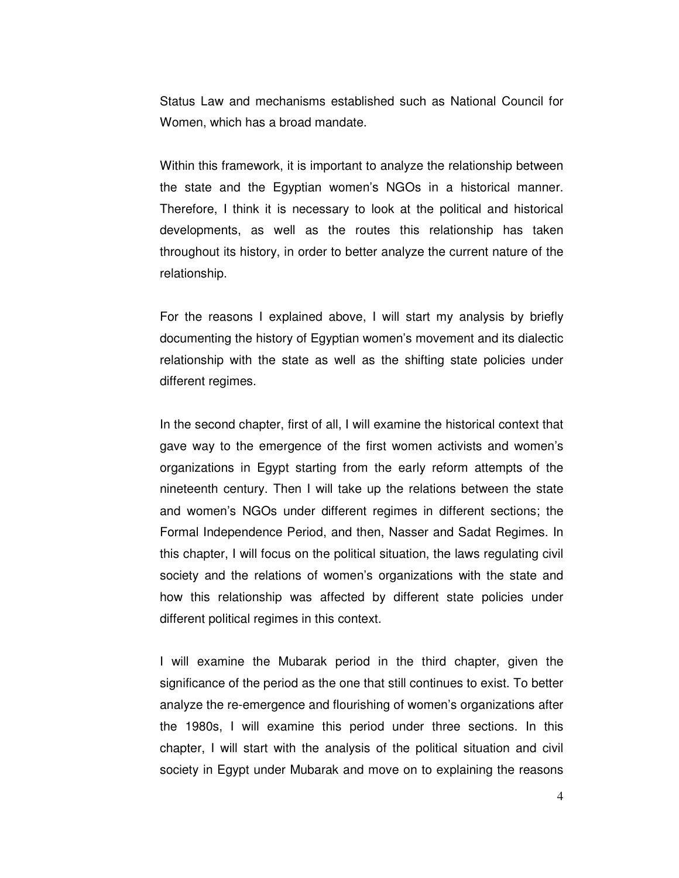Status Law and mechanisms established such as National Council for Women, which has a broad mandate.

Within this framework, it is important to analyze the relationship between the state and the Egyptian women's NGOs in a historical manner. Therefore, I think it is necessary to look at the political and historical developments, as well as the routes this relationship has taken throughout its history, in order to better analyze the current nature of the relationship.

For the reasons I explained above, I will start my analysis by briefly documenting the history of Egyptian women's movement and its dialectic relationship with the state as well as the shifting state policies under different regimes.

In the second chapter, first of all, I will examine the historical context that gave way to the emergence of the first women activists and women's organizations in Egypt starting from the early reform attempts of the nineteenth century. Then I will take up the relations between the state and women's NGOs under different regimes in different sections; the Formal Independence Period, and then, Nasser and Sadat Regimes. In this chapter, I will focus on the political situation, the laws regulating civil society and the relations of women's organizations with the state and how this relationship was affected by different state policies under different political regimes in this context.

I will examine the Mubarak period in the third chapter, given the significance of the period as the one that still continues to exist. To better analyze the re-emergence and flourishing of women's organizations after the 1980s, I will examine this period under three sections. In this chapter, I will start with the analysis of the political situation and civil society in Egypt under Mubarak and move on to explaining the reasons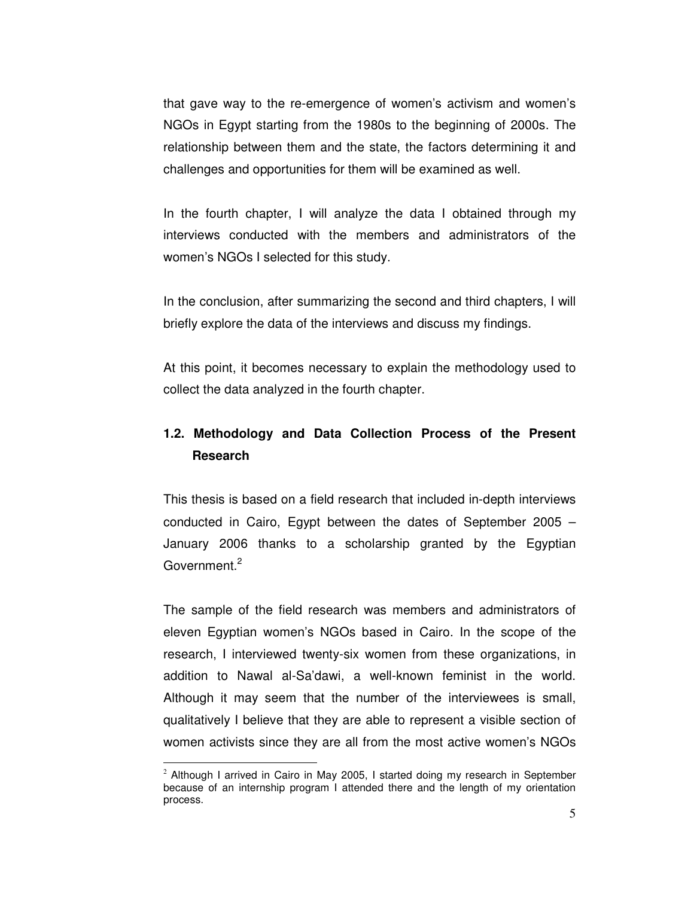that gave way to the re-emergence of women's activism and women's NGOs in Egypt starting from the 1980s to the beginning of 2000s. The relationship between them and the state, the factors determining it and challenges and opportunities for them will be examined as well.

In the fourth chapter, I will analyze the data I obtained through my interviews conducted with the members and administrators of the women's NGOs I selected for this study.

In the conclusion, after summarizing the second and third chapters, I will briefly explore the data of the interviews and discuss my findings.

At this point, it becomes necessary to explain the methodology used to collect the data analyzed in the fourth chapter.

## 1.2. Methodology and Data Collection Process of the Present Research

This thesis is based on a field research that included in-depth interviews conducted in Cairo, Egypt between the dates of September 2005 – January 2006 thanks to a scholarship granted by the Egyptian Government.[2]

The sample of the field research was members and administrators of eleven Egyptian women's NGOs based in Cairo. In the scope of the research, I interviewed twenty-six women from these organizations, in addition to Nawal al-Sa'dawi, a well-known feminist in the world. Although it may seem that the number of the interviewees is small, qualitatively I believe that they are able to represent a visible section of women activists since they are all from the most active women's NGOs

---

[2] Although I arrived in Cairo in May 2005, I started doing my research in September because of an internship program I attended there and the length of my orientation process.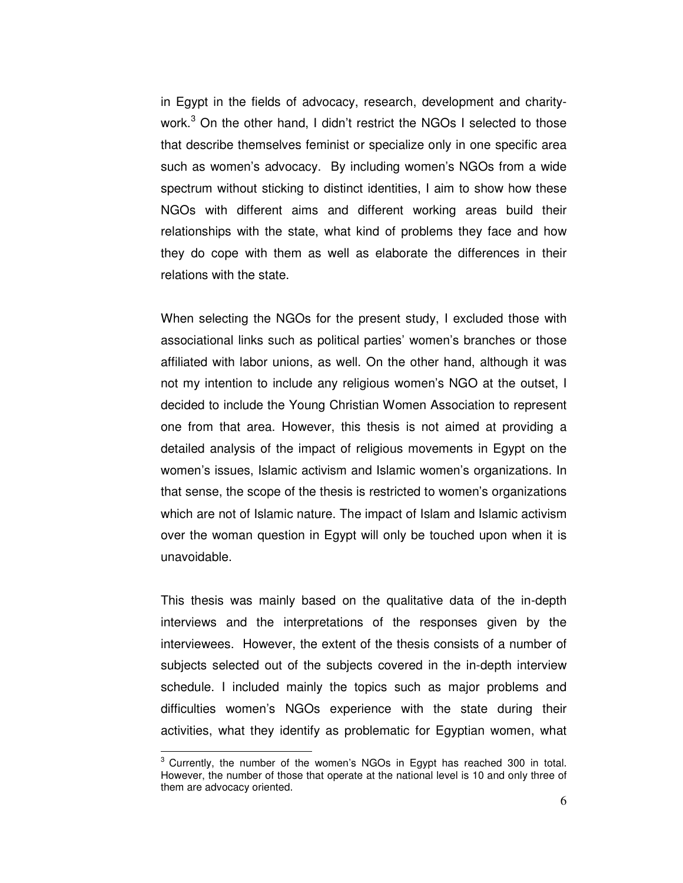in Egypt in the fields of advocacy, research, development and charity-work.[3] On the other hand, I didn't restrict the NGOs I selected to those that describe themselves feminist or specialize only in one specific area such as women's advocacy. By including women's NGOs from a wide spectrum without sticking to distinct identities, I aim to show how these NGOs with different aims and different working areas build their relationships with the state, what kind of problems they face and how they do cope with them as well as elaborate the differences in their relations with the state.

When selecting the NGOs for the present study, I excluded those with associational links such as political parties' women's branches or those affiliated with labor unions, as well. On the other hand, although it was not my intention to include any religious women's NGO at the outset, I decided to include the Young Christian Women Association to represent one from that area. However, this thesis is not aimed at providing a detailed analysis of the impact of religious movements in Egypt on the women's issues, Islamic activism and Islamic women's organizations. In that sense, the scope of the thesis is restricted to women's organizations which are not of Islamic nature. The impact of Islam and Islamic activism over the woman question in Egypt will only be touched upon when it is unavoidable.

This thesis was mainly based on the qualitative data of the in-depth interviews and the interpretations of the responses given by the interviewees. However, the extent of the thesis consists of a number of subjects selected out of the subjects covered in the in-depth interview schedule. I included mainly the topics such as major problems and difficulties women's NGOs experience with the state during their activities, what they identify as problematic for Egyptian women, what

---

[3] Currently, the number of the women's NGOs in Egypt has reached 300 in total. However, the number of those that operate at the national level is 10 and only three of them are advocacy oriented.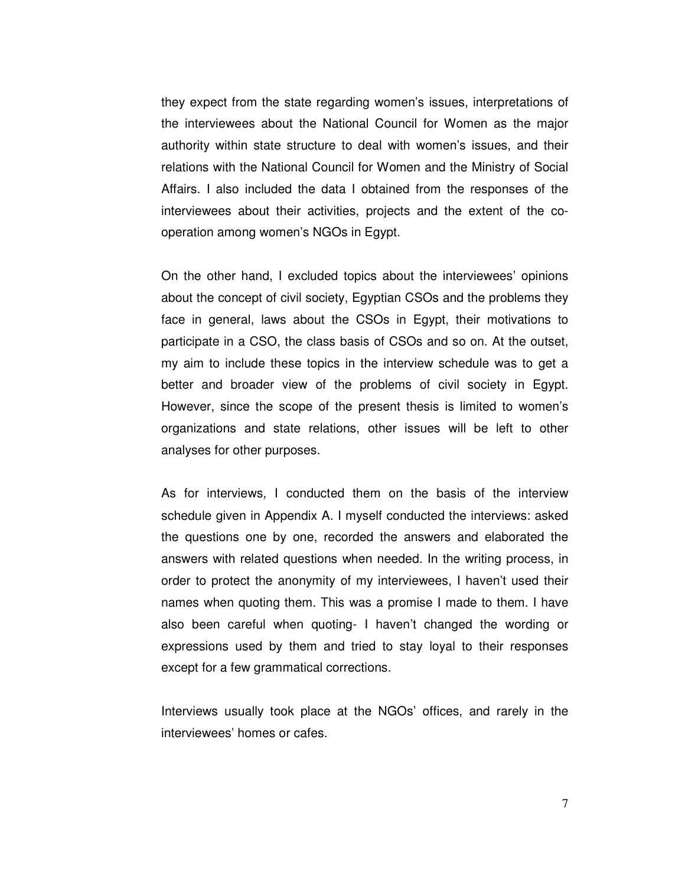they expect from the state regarding women's issues, interpretations of the interviewees about the National Council for Women as the major authority within state structure to deal with women's issues, and their relations with the National Council for Women and the Ministry of Social Affairs. I also included the data I obtained from the responses of the interviewees about their activities, projects and the extent of the co-operation among women's NGOs in Egypt.

On the other hand, I excluded topics about the interviewees' opinions about the concept of civil society, Egyptian CSOs and the problems they face in general, laws about the CSOs in Egypt, their motivations to participate in a CSO, the class basis of CSOs and so on. At the outset, my aim to include these topics in the interview schedule was to get a better and broader view of the problems of civil society in Egypt. However, since the scope of the present thesis is limited to women's organizations and state relations, other issues will be left to other analyses for other purposes.

As for interviews, I conducted them on the basis of the interview schedule given in Appendix A. I myself conducted the interviews: asked the questions one by one, recorded the answers and elaborated the answers with related questions when needed. In the writing process, in order to protect the anonymity of my interviewees, I haven't used their names when quoting them. This was a promise I made to them. I have also been careful when quoting- I haven't changed the wording or expressions used by them and tried to stay loyal to their responses except for a few grammatical corrections.

Interviews usually took place at the NGOs' offices, and rarely in the interviewees' homes or cafes.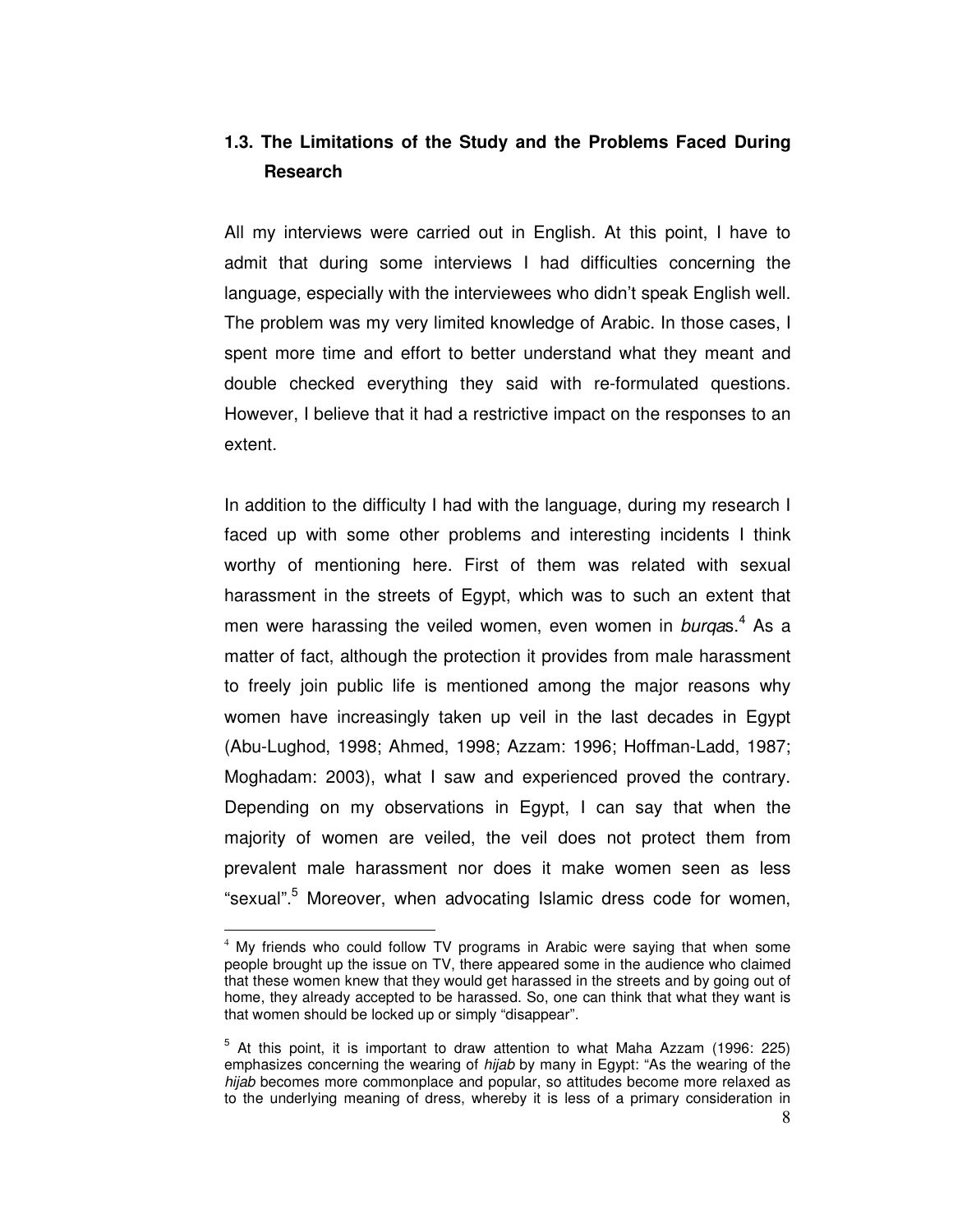## 1.3. The Limitations of the Study and the Problems Faced During Research

All my interviews were carried out in English. At this point, I have to admit that during some interviews I had difficulties concerning the language, especially with the interviewees who didn't speak English well. The problem was my very limited knowledge of Arabic. In those cases, I spent more time and effort to better understand what they meant and double checked everything they said with re-formulated questions. However, I believe that it had a restrictive impact on the responses to an extent.

In addition to the difficulty I had with the language, during my research I faced up with some other problems and interesting incidents I think worthy of mentioning here. First of them was related with sexual harassment in the streets of Egypt, which was to such an extent that men were harassing the veiled women, even women in *burqa*s.[4] As a matter of fact, although the protection it provides from male harassment to freely join public life is mentioned among the major reasons why women have increasingly taken up veil in the last decades in Egypt (Abu-Lughod, 1998; Ahmed, 1998; Azzam: 1996; Hoffman-Ladd, 1987; Moghadam: 2003), what I saw and experienced proved the contrary. Depending on my observations in Egypt, I can say that when the majority of women are veiled, the veil does not protect them from prevalent male harassment nor does it make women seen as less "sexual".[5] Moreover, when advocating Islamic dress code for women,

---

[4] My friends who could follow TV programs in Arabic were saying that when some people brought up the issue on TV, there appeared some in the audience who claimed that these women knew that they would get harassed in the streets and by going out of home, they already accepted to be harassed. So, one can think that what they want is that women should be locked up or simply "disappear".

[5] At this point, it is important to draw attention to what Maha Azzam (1996: 225) emphasizes concerning the wearing of *hijab* by many in Egypt: "As the wearing of the *hijab* becomes more commonplace and popular, so attitudes become more relaxed as to the underlying meaning of dress, whereby it is less of a primary consideration in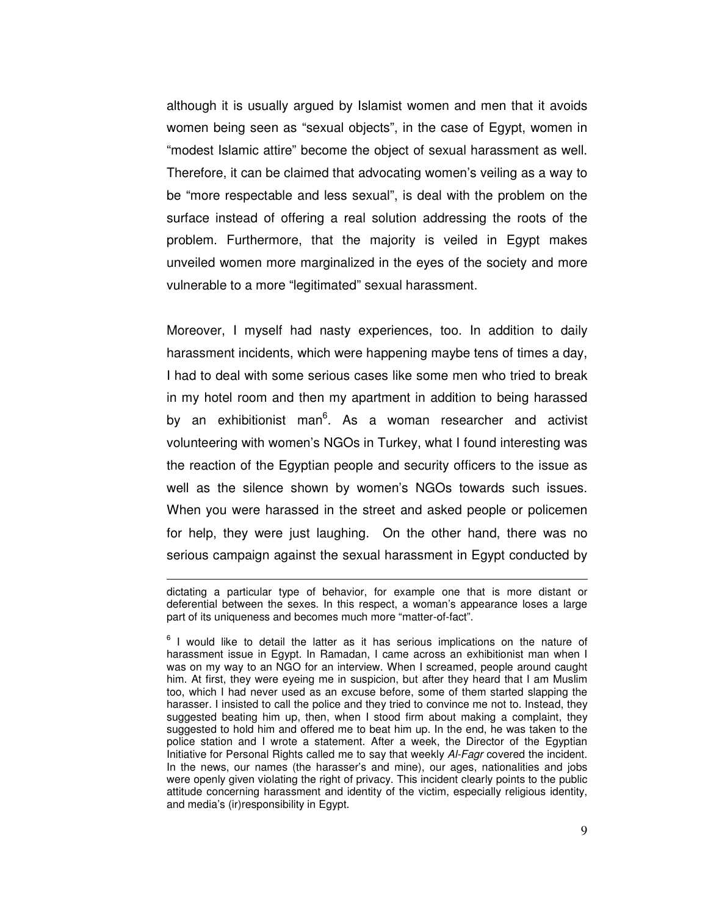although it is usually argued by Islamist women and men that it avoids women being seen as "sexual objects", in the case of Egypt, women in "modest Islamic attire" become the object of sexual harassment as well. Therefore, it can be claimed that advocating women's veiling as a way to be "more respectable and less sexual", is deal with the problem on the surface instead of offering a real solution addressing the roots of the problem. Furthermore, that the majority is veiled in Egypt makes unveiled women more marginalized in the eyes of the society and more vulnerable to a more "legitimated" sexual harassment.

Moreover, I myself had nasty experiences, too. In addition to daily harassment incidents, which were happening maybe tens of times a day, I had to deal with some serious cases like some men who tried to break in my hotel room and then my apartment in addition to being harassed by an exhibitionist man[6]. As a woman researcher and activist volunteering with women's NGOs in Turkey, what I found interesting was the reaction of the Egyptian people and security officers to the issue as well as the silence shown by women's NGOs towards such issues. When you were harassed in the street and asked people or policemen for help, they were just laughing. On the other hand, there was no serious campaign against the sexual harassment in Egypt conducted by

---

dictating a particular type of behavior, for example one that is more distant or deferential between the sexes. In this respect, a woman's appearance loses a large part of its uniqueness and becomes much more "matter-of-fact".

[6] I would like to detail the latter as it has serious implications on the nature of harassment issue in Egypt. In Ramadan, I came across an exhibitionist man when I was on my way to an NGO for an interview. When I screamed, people around caught him. At first, they were eyeing me in suspicion, but after they heard that I am Muslim too, which I had never used as an excuse before, some of them started slapping the harasser. I insisted to call the police and they tried to convince me not to. Instead, they suggested beating him up, then, when I stood firm about making a complaint, they suggested to hold him and offered me to beat him up. In the end, he was taken to the police station and I wrote a statement. After a week, the Director of the Egyptian Initiative for Personal Rights called me to say that weekly *Al-Fagr* covered the incident. In the news, our names (the harasser's and mine), our ages, nationalities and jobs were openly given violating the right of privacy. This incident clearly points to the public attitude concerning harassment and identity of the victim, especially religious identity, and media's (ir)responsibility in Egypt.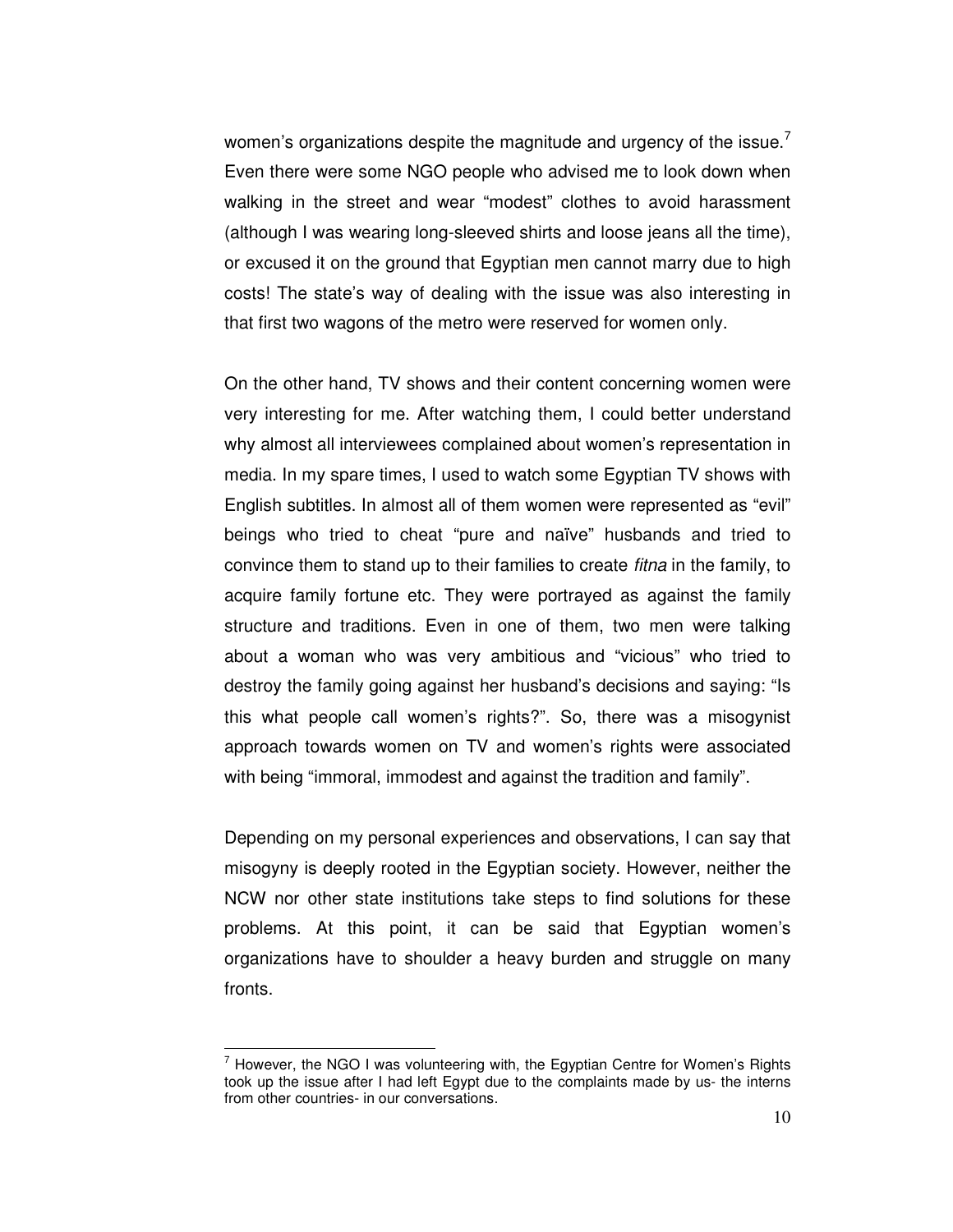women's organizations despite the magnitude and urgency of the issue.[7] Even there were some NGO people who advised me to look down when walking in the street and wear "modest" clothes to avoid harassment (although I was wearing long-sleeved shirts and loose jeans all the time), or excused it on the ground that Egyptian men cannot marry due to high costs! The state's way of dealing with the issue was also interesting in that first two wagons of the metro were reserved for women only.

On the other hand, TV shows and their content concerning women were very interesting for me. After watching them, I could better understand why almost all interviewees complained about women's representation in media. In my spare times, I used to watch some Egyptian TV shows with English subtitles. In almost all of them women were represented as "evil" beings who tried to cheat "pure and naïve" husbands and tried to convince them to stand up to their families to create *fitna* in the family, to acquire family fortune etc. They were portrayed as against the family structure and traditions. Even in one of them, two men were talking about a woman who was very ambitious and "vicious" who tried to destroy the family going against her husband's decisions and saying: "Is this what people call women's rights?". So, there was a misogynist approach towards women on TV and women's rights were associated with being "immoral, immodest and against the tradition and family".

Depending on my personal experiences and observations, I can say that misogyny is deeply rooted in the Egyptian society. However, neither the NCW nor other state institutions take steps to find solutions for these problems. At this point, it can be said that Egyptian women's organizations have to shoulder a heavy burden and struggle on many fronts.

[7] However, the NGO I was volunteering with, the Egyptian Centre for Women's Rights took up the issue after I had left Egypt due to the complaints made by us- the interns from other countries- in our conversations.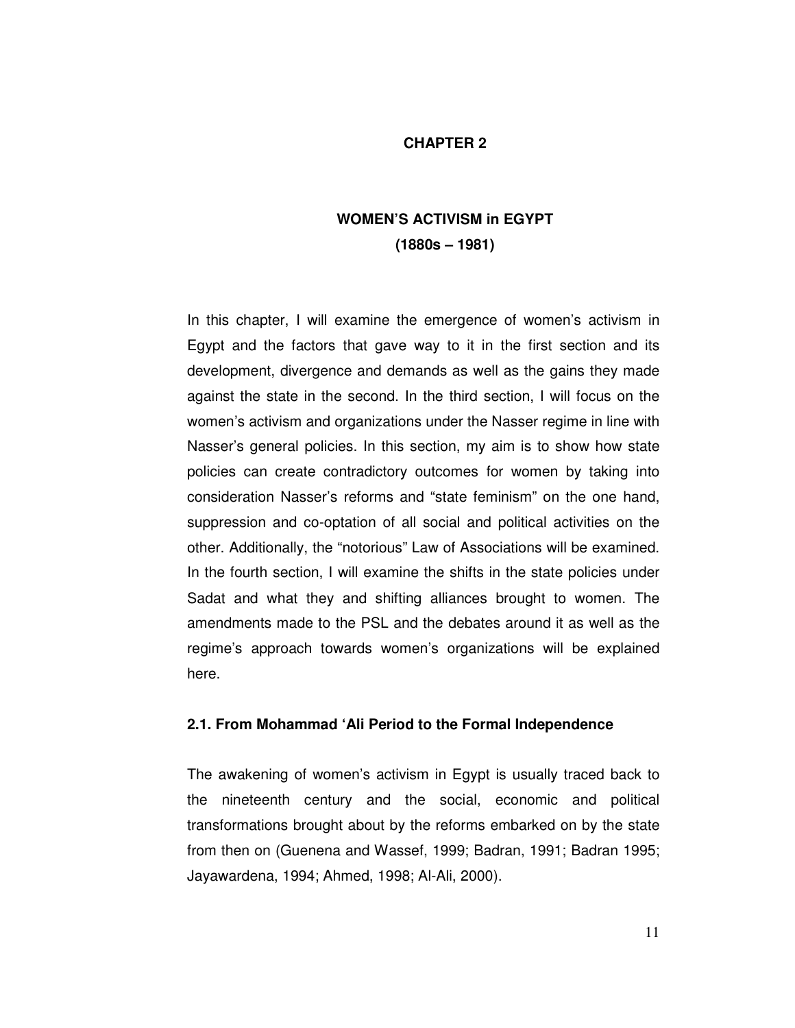# CHAPTER 2

## WOMEN'S ACTIVISM in EGYPT (1880s – 1981)

In this chapter, I will examine the emergence of women's activism in Egypt and the factors that gave way to it in the first section and its development, divergence and demands as well as the gains they made against the state in the second. In the third section, I will focus on the women's activism and organizations under the Nasser regime in line with Nasser's general policies. In this section, my aim is to show how state policies can create contradictory outcomes for women by taking into consideration Nasser's reforms and "state feminism" on the one hand, suppression and co-optation of all social and political activities on the other. Additionally, the "notorious" Law of Associations will be examined. In the fourth section, I will examine the shifts in the state policies under Sadat and what they and shifting alliances brought to women. The amendments made to the PSL and the debates around it as well as the regime's approach towards women's organizations will be explained here.

### 2.1. From Mohammad 'Ali Period to the Formal Independence

The awakening of women's activism in Egypt is usually traced back to the nineteenth century and the social, economic and political transformations brought about by the reforms embarked on by the state from then on (Guenena and Wassef, 1999; Badran, 1991; Badran 1995; Jayawardena, 1994; Ahmed, 1998; Al-Ali, 2000).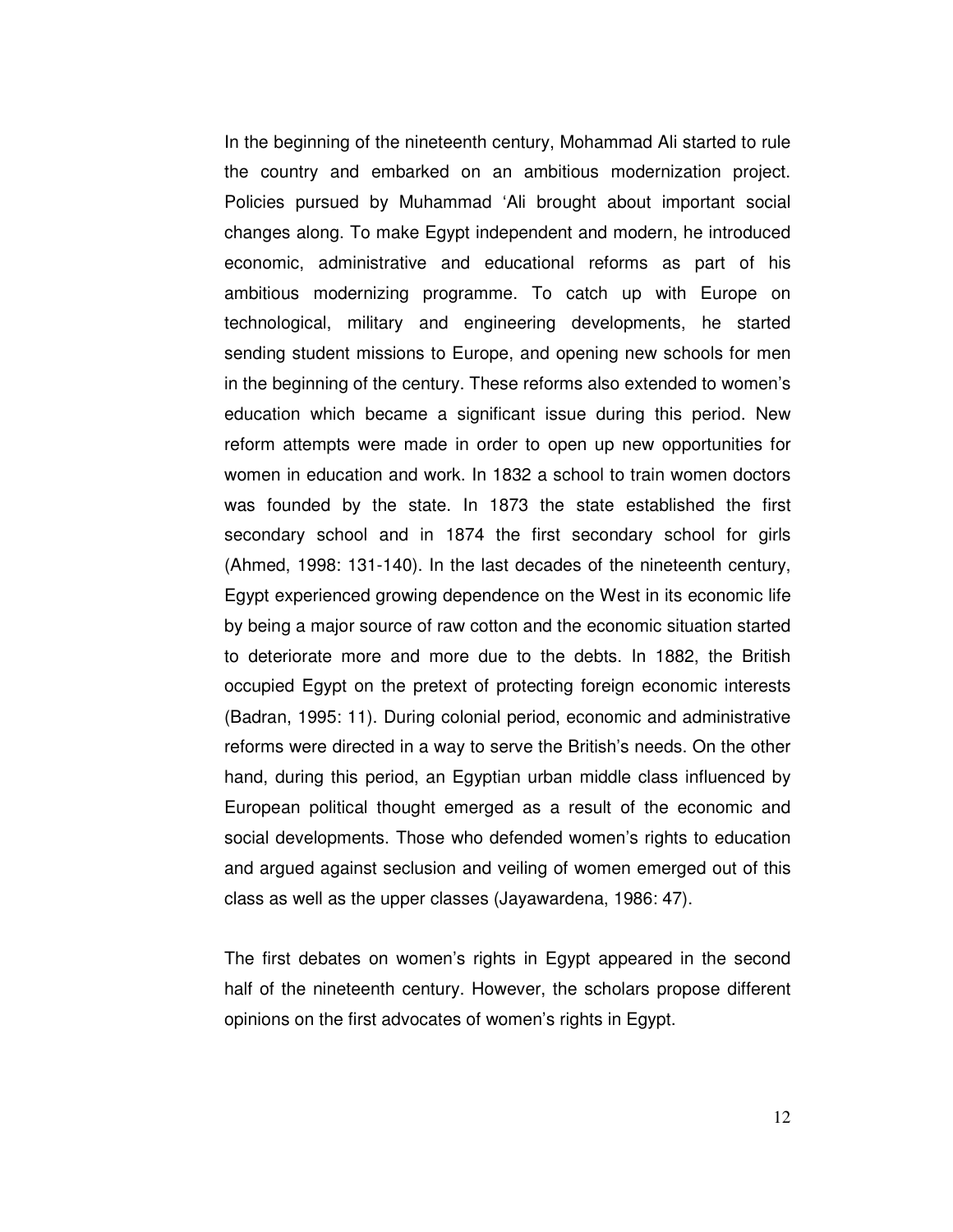In the beginning of the nineteenth century, Mohammad Ali started to rule the country and embarked on an ambitious modernization project. Policies pursued by Muhammad 'Ali brought about important social changes along. To make Egypt independent and modern, he introduced economic, administrative and educational reforms as part of his ambitious modernizing programme. To catch up with Europe on technological, military and engineering developments, he started sending student missions to Europe, and opening new schools for men in the beginning of the century. These reforms also extended to women's education which became a significant issue during this period. New reform attempts were made in order to open up new opportunities for women in education and work. In 1832 a school to train women doctors was founded by the state. In 1873 the state established the first secondary school and in 1874 the first secondary school for girls (Ahmed, 1998: 131-140). In the last decades of the nineteenth century, Egypt experienced growing dependence on the West in its economic life by being a major source of raw cotton and the economic situation started to deteriorate more and more due to the debts. In 1882, the British occupied Egypt on the pretext of protecting foreign economic interests (Badran, 1995: 11). During colonial period, economic and administrative reforms were directed in a way to serve the British's needs. On the other hand, during this period, an Egyptian urban middle class influenced by European political thought emerged as a result of the economic and social developments. Those who defended women's rights to education and argued against seclusion and veiling of women emerged out of this class as well as the upper classes (Jayawardena, 1986: 47).

The first debates on women's rights in Egypt appeared in the second half of the nineteenth century. However, the scholars propose different opinions on the first advocates of women's rights in Egypt.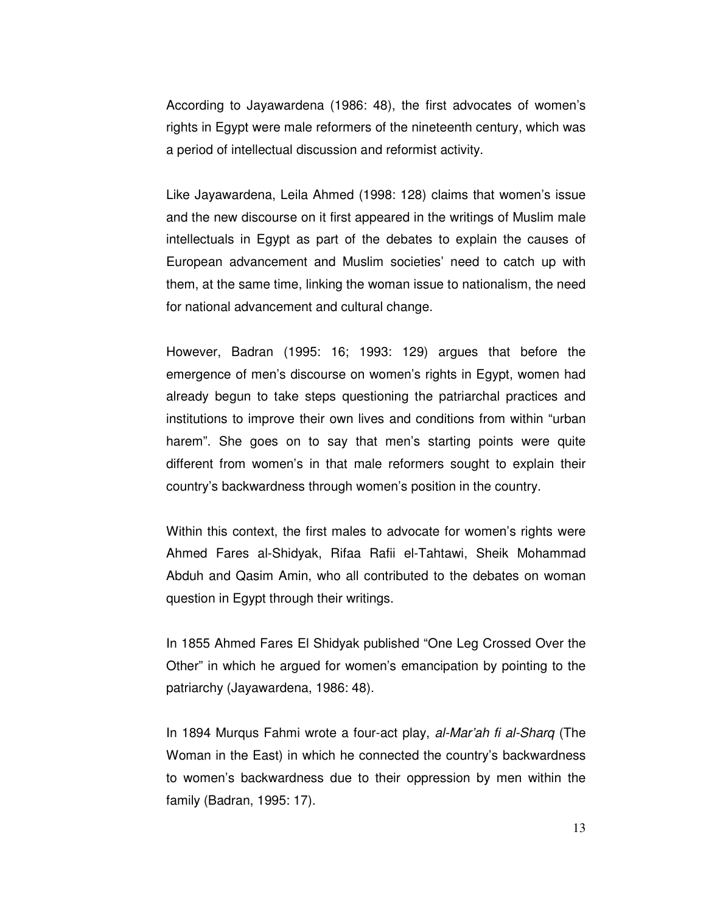According to Jayawardena (1986: 48), the first advocates of women's rights in Egypt were male reformers of the nineteenth century, which was a period of intellectual discussion and reformist activity.

Like Jayawardena, Leila Ahmed (1998: 128) claims that women's issue and the new discourse on it first appeared in the writings of Muslim male intellectuals in Egypt as part of the debates to explain the causes of European advancement and Muslim societies' need to catch up with them, at the same time, linking the woman issue to nationalism, the need for national advancement and cultural change.

However, Badran (1995: 16; 1993: 129) argues that before the emergence of men's discourse on women's rights in Egypt, women had already begun to take steps questioning the patriarchal practices and institutions to improve their own lives and conditions from within "urban harem". She goes on to say that men's starting points were quite different from women's in that male reformers sought to explain their country's backwardness through women's position in the country.

Within this context, the first males to advocate for women's rights were Ahmed Fares al-Shidyak, Rifaa Rafii el-Tahtawi, Sheik Mohammad Abduh and Qasim Amin, who all contributed to the debates on woman question in Egypt through their writings.

In 1855 Ahmed Fares El Shidyak published "One Leg Crossed Over the Other" in which he argued for women's emancipation by pointing to the patriarchy (Jayawardena, 1986: 48).

In 1894 Murqus Fahmi wrote a four-act play, *al-Mar'ah fi al-Sharq* (The Woman in the East) in which he connected the country's backwardness to women's backwardness due to their oppression by men within the family (Badran, 1995: 17).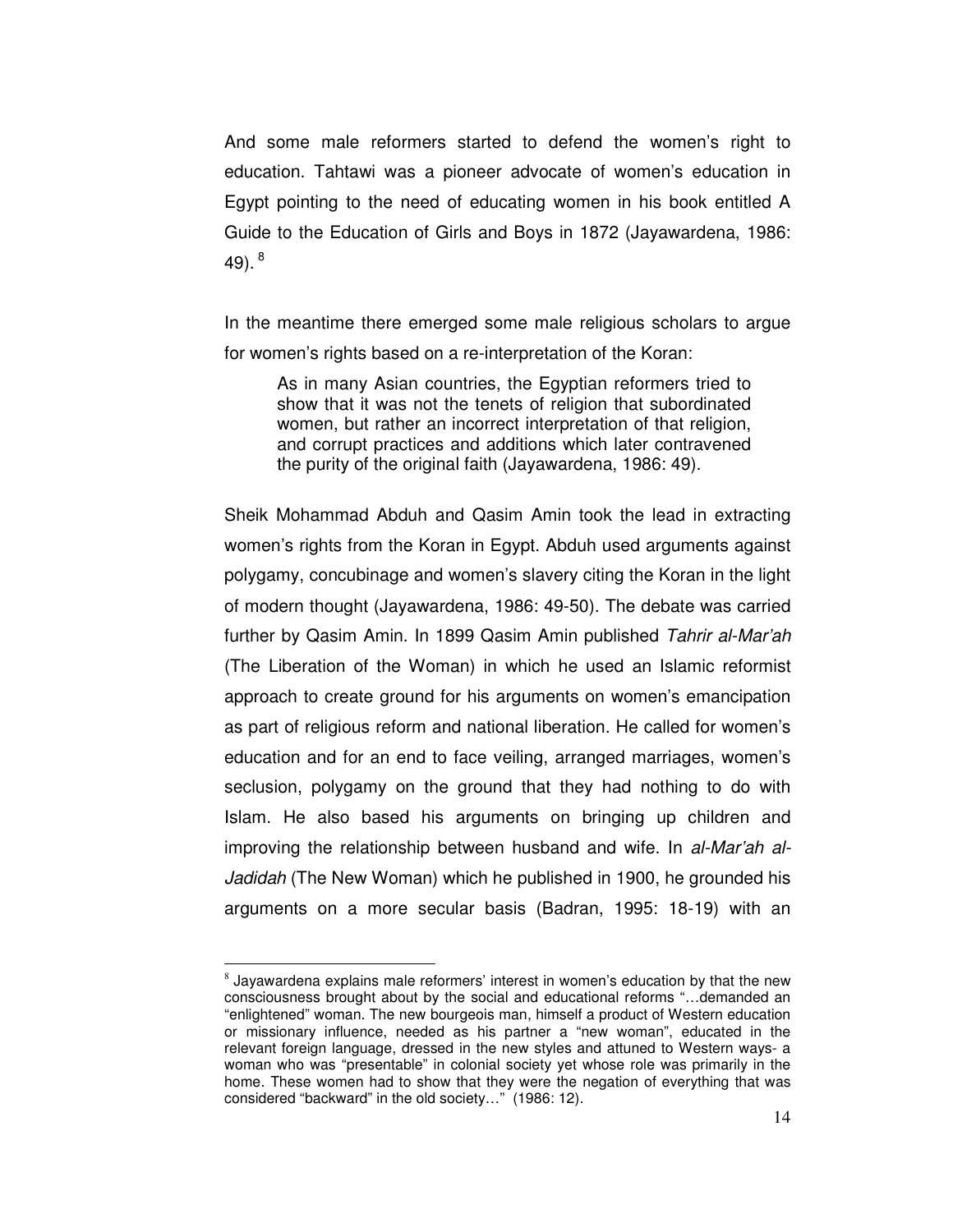And some male reformers started to defend the women's right to education. Tahtawi was a pioneer advocate of women's education in Egypt pointing to the need of educating women in his book entitled A Guide to the Education of Girls and Boys in 1872 (Jayawardena, 1986: 49).[8]

In the meantime there emerged some male religious scholars to argue for women's rights based on a re-interpretation of the Koran:

> As in many Asian countries, the Egyptian reformers tried to show that it was not the tenets of religion that subordinated women, but rather an incorrect interpretation of that religion, and corrupt practices and additions which later contravened the purity of the original faith (Jayawardena, 1986: 49).

Sheik Mohammad Abduh and Qasim Amin took the lead in extracting women's rights from the Koran in Egypt. Abduh used arguments against polygamy, concubinage and women's slavery citing the Koran in the light of modern thought (Jayawardena, 1986: 49-50). The debate was carried further by Qasim Amin. In 1899 Qasim Amin published *Tahrir al-Mar'ah* (The Liberation of the Woman) in which he used an Islamic reformist approach to create ground for his arguments on women's emancipation as part of religious reform and national liberation. He called for women's education and for an end to face veiling, arranged marriages, women's seclusion, polygamy on the ground that they had nothing to do with Islam. He also based his arguments on bringing up children and improving the relationship between husband and wife. In *al-Mar'ah al-Jadidah* (The New Woman) which he published in 1900, he grounded his arguments on a more secular basis (Badran, 1995: 18-19) with an

---

[8] Jayawardena explains male reformers' interest in women's education by that the new consciousness brought about by the social and educational reforms "…demanded an "enlightened" woman. The new bourgeois man, himself a product of Western education or missionary influence, needed as his partner a "new woman", educated in the relevant foreign language, dressed in the new styles and attuned to Western ways- a woman who was "presentable" in colonial society yet whose role was primarily in the home. These women had to show that they were the negation of everything that was considered "backward" in the old society…" (1986: 12).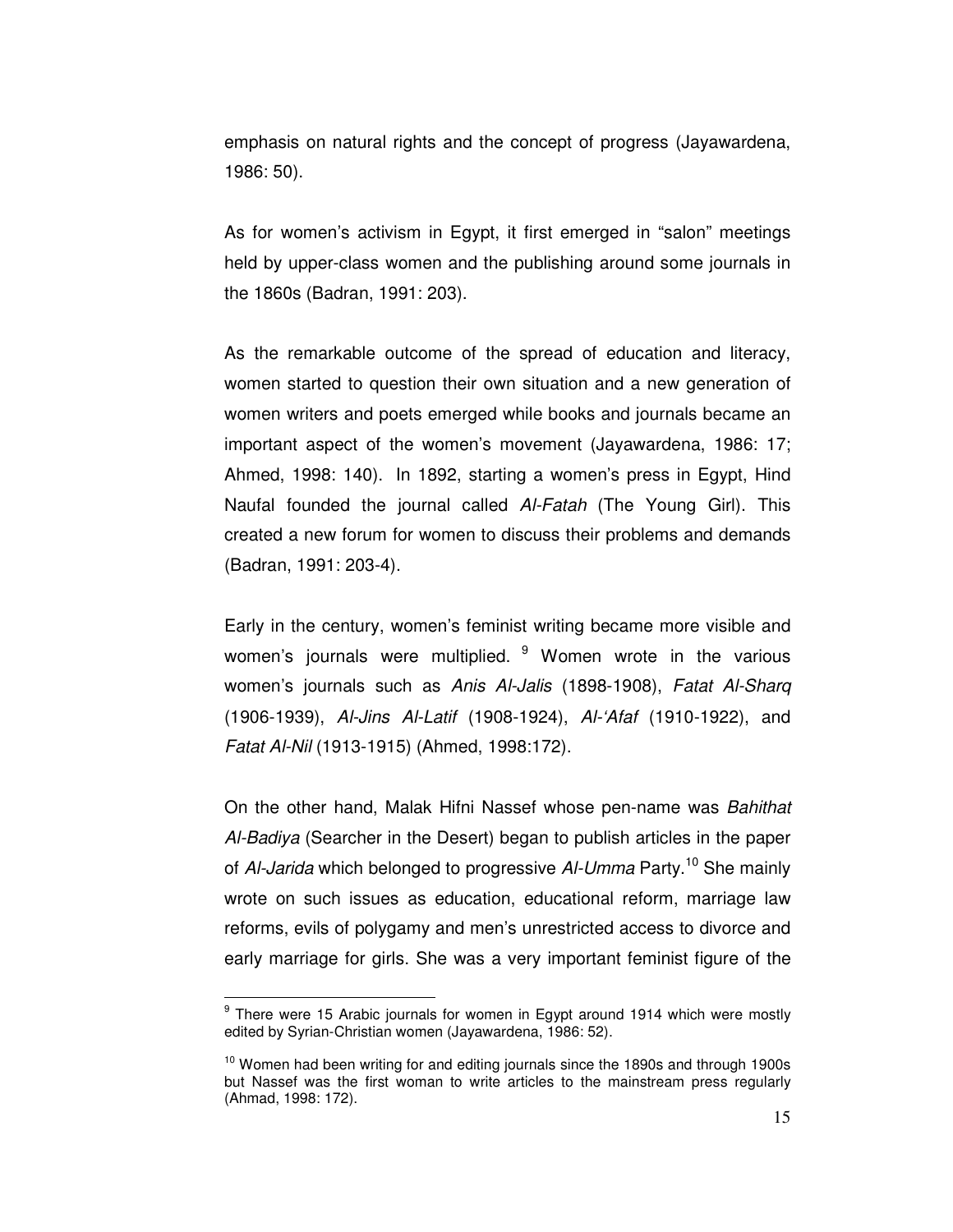emphasis on natural rights and the concept of progress (Jayawardena, 1986: 50).

As for women's activism in Egypt, it first emerged in "salon" meetings held by upper-class women and the publishing around some journals in the 1860s (Badran, 1991: 203).

As the remarkable outcome of the spread of education and literacy, women started to question their own situation and a new generation of women writers and poets emerged while books and journals became an important aspect of the women's movement (Jayawardena, 1986: 17; Ahmed, 1998: 140). In 1892, starting a women's press in Egypt, Hind Naufal founded the journal called *Al-Fatah* (The Young Girl). This created a new forum for women to discuss their problems and demands (Badran, 1991: 203-4).

Early in the century, women's feminist writing became more visible and women's journals were multiplied. [9] Women wrote in the various women's journals such as *Anis Al-Jalis* (1898-1908), *Fatat Al-Sharq* (1906-1939), *Al-Jins Al-Latif* (1908-1924), *Al-'Afaf* (1910-1922), and *Fatat Al-Nil* (1913-1915) (Ahmed, 1998:172).

On the other hand, Malak Hifni Nassef whose pen-name was *Bahithat Al-Badiya* (Searcher in the Desert) began to publish articles in the paper of *Al-Jarida* which belonged to progressive *Al-Umma* Party.[10] She mainly wrote on such issues as education, educational reform, marriage law reforms, evils of polygamy and men's unrestricted access to divorce and early marriage for girls. She was a very important feminist figure of the

---

[9] There were 15 Arabic journals for women in Egypt around 1914 which were mostly edited by Syrian-Christian women (Jayawardena, 1986: 52).

[10] Women had been writing for and editing journals since the 1890s and through 1900s but Nassef was the first woman to write articles to the mainstream press regularly (Ahmad, 1998: 172).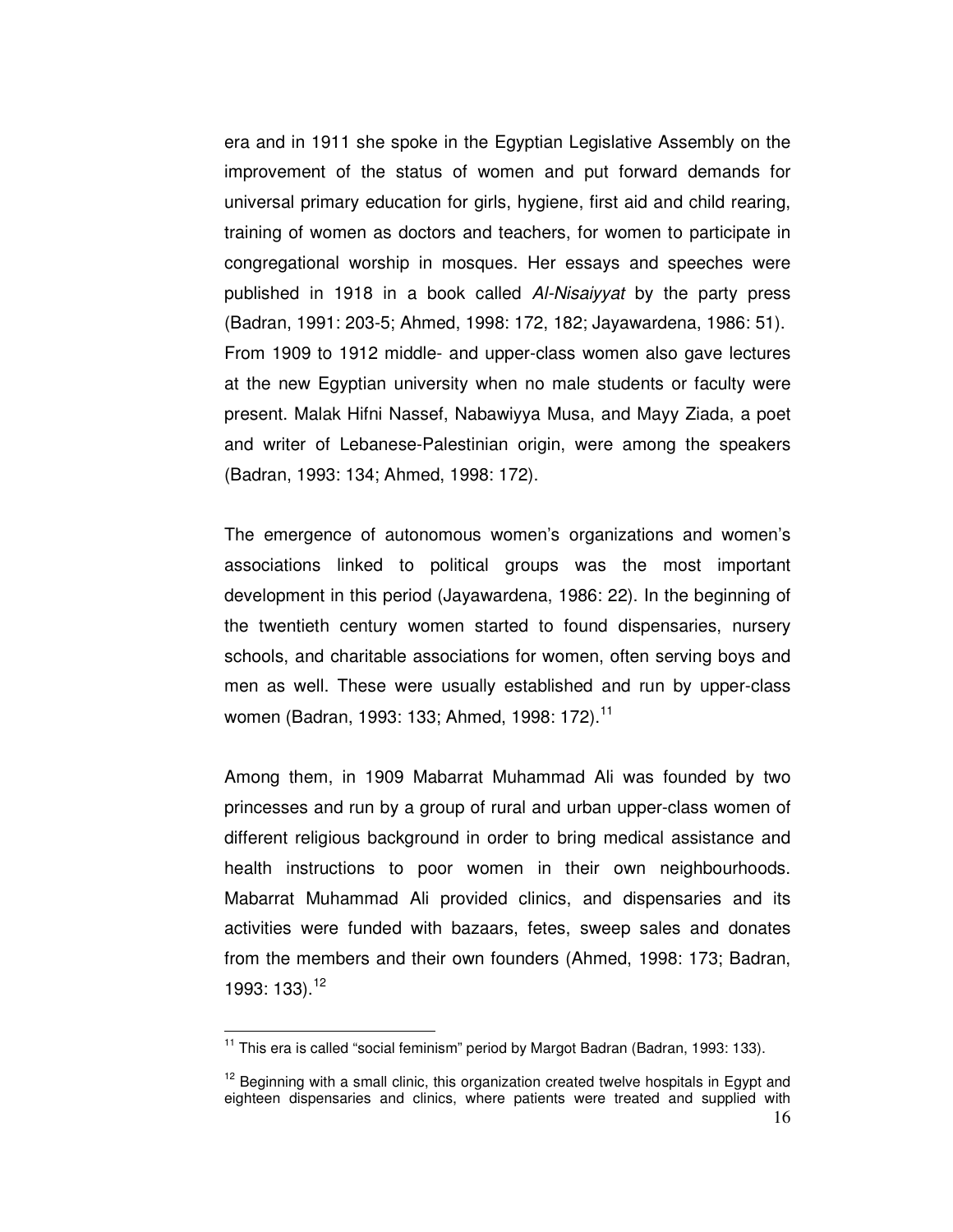era and in 1911 she spoke in the Egyptian Legislative Assembly on the improvement of the status of women and put forward demands for universal primary education for girls, hygiene, first aid and child rearing, training of women as doctors and teachers, for women to participate in congregational worship in mosques. Her essays and speeches were published in 1918 in a book called *Al-Nisaiyyat* by the party press (Badran, 1991: 203-5; Ahmed, 1998: 172, 182; Jayawardena, 1986: 51). From 1909 to 1912 middle- and upper-class women also gave lectures at the new Egyptian university when no male students or faculty were present. Malak Hifni Nassef, Nabawiyya Musa, and Mayy Ziada, a poet and writer of Lebanese-Palestinian origin, were among the speakers (Badran, 1993: 134; Ahmed, 1998: 172).

The emergence of autonomous women's organizations and women's associations linked to political groups was the most important development in this period (Jayawardena, 1986: 22). In the beginning of the twentieth century women started to found dispensaries, nursery schools, and charitable associations for women, often serving boys and men as well. These were usually established and run by upper-class women (Badran, 1993: 133; Ahmed, 1998: 172).[11]

Among them, in 1909 Mabarrat Muhammad Ali was founded by two princesses and run by a group of rural and urban upper-class women of different religious background in order to bring medical assistance and health instructions to poor women in their own neighbourhoods. Mabarrat Muhammad Ali provided clinics, and dispensaries and its activities were funded with bazaars, fetes, sweep sales and donates from the members and their own founders (Ahmed, 1998: 173; Badran, 1993: 133).[12]

---

[11] This era is called "social feminism" period by Margot Badran (Badran, 1993: 133).

[12] Beginning with a small clinic, this organization created twelve hospitals in Egypt and eighteen dispensaries and clinics, where patients were treated and supplied with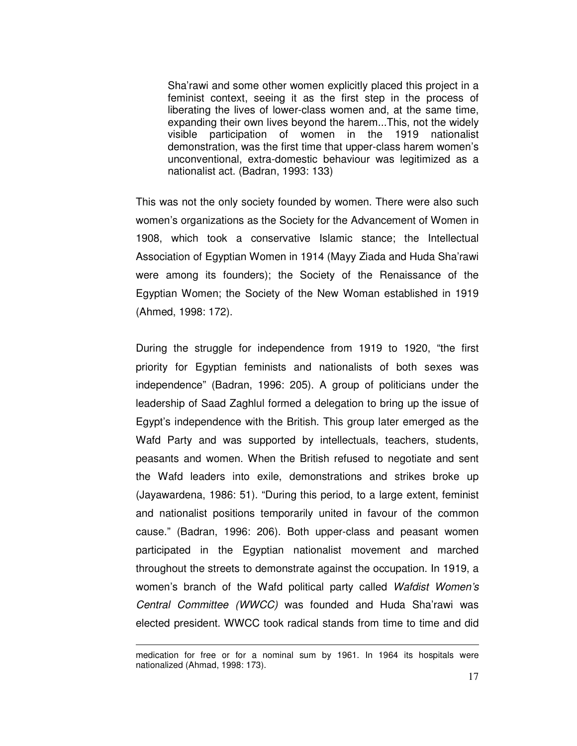> Sha'rawi and some other women explicitly placed this project in a feminist context, seeing it as the first step in the process of liberating the lives of lower-class women and, at the same time, expanding their own lives beyond the harem...This, not the widely visible participation of women in the 1919 nationalist demonstration, was the first time that upper-class harem women's unconventional, extra-domestic behaviour was legitimized as a nationalist act. (Badran, 1993: 133)

This was not the only society founded by women. There were also such women's organizations as the Society for the Advancement of Women in 1908, which took a conservative Islamic stance; the Intellectual Association of Egyptian Women in 1914 (Mayy Ziada and Huda Sha'rawi were among its founders); the Society of the Renaissance of the Egyptian Women; the Society of the New Woman established in 1919 (Ahmed, 1998: 172).

During the struggle for independence from 1919 to 1920, "the first priority for Egyptian feminists and nationalists of both sexes was independence" (Badran, 1996: 205). A group of politicians under the leadership of Saad Zaghlul formed a delegation to bring up the issue of Egypt's independence with the British. This group later emerged as the Wafd Party and was supported by intellectuals, teachers, students, peasants and women. When the British refused to negotiate and sent the Wafd leaders into exile, demonstrations and strikes broke up (Jayawardena, 1986: 51). "During this period, to a large extent, feminist and nationalist positions temporarily united in favour of the common cause." (Badran, 1996: 206). Both upper-class and peasant women participated in the Egyptian nationalist movement and marched throughout the streets to demonstrate against the occupation. In 1919, a women's branch of the Wafd political party called *Wafdist Women's Central Committee (WWCC)* was founded and Huda Sha'rawi was elected president. WWCC took radical stands from time to time and did

---

medication for free or for a nominal sum by 1961. In 1964 its hospitals were nationalized (Ahmad, 1998: 173).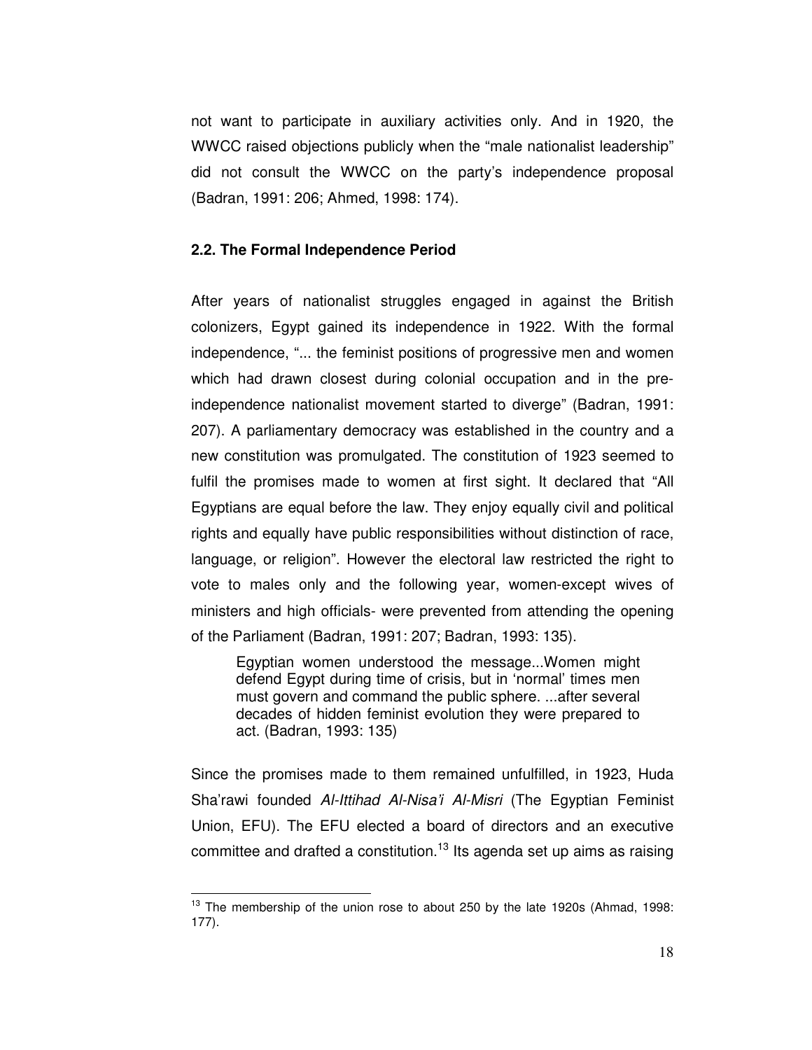not want to participate in auxiliary activities only. And in 1920, the WWCC raised objections publicly when the "male nationalist leadership" did not consult the WWCC on the party's independence proposal (Badran, 1991: 206; Ahmed, 1998: 174).

### 2.2. The Formal Independence Period

After years of nationalist struggles engaged in against the British colonizers, Egypt gained its independence in 1922. With the formal independence, "... the feminist positions of progressive men and women which had drawn closest during colonial occupation and in the pre-independence nationalist movement started to diverge" (Badran, 1991: 207). A parliamentary democracy was established in the country and a new constitution was promulgated. The constitution of 1923 seemed to fulfil the promises made to women at first sight. It declared that "All Egyptians are equal before the law. They enjoy equally civil and political rights and equally have public responsibilities without distinction of race, language, or religion". However the electoral law restricted the right to vote to males only and the following year, women-except wives of ministers and high officials- were prevented from attending the opening of the Parliament (Badran, 1991: 207; Badran, 1993: 135).

> Egyptian women understood the message...Women might defend Egypt during time of crisis, but in 'normal' times men must govern and command the public sphere. ...after several decades of hidden feminist evolution they were prepared to act. (Badran, 1993: 135)

Since the promises made to them remained unfulfilled, in 1923, Huda Sha'rawi founded *Al-Ittihad Al-Nisa'i Al-Misri* (The Egyptian Feminist Union, EFU). The EFU elected a board of directors and an executive committee and drafted a constitution.[13] Its agenda set up aims as raising

---

[13] The membership of the union rose to about 250 by the late 1920s (Ahmad, 1998: 177).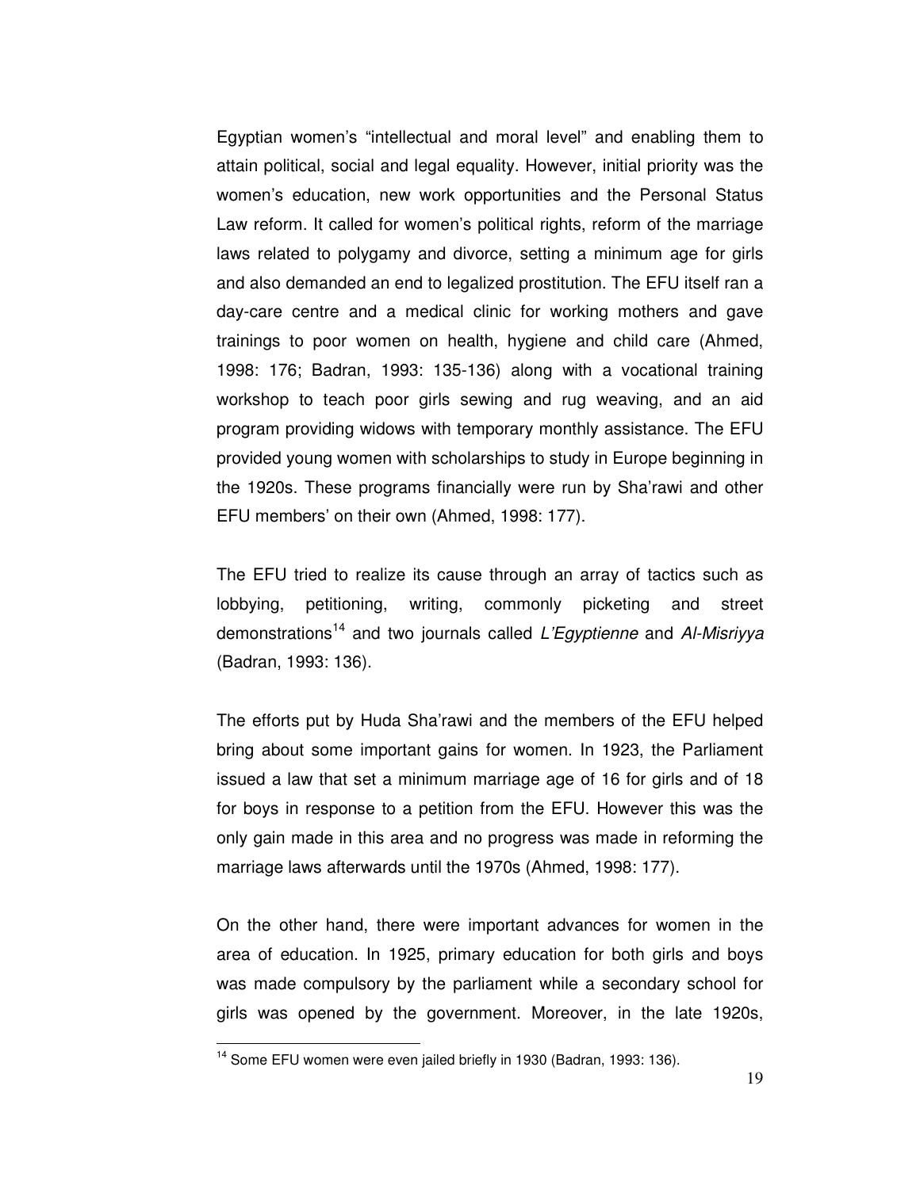Egyptian women's "intellectual and moral level" and enabling them to attain political, social and legal equality. However, initial priority was the women's education, new work opportunities and the Personal Status Law reform. It called for women's political rights, reform of the marriage laws related to polygamy and divorce, setting a minimum age for girls and also demanded an end to legalized prostitution. The EFU itself ran a day-care centre and a medical clinic for working mothers and gave trainings to poor women on health, hygiene and child care (Ahmed, 1998: 176; Badran, 1993: 135-136) along with a vocational training workshop to teach poor girls sewing and rug weaving, and an aid program providing widows with temporary monthly assistance. The EFU provided young women with scholarships to study in Europe beginning in the 1920s. These programs financially were run by Sha'rawi and other EFU members' on their own (Ahmed, 1998: 177).

The EFU tried to realize its cause through an array of tactics such as lobbying, petitioning, writing, commonly picketing and street demonstrations[14] and two journals called *L'Egyptienne* and *Al-Misriyya* (Badran, 1993: 136).

The efforts put by Huda Sha'rawi and the members of the EFU helped bring about some important gains for women. In 1923, the Parliament issued a law that set a minimum marriage age of 16 for girls and of 18 for boys in response to a petition from the EFU. However this was the only gain made in this area and no progress was made in reforming the marriage laws afterwards until the 1970s (Ahmed, 1998: 177).

On the other hand, there were important advances for women in the area of education. In 1925, primary education for both girls and boys was made compulsory by the parliament while a secondary school for girls was opened by the government. Moreover, in the late 1920s,

[14] Some EFU women were even jailed briefly in 1930 (Badran, 1993: 136).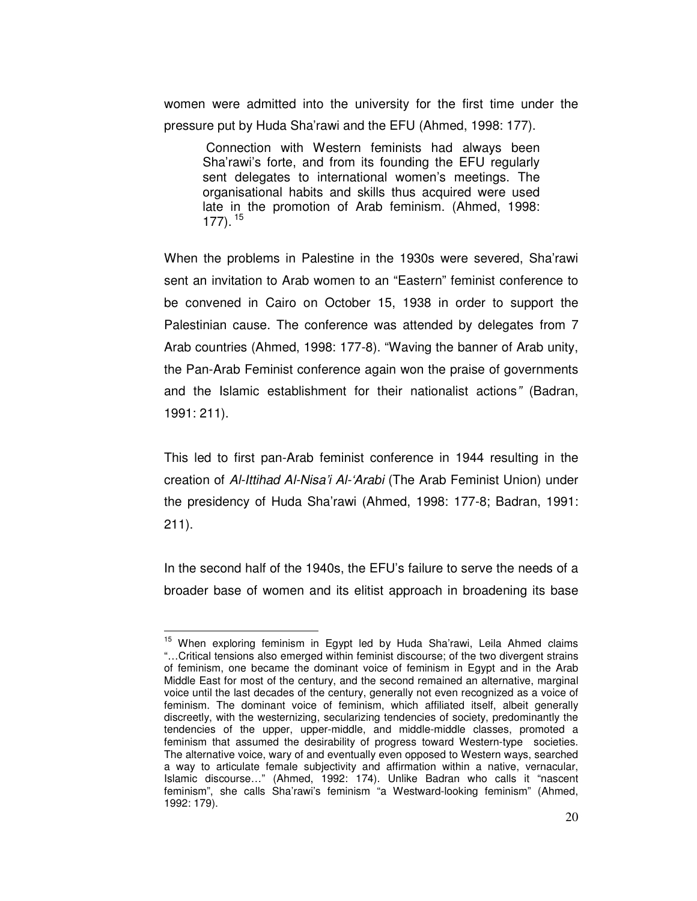women were admitted into the university for the first time under the pressure put by Huda Sha'rawi and the EFU (Ahmed, 1998: 177).

> Connection with Western feminists had always been Sha'rawi's forte, and from its founding the EFU regularly sent delegates to international women's meetings. The organisational habits and skills thus acquired were used late in the promotion of Arab feminism. (Ahmed, 1998: 177). [15]

When the problems in Palestine in the 1930s were severed, Sha'rawi sent an invitation to Arab women to an "Eastern" feminist conference to be convened in Cairo on October 15, 1938 in order to support the Palestinian cause. The conference was attended by delegates from 7 Arab countries (Ahmed, 1998: 177-8). "Waving the banner of Arab unity, the Pan-Arab Feminist conference again won the praise of governments and the Islamic establishment for their nationalist actions*"* (Badran, 1991: 211).

This led to first pan-Arab feminist conference in 1944 resulting in the creation of *Al-Ittihad Al-Nisa'i Al-'Arabi* (The Arab Feminist Union) under the presidency of Huda Sha'rawi (Ahmed, 1998: 177-8; Badran, 1991: 211).

In the second half of the 1940s, the EFU's failure to serve the needs of a broader base of women and its elitist approach in broadening its base

---

[15] When exploring feminism in Egypt led by Huda Sha'rawi, Leila Ahmed claims "…Critical tensions also emerged within feminist discourse; of the two divergent strains of feminism, one became the dominant voice of feminism in Egypt and in the Arab Middle East for most of the century, and the second remained an alternative, marginal voice until the last decades of the century, generally not even recognized as a voice of feminism. The dominant voice of feminism, which affiliated itself, albeit generally discreetly, with the westernizing, secularizing tendencies of society, predominantly the tendencies of the upper, upper-middle, and middle-middle classes, promoted a feminism that assumed the desirability of progress toward Western-type societies. The alternative voice, wary of and eventually even opposed to Western ways, searched a way to articulate female subjectivity and affirmation within a native, vernacular, Islamic discourse…" (Ahmed, 1992: 174). Unlike Badran who calls it "nascent feminism", she calls Sha'rawi's feminism "a Westward-looking feminism" (Ahmed, 1992: 179).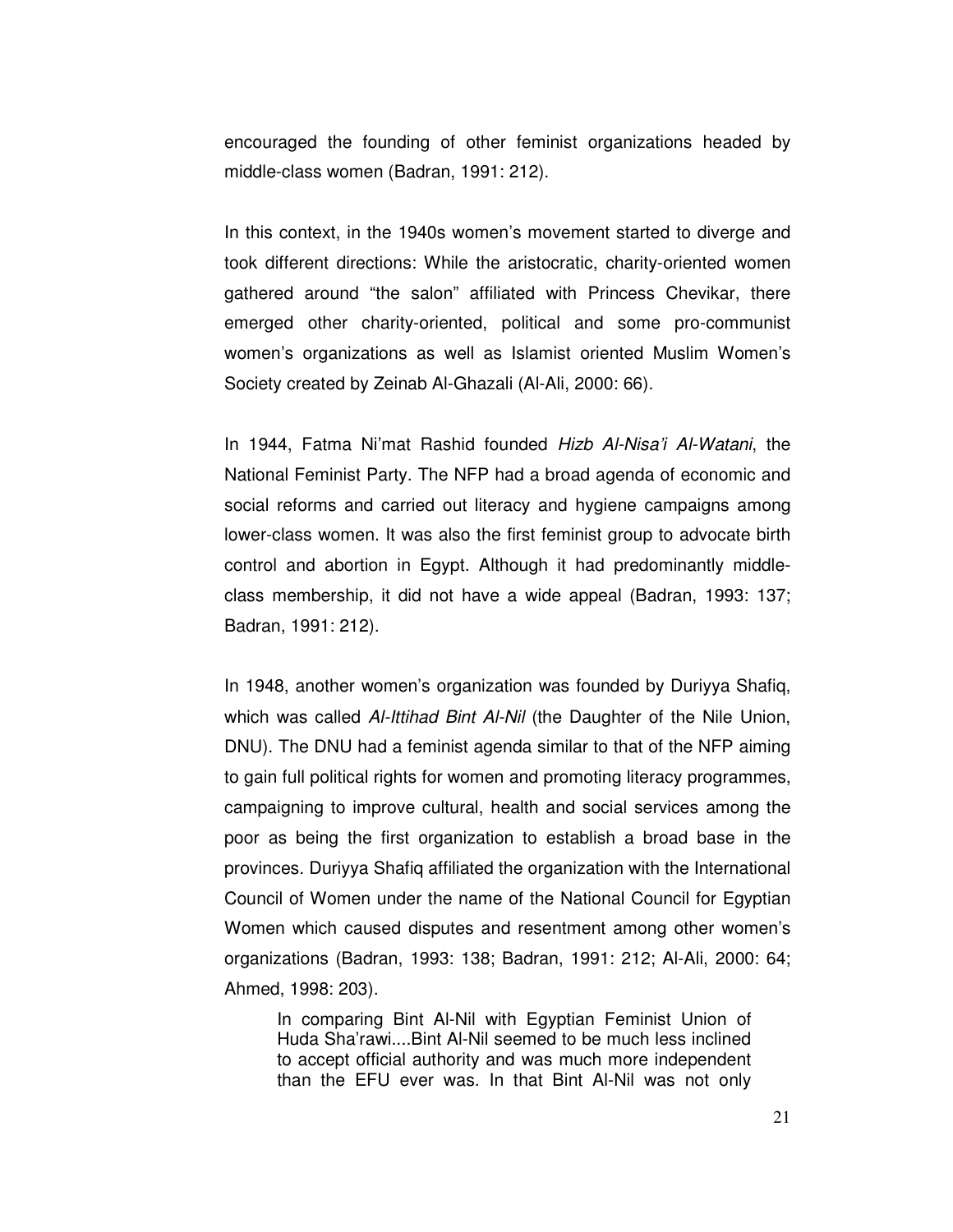encouraged the founding of other feminist organizations headed by middle-class women (Badran, 1991: 212).

In this context, in the 1940s women's movement started to diverge and took different directions: While the aristocratic, charity-oriented women gathered around "the salon" affiliated with Princess Chevikar, there emerged other charity-oriented, political and some pro-communist women's organizations as well as Islamist oriented Muslim Women's Society created by Zeinab Al-Ghazali (Al-Ali, 2000: 66).

In 1944, Fatma Ni'mat Rashid founded *Hizb Al-Nisa'i Al-Watani*, the National Feminist Party. The NFP had a broad agenda of economic and social reforms and carried out literacy and hygiene campaigns among lower-class women. It was also the first feminist group to advocate birth control and abortion in Egypt. Although it had predominantly middle-class membership, it did not have a wide appeal (Badran, 1993: 137; Badran, 1991: 212).

In 1948, another women's organization was founded by Duriyya Shafiq, which was called *Al-Ittihad Bint Al-Nil* (the Daughter of the Nile Union, DNU). The DNU had a feminist agenda similar to that of the NFP aiming to gain full political rights for women and promoting literacy programmes, campaigning to improve cultural, health and social services among the poor as being the first organization to establish a broad base in the provinces. Duriyya Shafiq affiliated the organization with the International Council of Women under the name of the National Council for Egyptian Women which caused disputes and resentment among other women's organizations (Badran, 1993: 138; Badran, 1991: 212; Al-Ali, 2000: 64; Ahmed, 1998: 203).

> In comparing Bint Al-Nil with Egyptian Feminist Union of Huda Sha'rawi....Bint Al-Nil seemed to be much less inclined to accept official authority and was much more independent than the EFU ever was. In that Bint Al-Nil was not only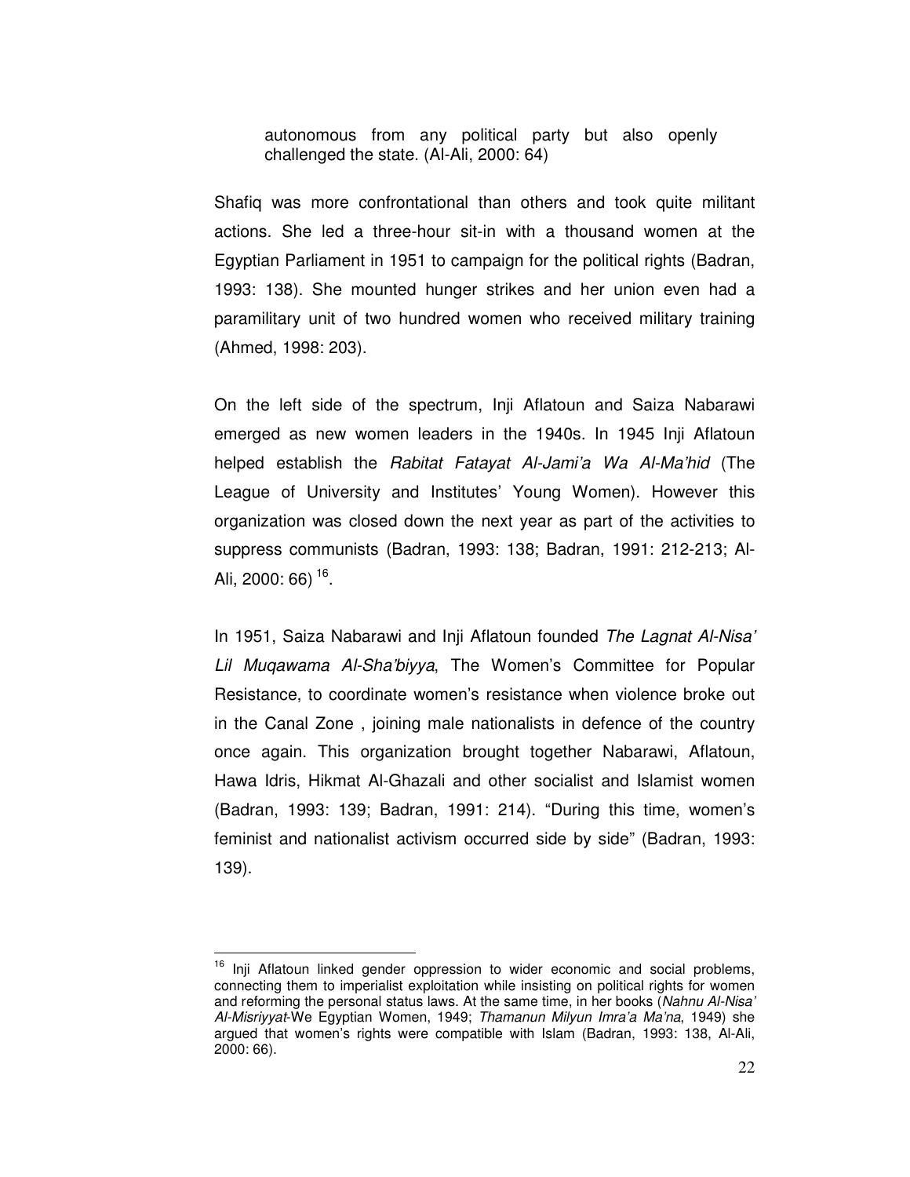> autonomous from any political party but also openly challenged the state. (Al-Ali, 2000: 64)

Shafiq was more confrontational than others and took quite militant actions. She led a three-hour sit-in with a thousand women at the Egyptian Parliament in 1951 to campaign for the political rights (Badran, 1993: 138). She mounted hunger strikes and her union even had a paramilitary unit of two hundred women who received military training (Ahmed, 1998: 203).

On the left side of the spectrum, Inji Aflatoun and Saiza Nabarawi emerged as new women leaders in the 1940s. In 1945 Inji Aflatoun helped establish the *Rabitat Fatayat Al-Jami'a Wa Al-Ma'hid* (The League of University and Institutes' Young Women). However this organization was closed down the next year as part of the activities to suppress communists (Badran, 1993: 138; Badran, 1991: 212-213; Al-Ali, 2000: 66) [16].

In 1951, Saiza Nabarawi and Inji Aflatoun founded *The Lagnat Al-Nisa' Lil Muqawama Al-Sha'biyya*, The Women's Committee for Popular Resistance, to coordinate women's resistance when violence broke out in the Canal Zone , joining male nationalists in defence of the country once again. This organization brought together Nabarawi, Aflatoun, Hawa Idris, Hikmat Al-Ghazali and other socialist and Islamist women (Badran, 1993: 139; Badran, 1991: 214). "During this time, women's feminist and nationalist activism occurred side by side" (Badran, 1993: 139).

---

[16] Inji Aflatoun linked gender oppression to wider economic and social problems, connecting them to imperialist exploitation while insisting on political rights for women and reforming the personal status laws. At the same time, in her books (*Nahnu Al-Nisa' Al-Misriyyat*-We Egyptian Women, 1949; *Thamanun Milyun Imra'a Ma'na*, 1949) she argued that women's rights were compatible with Islam (Badran, 1993: 138, Al-Ali, 2000: 66).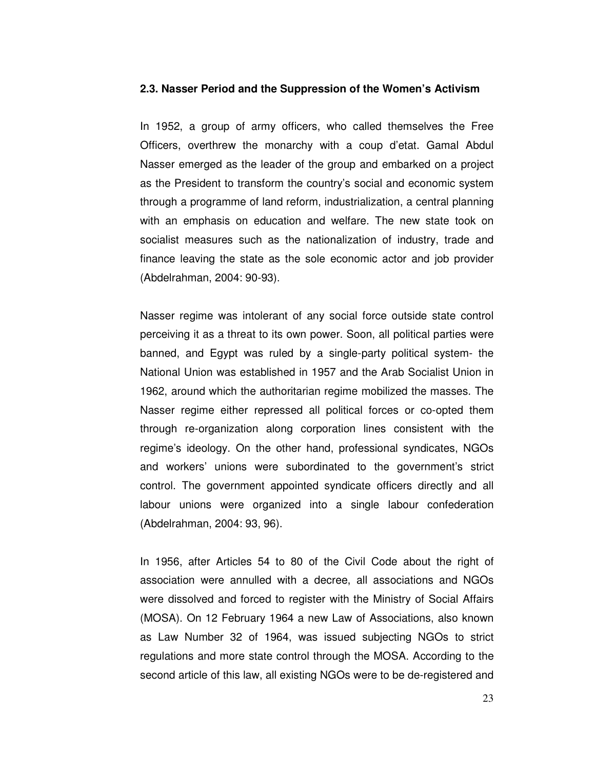### 2.3. Nasser Period and the Suppression of the Women's Activism

In 1952, a group of army officers, who called themselves the Free Officers, overthrew the monarchy with a coup d'etat. Gamal Abdul Nasser emerged as the leader of the group and embarked on a project as the President to transform the country's social and economic system through a programme of land reform, industrialization, a central planning with an emphasis on education and welfare. The new state took on socialist measures such as the nationalization of industry, trade and finance leaving the state as the sole economic actor and job provider (Abdelrahman, 2004: 90-93).

Nasser regime was intolerant of any social force outside state control perceiving it as a threat to its own power. Soon, all political parties were banned, and Egypt was ruled by a single-party political system- the National Union was established in 1957 and the Arab Socialist Union in 1962, around which the authoritarian regime mobilized the masses. The Nasser regime either repressed all political forces or co-opted them through re-organization along corporation lines consistent with the regime's ideology. On the other hand, professional syndicates, NGOs and workers' unions were subordinated to the government's strict control. The government appointed syndicate officers directly and all labour unions were organized into a single labour confederation (Abdelrahman, 2004: 93, 96).

In 1956, after Articles 54 to 80 of the Civil Code about the right of association were annulled with a decree, all associations and NGOs were dissolved and forced to register with the Ministry of Social Affairs (MOSA). On 12 February 1964 a new Law of Associations, also known as Law Number 32 of 1964, was issued subjecting NGOs to strict regulations and more state control through the MOSA. According to the second article of this law, all existing NGOs were to be de-registered and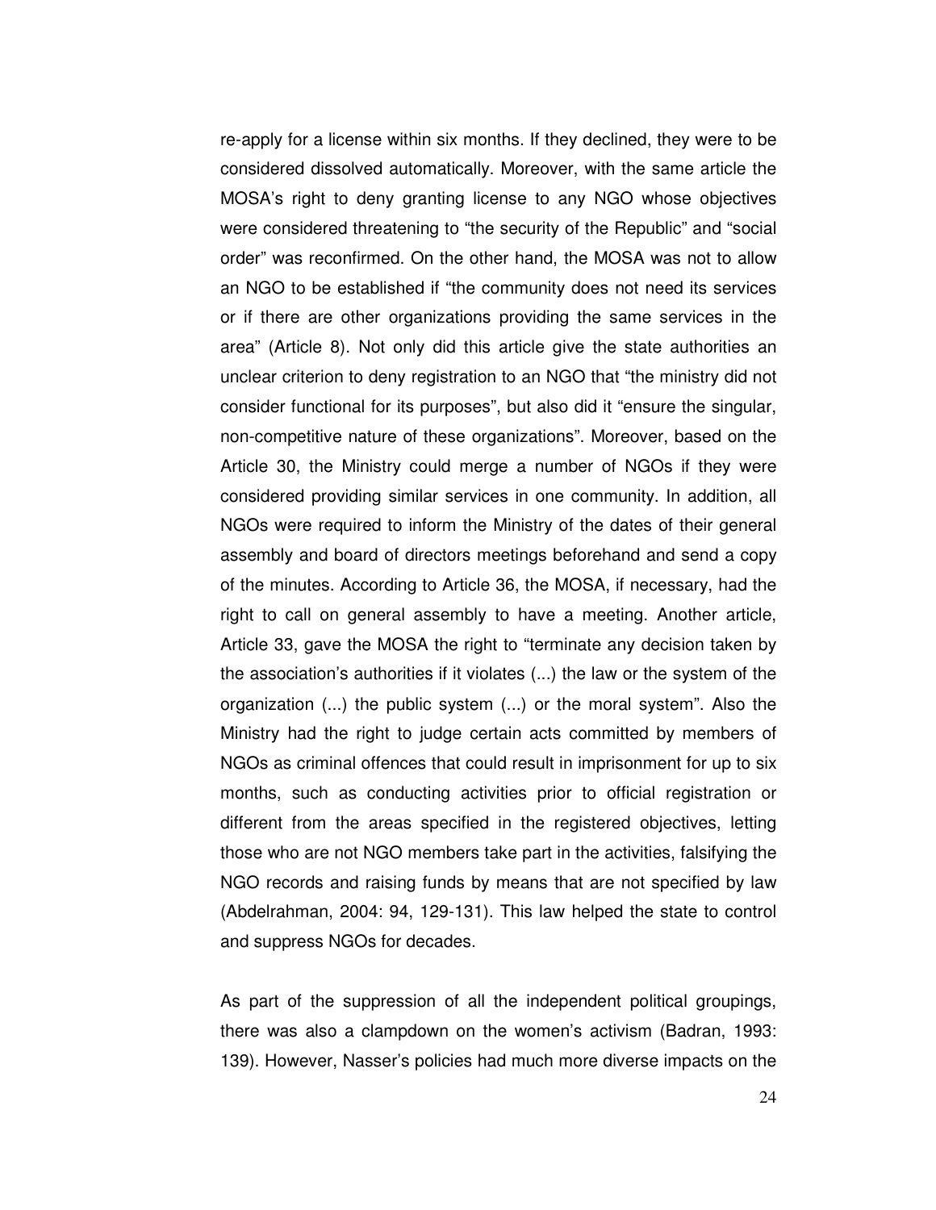re-apply for a license within six months. If they declined, they were to be considered dissolved automatically. Moreover, with the same article the MOSA's right to deny granting license to any NGO whose objectives were considered threatening to "the security of the Republic" and "social order" was reconfirmed. On the other hand, the MOSA was not to allow an NGO to be established if "the community does not need its services or if there are other organizations providing the same services in the area" (Article 8). Not only did this article give the state authorities an unclear criterion to deny registration to an NGO that "the ministry did not consider functional for its purposes", but also did it "ensure the singular, non-competitive nature of these organizations". Moreover, based on the Article 30, the Ministry could merge a number of NGOs if they were considered providing similar services in one community. In addition, all NGOs were required to inform the Ministry of the dates of their general assembly and board of directors meetings beforehand and send a copy of the minutes. According to Article 36, the MOSA, if necessary, had the right to call on general assembly to have a meeting. Another article, Article 33, gave the MOSA the right to "terminate any decision taken by the association's authorities if it violates (...) the law or the system of the organization (...) the public system (...) or the moral system". Also the Ministry had the right to judge certain acts committed by members of NGOs as criminal offences that could result in imprisonment for up to six months, such as conducting activities prior to official registration or different from the areas specified in the registered objectives, letting those who are not NGO members take part in the activities, falsifying the NGO records and raising funds by means that are not specified by law (Abdelrahman, 2004: 94, 129-131). This law helped the state to control and suppress NGOs for decades.

As part of the suppression of all the independent political groupings, there was also a clampdown on the women's activism (Badran, 1993: 139). However, Nasser's policies had much more diverse impacts on the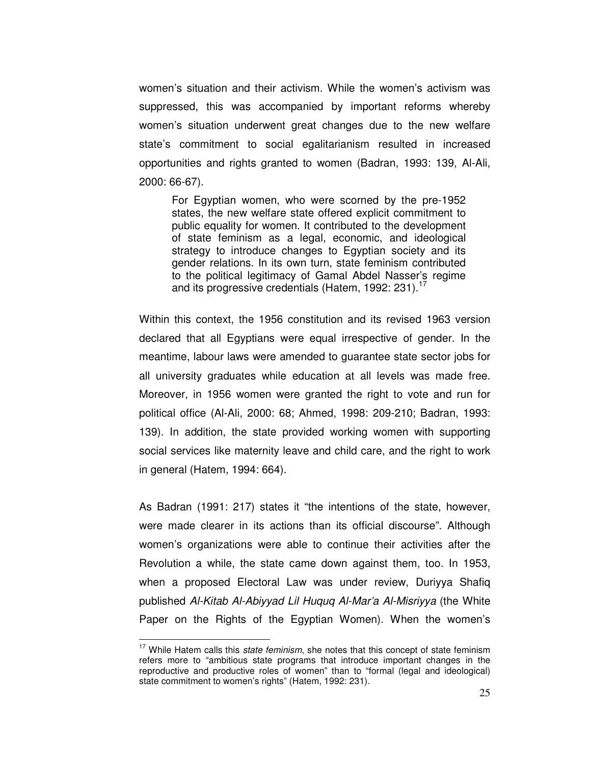women's situation and their activism. While the women's activism was suppressed, this was accompanied by important reforms whereby women's situation underwent great changes due to the new welfare state's commitment to social egalitarianism resulted in increased opportunities and rights granted to women (Badran, 1993: 139, Al-Ali, 2000: 66-67).

> For Egyptian women, who were scorned by the pre-1952 states, the new welfare state offered explicit commitment to public equality for women. It contributed to the development of state feminism as a legal, economic, and ideological strategy to introduce changes to Egyptian society and its gender relations. In its own turn, state feminism contributed to the political legitimacy of Gamal Abdel Nasser's regime and its progressive credentials (Hatem, 1992: 231).[17]

Within this context, the 1956 constitution and its revised 1963 version declared that all Egyptians were equal irrespective of gender. In the meantime, labour laws were amended to guarantee state sector jobs for all university graduates while education at all levels was made free. Moreover, in 1956 women were granted the right to vote and run for political office (Al-Ali, 2000: 68; Ahmed, 1998: 209-210; Badran, 1993: 139). In addition, the state provided working women with supporting social services like maternity leave and child care, and the right to work in general (Hatem, 1994: 664).

As Badran (1991: 217) states it "the intentions of the state, however, were made clearer in its actions than its official discourse". Although women's organizations were able to continue their activities after the Revolution a while, the state came down against them, too. In 1953, when a proposed Electoral Law was under review, Duriyya Shafiq published *Al-Kitab Al-Abiyyad Lil Huquq Al-Mar'a Al-Misriyya* (the White Paper on the Rights of the Egyptian Women). When the women's

---

[17] While Hatem calls this *state feminism*, she notes that this concept of state feminism refers more to "ambitious state programs that introduce important changes in the reproductive and productive roles of women" than to "formal (legal and ideological) state commitment to women's rights" (Hatem, 1992: 231).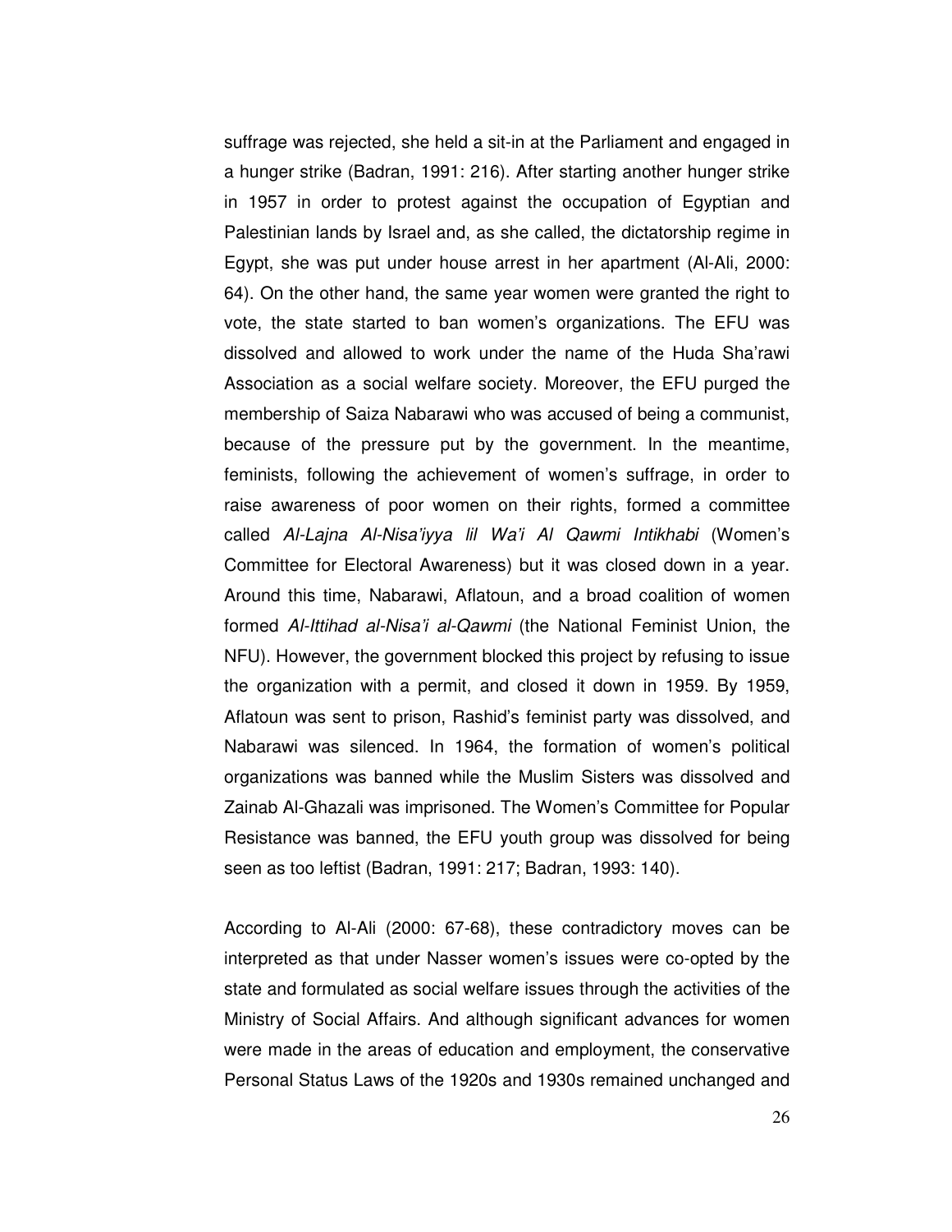suffrage was rejected, she held a sit-in at the Parliament and engaged in a hunger strike (Badran, 1991: 216). After starting another hunger strike in 1957 in order to protest against the occupation of Egyptian and Palestinian lands by Israel and, as she called, the dictatorship regime in Egypt, she was put under house arrest in her apartment (Al-Ali, 2000: 64). On the other hand, the same year women were granted the right to vote, the state started to ban women's organizations. The EFU was dissolved and allowed to work under the name of the Huda Sha'rawi Association as a social welfare society. Moreover, the EFU purged the membership of Saiza Nabarawi who was accused of being a communist, because of the pressure put by the government. In the meantime, feminists, following the achievement of women's suffrage, in order to raise awareness of poor women on their rights, formed a committee called *Al-Lajna Al-Nisa'iyya lil Wa'i Al Qawmi Intikhabi* (Women's Committee for Electoral Awareness) but it was closed down in a year. Around this time, Nabarawi, Aflatoun, and a broad coalition of women formed *Al-Ittihad al-Nisa'i al-Qawmi* (the National Feminist Union, the NFU). However, the government blocked this project by refusing to issue the organization with a permit, and closed it down in 1959. By 1959, Aflatoun was sent to prison, Rashid's feminist party was dissolved, and Nabarawi was silenced. In 1964, the formation of women's political organizations was banned while the Muslim Sisters was dissolved and Zainab Al-Ghazali was imprisoned. The Women's Committee for Popular Resistance was banned, the EFU youth group was dissolved for being seen as too leftist (Badran, 1991: 217; Badran, 1993: 140).

According to Al-Ali (2000: 67-68), these contradictory moves can be interpreted as that under Nasser women's issues were co-opted by the state and formulated as social welfare issues through the activities of the Ministry of Social Affairs. And although significant advances for women were made in the areas of education and employment, the conservative Personal Status Laws of the 1920s and 1930s remained unchanged and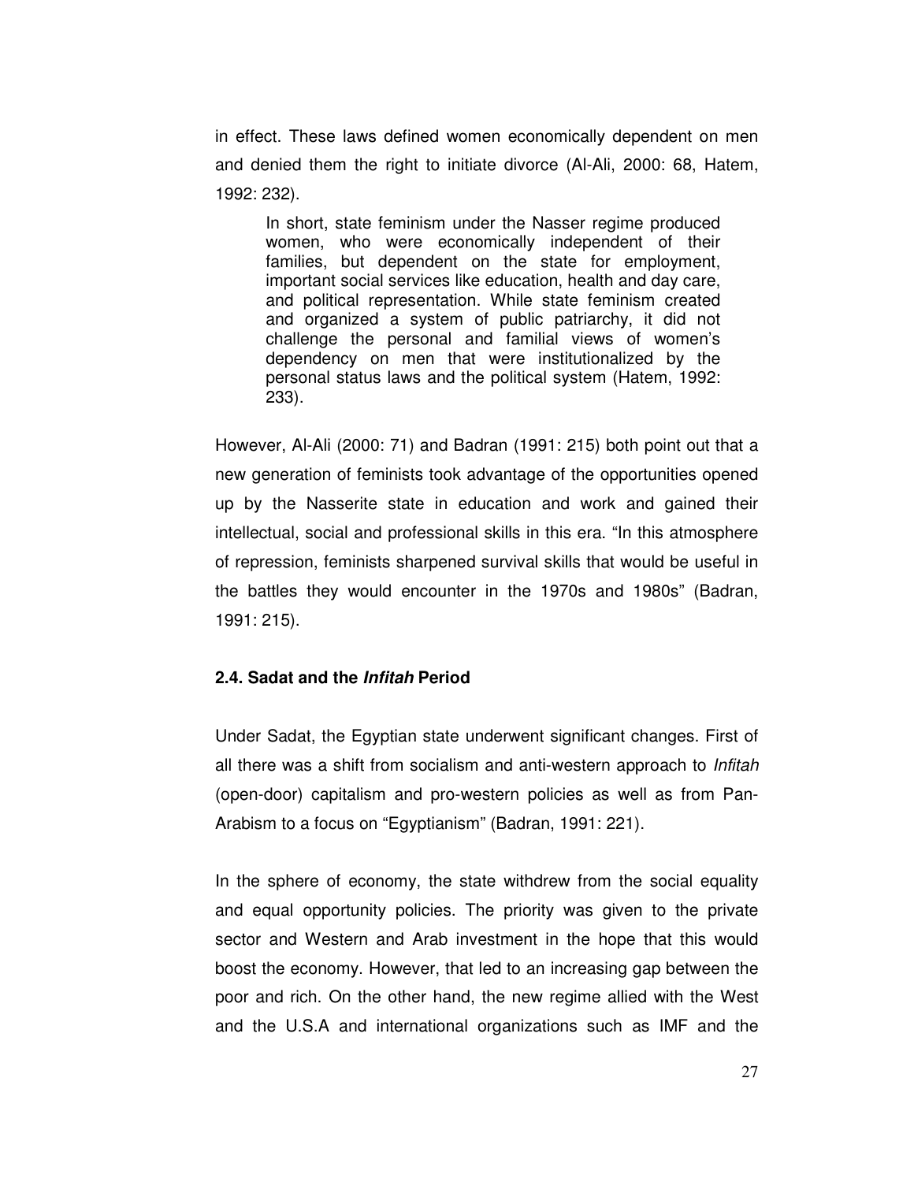in effect. These laws defined women economically dependent on men and denied them the right to initiate divorce (Al-Ali, 2000: 68, Hatem, 1992: 232).

> In short, state feminism under the Nasser regime produced women, who were economically independent of their families, but dependent on the state for employment, important social services like education, health and day care, and political representation. While state feminism created and organized a system of public patriarchy, it did not challenge the personal and familial views of women's dependency on men that were institutionalized by the personal status laws and the political system (Hatem, 1992: 233).

However, Al-Ali (2000: 71) and Badran (1991: 215) both point out that a new generation of feminists took advantage of the opportunities opened up by the Nasserite state in education and work and gained their intellectual, social and professional skills in this era. "In this atmosphere of repression, feminists sharpened survival skills that would be useful in the battles they would encounter in the 1970s and 1980s" (Badran, 1991: 215).

### 2.4. Sadat and the *Infitah* Period

Under Sadat, the Egyptian state underwent significant changes. First of all there was a shift from socialism and anti-western approach to *Infitah* (open-door) capitalism and pro-western policies as well as from Pan-Arabism to a focus on "Egyptianism" (Badran, 1991: 221).

In the sphere of economy, the state withdrew from the social equality and equal opportunity policies. The priority was given to the private sector and Western and Arab investment in the hope that this would boost the economy. However, that led to an increasing gap between the poor and rich. On the other hand, the new regime allied with the West and the U.S.A and international organizations such as IMF and the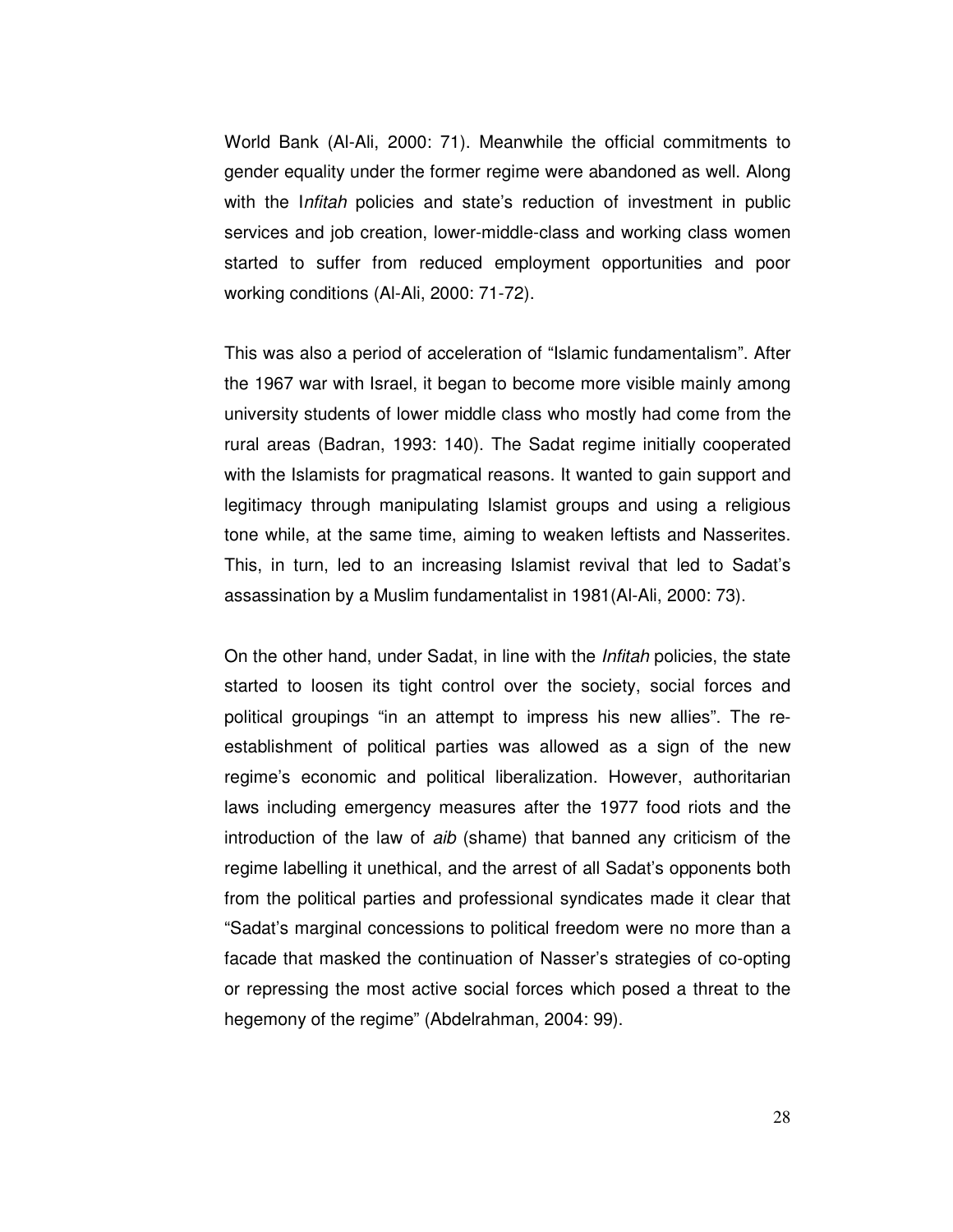World Bank (Al-Ali, 2000: 71). Meanwhile the official commitments to gender equality under the former regime were abandoned as well. Along with the I*nfitah* policies and state's reduction of investment in public services and job creation, lower-middle-class and working class women started to suffer from reduced employment opportunities and poor working conditions (Al-Ali, 2000: 71-72).

This was also a period of acceleration of "Islamic fundamentalism". After the 1967 war with Israel, it began to become more visible mainly among university students of lower middle class who mostly had come from the rural areas (Badran, 1993: 140). The Sadat regime initially cooperated with the Islamists for pragmatical reasons. It wanted to gain support and legitimacy through manipulating Islamist groups and using a religious tone while, at the same time, aiming to weaken leftists and Nasserites. This, in turn, led to an increasing Islamist revival that led to Sadat's assassination by a Muslim fundamentalist in 1981(Al-Ali, 2000: 73).

On the other hand, under Sadat, in line with the *Infitah* policies, the state started to loosen its tight control over the society, social forces and political groupings "in an attempt to impress his new allies". The re-establishment of political parties was allowed as a sign of the new regime's economic and political liberalization. However, authoritarian laws including emergency measures after the 1977 food riots and the introduction of the law of *aib* (shame) that banned any criticism of the regime labelling it unethical, and the arrest of all Sadat's opponents both from the political parties and professional syndicates made it clear that "Sadat's marginal concessions to political freedom were no more than a facade that masked the continuation of Nasser's strategies of co-opting or repressing the most active social forces which posed a threat to the hegemony of the regime" (Abdelrahman, 2004: 99).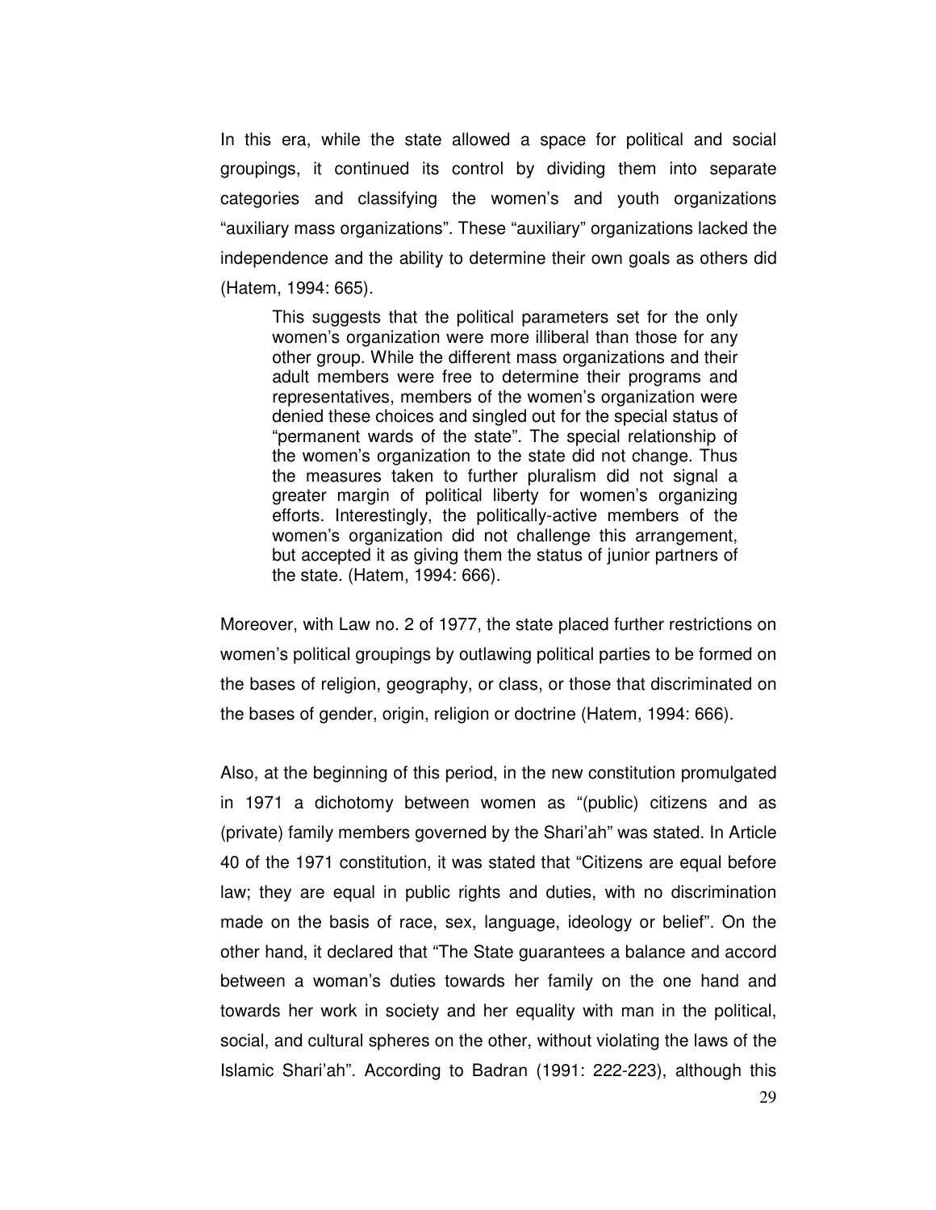In this era, while the state allowed a space for political and social groupings, it continued its control by dividing them into separate categories and classifying the women's and youth organizations "auxiliary mass organizations". These "auxiliary" organizations lacked the independence and the ability to determine their own goals as others did (Hatem, 1994: 665).

> This suggests that the political parameters set for the only women's organization were more illiberal than those for any other group. While the different mass organizations and their adult members were free to determine their programs and representatives, members of the women's organization were denied these choices and singled out for the special status of "permanent wards of the state". The special relationship of the women's organization to the state did not change. Thus the measures taken to further pluralism did not signal a greater margin of political liberty for women's organizing efforts. Interestingly, the politically-active members of the women's organization did not challenge this arrangement, but accepted it as giving them the status of junior partners of the state. (Hatem, 1994: 666).

Moreover, with Law no. 2 of 1977, the state placed further restrictions on women's political groupings by outlawing political parties to be formed on the bases of religion, geography, or class, or those that discriminated on the bases of gender, origin, religion or doctrine (Hatem, 1994: 666).

Also, at the beginning of this period, in the new constitution promulgated in 1971 a dichotomy between women as "(public) citizens and as (private) family members governed by the Shari'ah" was stated. In Article 40 of the 1971 constitution, it was stated that "Citizens are equal before law; they are equal in public rights and duties, with no discrimination made on the basis of race, sex, language, ideology or belief". On the other hand, it declared that "The State guarantees a balance and accord between a woman's duties towards her family on the one hand and towards her work in society and her equality with man in the political, social, and cultural spheres on the other, without violating the laws of the Islamic Shari'ah". According to Badran (1991: 222-223), although this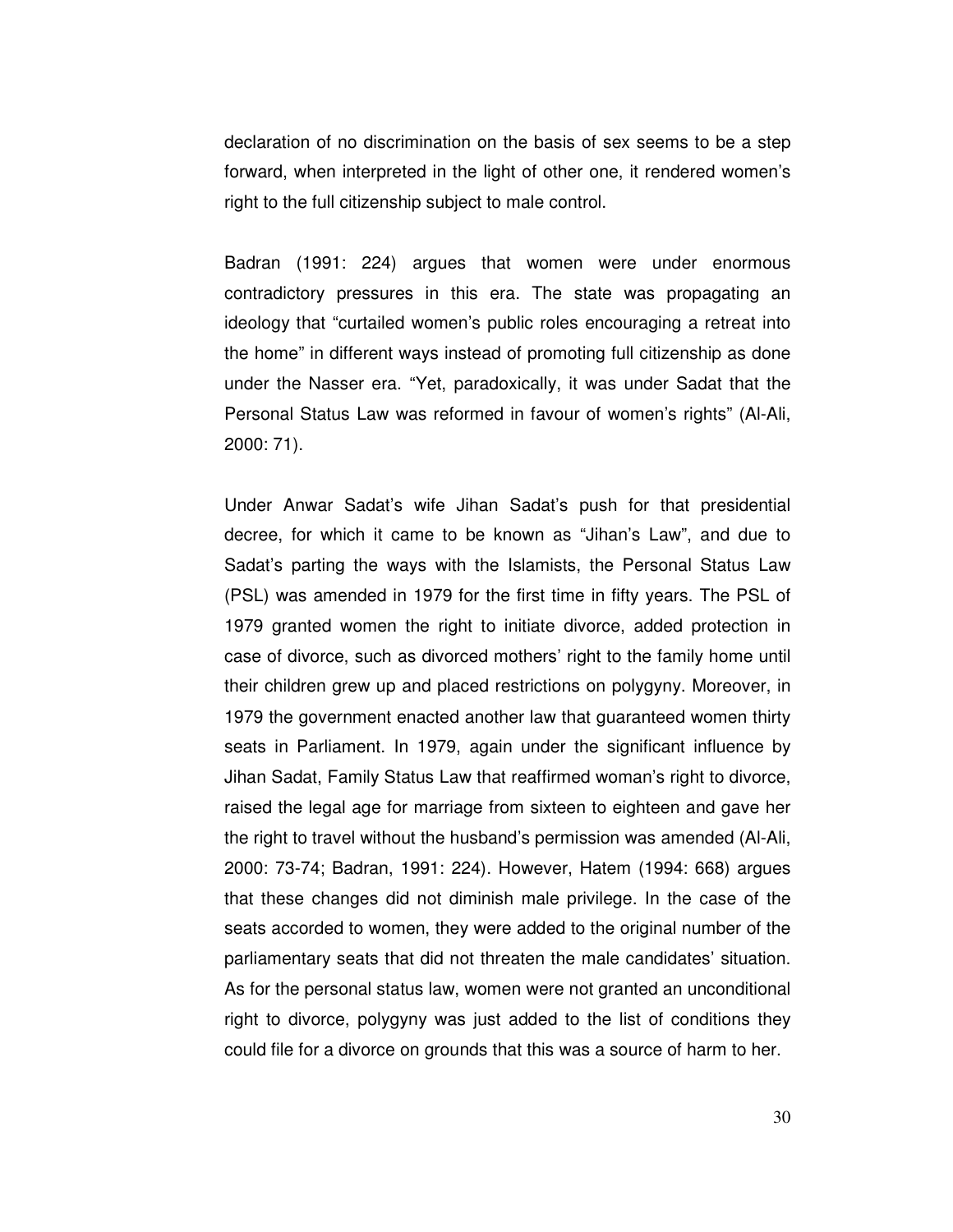declaration of no discrimination on the basis of sex seems to be a step forward, when interpreted in the light of other one, it rendered women's right to the full citizenship subject to male control.

Badran (1991: 224) argues that women were under enormous contradictory pressures in this era. The state was propagating an ideology that "curtailed women's public roles encouraging a retreat into the home" in different ways instead of promoting full citizenship as done under the Nasser era. "Yet, paradoxically, it was under Sadat that the Personal Status Law was reformed in favour of women's rights" (Al-Ali, 2000: 71).

Under Anwar Sadat's wife Jihan Sadat's push for that presidential decree, for which it came to be known as "Jihan's Law", and due to Sadat's parting the ways with the Islamists, the Personal Status Law (PSL) was amended in 1979 for the first time in fifty years. The PSL of 1979 granted women the right to initiate divorce, added protection in case of divorce, such as divorced mothers' right to the family home until their children grew up and placed restrictions on polygyny. Moreover, in 1979 the government enacted another law that guaranteed women thirty seats in Parliament. In 1979, again under the significant influence by Jihan Sadat, Family Status Law that reaffirmed woman's right to divorce, raised the legal age for marriage from sixteen to eighteen and gave her the right to travel without the husband's permission was amended (Al-Ali, 2000: 73-74; Badran, 1991: 224). However, Hatem (1994: 668) argues that these changes did not diminish male privilege. In the case of the seats accorded to women, they were added to the original number of the parliamentary seats that did not threaten the male candidates' situation. As for the personal status law, women were not granted an unconditional right to divorce, polygyny was just added to the list of conditions they could file for a divorce on grounds that this was a source of harm to her.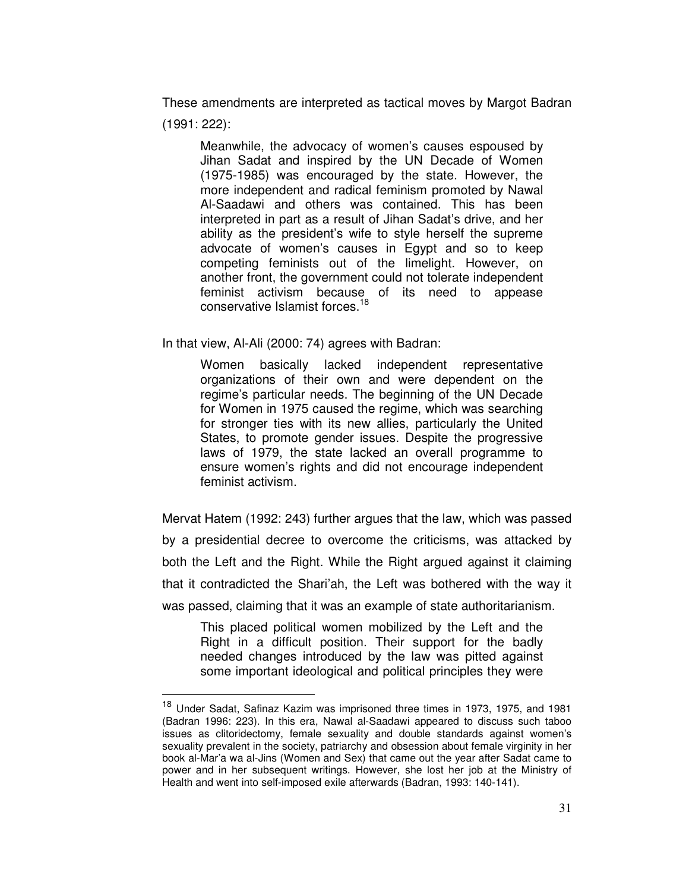These amendments are interpreted as tactical moves by Margot Badran (1991: 222):

> Meanwhile, the advocacy of women's causes espoused by Jihan Sadat and inspired by the UN Decade of Women (1975-1985) was encouraged by the state. However, the more independent and radical feminism promoted by Nawal Al-Saadawi and others was contained. This has been interpreted in part as a result of Jihan Sadat's drive, and her ability as the president's wife to style herself the supreme advocate of women's causes in Egypt and so to keep competing feminists out of the limelight. However, on another front, the government could not tolerate independent feminist activism because of its need to appease conservative Islamist forces.[18]

In that view, Al-Ali (2000: 74) agrees with Badran:

> Women basically lacked independent representative organizations of their own and were dependent on the regime's particular needs. The beginning of the UN Decade for Women in 1975 caused the regime, which was searching for stronger ties with its new allies, particularly the United States, to promote gender issues. Despite the progressive laws of 1979, the state lacked an overall programme to ensure women's rights and did not encourage independent feminist activism.

Mervat Hatem (1992: 243) further argues that the law, which was passed by a presidential decree to overcome the criticisms, was attacked by both the Left and the Right. While the Right argued against it claiming that it contradicted the Shari'ah, the Left was bothered with the way it was passed, claiming that it was an example of state authoritarianism.

> This placed political women mobilized by the Left and the Right in a difficult position. Their support for the badly needed changes introduced by the law was pitted against some important ideological and political principles they were

---

[18] Under Sadat, Safinaz Kazim was imprisoned three times in 1973, 1975, and 1981 (Badran 1996: 223). In this era, Nawal al-Saadawi appeared to discuss such taboo issues as clitoridectomy, female sexuality and double standards against women's sexuality prevalent in the society, patriarchy and obsession about female virginity in her book al-Mar'a wa al-Jins (Women and Sex) that came out the year after Sadat came to power and in her subsequent writings. However, she lost her job at the Ministry of Health and went into self-imposed exile afterwards (Badran, 1993: 140-141).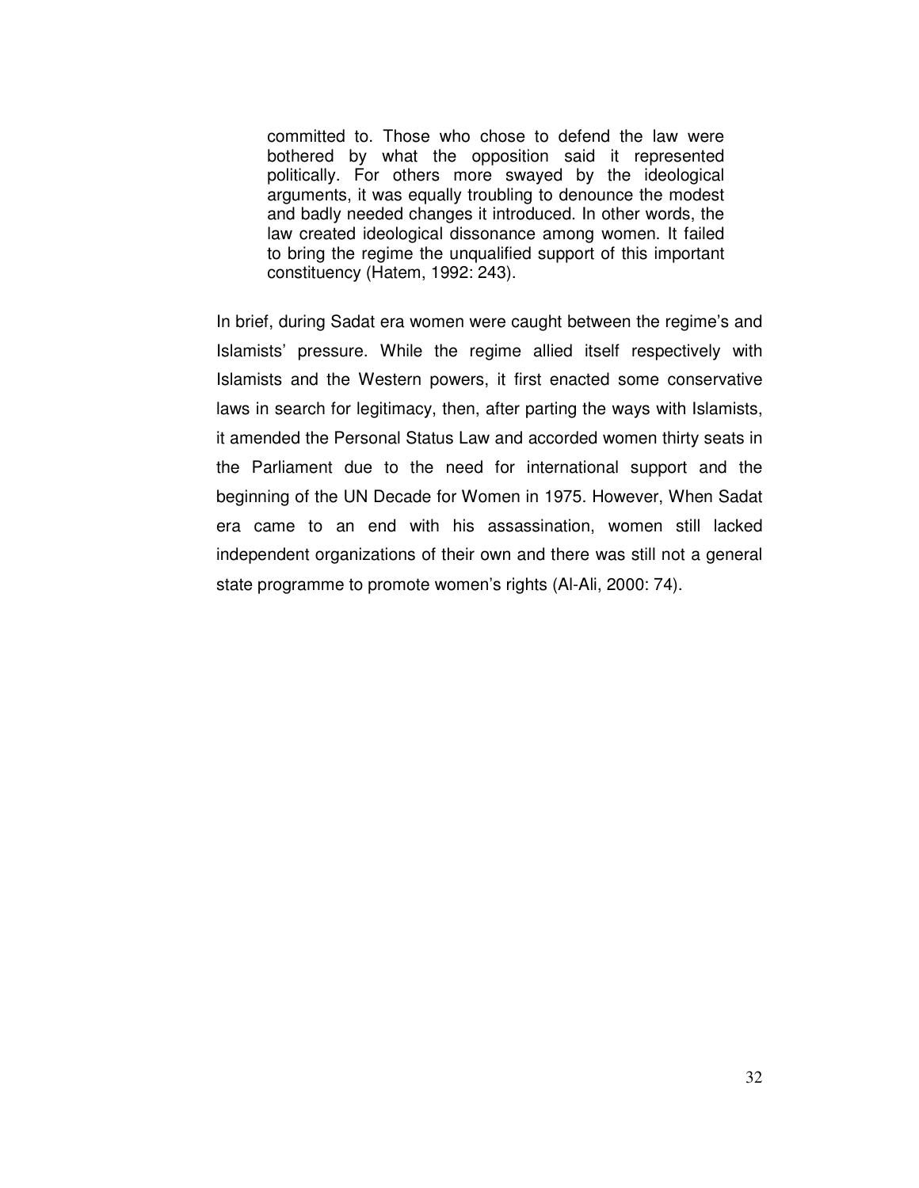> committed to. Those who chose to defend the law were bothered by what the opposition said it represented politically. For others more swayed by the ideological arguments, it was equally troubling to denounce the modest and badly needed changes it introduced. In other words, the law created ideological dissonance among women. It failed to bring the regime the unqualified support of this important constituency (Hatem, 1992: 243).

In brief, during Sadat era women were caught between the regime's and Islamists' pressure. While the regime allied itself respectively with Islamists and the Western powers, it first enacted some conservative laws in search for legitimacy, then, after parting the ways with Islamists, it amended the Personal Status Law and accorded women thirty seats in the Parliament due to the need for international support and the beginning of the UN Decade for Women in 1975. However, When Sadat era came to an end with his assassination, women still lacked independent organizations of their own and there was still not a general state programme to promote women's rights (Al-Ali, 2000: 74).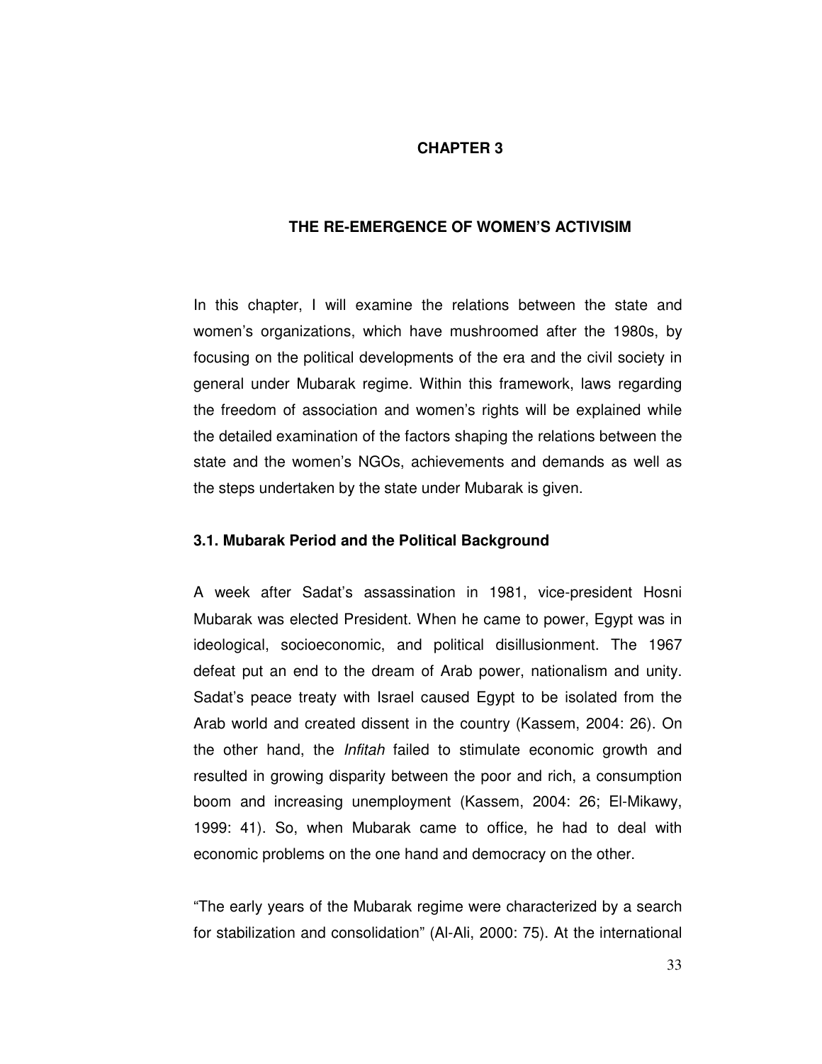# CHAPTER 3

## THE RE-EMERGENCE OF WOMEN'S ACTIVISIM

In this chapter, I will examine the relations between the state and women's organizations, which have mushroomed after the 1980s, by focusing on the political developments of the era and the civil society in general under Mubarak regime. Within this framework, laws regarding the freedom of association and women's rights will be explained while the detailed examination of the factors shaping the relations between the state and the women's NGOs, achievements and demands as well as the steps undertaken by the state under Mubarak is given.

### 3.1. Mubarak Period and the Political Background

A week after Sadat's assassination in 1981, vice-president Hosni Mubarak was elected President. When he came to power, Egypt was in ideological, socioeconomic, and political disillusionment. The 1967 defeat put an end to the dream of Arab power, nationalism and unity. Sadat's peace treaty with Israel caused Egypt to be isolated from the Arab world and created dissent in the country (Kassem, 2004: 26). On the other hand, the *Infitah* failed to stimulate economic growth and resulted in growing disparity between the poor and rich, a consumption boom and increasing unemployment (Kassem, 2004: 26; El-Mikawy, 1999: 41). So, when Mubarak came to office, he had to deal with economic problems on the one hand and democracy on the other.

"The early years of the Mubarak regime were characterized by a search for stabilization and consolidation" (Al-Ali, 2000: 75). At the international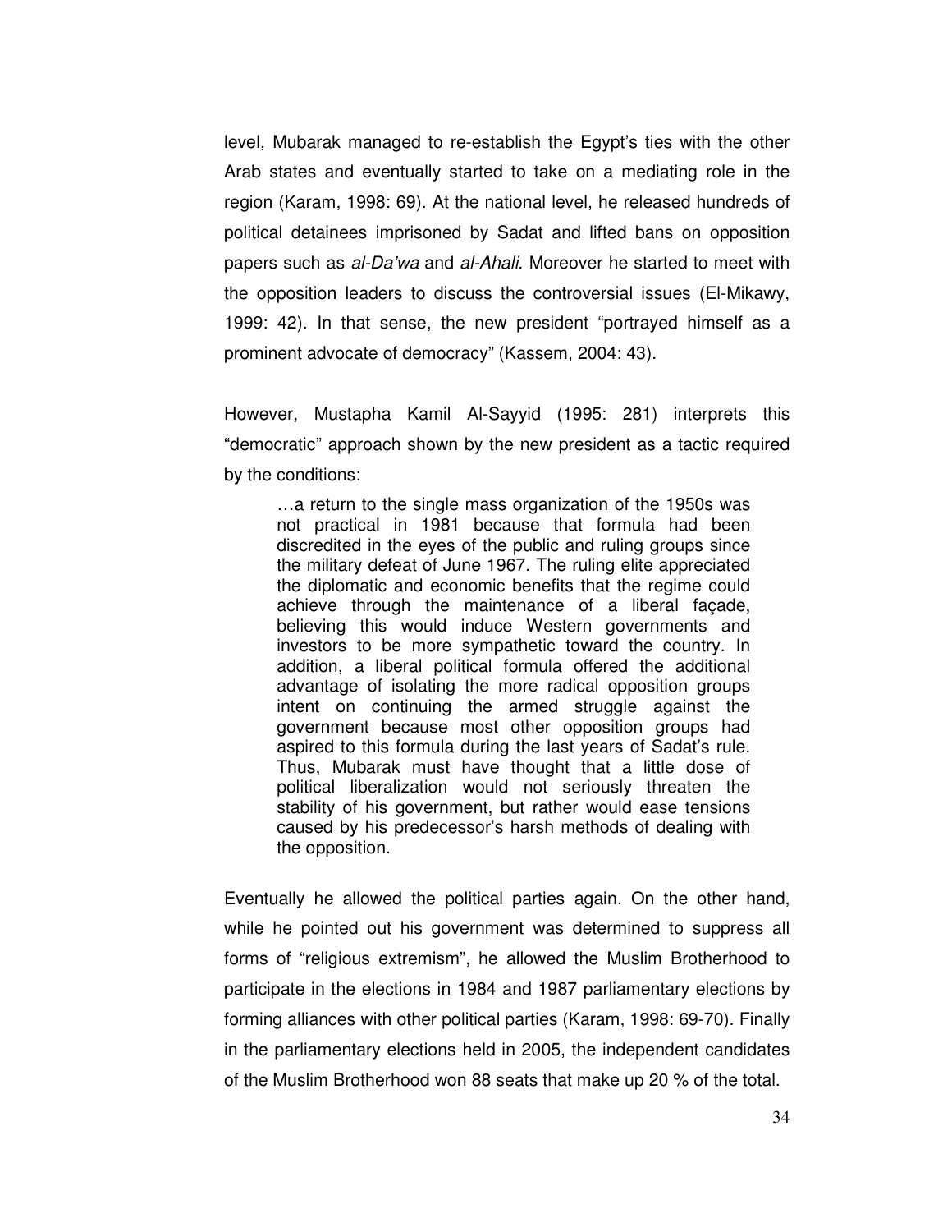level, Mubarak managed to re-establish the Egypt's ties with the other Arab states and eventually started to take on a mediating role in the region (Karam, 1998: 69). At the national level, he released hundreds of political detainees imprisoned by Sadat and lifted bans on opposition papers such as *al-Da'wa* and *al-Ahali*. Moreover he started to meet with the opposition leaders to discuss the controversial issues (El-Mikawy, 1999: 42). In that sense, the new president "portrayed himself as a prominent advocate of democracy" (Kassem, 2004: 43).

However, Mustapha Kamil Al-Sayyid (1995: 281) interprets this "democratic" approach shown by the new president as a tactic required by the conditions:

> …a return to the single mass organization of the 1950s was not practical in 1981 because that formula had been discredited in the eyes of the public and ruling groups since the military defeat of June 1967. The ruling elite appreciated the diplomatic and economic benefits that the regime could achieve through the maintenance of a liberal façade, believing this would induce Western governments and investors to be more sympathetic toward the country. In addition, a liberal political formula offered the additional advantage of isolating the more radical opposition groups intent on continuing the armed struggle against the government because most other opposition groups had aspired to this formula during the last years of Sadat's rule. Thus, Mubarak must have thought that a little dose of political liberalization would not seriously threaten the stability of his government, but rather would ease tensions caused by his predecessor's harsh methods of dealing with the opposition.

Eventually he allowed the political parties again. On the other hand, while he pointed out his government was determined to suppress all forms of "religious extremism", he allowed the Muslim Brotherhood to participate in the elections in 1984 and 1987 parliamentary elections by forming alliances with other political parties (Karam, 1998: 69-70). Finally in the parliamentary elections held in 2005, the independent candidates of the Muslim Brotherhood won 88 seats that make up 20 % of the total.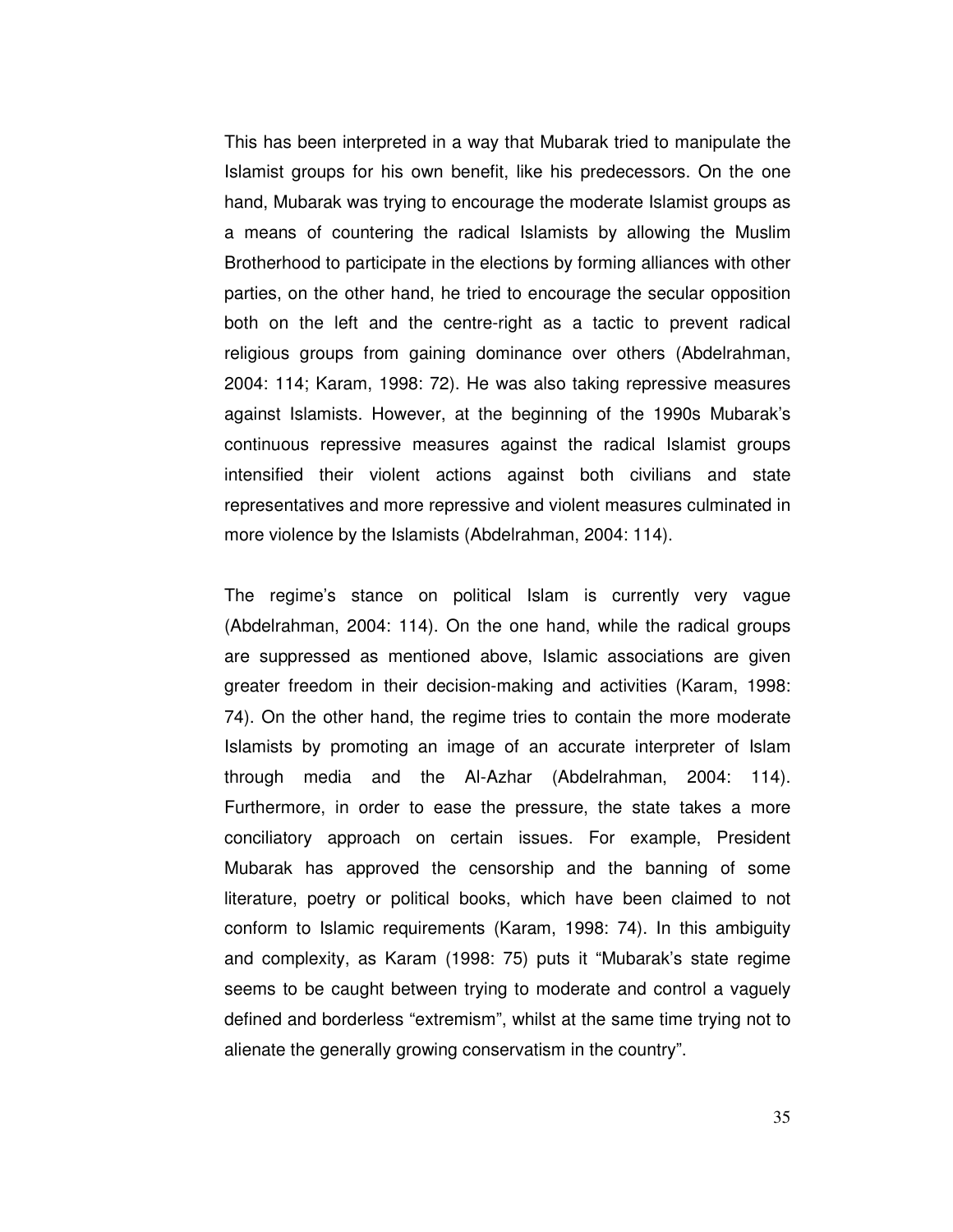This has been interpreted in a way that Mubarak tried to manipulate the Islamist groups for his own benefit, like his predecessors. On the one hand, Mubarak was trying to encourage the moderate Islamist groups as a means of countering the radical Islamists by allowing the Muslim Brotherhood to participate in the elections by forming alliances with other parties, on the other hand, he tried to encourage the secular opposition both on the left and the centre-right as a tactic to prevent radical religious groups from gaining dominance over others (Abdelrahman, 2004: 114; Karam, 1998: 72). He was also taking repressive measures against Islamists. However, at the beginning of the 1990s Mubarak's continuous repressive measures against the radical Islamist groups intensified their violent actions against both civilians and state representatives and more repressive and violent measures culminated in more violence by the Islamists (Abdelrahman, 2004: 114).

The regime's stance on political Islam is currently very vague (Abdelrahman, 2004: 114). On the one hand, while the radical groups are suppressed as mentioned above, Islamic associations are given greater freedom in their decision-making and activities (Karam, 1998: 74). On the other hand, the regime tries to contain the more moderate Islamists by promoting an image of an accurate interpreter of Islam through media and the Al-Azhar (Abdelrahman, 2004: 114). Furthermore, in order to ease the pressure, the state takes a more conciliatory approach on certain issues. For example, President Mubarak has approved the censorship and the banning of some literature, poetry or political books, which have been claimed to not conform to Islamic requirements (Karam, 1998: 74). In this ambiguity and complexity, as Karam (1998: 75) puts it "Mubarak's state regime seems to be caught between trying to moderate and control a vaguely defined and borderless "extremism", whilst at the same time trying not to alienate the generally growing conservatism in the country".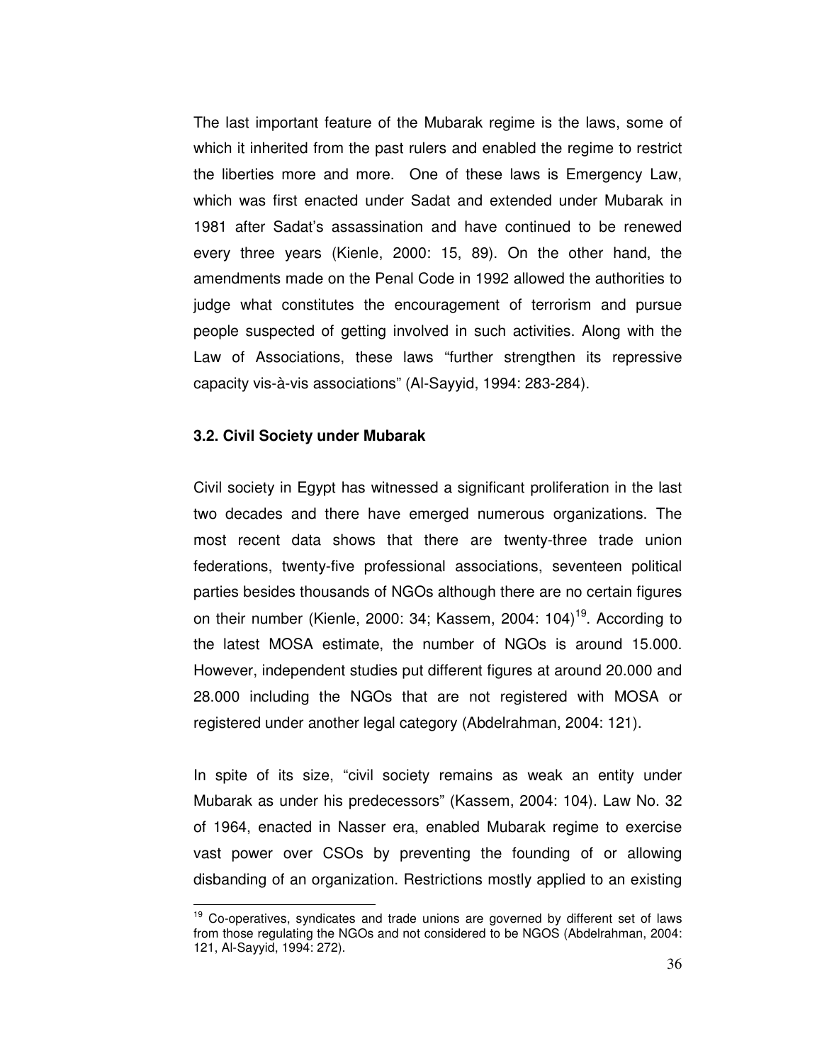The last important feature of the Mubarak regime is the laws, some of which it inherited from the past rulers and enabled the regime to restrict the liberties more and more. One of these laws is Emergency Law, which was first enacted under Sadat and extended under Mubarak in 1981 after Sadat's assassination and have continued to be renewed every three years (Kienle, 2000: 15, 89). On the other hand, the amendments made on the Penal Code in 1992 allowed the authorities to judge what constitutes the encouragement of terrorism and pursue people suspected of getting involved in such activities. Along with the Law of Associations, these laws "further strengthen its repressive capacity vis-à-vis associations" (Al-Sayyid, 1994: 283-284).

### 3.2. Civil Society under Mubarak

Civil society in Egypt has witnessed a significant proliferation in the last two decades and there have emerged numerous organizations. The most recent data shows that there are twenty-three trade union federations, twenty-five professional associations, seventeen political parties besides thousands of NGOs although there are no certain figures on their number (Kienle, 2000: 34; Kassem, 2004: 104)[19]. According to the latest MOSA estimate, the number of NGOs is around 15.000. However, independent studies put different figures at around 20.000 and 28.000 including the NGOs that are not registered with MOSA or registered under another legal category (Abdelrahman, 2004: 121).

In spite of its size, "civil society remains as weak an entity under Mubarak as under his predecessors" (Kassem, 2004: 104). Law No. 32 of 1964, enacted in Nasser era, enabled Mubarak regime to exercise vast power over CSOs by preventing the founding of or allowing disbanding of an organization. Restrictions mostly applied to an existing

[19] Co-operatives, syndicates and trade unions are governed by different set of laws from those regulating the NGOs and not considered to be NGOS (Abdelrahman, 2004: 121, Al-Sayyid, 1994: 272).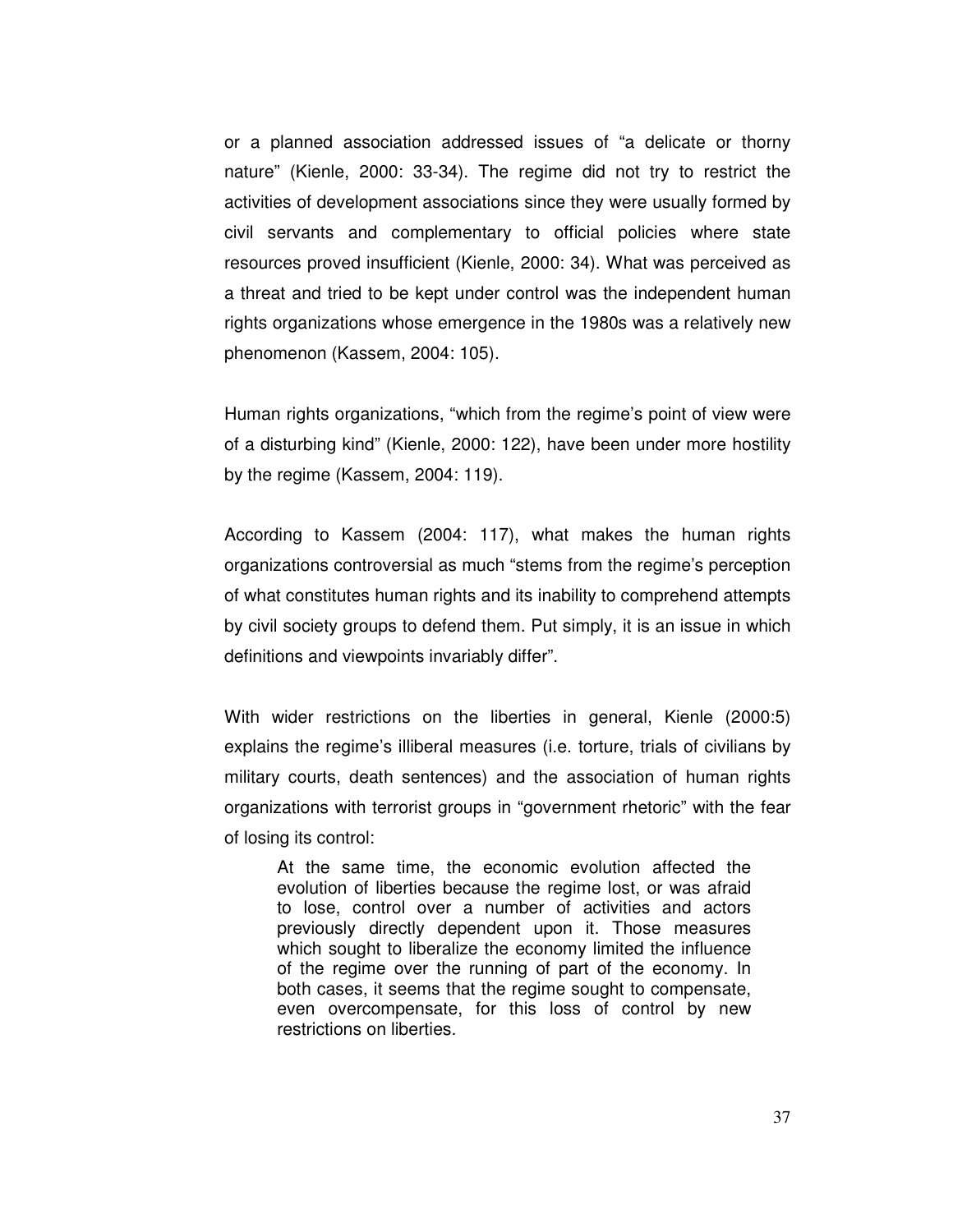or a planned association addressed issues of “a delicate or thorny nature” (Kienle, 2000: 33-34). The regime did not try to restrict the activities of development associations since they were usually formed by civil servants and complementary to official policies where state resources proved insufficient (Kienle, 2000: 34). What was perceived as a threat and tried to be kept under control was the independent human rights organizations whose emergence in the 1980s was a relatively new phenomenon (Kassem, 2004: 105).

Human rights organizations, “which from the regime’s point of view were of a disturbing kind” (Kienle, 2000: 122), have been under more hostility by the regime (Kassem, 2004: 119).

According to Kassem (2004: 117), what makes the human rights organizations controversial as much “stems from the regime’s perception of what constitutes human rights and its inability to comprehend attempts by civil society groups to defend them. Put simply, it is an issue in which definitions and viewpoints invariably differ”.

With wider restrictions on the liberties in general, Kienle (2000:5) explains the regime’s illiberal measures (i.e. torture, trials of civilians by military courts, death sentences) and the association of human rights organizations with terrorist groups in “government rhetoric” with the fear of losing its control:

> At the same time, the economic evolution affected the evolution of liberties because the regime lost, or was afraid to lose, control over a number of activities and actors previously directly dependent upon it. Those measures which sought to liberalize the economy limited the influence of the regime over the running of part of the economy. In both cases, it seems that the regime sought to compensate, even overcompensate, for this loss of control by new restrictions on liberties.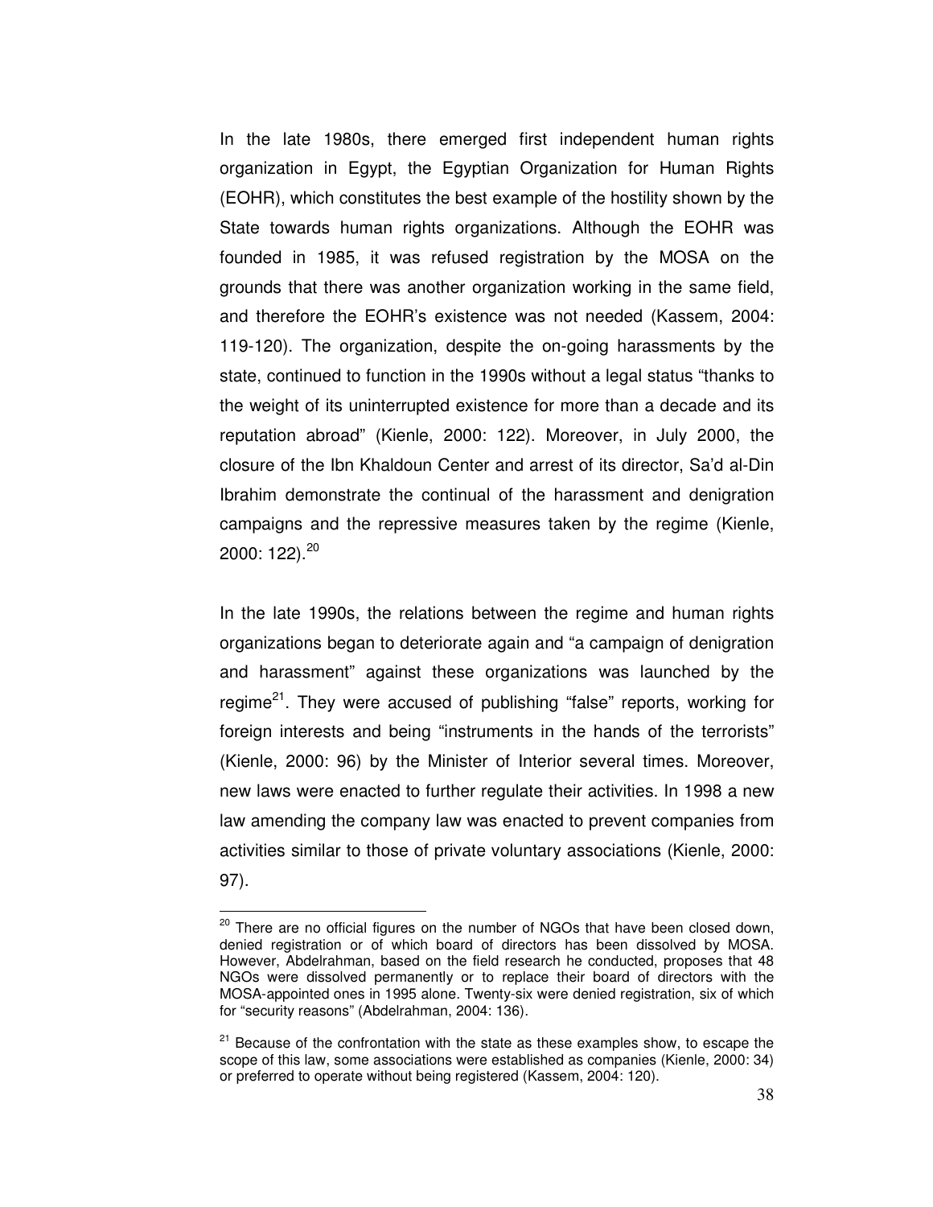In the late 1980s, there emerged first independent human rights organization in Egypt, the Egyptian Organization for Human Rights (EOHR), which constitutes the best example of the hostility shown by the State towards human rights organizations. Although the EOHR was founded in 1985, it was refused registration by the MOSA on the grounds that there was another organization working in the same field, and therefore the EOHR's existence was not needed (Kassem, 2004: 119-120). The organization, despite the on-going harassments by the state, continued to function in the 1990s without a legal status "thanks to the weight of its uninterrupted existence for more than a decade and its reputation abroad" (Kienle, 2000: 122). Moreover, in July 2000, the closure of the Ibn Khaldoun Center and arrest of its director, Sa'd al-Din Ibrahim demonstrate the continual of the harassment and denigration campaigns and the repressive measures taken by the regime (Kienle, 2000: 122).[20]

In the late 1990s, the relations between the regime and human rights organizations began to deteriorate again and "a campaign of denigration and harassment" against these organizations was launched by the regime[21]. They were accused of publishing "false" reports, working for foreign interests and being "instruments in the hands of the terrorists" (Kienle, 2000: 96) by the Minister of Interior several times. Moreover, new laws were enacted to further regulate their activities. In 1998 a new law amending the company law was enacted to prevent companies from activities similar to those of private voluntary associations (Kienle, 2000: 97).

---

[20] There are no official figures on the number of NGOs that have been closed down, denied registration or of which board of directors has been dissolved by MOSA. However, Abdelrahman, based on the field research he conducted, proposes that 48 NGOs were dissolved permanently or to replace their board of directors with the MOSA-appointed ones in 1995 alone. Twenty-six were denied registration, six of which for "security reasons" (Abdelrahman, 2004: 136).

[21] Because of the confrontation with the state as these examples show, to escape the scope of this law, some associations were established as companies (Kienle, 2000: 34) or preferred to operate without being registered (Kassem, 2004: 120).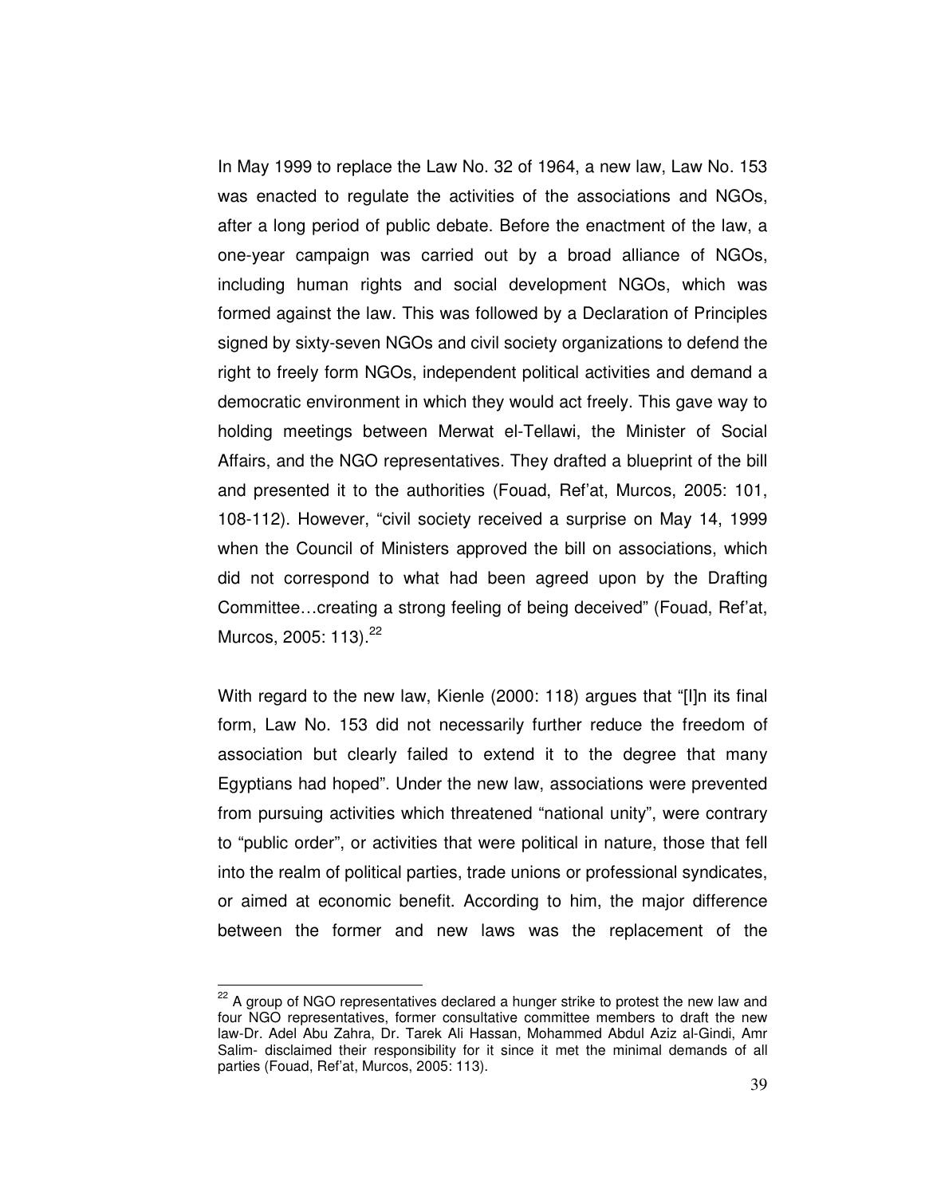In May 1999 to replace the Law No. 32 of 1964, a new law, Law No. 153 was enacted to regulate the activities of the associations and NGOs, after a long period of public debate. Before the enactment of the law, a one-year campaign was carried out by a broad alliance of NGOs, including human rights and social development NGOs, which was formed against the law. This was followed by a Declaration of Principles signed by sixty-seven NGOs and civil society organizations to defend the right to freely form NGOs, independent political activities and demand a democratic environment in which they would act freely. This gave way to holding meetings between Merwat el-Tellawi, the Minister of Social Affairs, and the NGO representatives. They drafted a blueprint of the bill and presented it to the authorities (Fouad, Ref'at, Murcos, 2005: 101, 108-112). However, "civil society received a surprise on May 14, 1999 when the Council of Ministers approved the bill on associations, which did not correspond to what had been agreed upon by the Drafting Committee…creating a strong feeling of being deceived" (Fouad, Ref'at, Murcos, 2005: 113).[22]

With regard to the new law, Kienle (2000: 118) argues that "[I]n its final form, Law No. 153 did not necessarily further reduce the freedom of association but clearly failed to extend it to the degree that many Egyptians had hoped". Under the new law, associations were prevented from pursuing activities which threatened "national unity", were contrary to "public order", or activities that were political in nature, those that fell into the realm of political parties, trade unions or professional syndicates, or aimed at economic benefit. According to him, the major difference between the former and new laws was the replacement of the

---

[22] A group of NGO representatives declared a hunger strike to protest the new law and four NGO representatives, former consultative committee members to draft the new law-Dr. Adel Abu Zahra, Dr. Tarek Ali Hassan, Mohammed Abdul Aziz al-Gindi, Amr Salim- disclaimed their responsibility for it since it met the minimal demands of all parties (Fouad, Ref'at, Murcos, 2005: 113).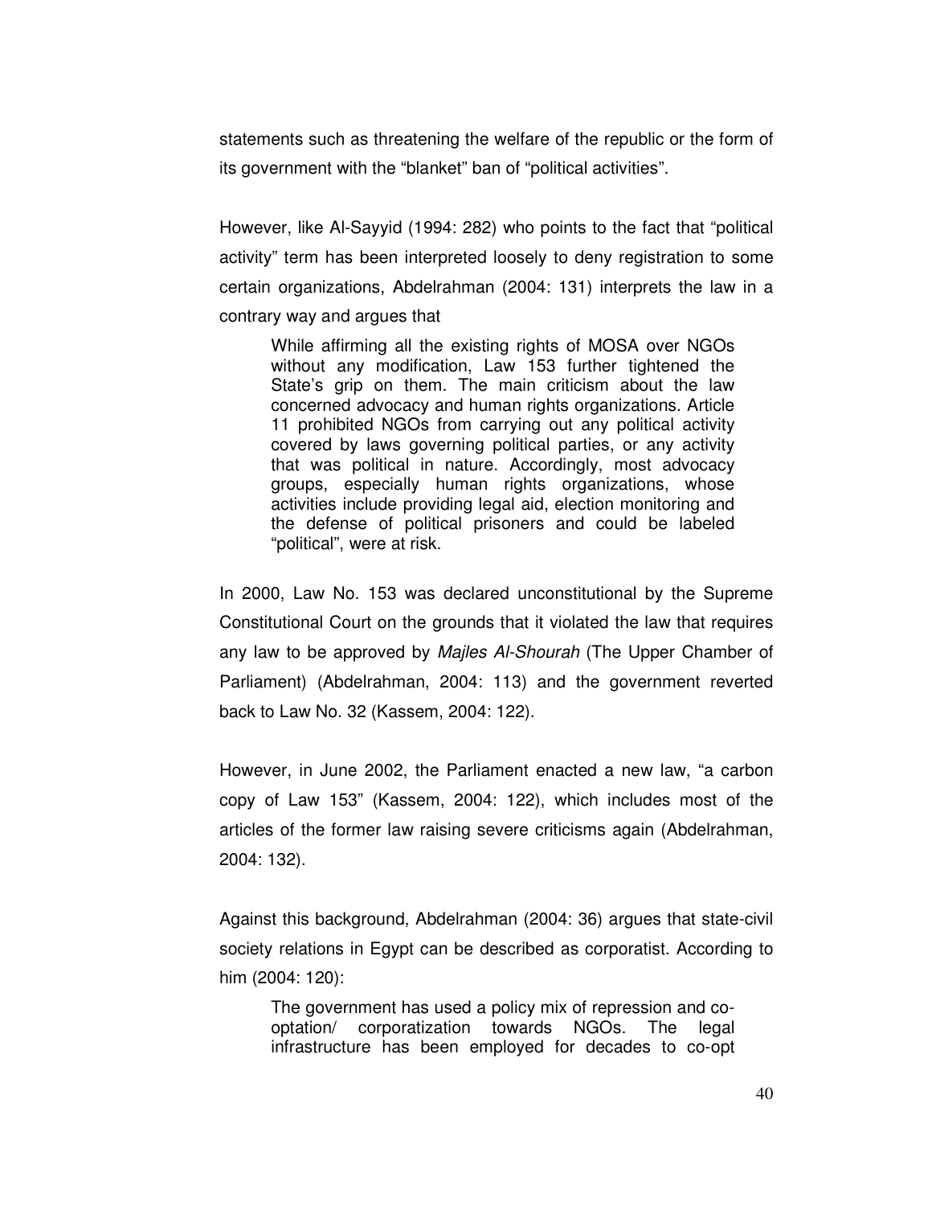statements such as threatening the welfare of the republic or the form of its government with the "blanket" ban of "political activities".

However, like Al-Sayyid (1994: 282) who points to the fact that "political activity" term has been interpreted loosely to deny registration to some certain organizations, Abdelrahman (2004: 131) interprets the law in a contrary way and argues that

> While affirming all the existing rights of MOSA over NGOs without any modification, Law 153 further tightened the State's grip on them. The main criticism about the law concerned advocacy and human rights organizations. Article 11 prohibited NGOs from carrying out any political activity covered by laws governing political parties, or any activity that was political in nature. Accordingly, most advocacy groups, especially human rights organizations, whose activities include providing legal aid, election monitoring and the defense of political prisoners and could be labeled "political", were at risk.

In 2000, Law No. 153 was declared unconstitutional by the Supreme Constitutional Court on the grounds that it violated the law that requires any law to be approved by *Majles Al-Shourah* (The Upper Chamber of Parliament) (Abdelrahman, 2004: 113) and the government reverted back to Law No. 32 (Kassem, 2004: 122).

However, in June 2002, the Parliament enacted a new law, "a carbon copy of Law 153" (Kassem, 2004: 122), which includes most of the articles of the former law raising severe criticisms again (Abdelrahman, 2004: 132).

Against this background, Abdelrahman (2004: 36) argues that state-civil society relations in Egypt can be described as corporatist. According to him (2004: 120):

> The government has used a policy mix of repression and co-optation/ corporatization towards NGOs. The legal infrastructure has been employed for decades to co-opt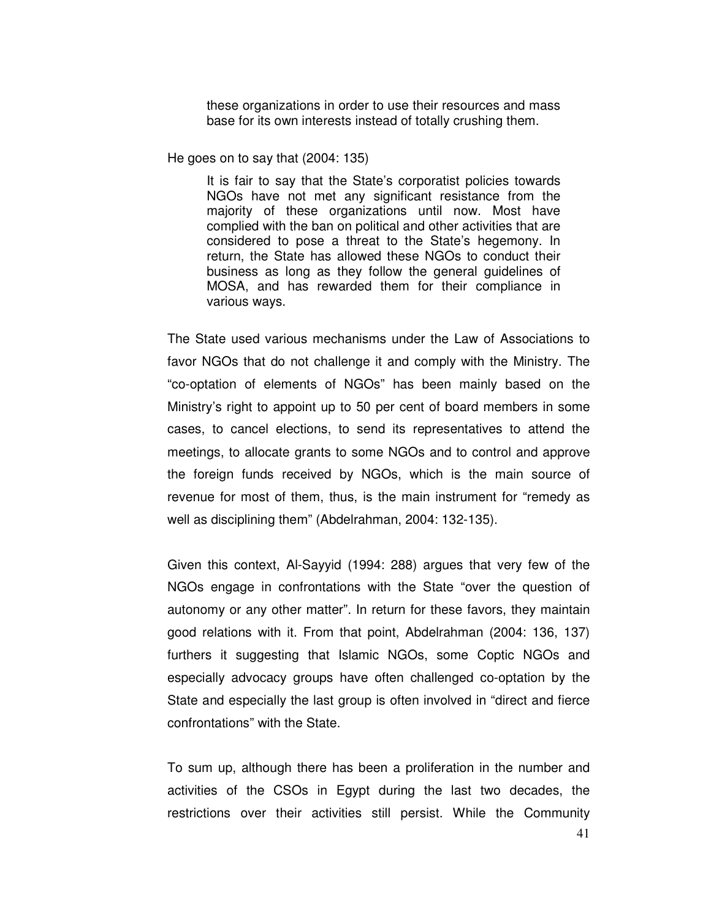> these organizations in order to use their resources and mass base for its own interests instead of totally crushing them.

He goes on to say that (2004: 135)

> It is fair to say that the State's corporatist policies towards NGOs have not met any significant resistance from the majority of these organizations until now. Most have complied with the ban on political and other activities that are considered to pose a threat to the State's hegemony. In return, the State has allowed these NGOs to conduct their business as long as they follow the general guidelines of MOSA, and has rewarded them for their compliance in various ways.

The State used various mechanisms under the Law of Associations to favor NGOs that do not challenge it and comply with the Ministry. The "co-optation of elements of NGOs" has been mainly based on the Ministry's right to appoint up to 50 per cent of board members in some cases, to cancel elections, to send its representatives to attend the meetings, to allocate grants to some NGOs and to control and approve the foreign funds received by NGOs, which is the main source of revenue for most of them, thus, is the main instrument for "remedy as well as disciplining them" (Abdelrahman, 2004: 132-135).

Given this context, Al-Sayyid (1994: 288) argues that very few of the NGOs engage in confrontations with the State "over the question of autonomy or any other matter". In return for these favors, they maintain good relations with it. From that point, Abdelrahman (2004: 136, 137) furthers it suggesting that Islamic NGOs, some Coptic NGOs and especially advocacy groups have often challenged co-optation by the State and especially the last group is often involved in "direct and fierce confrontations" with the State.

To sum up, although there has been a proliferation in the number and activities of the CSOs in Egypt during the last two decades, the restrictions over their activities still persist. While the Community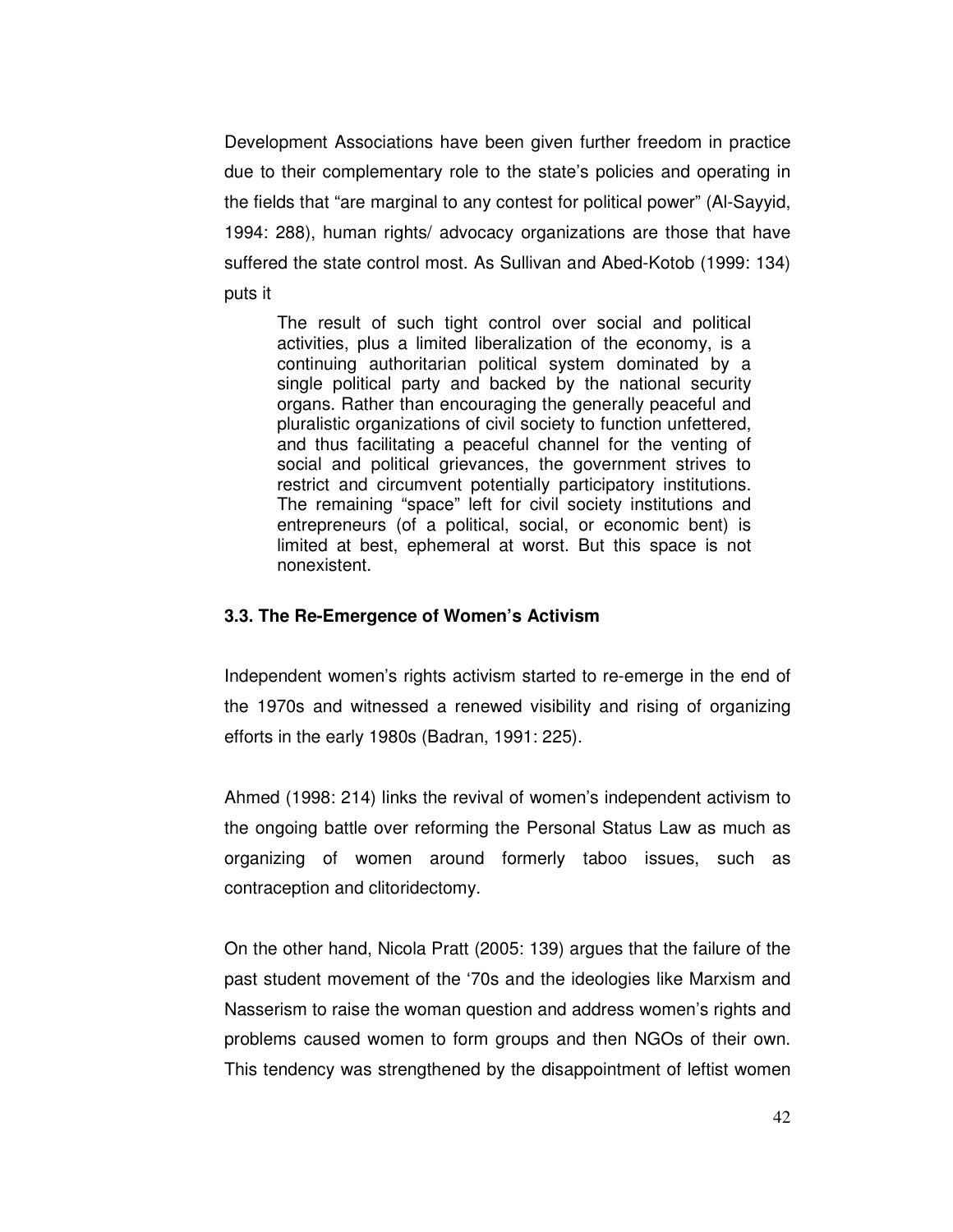Development Associations have been given further freedom in practice due to their complementary role to the state's policies and operating in the fields that "are marginal to any contest for political power" (Al-Sayyid, 1994: 288), human rights/ advocacy organizations are those that have suffered the state control most. As Sullivan and Abed-Kotob (1999: 134) puts it

> The result of such tight control over social and political activities, plus a limited liberalization of the economy, is a continuing authoritarian political system dominated by a single political party and backed by the national security organs. Rather than encouraging the generally peaceful and pluralistic organizations of civil society to function unfettered, and thus facilitating a peaceful channel for the venting of social and political grievances, the government strives to restrict and circumvent potentially participatory institutions. The remaining "space" left for civil society institutions and entrepreneurs (of a political, social, or economic bent) is limited at best, ephemeral at worst. But this space is not nonexistent.

### 3.3. The Re-Emergence of Women's Activism

Independent women's rights activism started to re-emerge in the end of the 1970s and witnessed a renewed visibility and rising of organizing efforts in the early 1980s (Badran, 1991: 225).

Ahmed (1998: 214) links the revival of women's independent activism to the ongoing battle over reforming the Personal Status Law as much as organizing of women around formerly taboo issues, such as contraception and clitoridectomy.

On the other hand, Nicola Pratt (2005: 139) argues that the failure of the past student movement of the '70s and the ideologies like Marxism and Nasserism to raise the woman question and address women's rights and problems caused women to form groups and then NGOs of their own. This tendency was strengthened by the disappointment of leftist women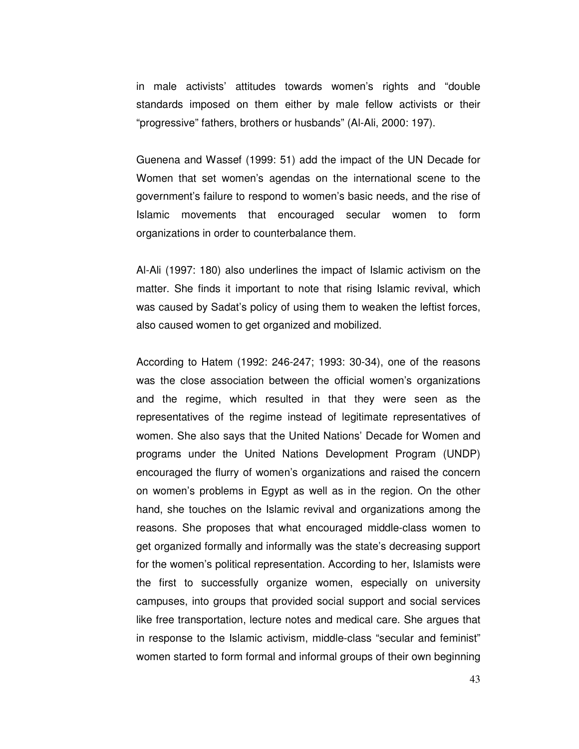in male activists' attitudes towards women's rights and "double standards imposed on them either by male fellow activists or their "progressive" fathers, brothers or husbands" (Al-Ali, 2000: 197).

Guenena and Wassef (1999: 51) add the impact of the UN Decade for Women that set women's agendas on the international scene to the government's failure to respond to women's basic needs, and the rise of Islamic movements that encouraged secular women to form organizations in order to counterbalance them.

Al-Ali (1997: 180) also underlines the impact of Islamic activism on the matter. She finds it important to note that rising Islamic revival, which was caused by Sadat's policy of using them to weaken the leftist forces, also caused women to get organized and mobilized.

According to Hatem (1992: 246-247; 1993: 30-34), one of the reasons was the close association between the official women's organizations and the regime, which resulted in that they were seen as the representatives of the regime instead of legitimate representatives of women. She also says that the United Nations' Decade for Women and programs under the United Nations Development Program (UNDP) encouraged the flurry of women's organizations and raised the concern on women's problems in Egypt as well as in the region. On the other hand, she touches on the Islamic revival and organizations among the reasons. She proposes that what encouraged middle-class women to get organized formally and informally was the state's decreasing support for the women's political representation. According to her, Islamists were the first to successfully organize women, especially on university campuses, into groups that provided social support and social services like free transportation, lecture notes and medical care. She argues that in response to the Islamic activism, middle-class "secular and feminist" women started to form formal and informal groups of their own beginning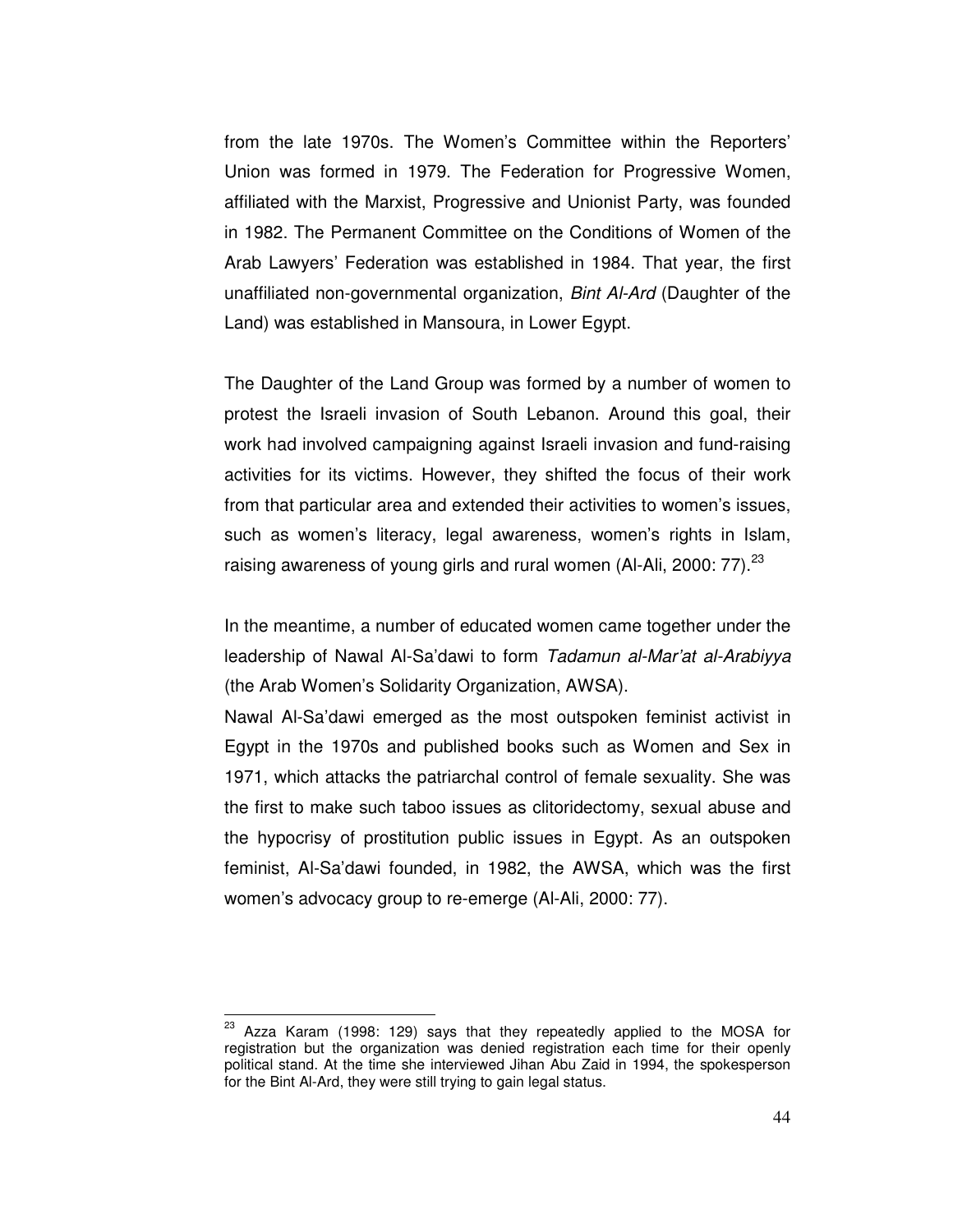from the late 1970s. The Women's Committee within the Reporters' Union was formed in 1979. The Federation for Progressive Women, affiliated with the Marxist, Progressive and Unionist Party, was founded in 1982. The Permanent Committee on the Conditions of Women of the Arab Lawyers' Federation was established in 1984. That year, the first unaffiliated non-governmental organization, *Bint Al-Ard* (Daughter of the Land) was established in Mansoura, in Lower Egypt.

The Daughter of the Land Group was formed by a number of women to protest the Israeli invasion of South Lebanon. Around this goal, their work had involved campaigning against Israeli invasion and fund-raising activities for its victims. However, they shifted the focus of their work from that particular area and extended their activities to women's issues, such as women's literacy, legal awareness, women's rights in Islam, raising awareness of young girls and rural women (Al-Ali, 2000: 77).[23]

In the meantime, a number of educated women came together under the leadership of Nawal Al-Sa'dawi to form *Tadamun al-Mar'at al-Arabiyya* (the Arab Women's Solidarity Organization, AWSA).

Nawal Al-Sa'dawi emerged as the most outspoken feminist activist in Egypt in the 1970s and published books such as Women and Sex in 1971, which attacks the patriarchal control of female sexuality. She was the first to make such taboo issues as clitoridectomy, sexual abuse and the hypocrisy of prostitution public issues in Egypt. As an outspoken feminist, Al-Sa'dawi founded, in 1982, the AWSA, which was the first women's advocacy group to re-emerge (Al-Ali, 2000: 77).

---

[23] Azza Karam (1998: 129) says that they repeatedly applied to the MOSA for registration but the organization was denied registration each time for their openly political stand. At the time she interviewed Jihan Abu Zaid in 1994, the spokesperson for the Bint Al-Ard, they were still trying to gain legal status.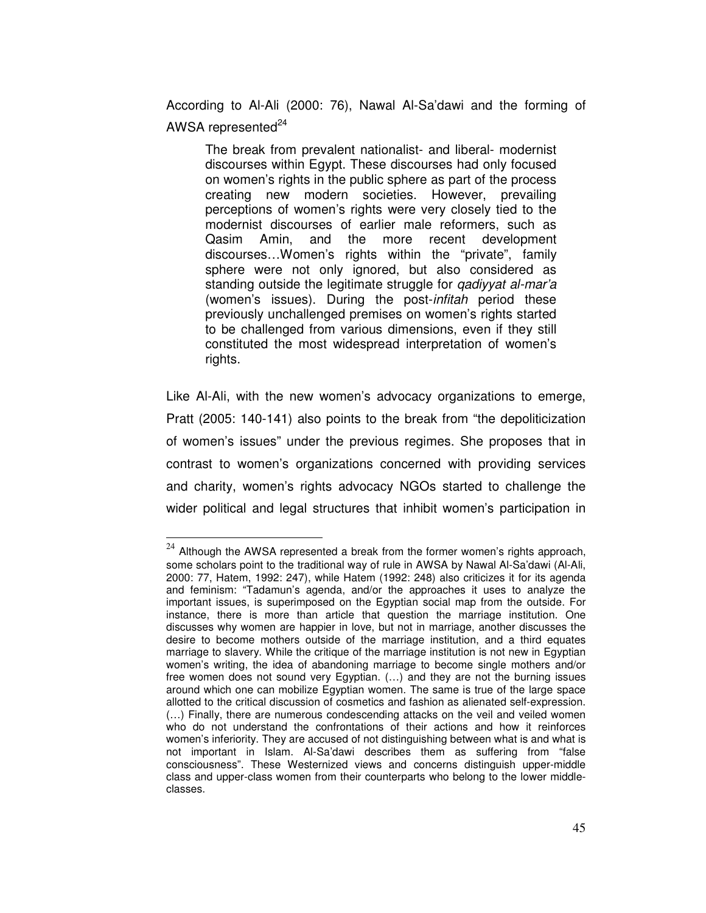According to Al-Ali (2000: 76), Nawal Al-Sa'dawi and the forming of AWSA represented[24]

> The break from prevalent nationalist- and liberal- modernist discourses within Egypt. These discourses had only focused on women's rights in the public sphere as part of the process creating new modern societies. However, prevailing perceptions of women's rights were very closely tied to the modernist discourses of earlier male reformers, such as Qasim Amin, and the more recent development discourses…Women's rights within the "private", family sphere were not only ignored, but also considered as standing outside the legitimate struggle for *qadiyyat al-mar'a* (women's issues). During the post-*infitah* period these previously unchallenged premises on women's rights started to be challenged from various dimensions, even if they still constituted the most widespread interpretation of women's rights.

Like Al-Ali, with the new women's advocacy organizations to emerge, Pratt (2005: 140-141) also points to the break from "the depoliticization of women's issues" under the previous regimes. She proposes that in contrast to women's organizations concerned with providing services and charity, women's rights advocacy NGOs started to challenge the wider political and legal structures that inhibit women's participation in

[24] Although the AWSA represented a break from the former women's rights approach, some scholars point to the traditional way of rule in AWSA by Nawal Al-Sa'dawi (Al-Ali, 2000: 77, Hatem, 1992: 247), while Hatem (1992: 248) also criticizes it for its agenda and feminism: "Tadamun's agenda, and/or the approaches it uses to analyze the important issues, is superimposed on the Egyptian social map from the outside. For instance, there is more than article that question the marriage institution. One discusses why women are happier in love, but not in marriage, another discusses the desire to become mothers outside of the marriage institution, and a third equates marriage to slavery. While the critique of the marriage institution is not new in Egyptian women's writing, the idea of abandoning marriage to become single mothers and/or free women does not sound very Egyptian. (…) and they are not the burning issues around which one can mobilize Egyptian women. The same is true of the large space allotted to the critical discussion of cosmetics and fashion as alienated self-expression. (…) Finally, there are numerous condescending attacks on the veil and veiled women who do not understand the confrontations of their actions and how it reinforces women's inferiority. They are accused of not distinguishing between what is and what is not important in Islam. Al-Sa'dawi describes them as suffering from "false consciousness". These Westernized views and concerns distinguish upper-middle class and upper-class women from their counterparts who belong to the lower middle-classes.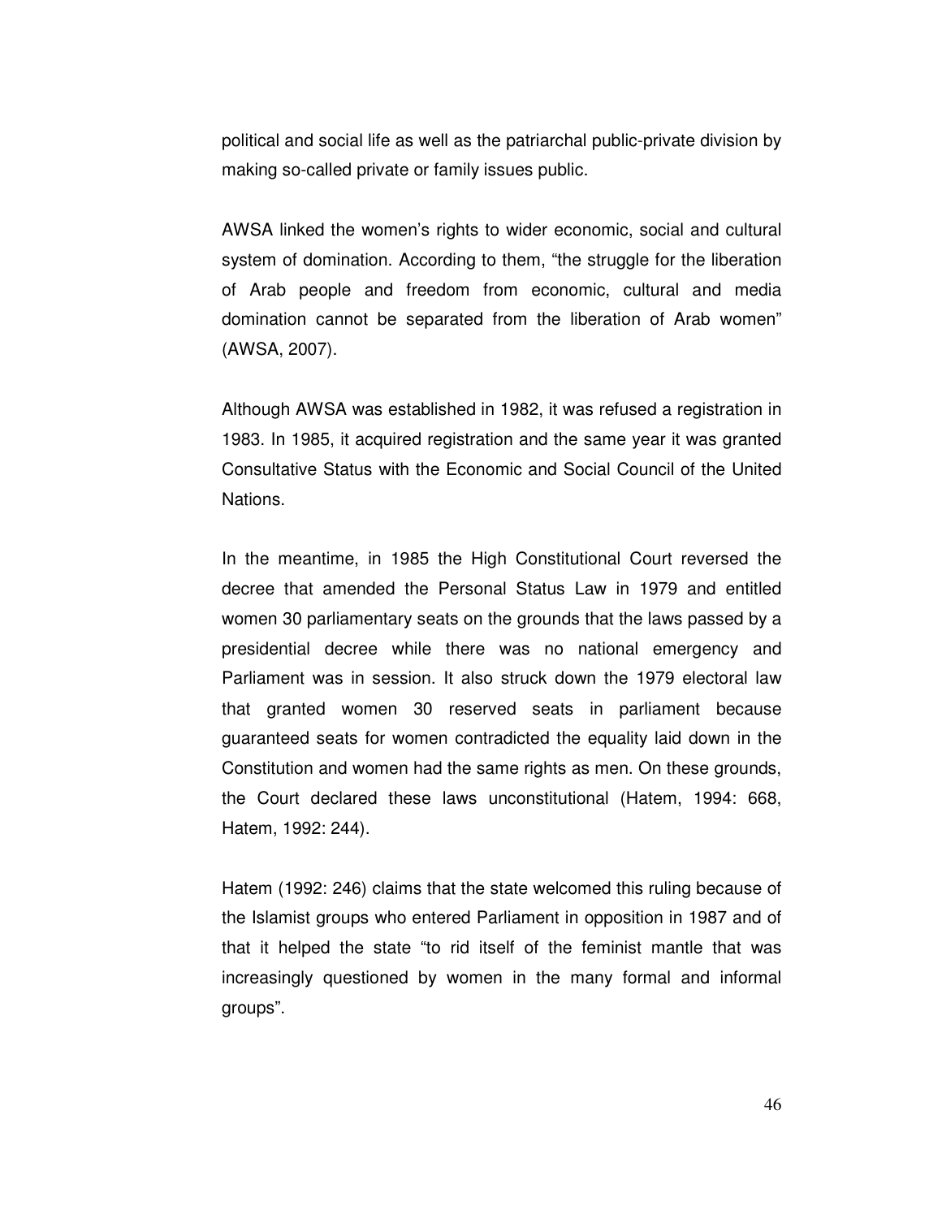political and social life as well as the patriarchal public-private division by making so-called private or family issues public.

AWSA linked the women's rights to wider economic, social and cultural system of domination. According to them, "the struggle for the liberation of Arab people and freedom from economic, cultural and media domination cannot be separated from the liberation of Arab women" (AWSA, 2007).

Although AWSA was established in 1982, it was refused a registration in 1983. In 1985, it acquired registration and the same year it was granted Consultative Status with the Economic and Social Council of the United Nations.

In the meantime, in 1985 the High Constitutional Court reversed the decree that amended the Personal Status Law in 1979 and entitled women 30 parliamentary seats on the grounds that the laws passed by a presidential decree while there was no national emergency and Parliament was in session. It also struck down the 1979 electoral law that granted women 30 reserved seats in parliament because guaranteed seats for women contradicted the equality laid down in the Constitution and women had the same rights as men. On these grounds, the Court declared these laws unconstitutional (Hatem, 1994: 668, Hatem, 1992: 244).

Hatem (1992: 246) claims that the state welcomed this ruling because of the Islamist groups who entered Parliament in opposition in 1987 and of that it helped the state "to rid itself of the feminist mantle that was increasingly questioned by women in the many formal and informal groups".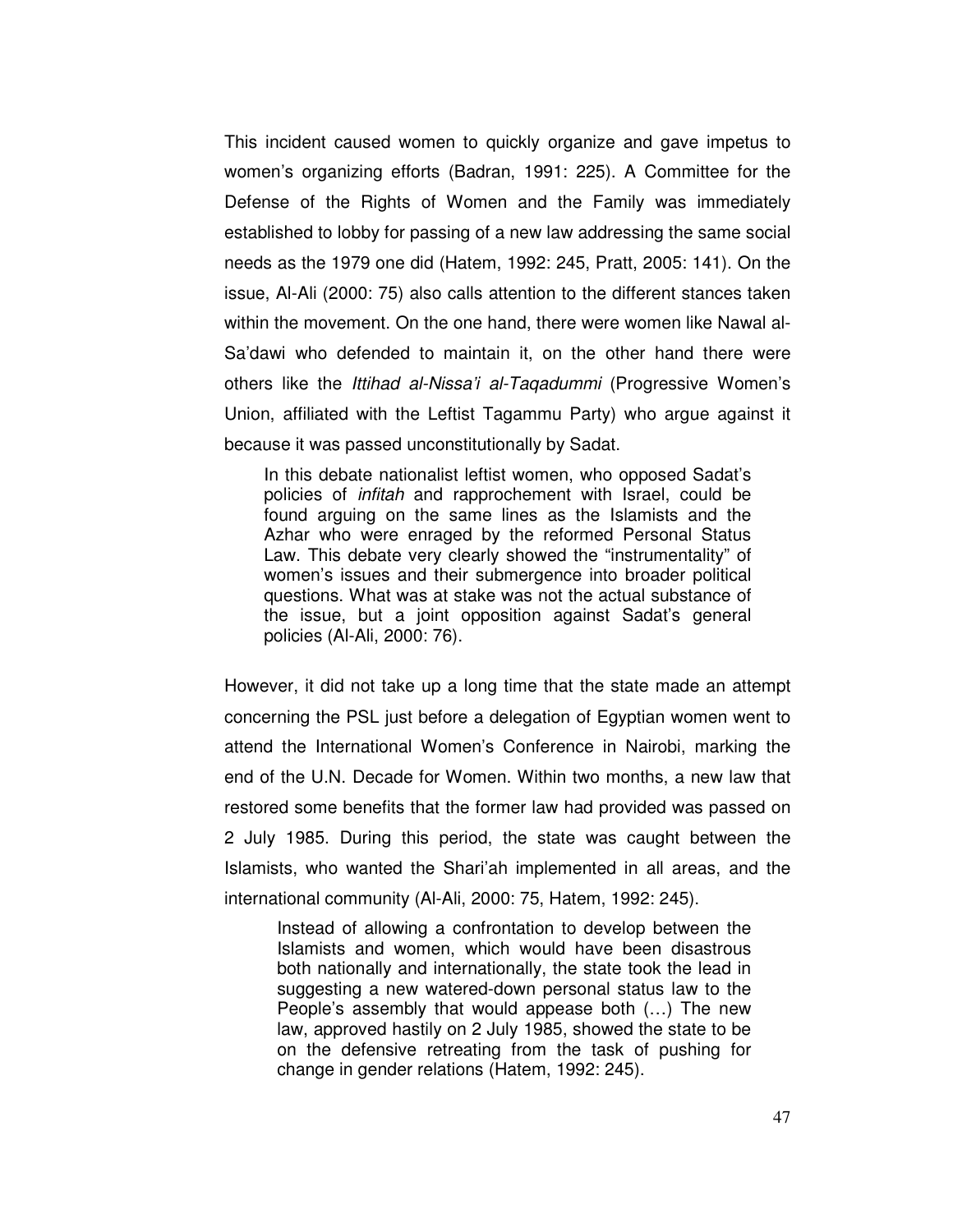This incident caused women to quickly organize and gave impetus to women's organizing efforts (Badran, 1991: 225). A Committee for the Defense of the Rights of Women and the Family was immediately established to lobby for passing of a new law addressing the same social needs as the 1979 one did (Hatem, 1992: 245, Pratt, 2005: 141). On the issue, Al-Ali (2000: 75) also calls attention to the different stances taken within the movement. On the one hand, there were women like Nawal al-Sa'dawi who defended to maintain it, on the other hand there were others like the *Ittihad al-Nissa'i al-Taqadummi* (Progressive Women's Union, affiliated with the Leftist Tagammu Party) who argue against it because it was passed unconstitutionally by Sadat.

> In this debate nationalist leftist women, who opposed Sadat's policies of *infitah* and rapprochement with Israel, could be found arguing on the same lines as the Islamists and the Azhar who were enraged by the reformed Personal Status Law. This debate very clearly showed the "instrumentality" of women's issues and their submergence into broader political questions. What was at stake was not the actual substance of the issue, but a joint opposition against Sadat's general policies (Al-Ali, 2000: 76).

However, it did not take up a long time that the state made an attempt concerning the PSL just before a delegation of Egyptian women went to attend the International Women's Conference in Nairobi, marking the end of the U.N. Decade for Women. Within two months, a new law that restored some benefits that the former law had provided was passed on 2 July 1985. During this period, the state was caught between the Islamists, who wanted the Shari'ah implemented in all areas, and the international community (Al-Ali, 2000: 75, Hatem, 1992: 245).

> Instead of allowing a confrontation to develop between the Islamists and women, which would have been disastrous both nationally and internationally, the state took the lead in suggesting a new watered-down personal status law to the People's assembly that would appease both (…) The new law, approved hastily on 2 July 1985, showed the state to be on the defensive retreating from the task of pushing for change in gender relations (Hatem, 1992: 245).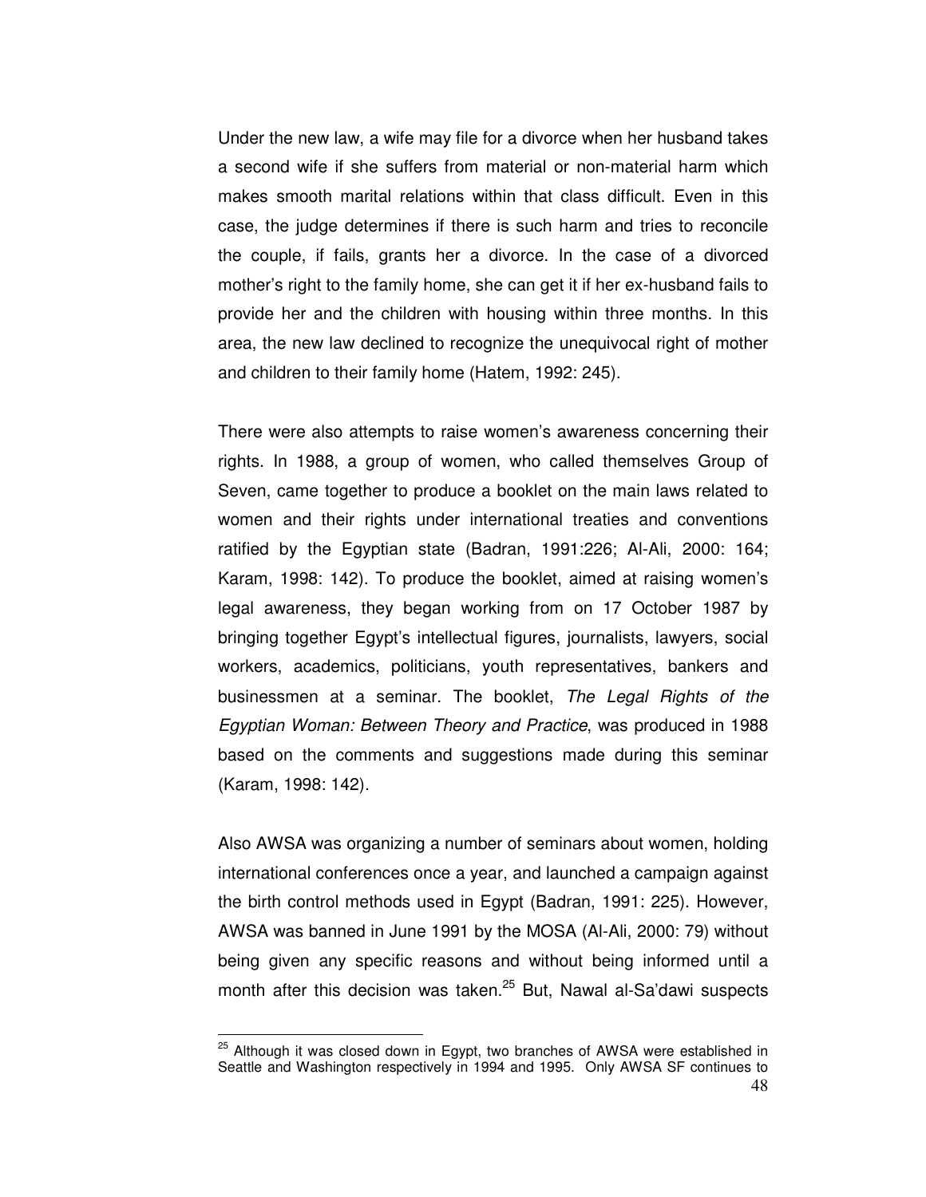Under the new law, a wife may file for a divorce when her husband takes a second wife if she suffers from material or non-material harm which makes smooth marital relations within that class difficult. Even in this case, the judge determines if there is such harm and tries to reconcile the couple, if fails, grants her a divorce. In the case of a divorced mother's right to the family home, she can get it if her ex-husband fails to provide her and the children with housing within three months. In this area, the new law declined to recognize the unequivocal right of mother and children to their family home (Hatem, 1992: 245).

There were also attempts to raise women's awareness concerning their rights. In 1988, a group of women, who called themselves Group of Seven, came together to produce a booklet on the main laws related to women and their rights under international treaties and conventions ratified by the Egyptian state (Badran, 1991:226; Al-Ali, 2000: 164; Karam, 1998: 142). To produce the booklet, aimed at raising women's legal awareness, they began working from on 17 October 1987 by bringing together Egypt's intellectual figures, journalists, lawyers, social workers, academics, politicians, youth representatives, bankers and businessmen at a seminar. The booklet, *The Legal Rights of the Egyptian Woman: Between Theory and Practice*, was produced in 1988 based on the comments and suggestions made during this seminar (Karam, 1998: 142).

Also AWSA was organizing a number of seminars about women, holding international conferences once a year, and launched a campaign against the birth control methods used in Egypt (Badran, 1991: 225). However, AWSA was banned in June 1991 by the MOSA (Al-Ali, 2000: 79) without being given any specific reasons and without being informed until a month after this decision was taken.[25] But, Nawal al-Sa'dawi suspects

[25] Although it was closed down in Egypt, two branches of AWSA were established in Seattle and Washington respectively in 1994 and 1995. Only AWSA SF continues to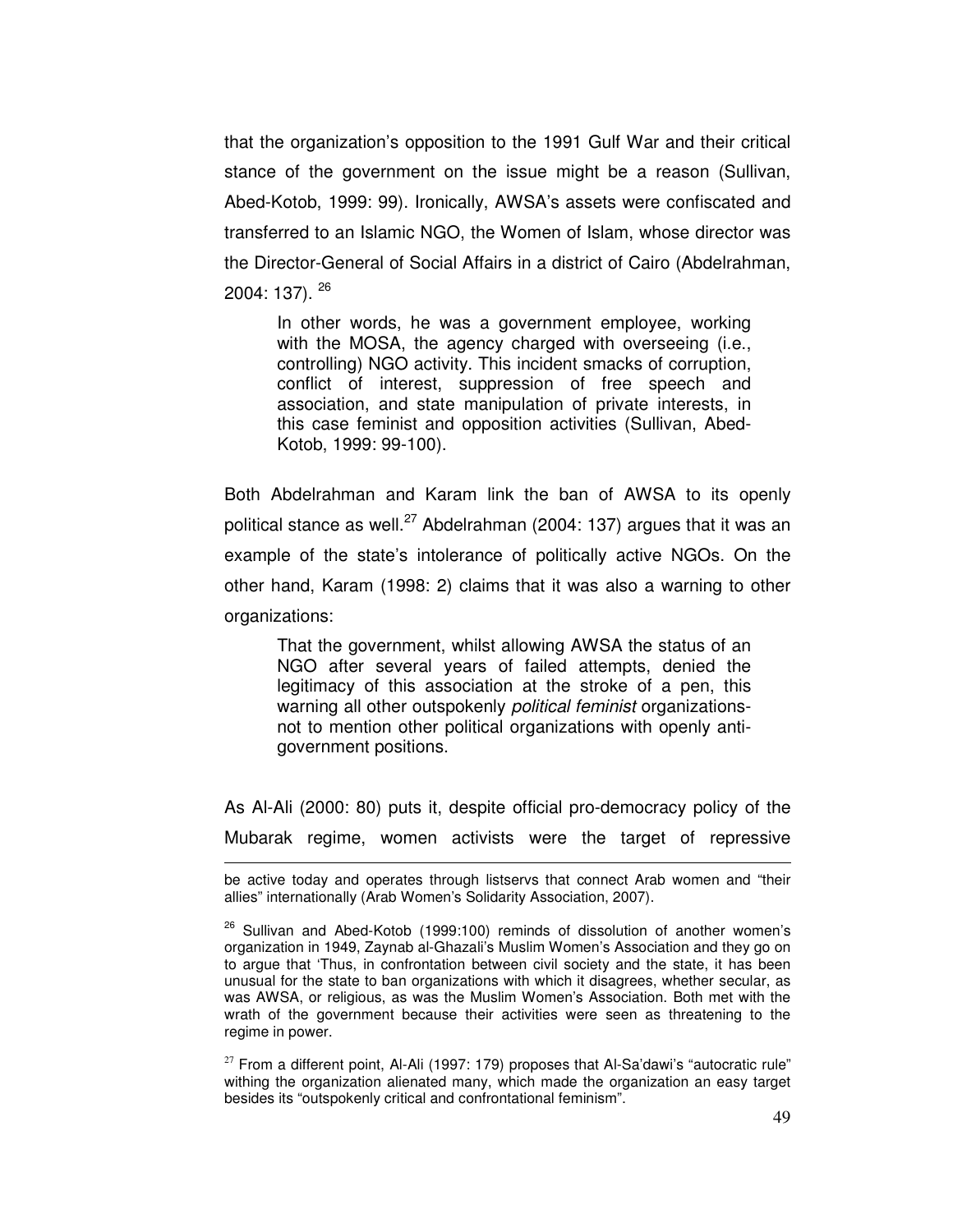that the organization's opposition to the 1991 Gulf War and their critical stance of the government on the issue might be a reason (Sullivan, Abed-Kotob, 1999: 99). Ironically, AWSA's assets were confiscated and transferred to an Islamic NGO, the Women of Islam, whose director was the Director-General of Social Affairs in a district of Cairo (Abdelrahman, 2004: 137). [26]

> In other words, he was a government employee, working with the MOSA, the agency charged with overseeing (i.e., controlling) NGO activity. This incident smacks of corruption, conflict of interest, suppression of free speech and association, and state manipulation of private interests, in this case feminist and opposition activities (Sullivan, Abed-Kotob, 1999: 99-100).

Both Abdelrahman and Karam link the ban of AWSA to its openly political stance as well.[27] Abdelrahman (2004: 137) argues that it was an example of the state's intolerance of politically active NGOs. On the other hand, Karam (1998: 2) claims that it was also a warning to other organizations:

> That the government, whilst allowing AWSA the status of an NGO after several years of failed attempts, denied the legitimacy of this association at the stroke of a pen, this warning all other outspokenly *political feminist* organizations- not to mention other political organizations with openly anti-government positions.

As Al-Ali (2000: 80) puts it, despite official pro-democracy policy of the Mubarak regime, women activists were the target of repressive

---

be active today and operates through listservs that connect Arab women and "their allies" internationally (Arab Women's Solidarity Association, 2007).

[26] Sullivan and Abed-Kotob (1999:100) reminds of dissolution of another women's organization in 1949, Zaynab al-Ghazali's Muslim Women's Association and they go on to argue that 'Thus, in confrontation between civil society and the state, it has been unusual for the state to ban organizations with which it disagrees, whether secular, as was AWSA, or religious, as was the Muslim Women's Association. Both met with the wrath of the government because their activities were seen as threatening to the regime in power.

[27] From a different point, Al-Ali (1997: 179) proposes that Al-Sa'dawi's "autocratic rule" withing the organization alienated many, which made the organization an easy target besides its "outspokenly critical and confrontational feminism".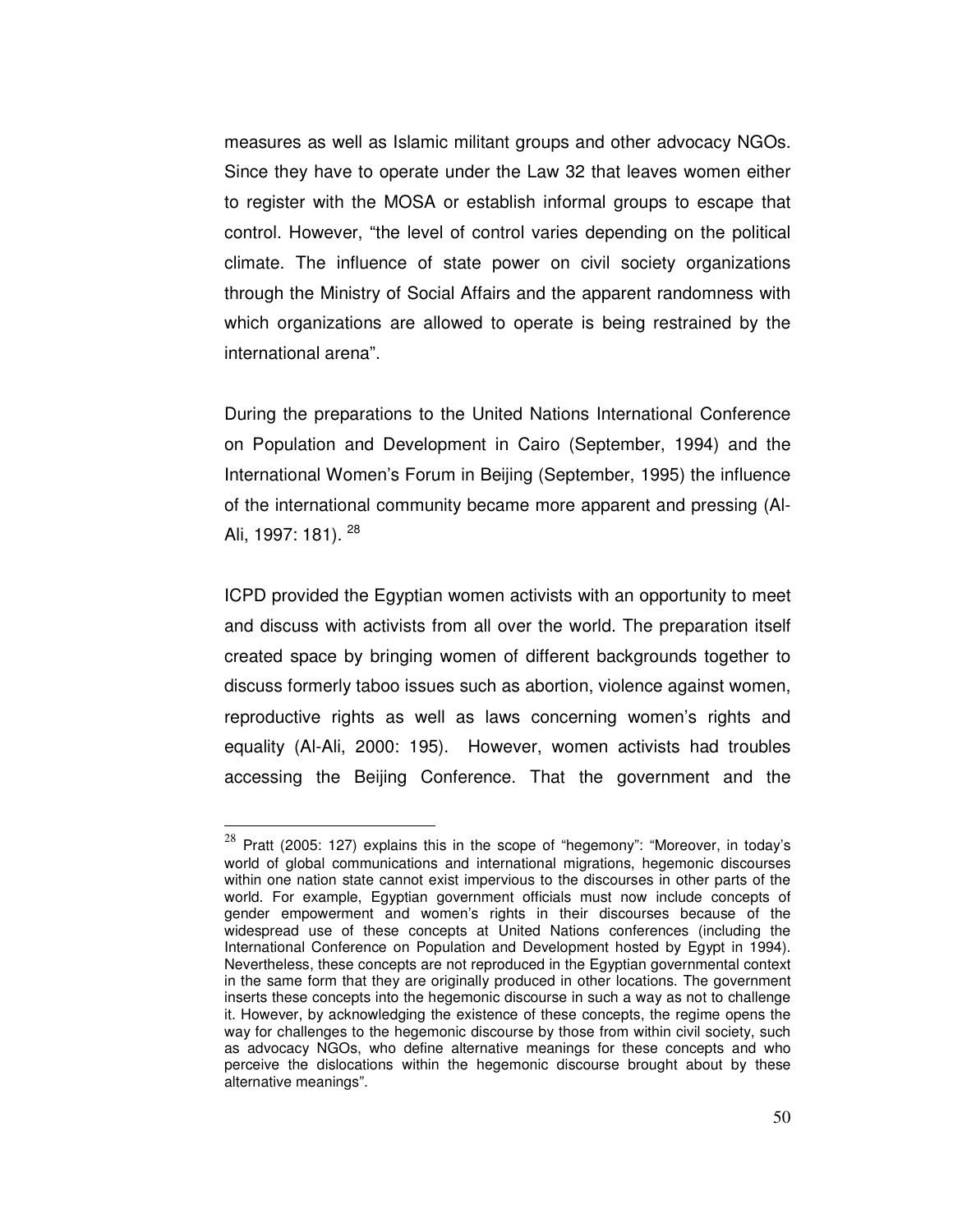measures as well as Islamic militant groups and other advocacy NGOs. Since they have to operate under the Law 32 that leaves women either to register with the MOSA or establish informal groups to escape that control. However, "the level of control varies depending on the political climate. The influence of state power on civil society organizations through the Ministry of Social Affairs and the apparent randomness with which organizations are allowed to operate is being restrained by the international arena".

During the preparations to the United Nations International Conference on Population and Development in Cairo (September, 1994) and the International Women's Forum in Beijing (September, 1995) the influence of the international community became more apparent and pressing (Al-Ali, 1997: 181). [28]

ICPD provided the Egyptian women activists with an opportunity to meet and discuss with activists from all over the world. The preparation itself created space by bringing women of different backgrounds together to discuss formerly taboo issues such as abortion, violence against women, reproductive rights as well as laws concerning women's rights and equality (Al-Ali, 2000: 195). However, women activists had troubles accessing the Beijing Conference. That the government and the

---

[28] Pratt (2005: 127) explains this in the scope of "hegemony": "Moreover, in today's world of global communications and international migrations, hegemonic discourses within one nation state cannot exist impervious to the discourses in other parts of the world. For example, Egyptian government officials must now include concepts of gender empowerment and women's rights in their discourses because of the widespread use of these concepts at United Nations conferences (including the International Conference on Population and Development hosted by Egypt in 1994). Nevertheless, these concepts are not reproduced in the Egyptian governmental context in the same form that they are originally produced in other locations. The government inserts these concepts into the hegemonic discourse in such a way as not to challenge it. However, by acknowledging the existence of these concepts, the regime opens the way for challenges to the hegemonic discourse by those from within civil society, such as advocacy NGOs, who define alternative meanings for these concepts and who perceive the dislocations within the hegemonic discourse brought about by these alternative meanings".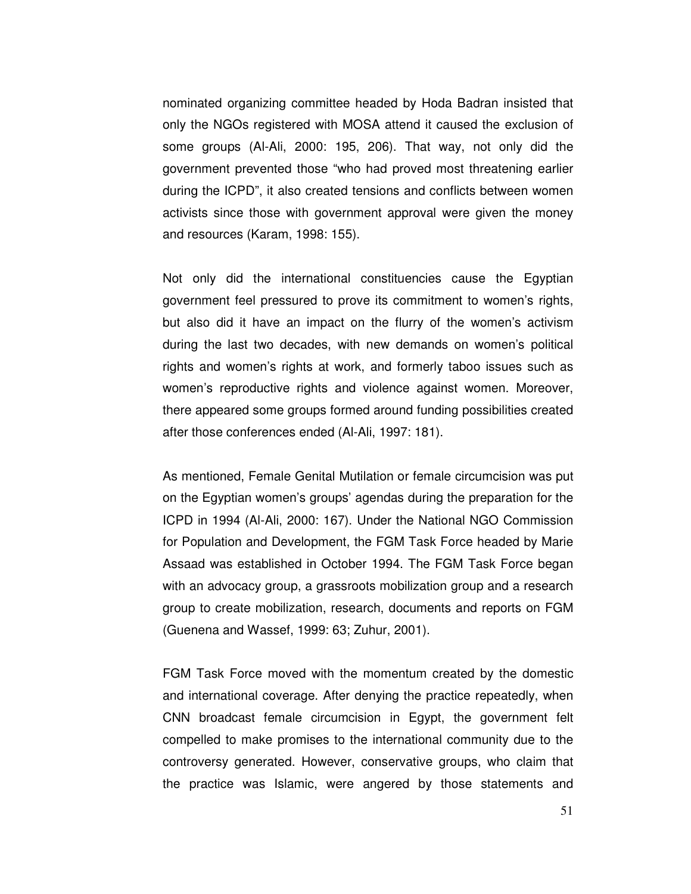nominated organizing committee headed by Hoda Badran insisted that only the NGOs registered with MOSA attend it caused the exclusion of some groups (Al-Ali, 2000: 195, 206). That way, not only did the government prevented those "who had proved most threatening earlier during the ICPD", it also created tensions and conflicts between women activists since those with government approval were given the money and resources (Karam, 1998: 155).

Not only did the international constituencies cause the Egyptian government feel pressured to prove its commitment to women's rights, but also did it have an impact on the flurry of the women's activism during the last two decades, with new demands on women's political rights and women's rights at work, and formerly taboo issues such as women's reproductive rights and violence against women. Moreover, there appeared some groups formed around funding possibilities created after those conferences ended (Al-Ali, 1997: 181).

As mentioned, Female Genital Mutilation or female circumcision was put on the Egyptian women's groups' agendas during the preparation for the ICPD in 1994 (Al-Ali, 2000: 167). Under the National NGO Commission for Population and Development, the FGM Task Force headed by Marie Assaad was established in October 1994. The FGM Task Force began with an advocacy group, a grassroots mobilization group and a research group to create mobilization, research, documents and reports on FGM (Guenena and Wassef, 1999: 63; Zuhur, 2001).

FGM Task Force moved with the momentum created by the domestic and international coverage. After denying the practice repeatedly, when CNN broadcast female circumcision in Egypt, the government felt compelled to make promises to the international community due to the controversy generated. However, conservative groups, who claim that the practice was Islamic, were angered by those statements and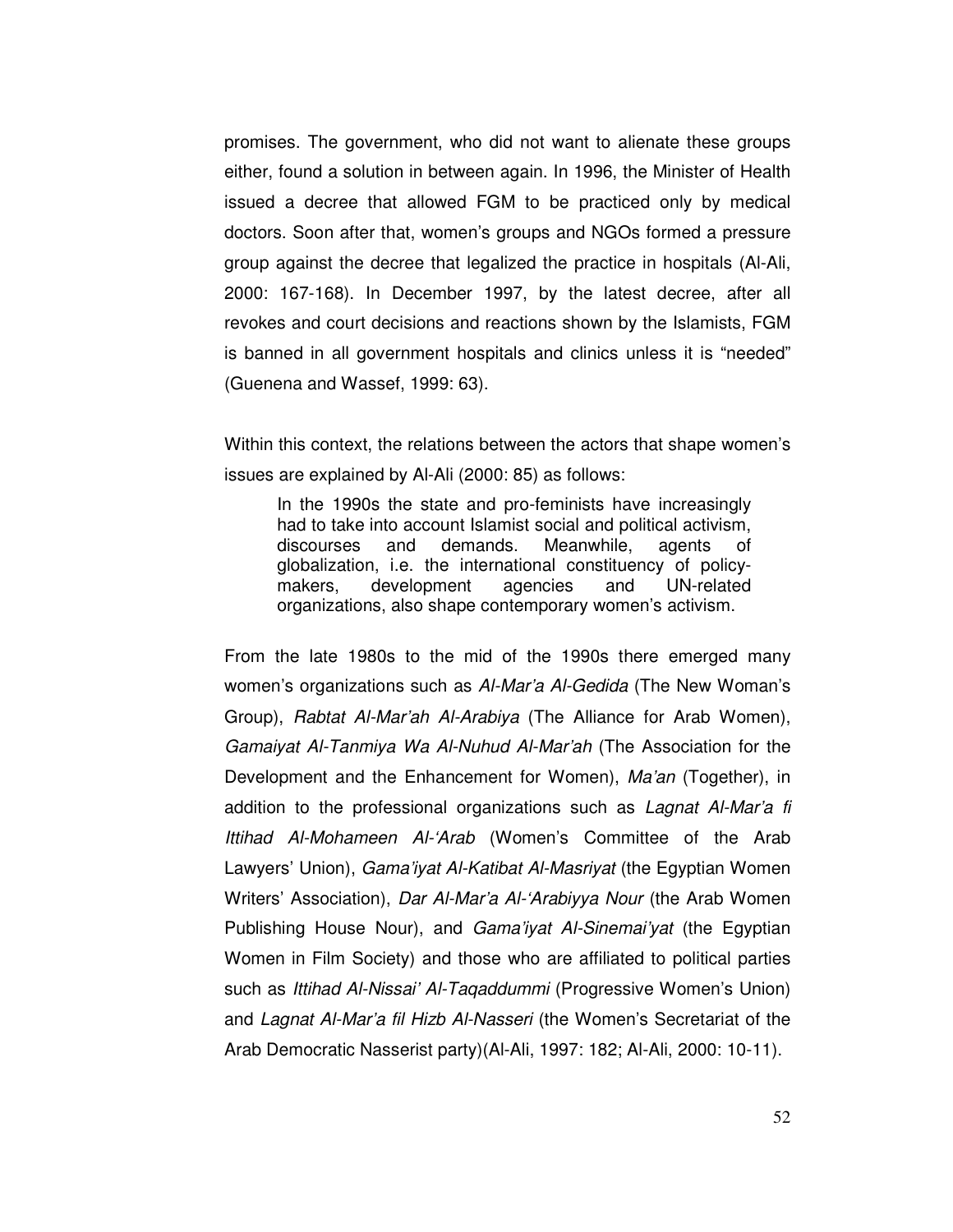promises. The government, who did not want to alienate these groups either, found a solution in between again. In 1996, the Minister of Health issued a decree that allowed FGM to be practiced only by medical doctors. Soon after that, women's groups and NGOs formed a pressure group against the decree that legalized the practice in hospitals (Al-Ali, 2000: 167-168). In December 1997, by the latest decree, after all revokes and court decisions and reactions shown by the Islamists, FGM is banned in all government hospitals and clinics unless it is "needed" (Guenena and Wassef, 1999: 63).

Within this context, the relations between the actors that shape women's issues are explained by Al-Ali (2000: 85) as follows:

> In the 1990s the state and pro-feminists have increasingly had to take into account Islamist social and political activism, discourses and demands. Meanwhile, agents of globalization, i.e. the international constituency of policy-makers, development agencies and UN-related organizations, also shape contemporary women's activism.

From the late 1980s to the mid of the 1990s there emerged many women's organizations such as *Al-Mar'a Al-Gedida* (The New Woman's Group), *Rabtat Al-Mar'ah Al-Arabiya* (The Alliance for Arab Women), *Gamaiyat Al-Tanmiya Wa Al-Nuhud Al-Mar'ah* (The Association for the Development and the Enhancement for Women), *Ma'an* (Together), in addition to the professional organizations such as *Lagnat Al-Mar'a fi Ittihad Al-Mohameen Al-'Arab* (Women's Committee of the Arab Lawyers' Union), *Gama'iyat Al-Katibat Al-Masriyat* (the Egyptian Women Writers' Association), *Dar Al-Mar'a Al-'Arabiyya Nour* (the Arab Women Publishing House Nour), and *Gama'iyat Al-Sinemai'yat* (the Egyptian Women in Film Society) and those who are affiliated to political parties such as *Ittihad Al-Nissai' Al-Taqaddummi* (Progressive Women's Union) and *Lagnat Al-Mar'a fil Hizb Al-Nasseri* (the Women's Secretariat of the Arab Democratic Nasserist party)(Al-Ali, 1997: 182; Al-Ali, 2000: 10-11).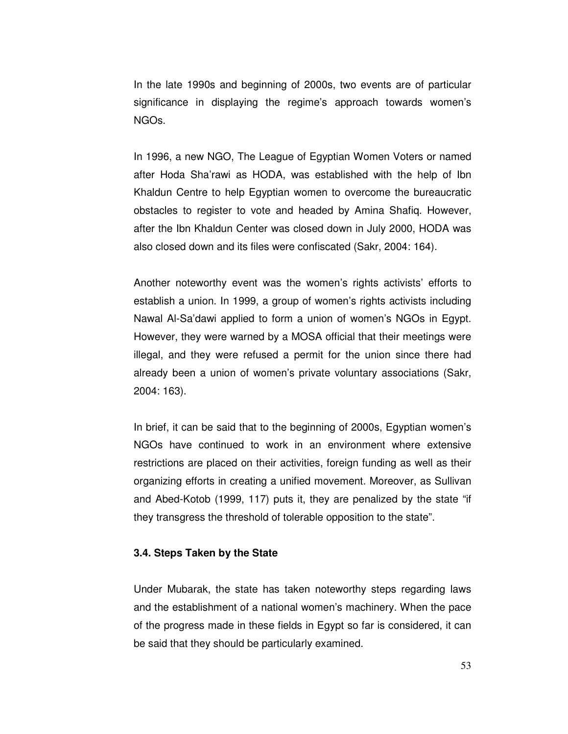In the late 1990s and beginning of 2000s, two events are of particular significance in displaying the regime's approach towards women's NGOs.

In 1996, a new NGO, The League of Egyptian Women Voters or named after Hoda Sha'rawi as HODA, was established with the help of Ibn Khaldun Centre to help Egyptian women to overcome the bureaucratic obstacles to register to vote and headed by Amina Shafiq. However, after the Ibn Khaldun Center was closed down in July 2000, HODA was also closed down and its files were confiscated (Sakr, 2004: 164).

Another noteworthy event was the women's rights activists' efforts to establish a union. In 1999, a group of women's rights activists including Nawal Al-Sa'dawi applied to form a union of women's NGOs in Egypt. However, they were warned by a MOSA official that their meetings were illegal, and they were refused a permit for the union since there had already been a union of women's private voluntary associations (Sakr, 2004: 163).

In brief, it can be said that to the beginning of 2000s, Egyptian women's NGOs have continued to work in an environment where extensive restrictions are placed on their activities, foreign funding as well as their organizing efforts in creating a unified movement. Moreover, as Sullivan and Abed-Kotob (1999, 117) puts it, they are penalized by the state "if they transgress the threshold of tolerable opposition to the state".

### 3.4. Steps Taken by the State

Under Mubarak, the state has taken noteworthy steps regarding laws and the establishment of a national women's machinery. When the pace of the progress made in these fields in Egypt so far is considered, it can be said that they should be particularly examined.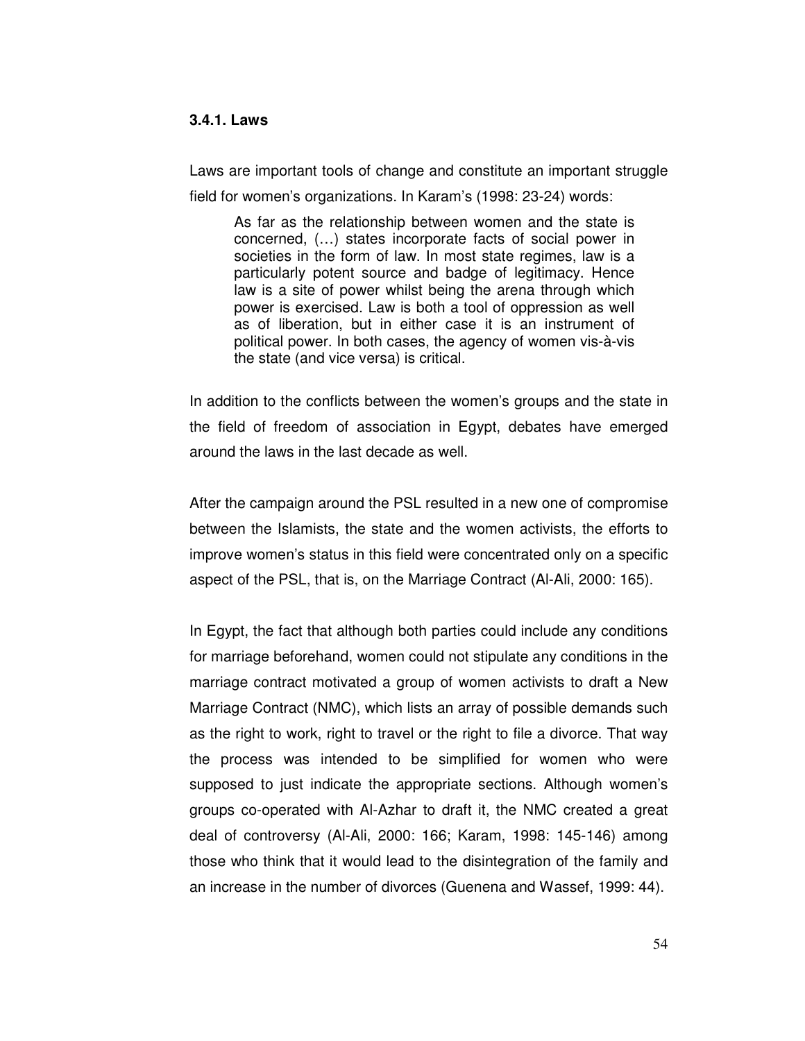### 3.4.1. Laws

Laws are important tools of change and constitute an important struggle field for women's organizations. In Karam's (1998: 23-24) words:

> As far as the relationship between women and the state is concerned, (…) states incorporate facts of social power in societies in the form of law. In most state regimes, law is a particularly potent source and badge of legitimacy. Hence law is a site of power whilst being the arena through which power is exercised. Law is both a tool of oppression as well as of liberation, but in either case it is an instrument of political power. In both cases, the agency of women vis-à-vis the state (and vice versa) is critical.

In addition to the conflicts between the women's groups and the state in the field of freedom of association in Egypt, debates have emerged around the laws in the last decade as well.

After the campaign around the PSL resulted in a new one of compromise between the Islamists, the state and the women activists, the efforts to improve women's status in this field were concentrated only on a specific aspect of the PSL, that is, on the Marriage Contract (Al-Ali, 2000: 165).

In Egypt, the fact that although both parties could include any conditions for marriage beforehand, women could not stipulate any conditions in the marriage contract motivated a group of women activists to draft a New Marriage Contract (NMC), which lists an array of possible demands such as the right to work, right to travel or the right to file a divorce. That way the process was intended to be simplified for women who were supposed to just indicate the appropriate sections. Although women's groups co-operated with Al-Azhar to draft it, the NMC created a great deal of controversy (Al-Ali, 2000: 166; Karam, 1998: 145-146) among those who think that it would lead to the disintegration of the family and an increase in the number of divorces (Guenena and Wassef, 1999: 44).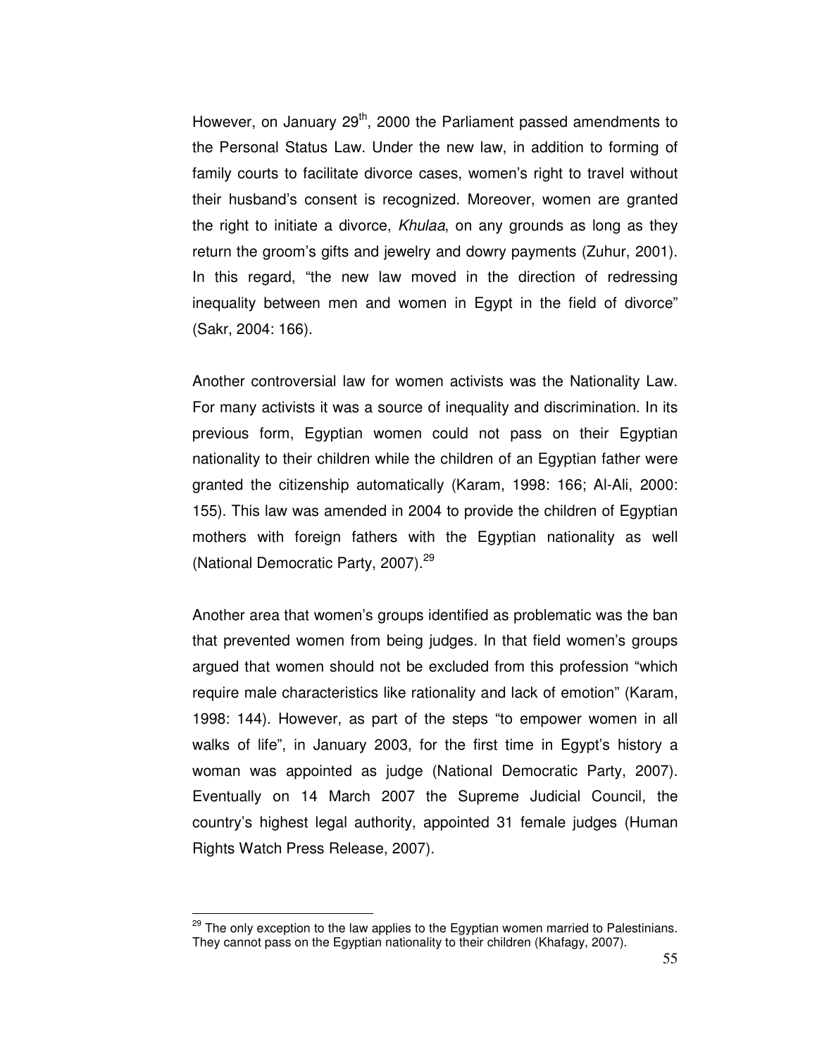However, on January 29th, 2000 the Parliament passed amendments to the Personal Status Law. Under the new law, in addition to forming of family courts to facilitate divorce cases, women's right to travel without their husband's consent is recognized. Moreover, women are granted the right to initiate a divorce, *Khulaa*, on any grounds as long as they return the groom's gifts and jewelry and dowry payments (Zuhur, 2001). In this regard, "the new law moved in the direction of redressing inequality between men and women in Egypt in the field of divorce" (Sakr, 2004: 166).

Another controversial law for women activists was the Nationality Law. For many activists it was a source of inequality and discrimination. In its previous form, Egyptian women could not pass on their Egyptian nationality to their children while the children of an Egyptian father were granted the citizenship automatically (Karam, 1998: 166; Al-Ali, 2000: 155). This law was amended in 2004 to provide the children of Egyptian mothers with foreign fathers with the Egyptian nationality as well (National Democratic Party, 2007).[29]

Another area that women's groups identified as problematic was the ban that prevented women from being judges. In that field women's groups argued that women should not be excluded from this profession "which require male characteristics like rationality and lack of emotion" (Karam, 1998: 144). However, as part of the steps "to empower women in all walks of life", in January 2003, for the first time in Egypt's history a woman was appointed as judge (National Democratic Party, 2007). Eventually on 14 March 2007 the Supreme Judicial Council, the country's highest legal authority, appointed 31 female judges (Human Rights Watch Press Release, 2007).

---

[29] The only exception to the law applies to the Egyptian women married to Palestinians. They cannot pass on the Egyptian nationality to their children (Khafagy, 2007).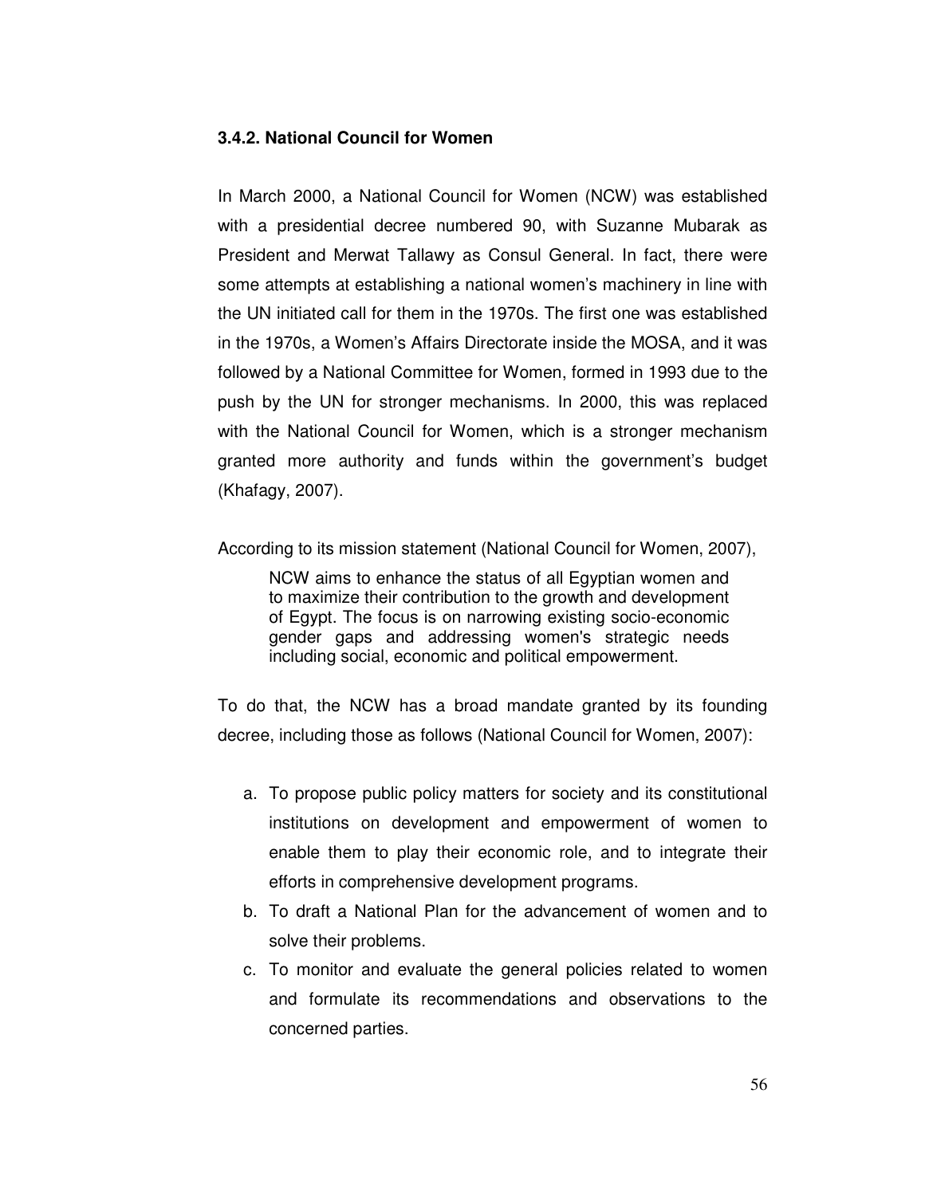### 3.4.2. National Council for Women

In March 2000, a National Council for Women (NCW) was established with a presidential decree numbered 90, with Suzanne Mubarak as President and Merwat Tallawy as Consul General. In fact, there were some attempts at establishing a national women's machinery in line with the UN initiated call for them in the 1970s. The first one was established in the 1970s, a Women's Affairs Directorate inside the MOSA, and it was followed by a National Committee for Women, formed in 1993 due to the push by the UN for stronger mechanisms. In 2000, this was replaced with the National Council for Women, which is a stronger mechanism granted more authority and funds within the government's budget (Khafagy, 2007).

According to its mission statement (National Council for Women, 2007),

> NCW aims to enhance the status of all Egyptian women and to maximize their contribution to the growth and development of Egypt. The focus is on narrowing existing socio-economic gender gaps and addressing women's strategic needs including social, economic and political empowerment.

To do that, the NCW has a broad mandate granted by its founding decree, including those as follows (National Council for Women, 2007):

a. To propose public policy matters for society and its constitutional institutions on development and empowerment of women to enable them to play their economic role, and to integrate their efforts in comprehensive development programs.
b. To draft a National Plan for the advancement of women and to solve their problems.
c. To monitor and evaluate the general policies related to women and formulate its recommendations and observations to the concerned parties.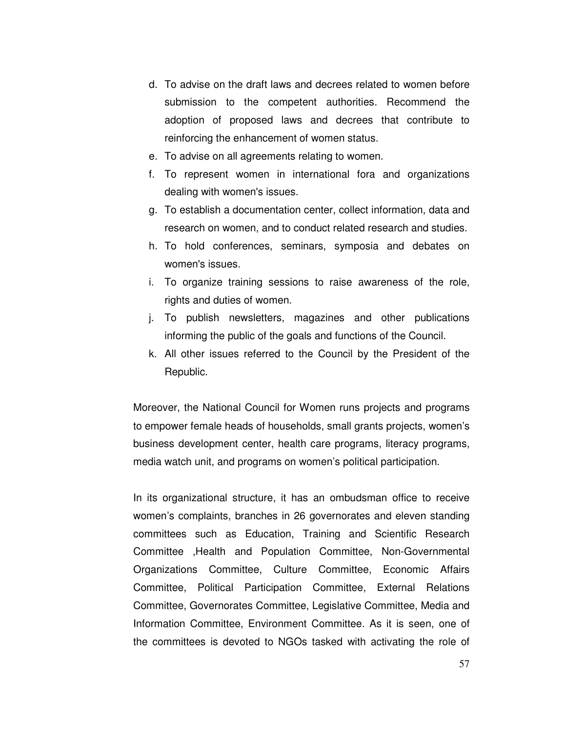d. To advise on the draft laws and decrees related to women before submission to the competent authorities. Recommend the adoption of proposed laws and decrees that contribute to reinforcing the enhancement of women status.
e. To advise on all agreements relating to women.
f. To represent women in international fora and organizations dealing with women's issues.
g. To establish a documentation center, collect information, data and research on women, and to conduct related research and studies.
h. To hold conferences, seminars, symposia and debates on women's issues.
i. To organize training sessions to raise awareness of the role, rights and duties of women.
j. To publish newsletters, magazines and other publications informing the public of the goals and functions of the Council.
k. All other issues referred to the Council by the President of the Republic.

Moreover, the National Council for Women runs projects and programs to empower female heads of households, small grants projects, women's business development center, health care programs, literacy programs, media watch unit, and programs on women's political participation.

In its organizational structure, it has an ombudsman office to receive women's complaints, branches in 26 governorates and eleven standing committees such as Education, Training and Scientific Research Committee ,Health and Population Committee, Non-Governmental Organizations Committee, Culture Committee, Economic Affairs Committee, Political Participation Committee, External Relations Committee, Governorates Committee, Legislative Committee, Media and Information Committee, Environment Committee. As it is seen, one of the committees is devoted to NGOs tasked with activating the role of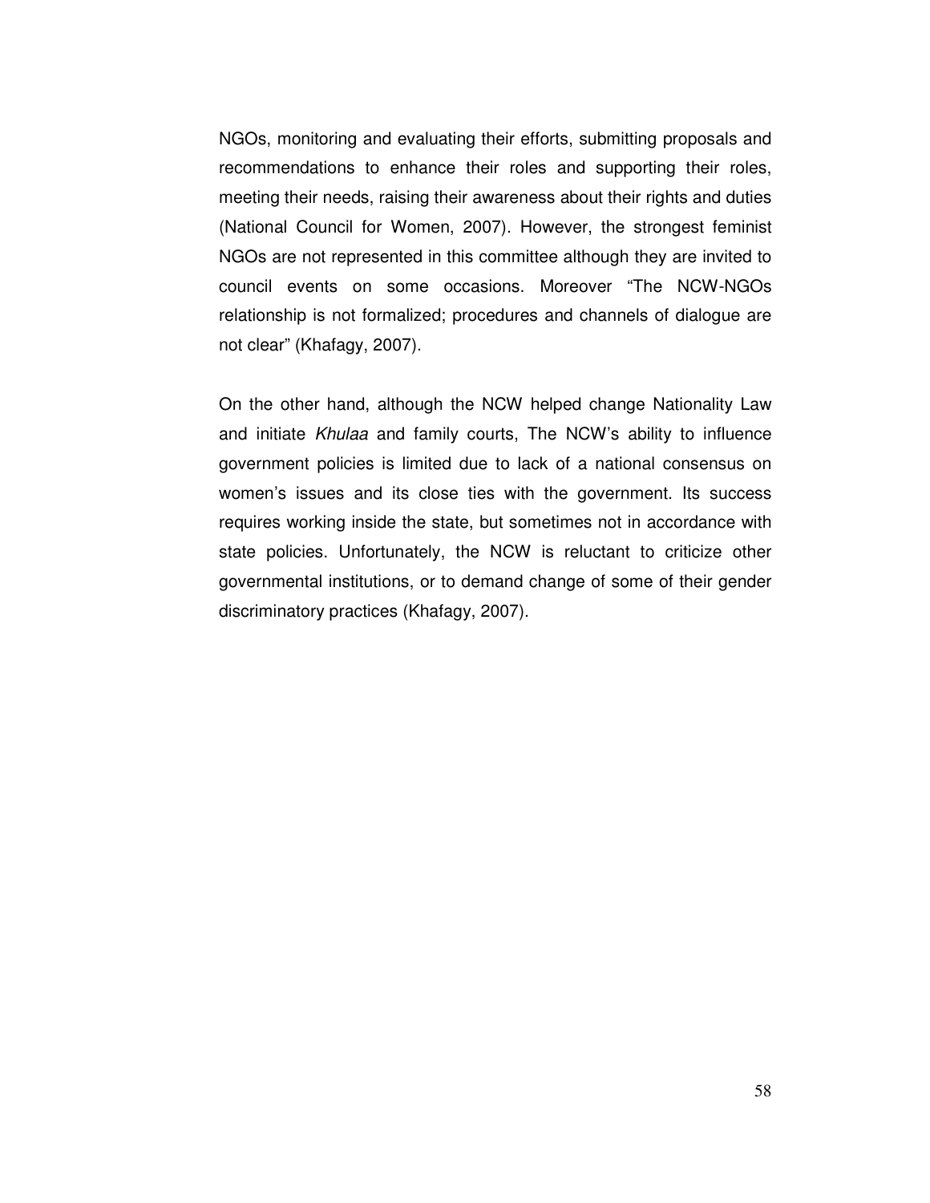NGOs, monitoring and evaluating their efforts, submitting proposals and recommendations to enhance their roles and supporting their roles, meeting their needs, raising their awareness about their rights and duties (National Council for Women, 2007). However, the strongest feminist NGOs are not represented in this committee although they are invited to council events on some occasions. Moreover “The NCW-NGOs relationship is not formalized; procedures and channels of dialogue are not clear” (Khafagy, 2007).

On the other hand, although the NCW helped change Nationality Law and initiate *Khulaa* and family courts, The NCW’s ability to influence government policies is limited due to lack of a national consensus on women’s issues and its close ties with the government. Its success requires working inside the state, but sometimes not in accordance with state policies. Unfortunately, the NCW is reluctant to criticize other governmental institutions, or to demand change of some of their gender discriminatory practices (Khafagy, 2007).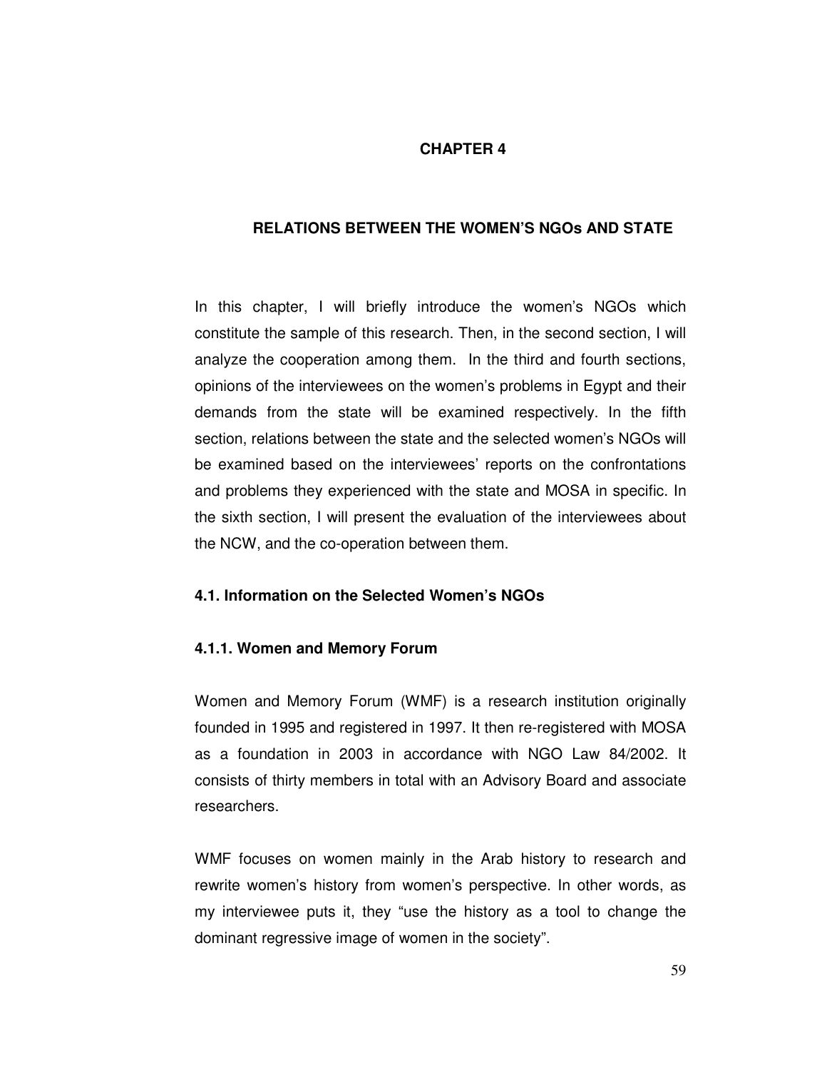# CHAPTER 4

## RELATIONS BETWEEN THE WOMEN'S NGOs AND STATE

In this chapter, I will briefly introduce the women's NGOs which constitute the sample of this research. Then, in the second section, I will analyze the cooperation among them. In the third and fourth sections, opinions of the interviewees on the women's problems in Egypt and their demands from the state will be examined respectively. In the fifth section, relations between the state and the selected women's NGOs will be examined based on the interviewees' reports on the confrontations and problems they experienced with the state and MOSA in specific. In the sixth section, I will present the evaluation of the interviewees about the NCW, and the co-operation between them.

### 4.1. Information on the Selected Women's NGOs

#### 4.1.1. Women and Memory Forum

Women and Memory Forum (WMF) is a research institution originally founded in 1995 and registered in 1997. It then re-registered with MOSA as a foundation in 2003 in accordance with NGO Law 84/2002. It consists of thirty members in total with an Advisory Board and associate researchers.

WMF focuses on women mainly in the Arab history to research and rewrite women's history from women's perspective. In other words, as my interviewee puts it, they "use the history as a tool to change the dominant regressive image of women in the society".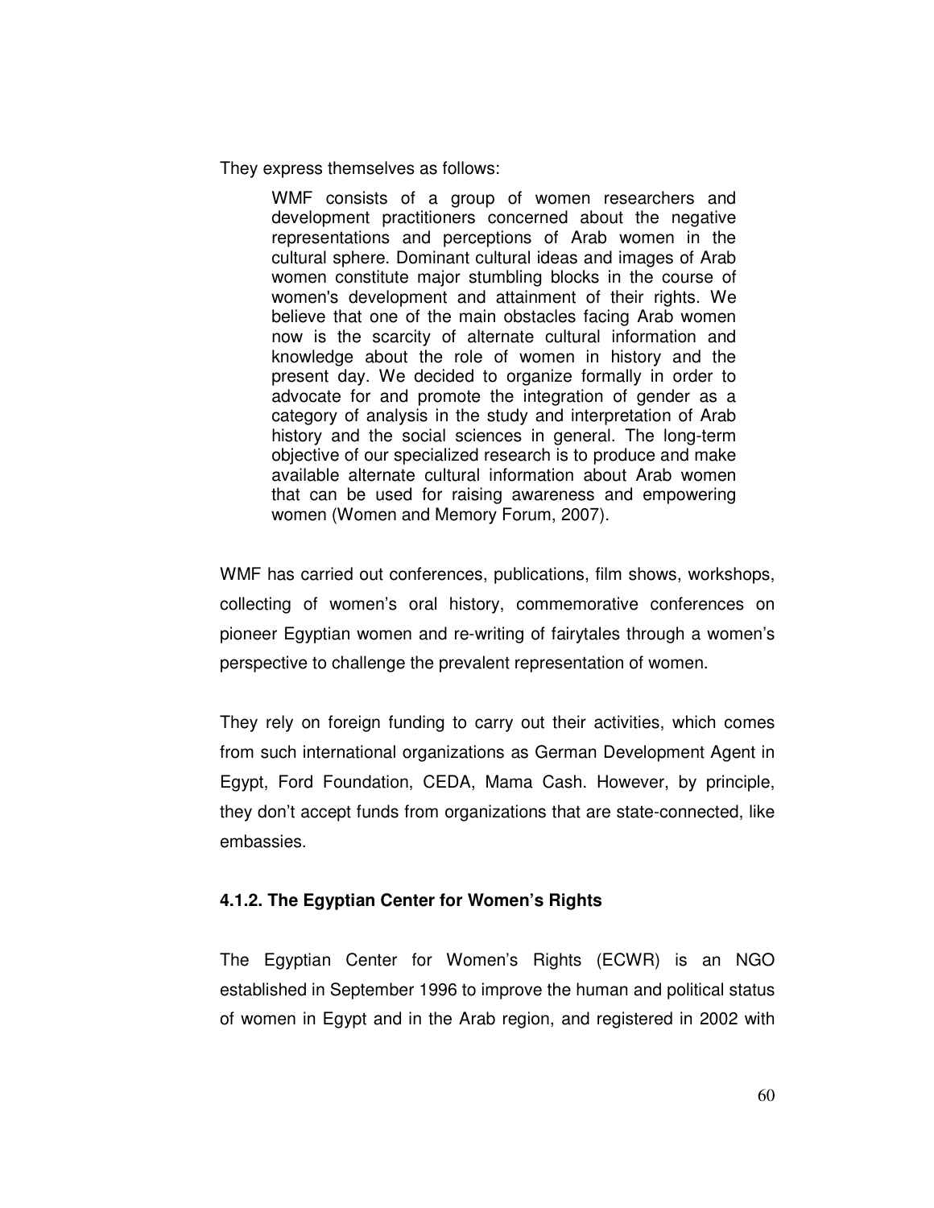They express themselves as follows:

> WMF consists of a group of women researchers and development practitioners concerned about the negative representations and perceptions of Arab women in the cultural sphere. Dominant cultural ideas and images of Arab women constitute major stumbling blocks in the course of women's development and attainment of their rights. We believe that one of the main obstacles facing Arab women now is the scarcity of alternate cultural information and knowledge about the role of women in history and the present day. We decided to organize formally in order to advocate for and promote the integration of gender as a category of analysis in the study and interpretation of Arab history and the social sciences in general. The long-term objective of our specialized research is to produce and make available alternate cultural information about Arab women that can be used for raising awareness and empowering women (Women and Memory Forum, 2007).

WMF has carried out conferences, publications, film shows, workshops, collecting of women's oral history, commemorative conferences on pioneer Egyptian women and re-writing of fairytales through a women's perspective to challenge the prevalent representation of women.

They rely on foreign funding to carry out their activities, which comes from such international organizations as German Development Agent in Egypt, Ford Foundation, CEDA, Mama Cash. However, by principle, they don't accept funds from organizations that are state-connected, like embassies.

#### 4.1.2. The Egyptian Center for Women's Rights

The Egyptian Center for Women's Rights (ECWR) is an NGO established in September 1996 to improve the human and political status of women in Egypt and in the Arab region, and registered in 2002 with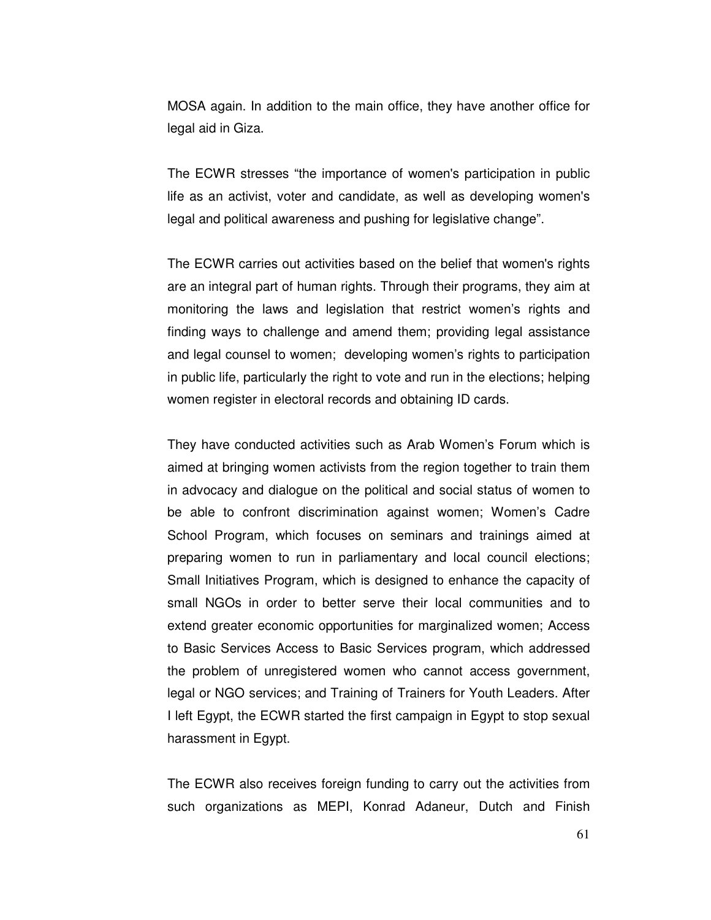MOSA again. In addition to the main office, they have another office for legal aid in Giza.

The ECWR stresses "the importance of women's participation in public life as an activist, voter and candidate, as well as developing women's legal and political awareness and pushing for legislative change".

The ECWR carries out activities based on the belief that women's rights are an integral part of human rights. Through their programs, they aim at monitoring the laws and legislation that restrict women's rights and finding ways to challenge and amend them; providing legal assistance and legal counsel to women; developing women's rights to participation in public life, particularly the right to vote and run in the elections; helping women register in electoral records and obtaining ID cards.

They have conducted activities such as Arab Women's Forum which is aimed at bringing women activists from the region together to train them in advocacy and dialogue on the political and social status of women to be able to confront discrimination against women; Women's Cadre School Program, which focuses on seminars and trainings aimed at preparing women to run in parliamentary and local council elections; Small Initiatives Program, which is designed to enhance the capacity of small NGOs in order to better serve their local communities and to extend greater economic opportunities for marginalized women; Access to Basic Services Access to Basic Services program, which addressed the problem of unregistered women who cannot access government, legal or NGO services; and Training of Trainers for Youth Leaders. After I left Egypt, the ECWR started the first campaign in Egypt to stop sexual harassment in Egypt.

The ECWR also receives foreign funding to carry out the activities from such organizations as MEPI, Konrad Adaneur, Dutch and Finish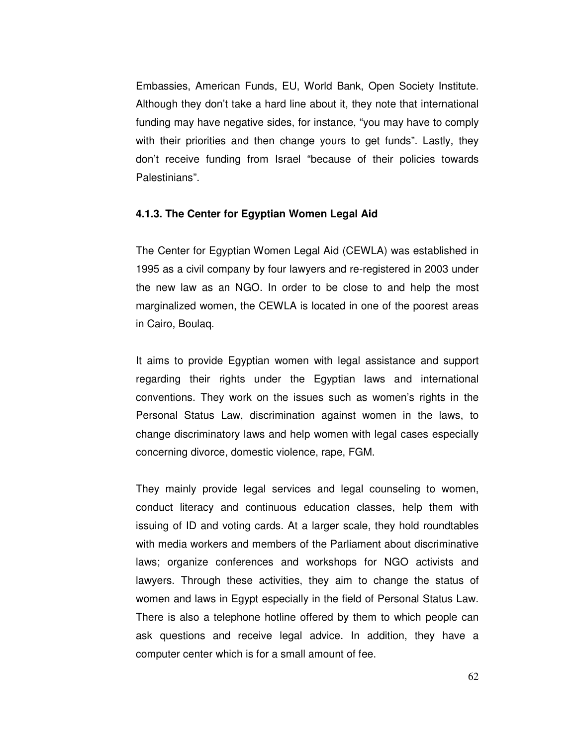Embassies, American Funds, EU, World Bank, Open Society Institute. Although they don't take a hard line about it, they note that international funding may have negative sides, for instance, "you may have to comply with their priorities and then change yours to get funds". Lastly, they don't receive funding from Israel "because of their policies towards Palestinians".

### 4.1.3. The Center for Egyptian Women Legal Aid

The Center for Egyptian Women Legal Aid (CEWLA) was established in 1995 as a civil company by four lawyers and re-registered in 2003 under the new law as an NGO. In order to be close to and help the most marginalized women, the CEWLA is located in one of the poorest areas in Cairo, Boulaq.

It aims to provide Egyptian women with legal assistance and support regarding their rights under the Egyptian laws and international conventions. They work on the issues such as women's rights in the Personal Status Law, discrimination against women in the laws, to change discriminatory laws and help women with legal cases especially concerning divorce, domestic violence, rape, FGM.

They mainly provide legal services and legal counseling to women, conduct literacy and continuous education classes, help them with issuing of ID and voting cards. At a larger scale, they hold roundtables with media workers and members of the Parliament about discriminative laws; organize conferences and workshops for NGO activists and lawyers. Through these activities, they aim to change the status of women and laws in Egypt especially in the field of Personal Status Law. There is also a telephone hotline offered by them to which people can ask questions and receive legal advice. In addition, they have a computer center which is for a small amount of fee.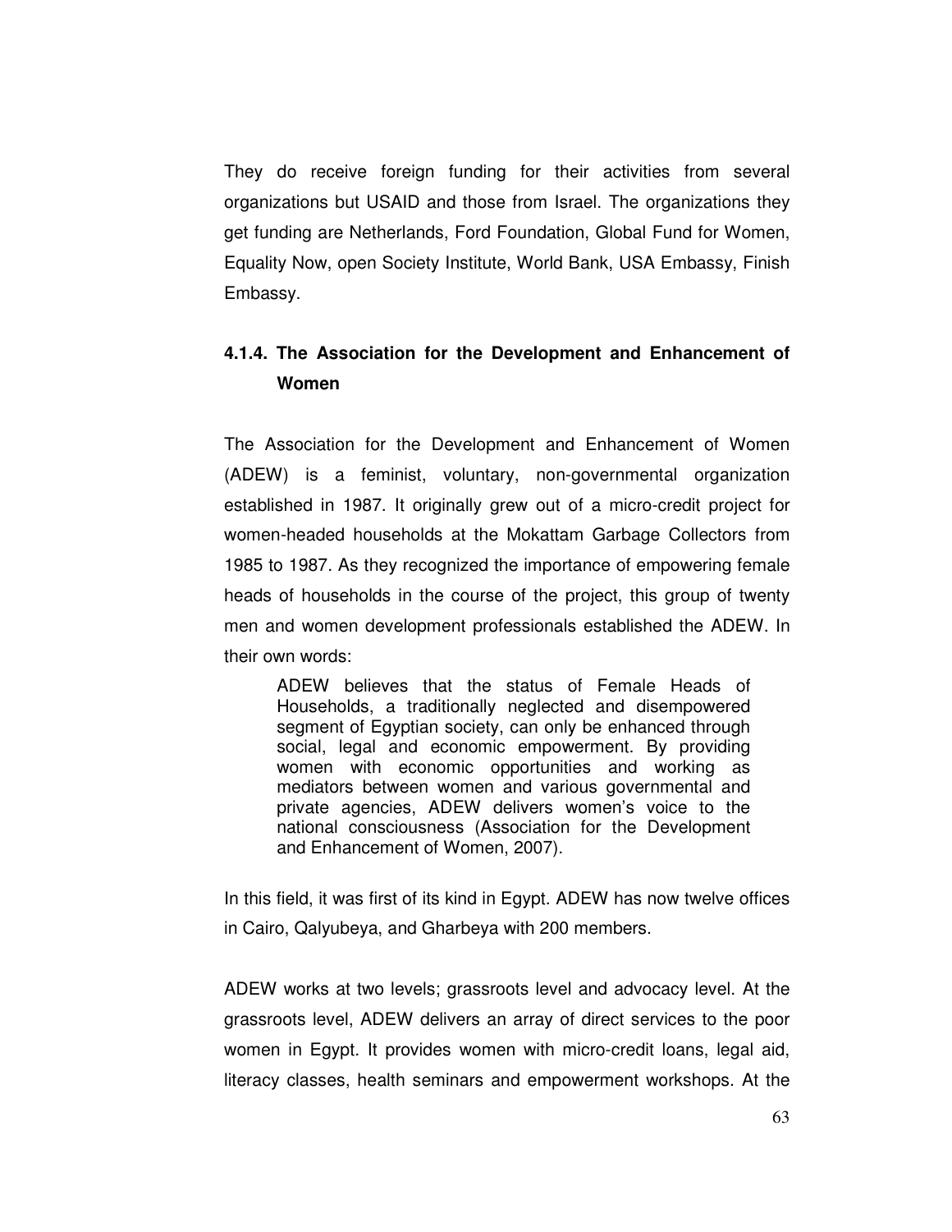They do receive foreign funding for their activities from several organizations but USAID and those from Israel. The organizations they get funding are Netherlands, Ford Foundation, Global Fund for Women, Equality Now, open Society Institute, World Bank, USA Embassy, Finish Embassy.

#### 4.1.4. The Association for the Development and Enhancement of Women

The Association for the Development and Enhancement of Women (ADEW) is a feminist, voluntary, non-governmental organization established in 1987. It originally grew out of a micro-credit project for women-headed households at the Mokattam Garbage Collectors from 1985 to 1987. As they recognized the importance of empowering female heads of households in the course of the project, this group of twenty men and women development professionals established the ADEW. In their own words:

> ADEW believes that the status of Female Heads of Households, a traditionally neglected and disempowered segment of Egyptian society, can only be enhanced through social, legal and economic empowerment. By providing women with economic opportunities and working as mediators between women and various governmental and private agencies, ADEW delivers women's voice to the national consciousness (Association for the Development and Enhancement of Women, 2007).

In this field, it was first of its kind in Egypt. ADEW has now twelve offices in Cairo, Qalyubeya, and Gharbeya with 200 members.

ADEW works at two levels; grassroots level and advocacy level. At the grassroots level, ADEW delivers an array of direct services to the poor women in Egypt. It provides women with micro-credit loans, legal aid, literacy classes, health seminars and empowerment workshops. At the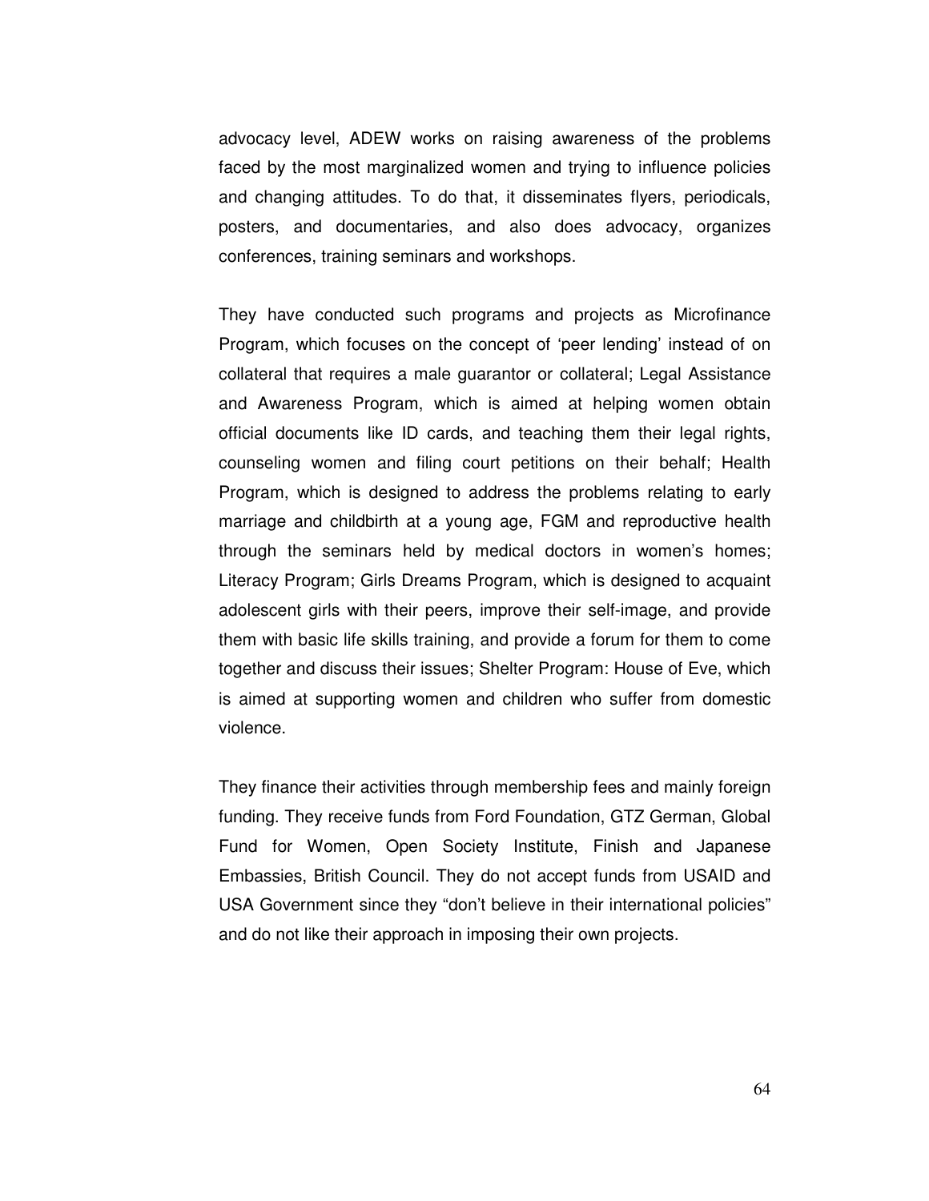advocacy level, ADEW works on raising awareness of the problems faced by the most marginalized women and trying to influence policies and changing attitudes. To do that, it disseminates flyers, periodicals, posters, and documentaries, and also does advocacy, organizes conferences, training seminars and workshops.

They have conducted such programs and projects as Microfinance Program, which focuses on the concept of 'peer lending' instead of on collateral that requires a male guarantor or collateral; Legal Assistance and Awareness Program, which is aimed at helping women obtain official documents like ID cards, and teaching them their legal rights, counseling women and filing court petitions on their behalf; Health Program, which is designed to address the problems relating to early marriage and childbirth at a young age, FGM and reproductive health through the seminars held by medical doctors in women's homes; Literacy Program; Girls Dreams Program, which is designed to acquaint adolescent girls with their peers, improve their self-image, and provide them with basic life skills training, and provide a forum for them to come together and discuss their issues; Shelter Program: House of Eve, which is aimed at supporting women and children who suffer from domestic violence.

They finance their activities through membership fees and mainly foreign funding. They receive funds from Ford Foundation, GTZ German, Global Fund for Women, Open Society Institute, Finish and Japanese Embassies, British Council. They do not accept funds from USAID and USA Government since they "don't believe in their international policies" and do not like their approach in imposing their own projects.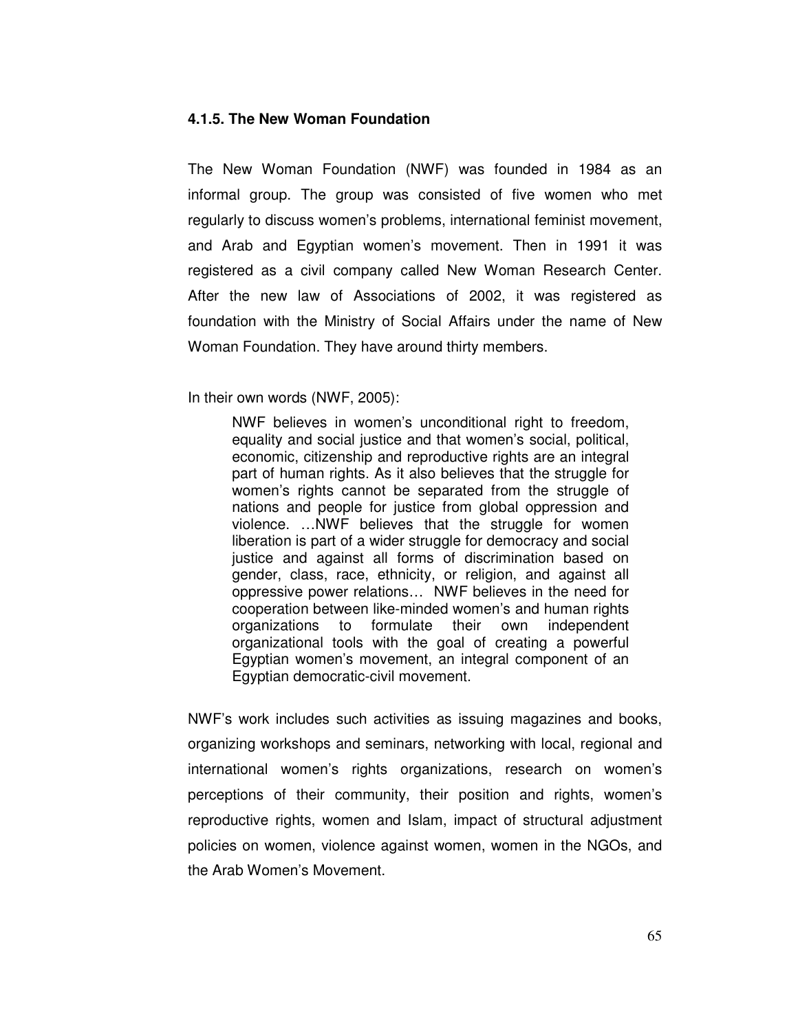#### 4.1.5. The New Woman Foundation

The New Woman Foundation (NWF) was founded in 1984 as an informal group. The group was consisted of five women who met regularly to discuss women's problems, international feminist movement, and Arab and Egyptian women's movement. Then in 1991 it was registered as a civil company called New Woman Research Center. After the new law of Associations of 2002, it was registered as foundation with the Ministry of Social Affairs under the name of New Woman Foundation. They have around thirty members.

In their own words (NWF, 2005):

> NWF believes in women's unconditional right to freedom, equality and social justice and that women's social, political, economic, citizenship and reproductive rights are an integral part of human rights. As it also believes that the struggle for women's rights cannot be separated from the struggle of nations and people for justice from global oppression and violence. …NWF believes that the struggle for women liberation is part of a wider struggle for democracy and social justice and against all forms of discrimination based on gender, class, race, ethnicity, or religion, and against all oppressive power relations… NWF believes in the need for cooperation between like-minded women's and human rights organizations to formulate their own independent organizational tools with the goal of creating a powerful Egyptian women's movement, an integral component of an Egyptian democratic-civil movement.

NWF's work includes such activities as issuing magazines and books, organizing workshops and seminars, networking with local, regional and international women's rights organizations, research on women's perceptions of their community, their position and rights, women's reproductive rights, women and Islam, impact of structural adjustment policies on women, violence against women, women in the NGOs, and the Arab Women's Movement.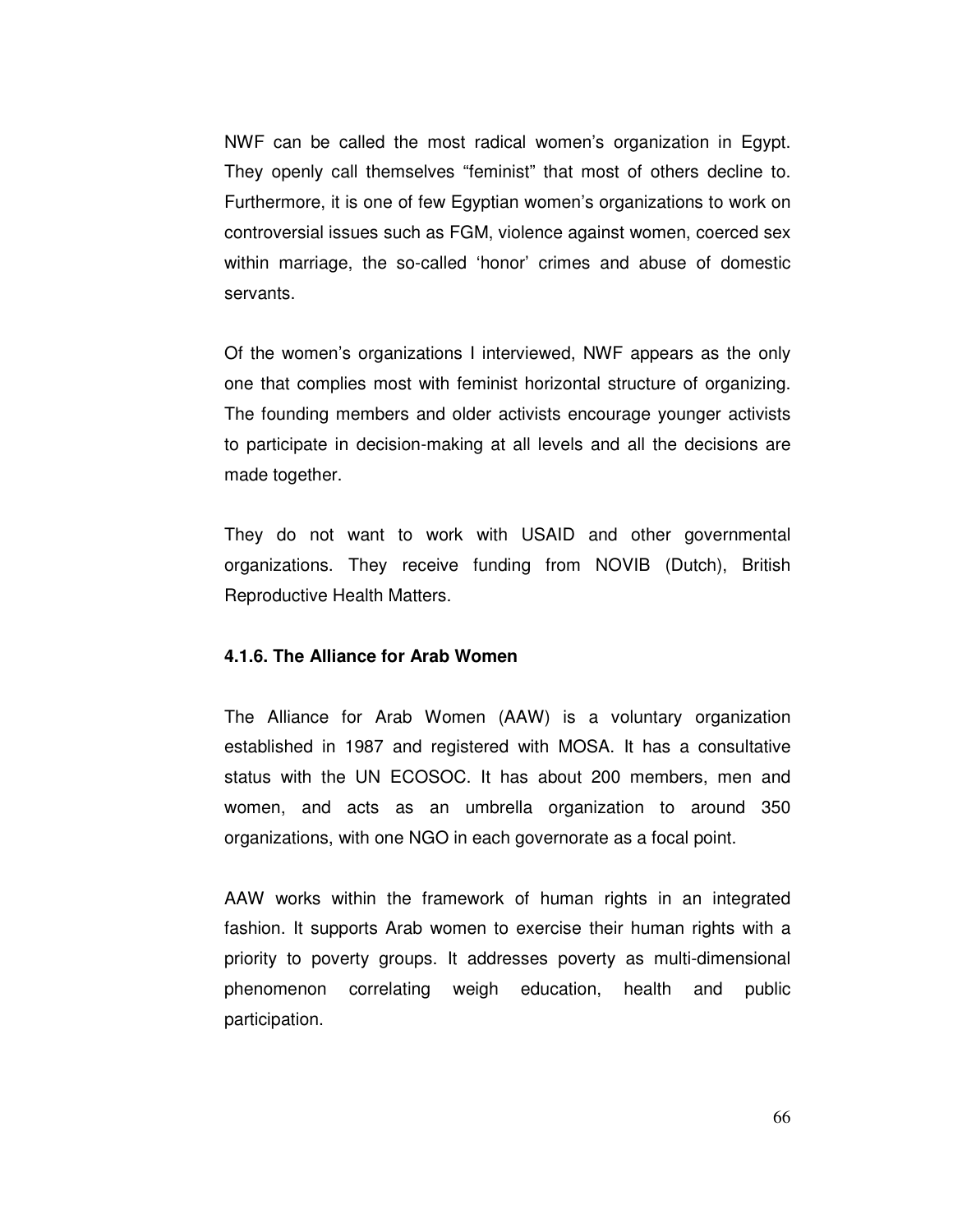NWF can be called the most radical women's organization in Egypt. They openly call themselves "feminist" that most of others decline to. Furthermore, it is one of few Egyptian women's organizations to work on controversial issues such as FGM, violence against women, coerced sex within marriage, the so-called 'honor' crimes and abuse of domestic servants.

Of the women's organizations I interviewed, NWF appears as the only one that complies most with feminist horizontal structure of organizing. The founding members and older activists encourage younger activists to participate in decision-making at all levels and all the decisions are made together.

They do not want to work with USAID and other governmental organizations. They receive funding from NOVIB (Dutch), British Reproductive Health Matters.

#### 4.1.6. The Alliance for Arab Women

The Alliance for Arab Women (AAW) is a voluntary organization established in 1987 and registered with MOSA. It has a consultative status with the UN ECOSOC. It has about 200 members, men and women, and acts as an umbrella organization to around 350 organizations, with one NGO in each governorate as a focal point.

AAW works within the framework of human rights in an integrated fashion. It supports Arab women to exercise their human rights with a priority to poverty groups. It addresses poverty as multi-dimensional phenomenon correlating weigh education, health and public participation.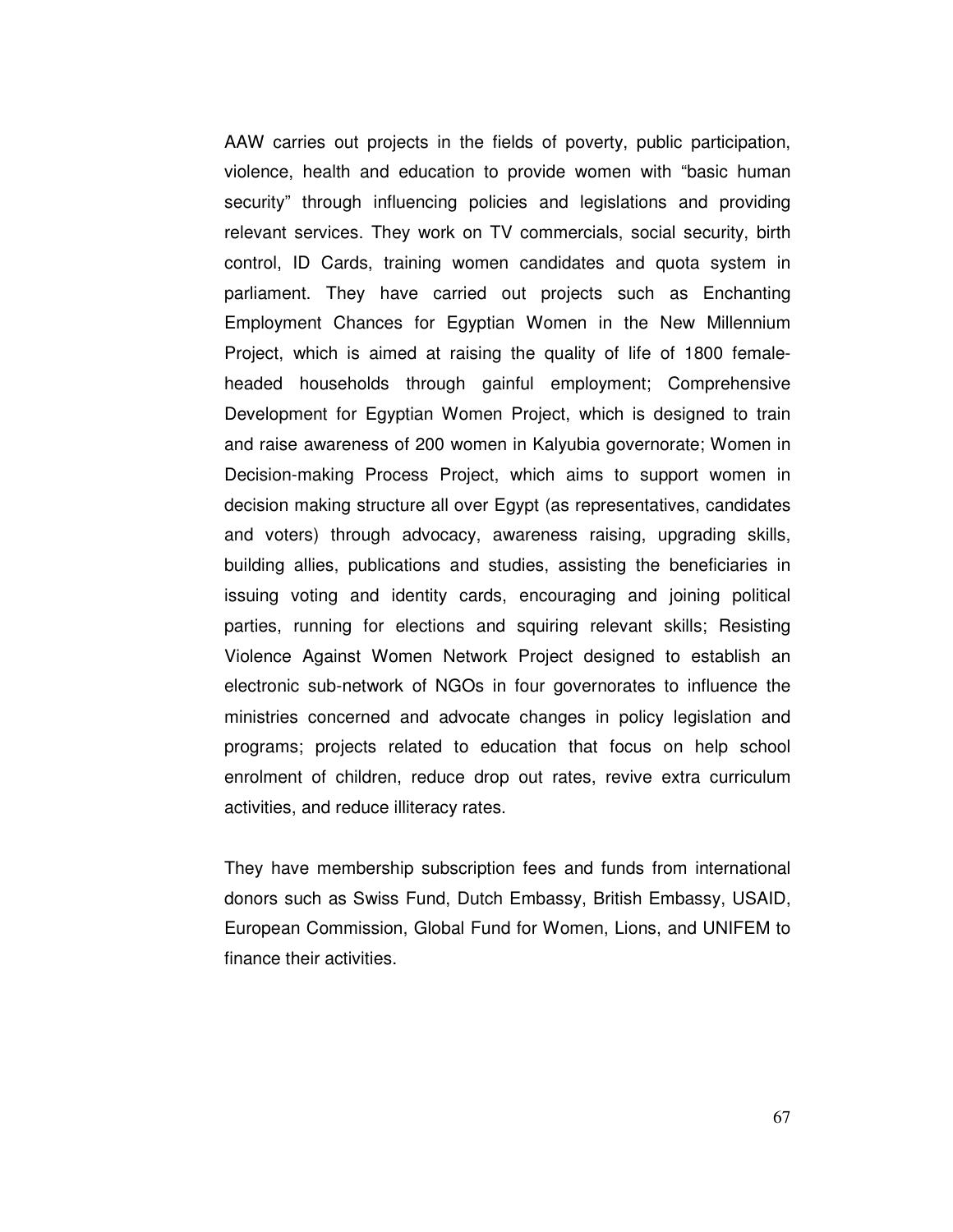AAW carries out projects in the fields of poverty, public participation, violence, health and education to provide women with "basic human security" through influencing policies and legislations and providing relevant services. They work on TV commercials, social security, birth control, ID Cards, training women candidates and quota system in parliament. They have carried out projects such as Enchanting Employment Chances for Egyptian Women in the New Millennium Project, which is aimed at raising the quality of life of 1800 female-headed households through gainful employment; Comprehensive Development for Egyptian Women Project, which is designed to train and raise awareness of 200 women in Kalyubia governorate; Women in Decision-making Process Project, which aims to support women in decision making structure all over Egypt (as representatives, candidates and voters) through advocacy, awareness raising, upgrading skills, building allies, publications and studies, assisting the beneficiaries in issuing voting and identity cards, encouraging and joining political parties, running for elections and squiring relevant skills; Resisting Violence Against Women Network Project designed to establish an electronic sub-network of NGOs in four governorates to influence the ministries concerned and advocate changes in policy legislation and programs; projects related to education that focus on help school enrolment of children, reduce drop out rates, revive extra curriculum activities, and reduce illiteracy rates.

They have membership subscription fees and funds from international donors such as Swiss Fund, Dutch Embassy, British Embassy, USAID, European Commission, Global Fund for Women, Lions, and UNIFEM to finance their activities.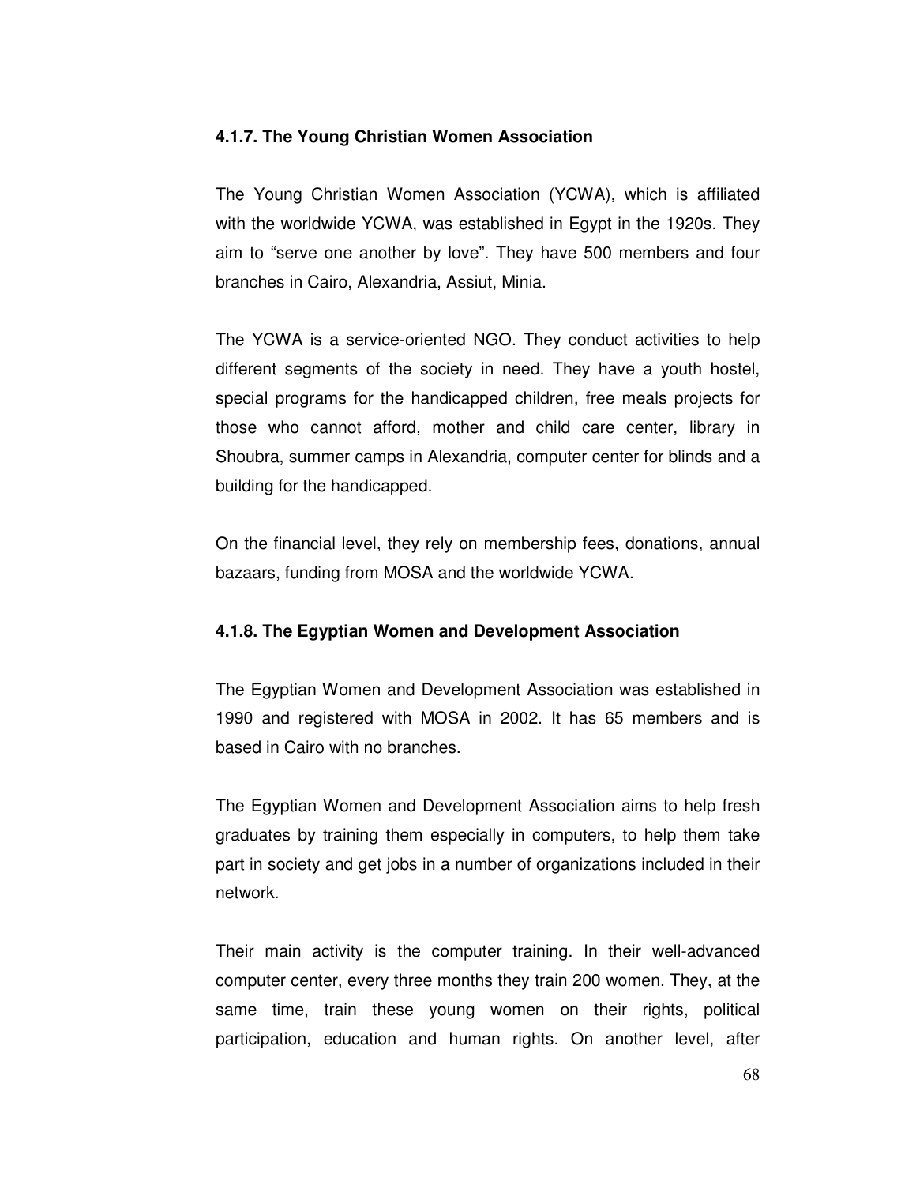#### 4.1.7. The Young Christian Women Association

The Young Christian Women Association (YCWA), which is affiliated with the worldwide YCWA, was established in Egypt in the 1920s. They aim to "serve one another by love". They have 500 members and four branches in Cairo, Alexandria, Assiut, Minia.

The YCWA is a service-oriented NGO. They conduct activities to help different segments of the society in need. They have a youth hostel, special programs for the handicapped children, free meals projects for those who cannot afford, mother and child care center, library in Shoubra, summer camps in Alexandria, computer center for blinds and a building for the handicapped.

On the financial level, they rely on membership fees, donations, annual bazaars, funding from MOSA and the worldwide YCWA.

#### 4.1.8. The Egyptian Women and Development Association

The Egyptian Women and Development Association was established in 1990 and registered with MOSA in 2002. It has 65 members and is based in Cairo with no branches.

The Egyptian Women and Development Association aims to help fresh graduates by training them especially in computers, to help them take part in society and get jobs in a number of organizations included in their network.

Their main activity is the computer training. In their well-advanced computer center, every three months they train 200 women. They, at the same time, train these young women on their rights, political participation, education and human rights. On another level, after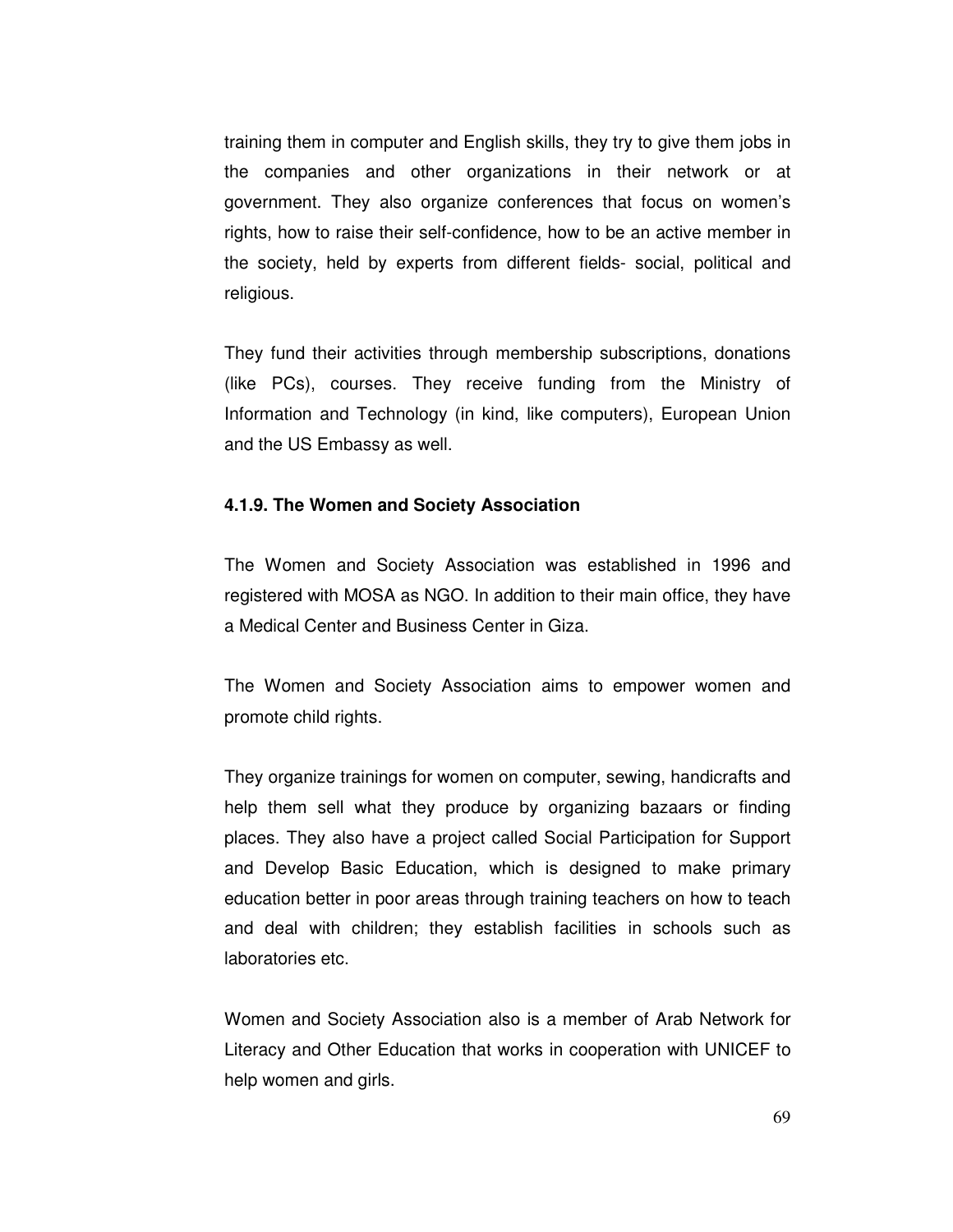training them in computer and English skills, they try to give them jobs in the companies and other organizations in their network or at government. They also organize conferences that focus on women's rights, how to raise their self-confidence, how to be an active member in the society, held by experts from different fields- social, political and religious.

They fund their activities through membership subscriptions, donations (like PCs), courses. They receive funding from the Ministry of Information and Technology (in kind, like computers), European Union and the US Embassy as well.

#### 4.1.9. The Women and Society Association

The Women and Society Association was established in 1996 and registered with MOSA as NGO. In addition to their main office, they have a Medical Center and Business Center in Giza.

The Women and Society Association aims to empower women and promote child rights.

They organize trainings for women on computer, sewing, handicrafts and help them sell what they produce by organizing bazaars or finding places. They also have a project called Social Participation for Support and Develop Basic Education, which is designed to make primary education better in poor areas through training teachers on how to teach and deal with children; they establish facilities in schools such as laboratories etc.

Women and Society Association also is a member of Arab Network for Literacy and Other Education that works in cooperation with UNICEF to help women and girls.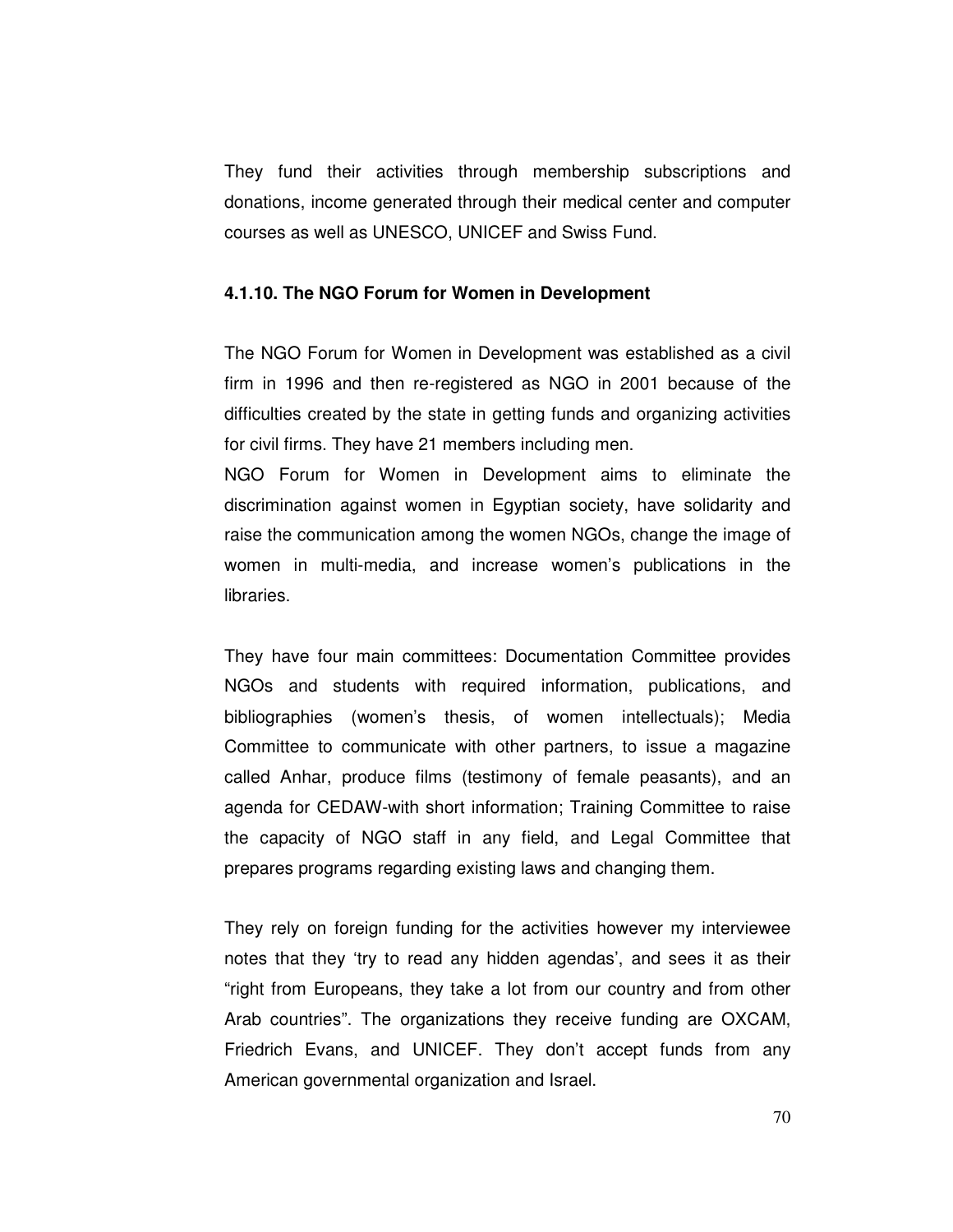They fund their activities through membership subscriptions and donations, income generated through their medical center and computer courses as well as UNESCO, UNICEF and Swiss Fund.

### 4.1.10. The NGO Forum for Women in Development

The NGO Forum for Women in Development was established as a civil firm in 1996 and then re-registered as NGO in 2001 because of the difficulties created by the state in getting funds and organizing activities for civil firms. They have 21 members including men.

NGO Forum for Women in Development aims to eliminate the discrimination against women in Egyptian society, have solidarity and raise the communication among the women NGOs, change the image of women in multi-media, and increase women's publications in the libraries.

They have four main committees: Documentation Committee provides NGOs and students with required information, publications, and bibliographies (women's thesis, of women intellectuals); Media Committee to communicate with other partners, to issue a magazine called Anhar, produce films (testimony of female peasants), and an agenda for CEDAW-with short information; Training Committee to raise the capacity of NGO staff in any field, and Legal Committee that prepares programs regarding existing laws and changing them.

They rely on foreign funding for the activities however my interviewee notes that they 'try to read any hidden agendas', and sees it as their "right from Europeans, they take a lot from our country and from other Arab countries". The organizations they receive funding are OXCAM, Friedrich Evans, and UNICEF. They don't accept funds from any American governmental organization and Israel.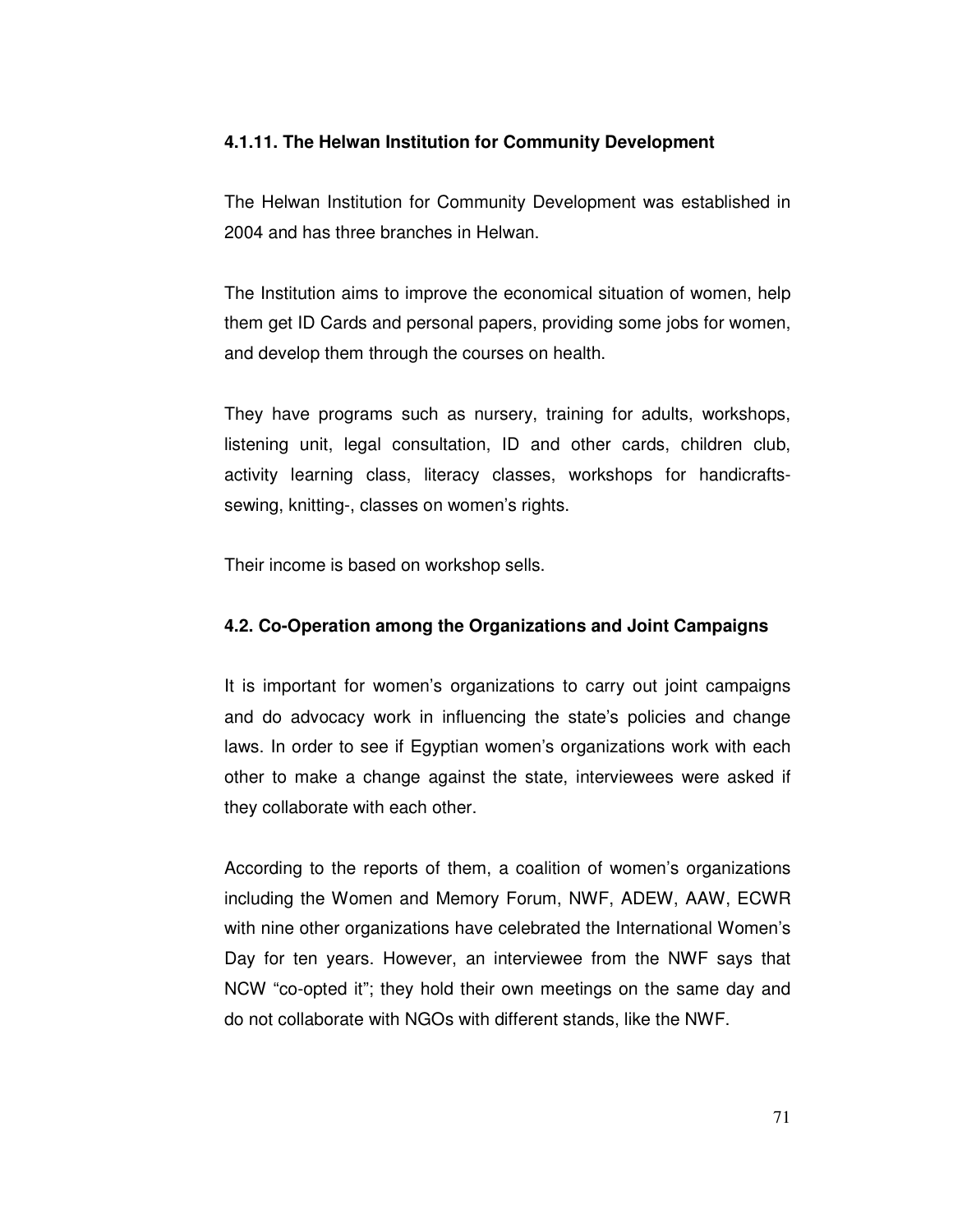#### 4.1.11. The Helwan Institution for Community Development

The Helwan Institution for Community Development was established in 2004 and has three branches in Helwan.

The Institution aims to improve the economical situation of women, help them get ID Cards and personal papers, providing some jobs for women, and develop them through the courses on health.

They have programs such as nursery, training for adults, workshops, listening unit, legal consultation, ID and other cards, children club, activity learning class, literacy classes, workshops for handicrafts-sewing, knitting-, classes on women's rights.

Their income is based on workshop sells.

### 4.2. Co-Operation among the Organizations and Joint Campaigns

It is important for women's organizations to carry out joint campaigns and do advocacy work in influencing the state's policies and change laws. In order to see if Egyptian women's organizations work with each other to make a change against the state, interviewees were asked if they collaborate with each other.

According to the reports of them, a coalition of women's organizations including the Women and Memory Forum, NWF, ADEW, AAW, ECWR with nine other organizations have celebrated the International Women's Day for ten years. However, an interviewee from the NWF says that NCW "co-opted it"; they hold their own meetings on the same day and do not collaborate with NGOs with different stands, like the NWF.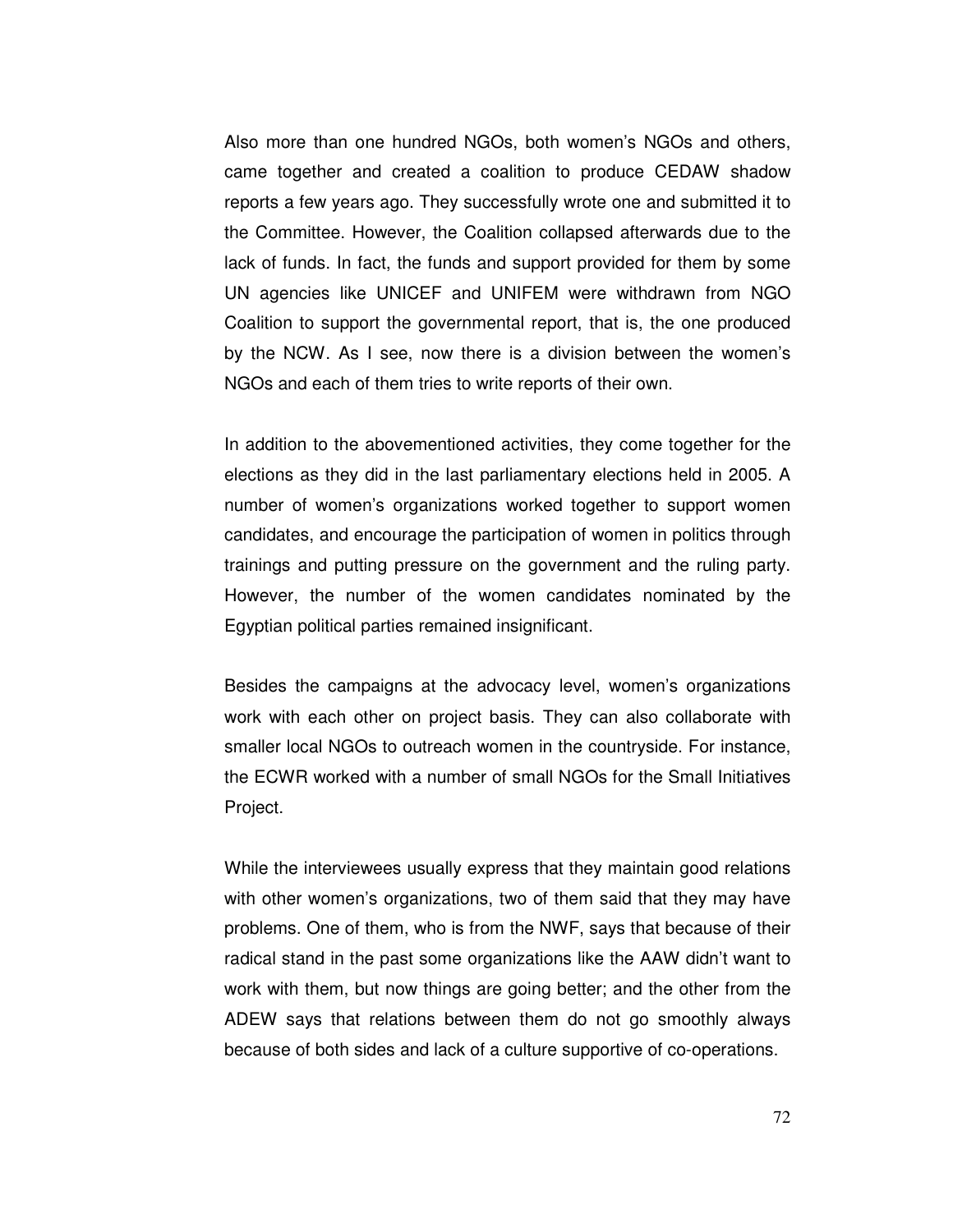Also more than one hundred NGOs, both women's NGOs and others, came together and created a coalition to produce CEDAW shadow reports a few years ago. They successfully wrote one and submitted it to the Committee. However, the Coalition collapsed afterwards due to the lack of funds. In fact, the funds and support provided for them by some UN agencies like UNICEF and UNIFEM were withdrawn from NGO Coalition to support the governmental report, that is, the one produced by the NCW. As I see, now there is a division between the women's NGOs and each of them tries to write reports of their own.

In addition to the abovementioned activities, they come together for the elections as they did in the last parliamentary elections held in 2005. A number of women's organizations worked together to support women candidates, and encourage the participation of women in politics through trainings and putting pressure on the government and the ruling party. However, the number of the women candidates nominated by the Egyptian political parties remained insignificant.

Besides the campaigns at the advocacy level, women's organizations work with each other on project basis. They can also collaborate with smaller local NGOs to outreach women in the countryside. For instance, the ECWR worked with a number of small NGOs for the Small Initiatives Project.

While the interviewees usually express that they maintain good relations with other women's organizations, two of them said that they may have problems. One of them, who is from the NWF, says that because of their radical stand in the past some organizations like the AAW didn't want to work with them, but now things are going better; and the other from the ADEW says that relations between them do not go smoothly always because of both sides and lack of a culture supportive of co-operations.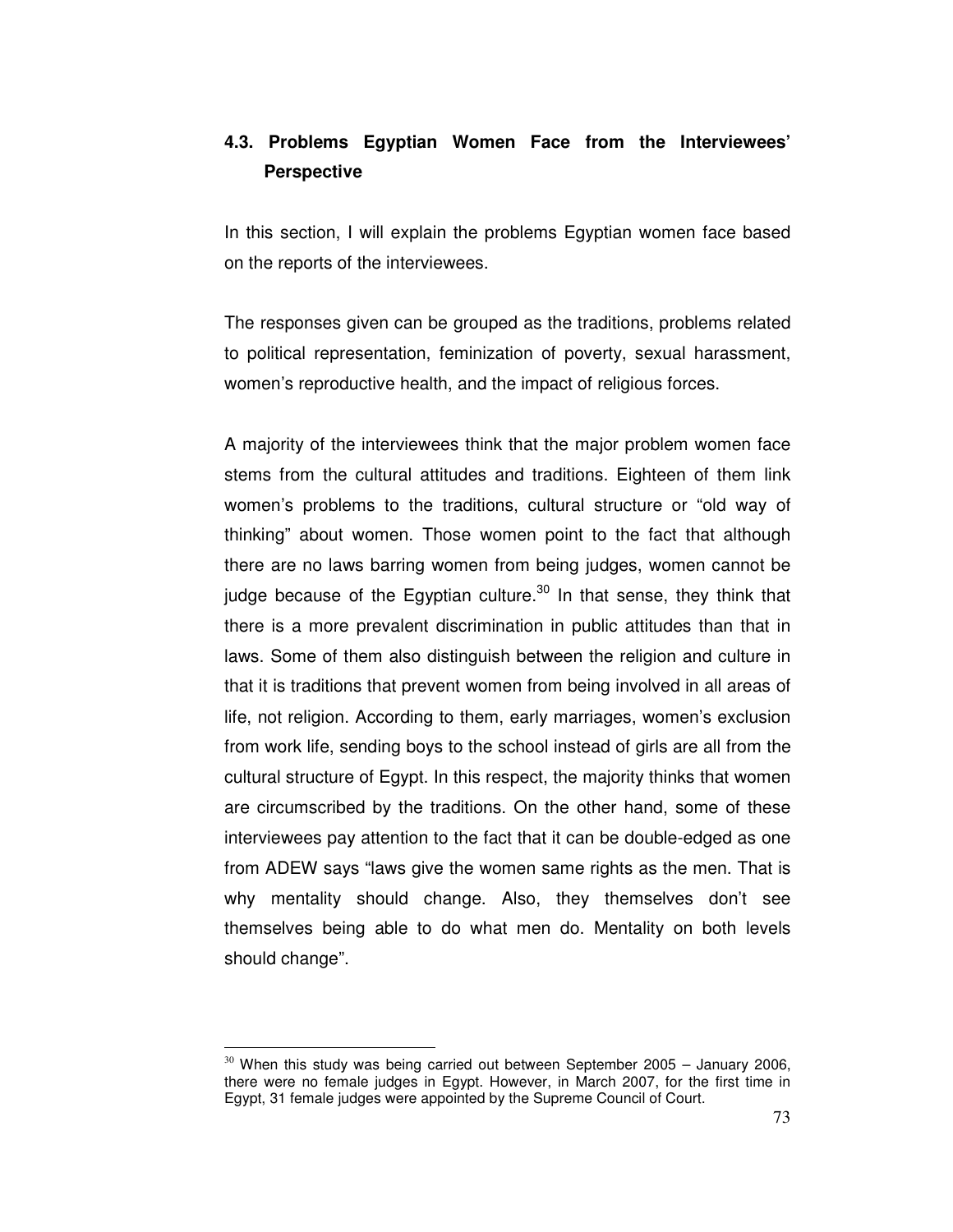## 4.3. Problems Egyptian Women Face from the Interviewees' Perspective

In this section, I will explain the problems Egyptian women face based on the reports of the interviewees.

The responses given can be grouped as the traditions, problems related to political representation, feminization of poverty, sexual harassment, women's reproductive health, and the impact of religious forces.

A majority of the interviewees think that the major problem women face stems from the cultural attitudes and traditions. Eighteen of them link women's problems to the traditions, cultural structure or "old way of thinking" about women. Those women point to the fact that although there are no laws barring women from being judges, women cannot be judge because of the Egyptian culture.[30] In that sense, they think that there is a more prevalent discrimination in public attitudes than that in laws. Some of them also distinguish between the religion and culture in that it is traditions that prevent women from being involved in all areas of life, not religion. According to them, early marriages, women's exclusion from work life, sending boys to the school instead of girls are all from the cultural structure of Egypt. In this respect, the majority thinks that women are circumscribed by the traditions. On the other hand, some of these interviewees pay attention to the fact that it can be double-edged as one from ADEW says "laws give the women same rights as the men. That is why mentality should change. Also, they themselves don't see themselves being able to do what men do. Mentality on both levels should change".

[30] When this study was being carried out between September 2005 – January 2006, there were no female judges in Egypt. However, in March 2007, for the first time in Egypt, 31 female judges were appointed by the Supreme Council of Court.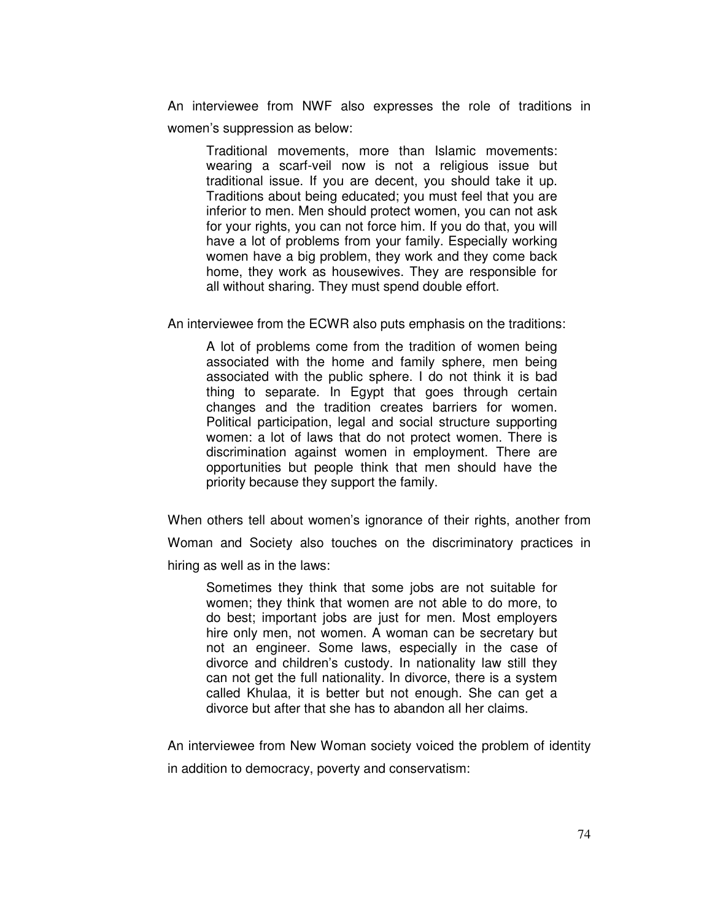An interviewee from NWF also expresses the role of traditions in women's suppression as below:

> Traditional movements, more than Islamic movements: wearing a scarf-veil now is not a religious issue but traditional issue. If you are decent, you should take it up. Traditions about being educated; you must feel that you are inferior to men. Men should protect women, you can not ask for your rights, you can not force him. If you do that, you will have a lot of problems from your family. Especially working women have a big problem, they work and they come back home, they work as housewives. They are responsible for all without sharing. They must spend double effort.

An interviewee from the ECWR also puts emphasis on the traditions:

> A lot of problems come from the tradition of women being associated with the home and family sphere, men being associated with the public sphere. I do not think it is bad thing to separate. In Egypt that goes through certain changes and the tradition creates barriers for women. Political participation, legal and social structure supporting women: a lot of laws that do not protect women. There is discrimination against women in employment. There are opportunities but people think that men should have the priority because they support the family.

When others tell about women's ignorance of their rights, another from Woman and Society also touches on the discriminatory practices in hiring as well as in the laws:

> Sometimes they think that some jobs are not suitable for women; they think that women are not able to do more, to do best; important jobs are just for men. Most employers hire only men, not women. A woman can be secretary but not an engineer. Some laws, especially in the case of divorce and children's custody. In nationality law still they can not get the full nationality. In divorce, there is a system called Khulaa, it is better but not enough. She can get a divorce but after that she has to abandon all her claims.

An interviewee from New Woman society voiced the problem of identity in addition to democracy, poverty and conservatism: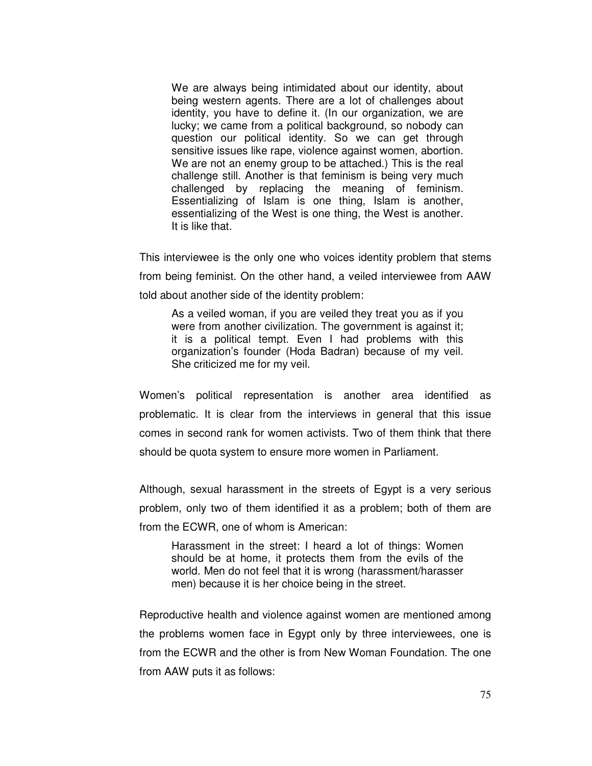> We are always being intimidated about our identity, about being western agents. There are a lot of challenges about identity, you have to define it. (In our organization, we are lucky; we came from a political background, so nobody can question our political identity. So we can get through sensitive issues like rape, violence against women, abortion. We are not an enemy group to be attached.) This is the real challenge still. Another is that feminism is being very much challenged by replacing the meaning of feminism. Essentializing of Islam is one thing, Islam is another, essentializing of the West is one thing, the West is another. It is like that.

This interviewee is the only one who voices identity problem that stems from being feminist. On the other hand, a veiled interviewee from AAW told about another side of the identity problem:

> As a veiled woman, if you are veiled they treat you as if you were from another civilization. The government is against it; it is a political tempt. Even I had problems with this organization's founder (Hoda Badran) because of my veil. She criticized me for my veil.

Women's political representation is another area identified as problematic. It is clear from the interviews in general that this issue comes in second rank for women activists. Two of them think that there should be quota system to ensure more women in Parliament.

Although, sexual harassment in the streets of Egypt is a very serious problem, only two of them identified it as a problem; both of them are from the ECWR, one of whom is American:

> Harassment in the street: I heard a lot of things: Women should be at home, it protects them from the evils of the world. Men do not feel that it is wrong (harassment/harasser men) because it is her choice being in the street.

Reproductive health and violence against women are mentioned among the problems women face in Egypt only by three interviewees, one is from the ECWR and the other is from New Woman Foundation. The one from AAW puts it as follows: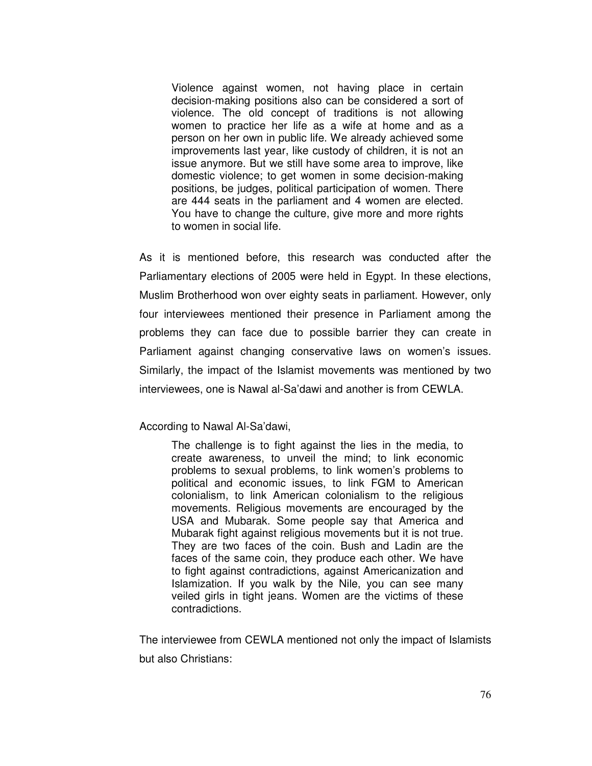> Violence against women, not having place in certain decision-making positions also can be considered a sort of violence. The old concept of traditions is not allowing women to practice her life as a wife at home and as a person on her own in public life. We already achieved some improvements last year, like custody of children, it is not an issue anymore. But we still have some area to improve, like domestic violence; to get women in some decision-making positions, be judges, political participation of women. There are 444 seats in the parliament and 4 women are elected. You have to change the culture, give more and more rights to women in social life.

As it is mentioned before, this research was conducted after the Parliamentary elections of 2005 were held in Egypt. In these elections, Muslim Brotherhood won over eighty seats in parliament. However, only four interviewees mentioned their presence in Parliament among the problems they can face due to possible barrier they can create in Parliament against changing conservative laws on women's issues. Similarly, the impact of the Islamist movements was mentioned by two interviewees, one is Nawal al-Sa'dawi and another is from CEWLA.

According to Nawal Al-Sa'dawi,

> The challenge is to fight against the lies in the media, to create awareness, to unveil the mind; to link economic problems to sexual problems, to link women's problems to political and economic issues, to link FGM to American colonialism, to link American colonialism to the religious movements. Religious movements are encouraged by the USA and Mubarak. Some people say that America and Mubarak fight against religious movements but it is not true. They are two faces of the coin. Bush and Ladin are the faces of the same coin, they produce each other. We have to fight against contradictions, against Americanization and Islamization. If you walk by the Nile, you can see many veiled girls in tight jeans. Women are the victims of these contradictions.

The interviewee from CEWLA mentioned not only the impact of Islamists but also Christians: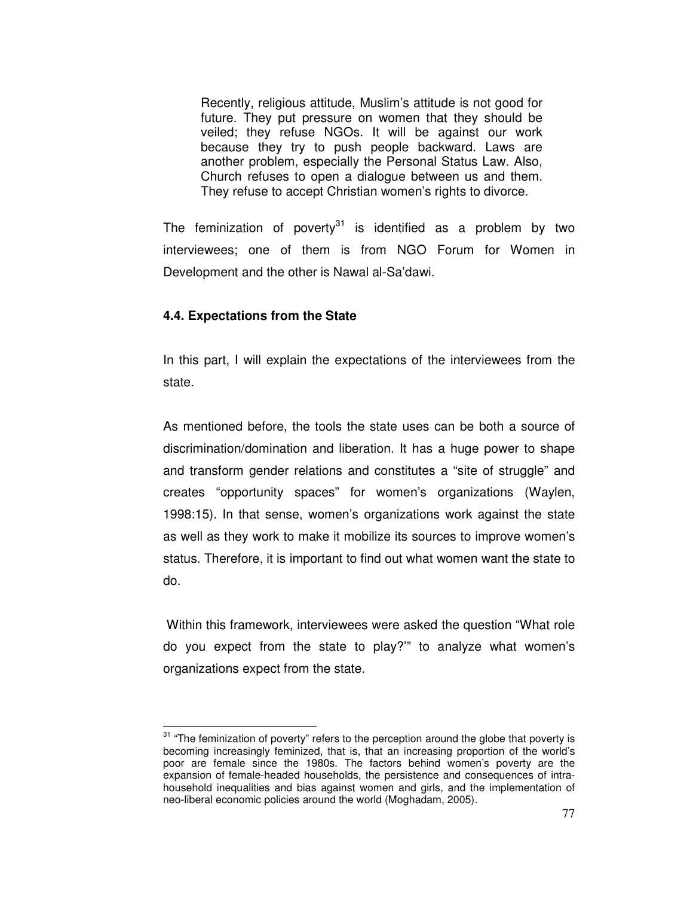> Recently, religious attitude, Muslim's attitude is not good for future. They put pressure on women that they should be veiled; they refuse NGOs. It will be against our work because they try to push people backward. Laws are another problem, especially the Personal Status Law. Also, Church refuses to open a dialogue between us and them. They refuse to accept Christian women's rights to divorce.

The feminization of poverty[31] is identified as a problem by two interviewees; one of them is from NGO Forum for Women in Development and the other is Nawal al-Sa'dawi.

### 4.4. Expectations from the State

In this part, I will explain the expectations of the interviewees from the state.

As mentioned before, the tools the state uses can be both a source of discrimination/domination and liberation. It has a huge power to shape and transform gender relations and constitutes a "site of struggle" and creates "opportunity spaces" for women's organizations (Waylen, 1998:15). In that sense, women's organizations work against the state as well as they work to make it mobilize its sources to improve women's status. Therefore, it is important to find out what women want the state to do.

Within this framework, interviewees were asked the question "What role do you expect from the state to play?'" to analyze what women's organizations expect from the state.

---

[31] "The feminization of poverty" refers to the perception around the globe that poverty is becoming increasingly feminized, that is, that an increasing proportion of the world's poor are female since the 1980s. The factors behind women's poverty are the expansion of female-headed households, the persistence and consequences of intra-household inequalities and bias against women and girls, and the implementation of neo-liberal economic policies around the world (Moghadam, 2005).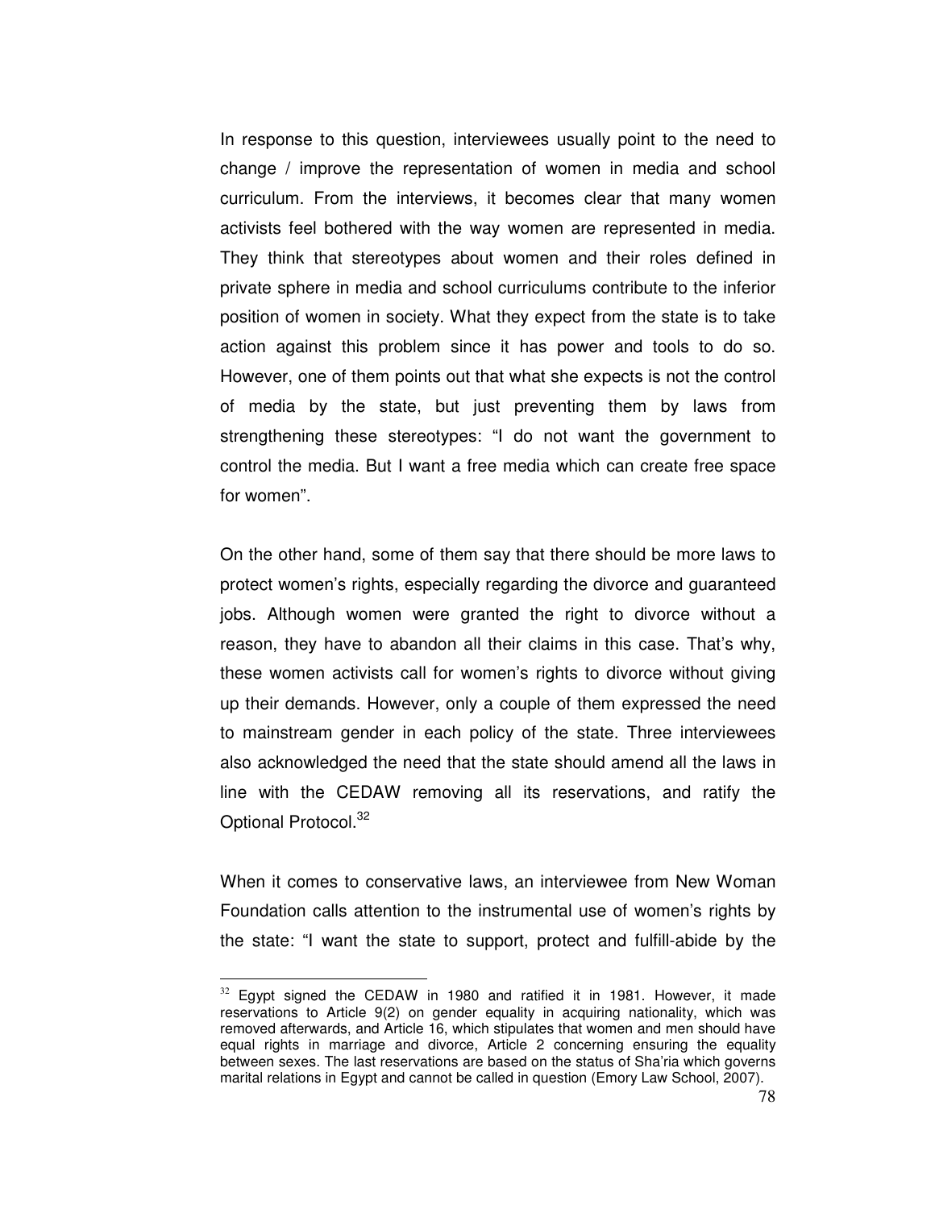In response to this question, interviewees usually point to the need to change / improve the representation of women in media and school curriculum. From the interviews, it becomes clear that many women activists feel bothered with the way women are represented in media. They think that stereotypes about women and their roles defined in private sphere in media and school curriculums contribute to the inferior position of women in society. What they expect from the state is to take action against this problem since it has power and tools to do so. However, one of them points out that what she expects is not the control of media by the state, but just preventing them by laws from strengthening these stereotypes: "I do not want the government to control the media. But I want a free media which can create free space for women".

On the other hand, some of them say that there should be more laws to protect women's rights, especially regarding the divorce and guaranteed jobs. Although women were granted the right to divorce without a reason, they have to abandon all their claims in this case. That's why, these women activists call for women's rights to divorce without giving up their demands. However, only a couple of them expressed the need to mainstream gender in each policy of the state. Three interviewees also acknowledged the need that the state should amend all the laws in line with the CEDAW removing all its reservations, and ratify the Optional Protocol.[32]

When it comes to conservative laws, an interviewee from New Woman Foundation calls attention to the instrumental use of women's rights by the state: "I want the state to support, protect and fulfill-abide by the

[32] Egypt signed the CEDAW in 1980 and ratified it in 1981. However, it made reservations to Article 9(2) on gender equality in acquiring nationality, which was removed afterwards, and Article 16, which stipulates that women and men should have equal rights in marriage and divorce, Article 2 concerning ensuring the equality between sexes. The last reservations are based on the status of Sha'ria which governs marital relations in Egypt and cannot be called in question (Emory Law School, 2007).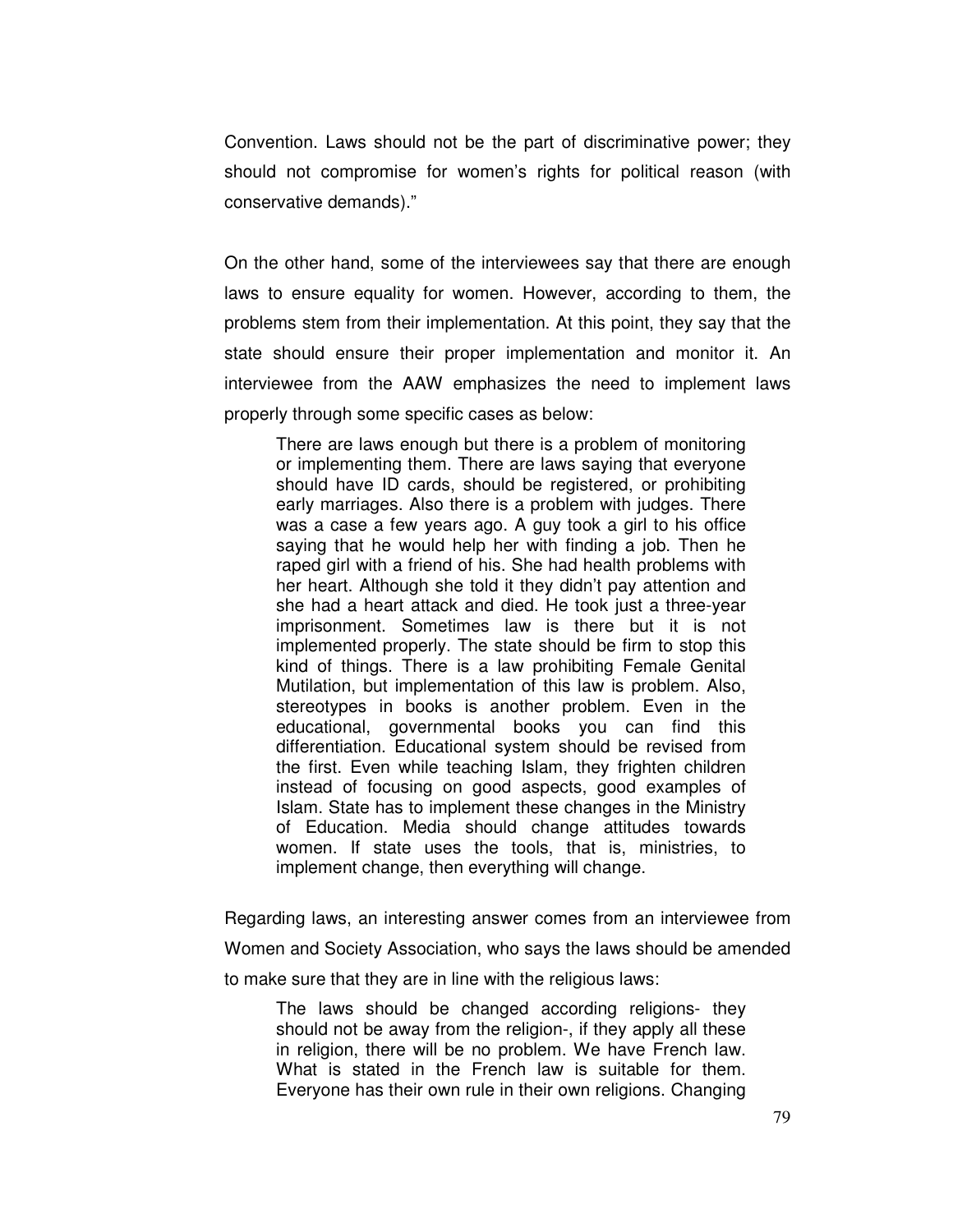Convention. Laws should not be the part of discriminative power; they should not compromise for women's rights for political reason (with conservative demands)."

On the other hand, some of the interviewees say that there are enough laws to ensure equality for women. However, according to them, the problems stem from their implementation. At this point, they say that the state should ensure their proper implementation and monitor it. An interviewee from the AAW emphasizes the need to implement laws properly through some specific cases as below:

> There are laws enough but there is a problem of monitoring or implementing them. There are laws saying that everyone should have ID cards, should be registered, or prohibiting early marriages. Also there is a problem with judges. There was a case a few years ago. A guy took a girl to his office saying that he would help her with finding a job. Then he raped girl with a friend of his. She had health problems with her heart. Although she told it they didn't pay attention and she had a heart attack and died. He took just a three-year imprisonment. Sometimes law is there but it is not implemented properly. The state should be firm to stop this kind of things. There is a law prohibiting Female Genital Mutilation, but implementation of this law is problem. Also, stereotypes in books is another problem. Even in the educational, governmental books you can find this differentiation. Educational system should be revised from the first. Even while teaching Islam, they frighten children instead of focusing on good aspects, good examples of Islam. State has to implement these changes in the Ministry of Education. Media should change attitudes towards women. If state uses the tools, that is, ministries, to implement change, then everything will change.

Regarding laws, an interesting answer comes from an interviewee from Women and Society Association, who says the laws should be amended to make sure that they are in line with the religious laws:

> The laws should be changed according religions- they should not be away from the religion-, if they apply all these in religion, there will be no problem. We have French law. What is stated in the French law is suitable for them. Everyone has their own rule in their own religions. Changing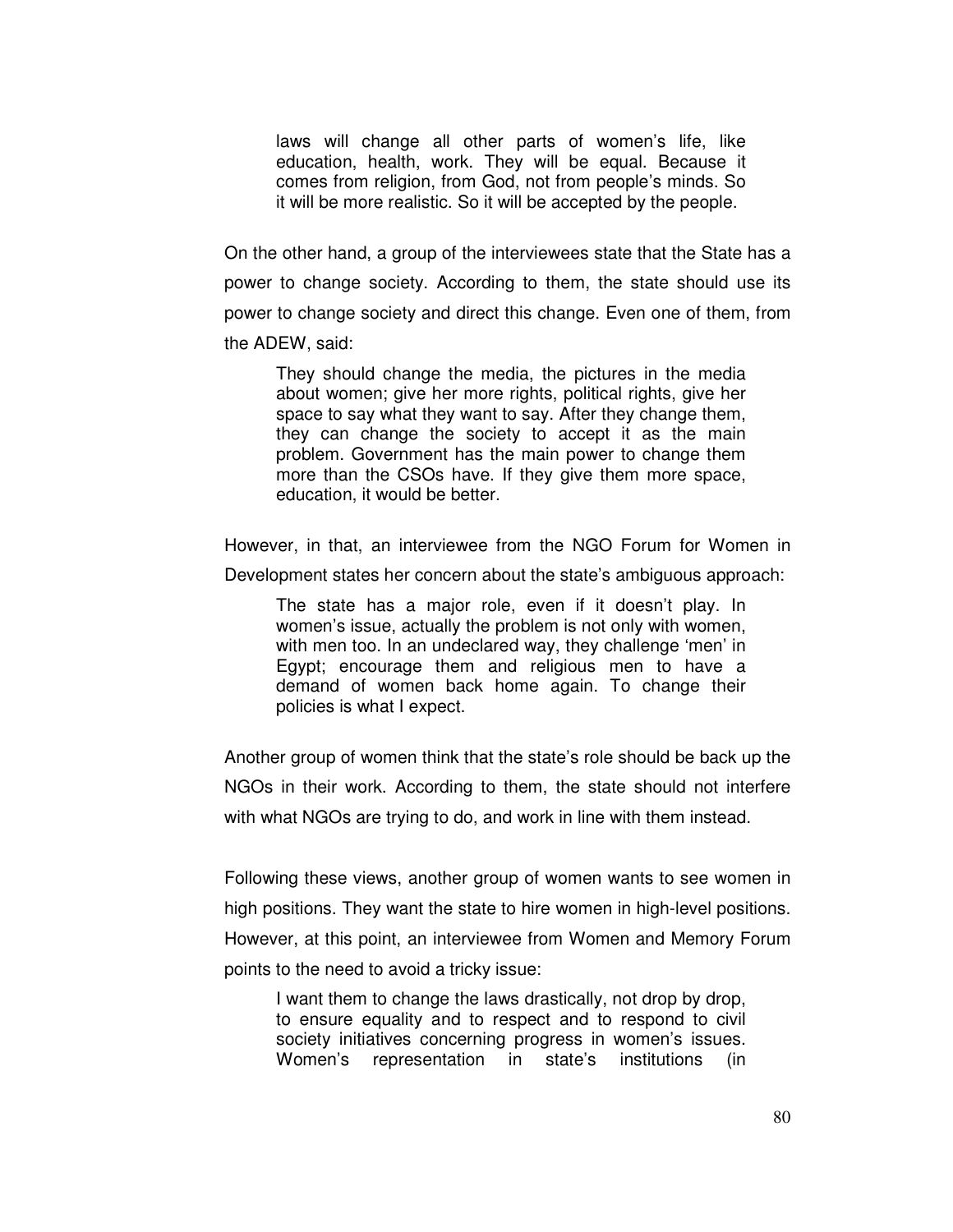> laws will change all other parts of women's life, like education, health, work. They will be equal. Because it comes from religion, from God, not from people's minds. So it will be more realistic. So it will be accepted by the people.

On the other hand, a group of the interviewees state that the State has a power to change society. According to them, the state should use its power to change society and direct this change. Even one of them, from the ADEW, said:

> They should change the media, the pictures in the media about women; give her more rights, political rights, give her space to say what they want to say. After they change them, they can change the society to accept it as the main problem. Government has the main power to change them more than the CSOs have. If they give them more space, education, it would be better.

However, in that, an interviewee from the NGO Forum for Women in Development states her concern about the state's ambiguous approach:

> The state has a major role, even if it doesn't play. In women's issue, actually the problem is not only with women, with men too. In an undeclared way, they challenge 'men' in Egypt; encourage them and religious men to have a demand of women back home again. To change their policies is what I expect.

Another group of women think that the state's role should be back up the NGOs in their work. According to them, the state should not interfere with what NGOs are trying to do, and work in line with them instead.

Following these views, another group of women wants to see women in high positions. They want the state to hire women in high-level positions. However, at this point, an interviewee from Women and Memory Forum points to the need to avoid a tricky issue:

> I want them to change the laws drastically, not drop by drop, to ensure equality and to respect and to respond to civil society initiatives concerning progress in women's issues. Women's representation in state's institutions (in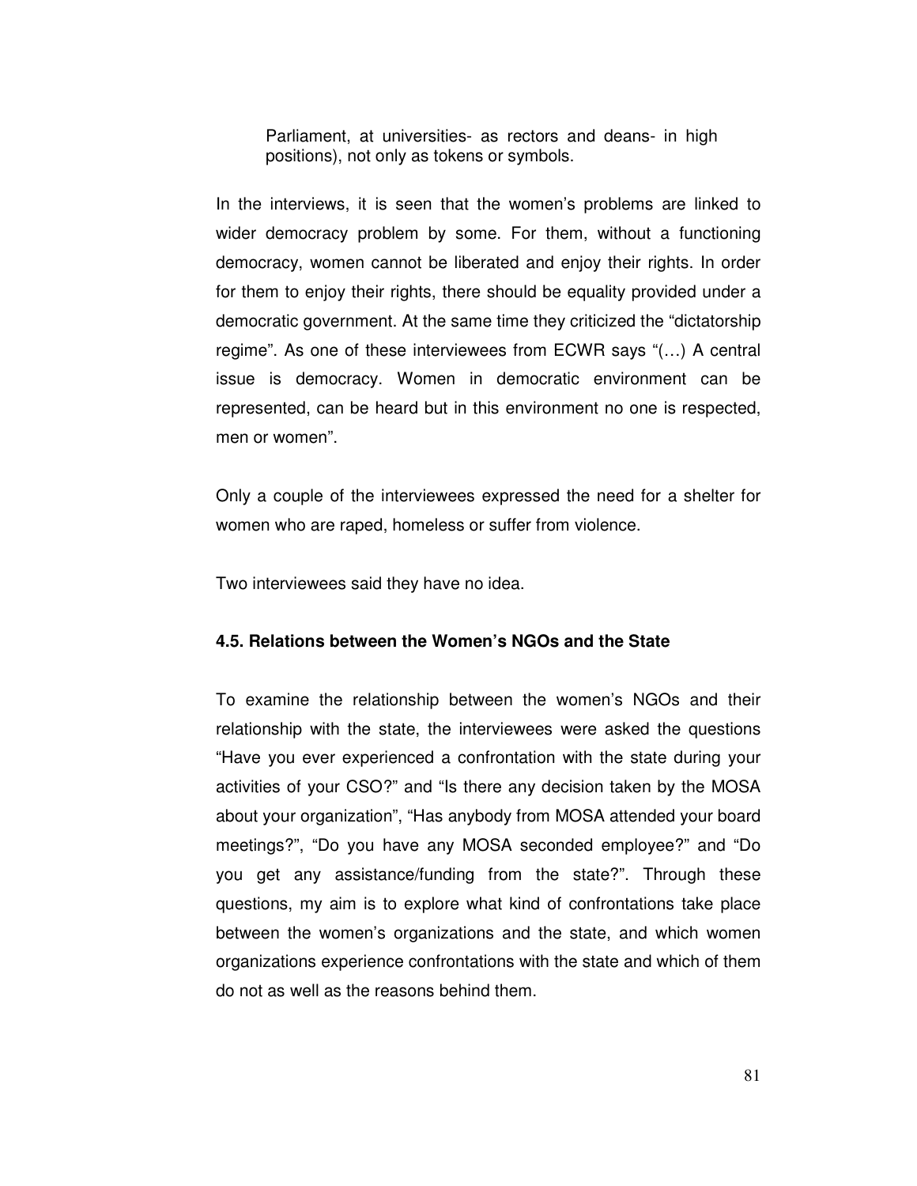> Parliament, at universities- as rectors and deans- in high positions), not only as tokens or symbols.

In the interviews, it is seen that the women's problems are linked to wider democracy problem by some. For them, without a functioning democracy, women cannot be liberated and enjoy their rights. In order for them to enjoy their rights, there should be equality provided under a democratic government. At the same time they criticized the "dictatorship regime". As one of these interviewees from ECWR says "(…) A central issue is democracy. Women in democratic environment can be represented, can be heard but in this environment no one is respected, men or women".

Only a couple of the interviewees expressed the need for a shelter for women who are raped, homeless or suffer from violence.

Two interviewees said they have no idea.

### 4.5. Relations between the Women's NGOs and the State

To examine the relationship between the women's NGOs and their relationship with the state, the interviewees were asked the questions "Have you ever experienced a confrontation with the state during your activities of your CSO?" and "Is there any decision taken by the MOSA about your organization", "Has anybody from MOSA attended your board meetings?", "Do you have any MOSA seconded employee?" and "Do you get any assistance/funding from the state?". Through these questions, my aim is to explore what kind of confrontations take place between the women's organizations and the state, and which women organizations experience confrontations with the state and which of them do not as well as the reasons behind them.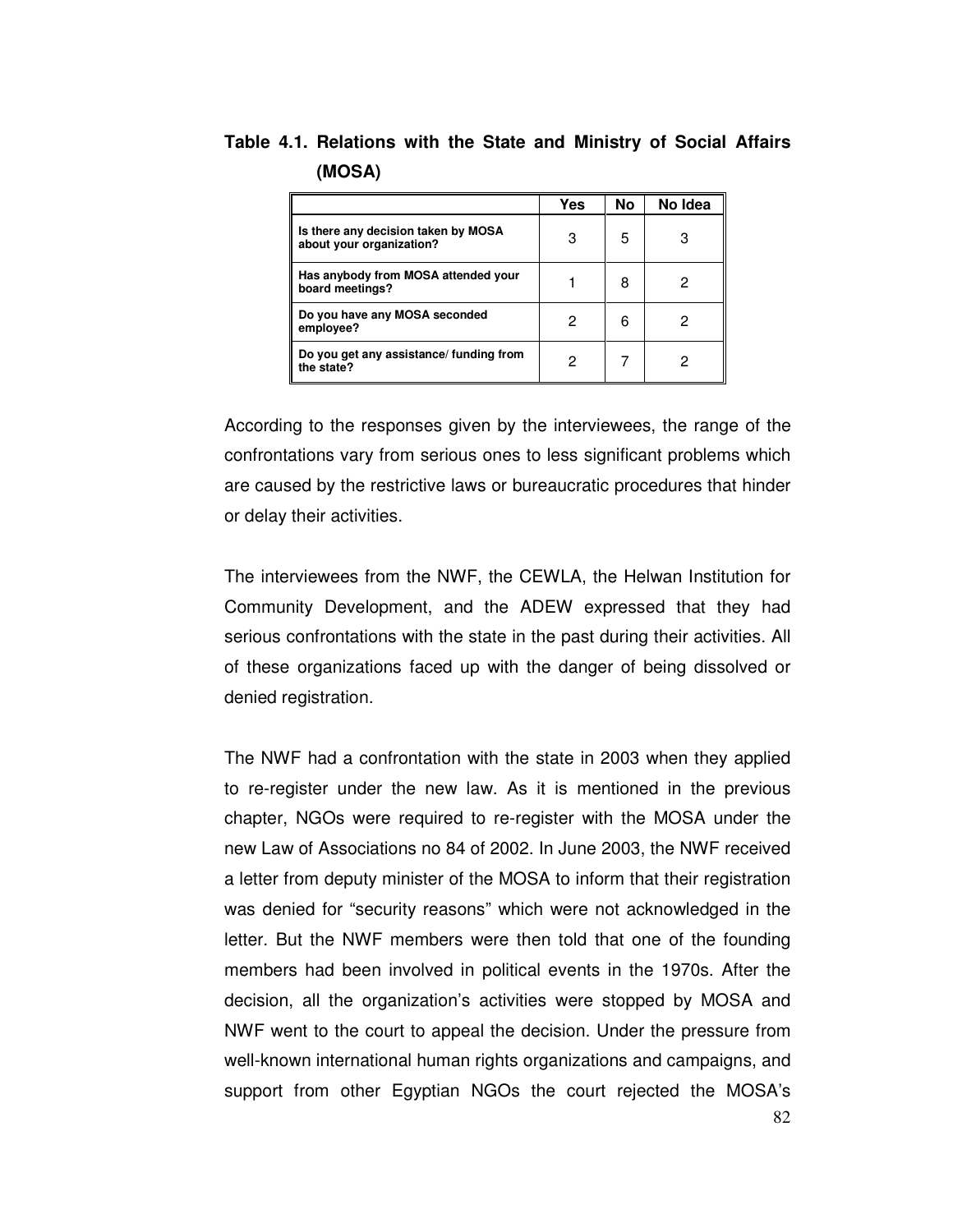**Table 4.1. Relations with the State and Ministry of Social Affairs (MOSA)**

| | Yes | No | No Idea |
|---|---|---|---|
| Is there any decision taken by MOSA about your organization? | 3 | 5 | 3 |
| Has anybody from MOSA attended your board meetings? | 1 | 8 | 2 |
| Do you have any MOSA seconded employee? | 2 | 6 | 2 |
| Do you get any assistance/ funding from the state? | 2 | 7 | 2 |

According to the responses given by the interviewees, the range of the confrontations vary from serious ones to less significant problems which are caused by the restrictive laws or bureaucratic procedures that hinder or delay their activities.

The interviewees from the NWF, the CEWLA, the Helwan Institution for Community Development, and the ADEW expressed that they had serious confrontations with the state in the past during their activities. All of these organizations faced up with the danger of being dissolved or denied registration.

The NWF had a confrontation with the state in 2003 when they applied to re-register under the new law. As it is mentioned in the previous chapter, NGOs were required to re-register with the MOSA under the new Law of Associations no 84 of 2002. In June 2003, the NWF received a letter from deputy minister of the MOSA to inform that their registration was denied for "security reasons" which were not acknowledged in the letter. But the NWF members were then told that one of the founding members had been involved in political events in the 1970s. After the decision, all the organization's activities were stopped by MOSA and NWF went to the court to appeal the decision. Under the pressure from well-known international human rights organizations and campaigns, and support from other Egyptian NGOs the court rejected the MOSA's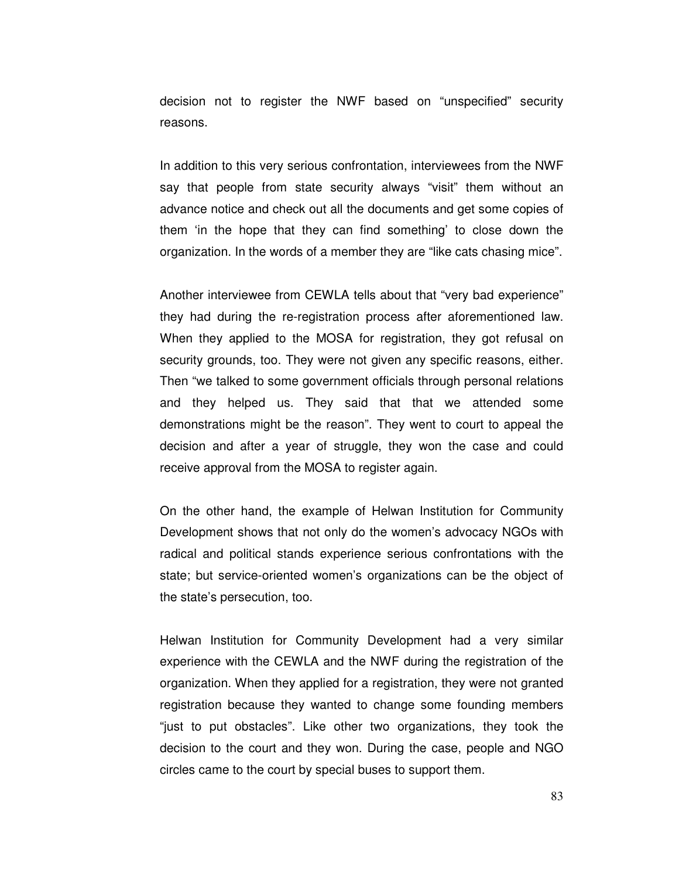decision not to register the NWF based on "unspecified" security reasons.

In addition to this very serious confrontation, interviewees from the NWF say that people from state security always "visit" them without an advance notice and check out all the documents and get some copies of them 'in the hope that they can find something' to close down the organization. In the words of a member they are "like cats chasing mice".

Another interviewee from CEWLA tells about that "very bad experience" they had during the re-registration process after aforementioned law. When they applied to the MOSA for registration, they got refusal on security grounds, too. They were not given any specific reasons, either. Then "we talked to some government officials through personal relations and they helped us. They said that that we attended some demonstrations might be the reason". They went to court to appeal the decision and after a year of struggle, they won the case and could receive approval from the MOSA to register again.

On the other hand, the example of Helwan Institution for Community Development shows that not only do the women's advocacy NGOs with radical and political stands experience serious confrontations with the state; but service-oriented women's organizations can be the object of the state's persecution, too.

Helwan Institution for Community Development had a very similar experience with the CEWLA and the NWF during the registration of the organization. When they applied for a registration, they were not granted registration because they wanted to change some founding members "just to put obstacles". Like other two organizations, they took the decision to the court and they won. During the case, people and NGO circles came to the court by special buses to support them.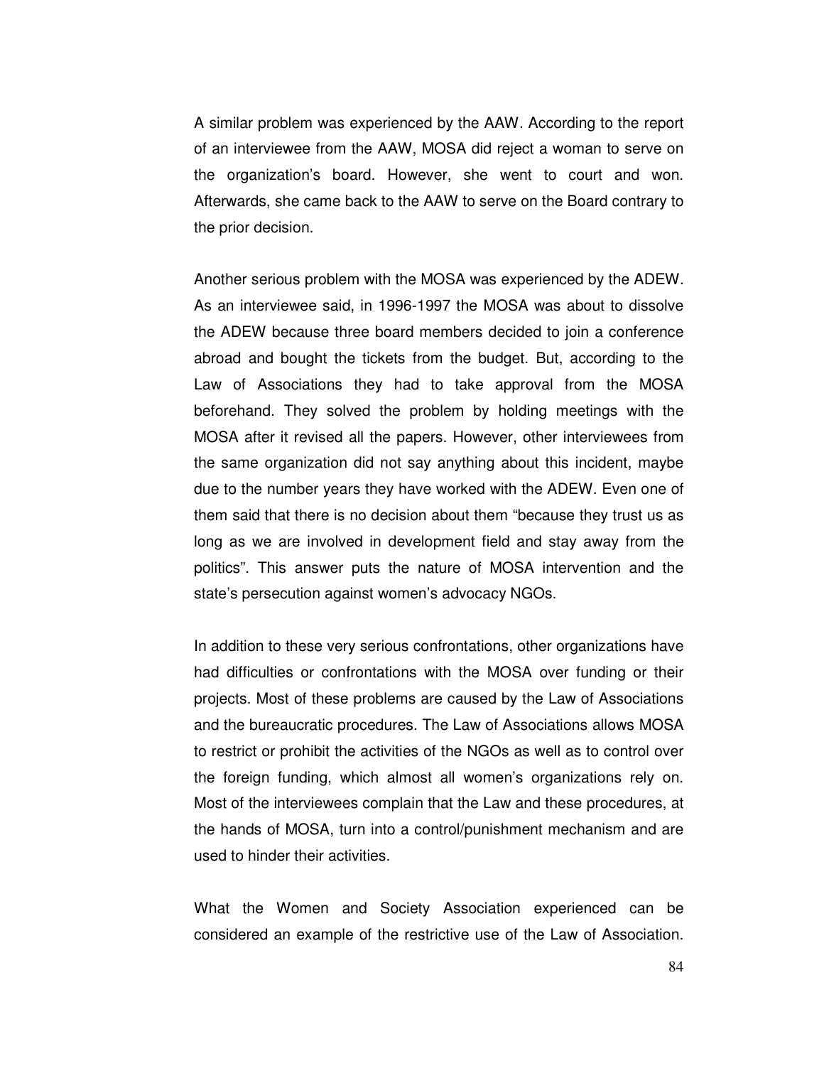A similar problem was experienced by the AAW. According to the report of an interviewee from the AAW, MOSA did reject a woman to serve on the organization's board. However, she went to court and won. Afterwards, she came back to the AAW to serve on the Board contrary to the prior decision.

Another serious problem with the MOSA was experienced by the ADEW. As an interviewee said, in 1996-1997 the MOSA was about to dissolve the ADEW because three board members decided to join a conference abroad and bought the tickets from the budget. But, according to the Law of Associations they had to take approval from the MOSA beforehand. They solved the problem by holding meetings with the MOSA after it revised all the papers. However, other interviewees from the same organization did not say anything about this incident, maybe due to the number years they have worked with the ADEW. Even one of them said that there is no decision about them "because they trust us as long as we are involved in development field and stay away from the politics". This answer puts the nature of MOSA intervention and the state's persecution against women's advocacy NGOs.

In addition to these very serious confrontations, other organizations have had difficulties or confrontations with the MOSA over funding or their projects. Most of these problems are caused by the Law of Associations and the bureaucratic procedures. The Law of Associations allows MOSA to restrict or prohibit the activities of the NGOs as well as to control over the foreign funding, which almost all women's organizations rely on. Most of the interviewees complain that the Law and these procedures, at the hands of MOSA, turn into a control/punishment mechanism and are used to hinder their activities.

What the Women and Society Association experienced can be considered an example of the restrictive use of the Law of Association.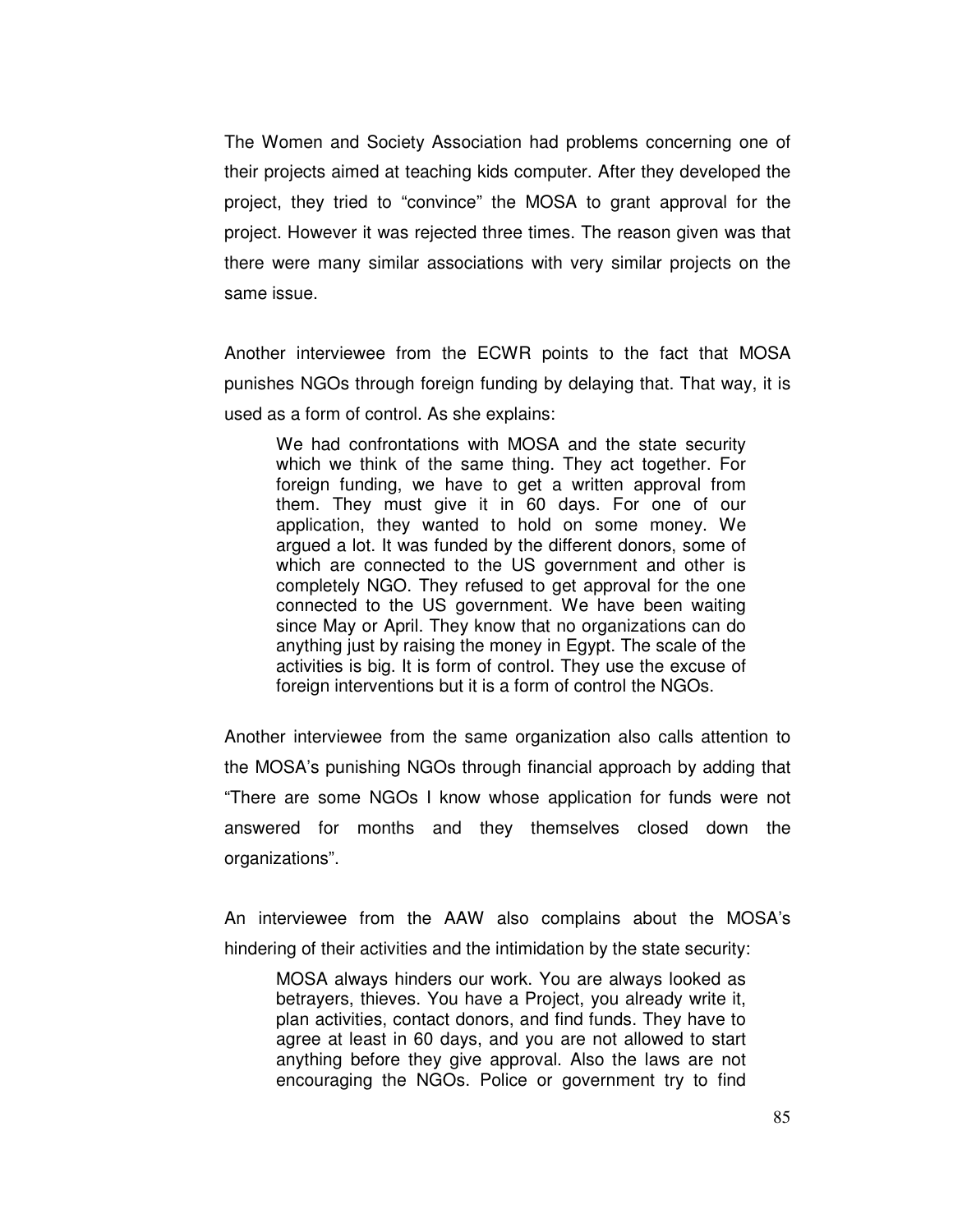The Women and Society Association had problems concerning one of their projects aimed at teaching kids computer. After they developed the project, they tried to "convince" the MOSA to grant approval for the project. However it was rejected three times. The reason given was that there were many similar associations with very similar projects on the same issue.

Another interviewee from the ECWR points to the fact that MOSA punishes NGOs through foreign funding by delaying that. That way, it is used as a form of control. As she explains:

> We had confrontations with MOSA and the state security which we think of the same thing. They act together. For foreign funding, we have to get a written approval from them. They must give it in 60 days. For one of our application, they wanted to hold on some money. We argued a lot. It was funded by the different donors, some of which are connected to the US government and other is completely NGO. They refused to get approval for the one connected to the US government. We have been waiting since May or April. They know that no organizations can do anything just by raising the money in Egypt. The scale of the activities is big. It is form of control. They use the excuse of foreign interventions but it is a form of control the NGOs.

Another interviewee from the same organization also calls attention to the MOSA's punishing NGOs through financial approach by adding that "There are some NGOs I know whose application for funds were not answered for months and they themselves closed down the organizations".

An interviewee from the AAW also complains about the MOSA's hindering of their activities and the intimidation by the state security:

> MOSA always hinders our work. You are always looked as betrayers, thieves. You have a Project, you already write it, plan activities, contact donors, and find funds. They have to agree at least in 60 days, and you are not allowed to start anything before they give approval. Also the laws are not encouraging the NGOs. Police or government try to find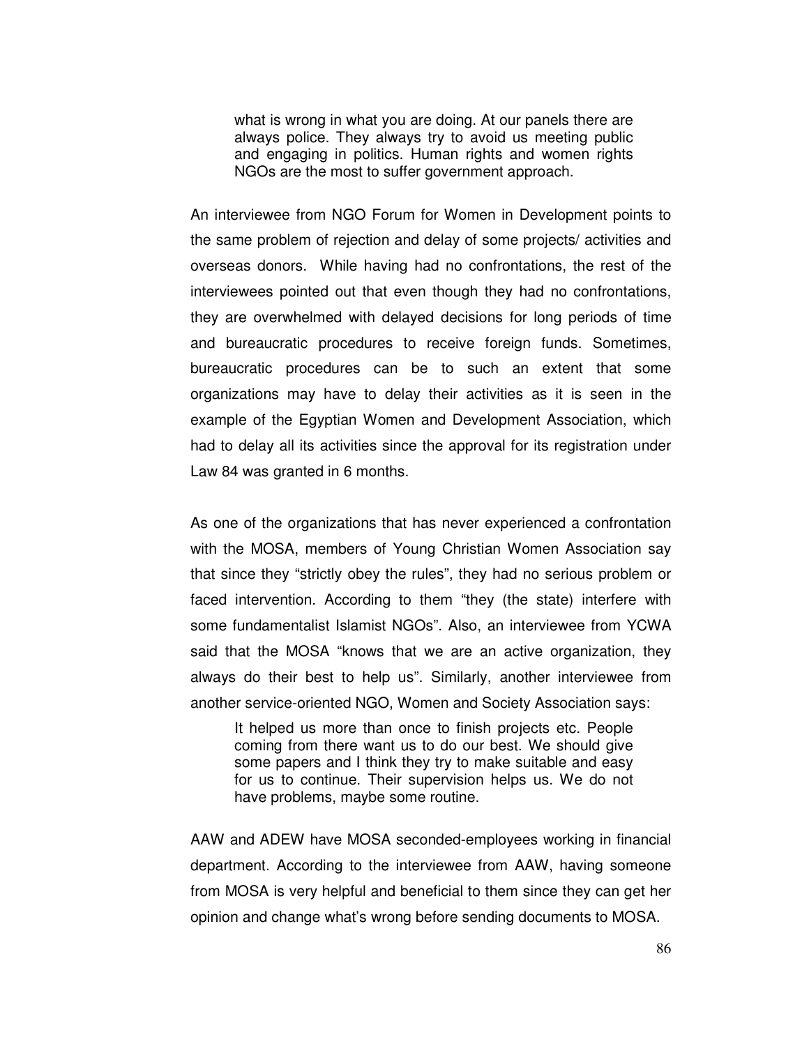> what is wrong in what you are doing. At our panels there are always police. They always try to avoid us meeting public and engaging in politics. Human rights and women rights NGOs are the most to suffer government approach.

An interviewee from NGO Forum for Women in Development points to the same problem of rejection and delay of some projects/ activities and overseas donors. While having had no confrontations, the rest of the interviewees pointed out that even though they had no confrontations, they are overwhelmed with delayed decisions for long periods of time and bureaucratic procedures to receive foreign funds. Sometimes, bureaucratic procedures can be to such an extent that some organizations may have to delay their activities as it is seen in the example of the Egyptian Women and Development Association, which had to delay all its activities since the approval for its registration under Law 84 was granted in 6 months.

As one of the organizations that has never experienced a confrontation with the MOSA, members of Young Christian Women Association say that since they "strictly obey the rules", they had no serious problem or faced intervention. According to them "they (the state) interfere with some fundamentalist Islamist NGOs". Also, an interviewee from YCWA said that the MOSA "knows that we are an active organization, they always do their best to help us". Similarly, another interviewee from another service-oriented NGO, Women and Society Association says:

> It helped us more than once to finish projects etc. People coming from there want us to do our best. We should give some papers and I think they try to make suitable and easy for us to continue. Their supervision helps us. We do not have problems, maybe some routine.

AAW and ADEW have MOSA seconded-employees working in financial department. According to the interviewee from AAW, having someone from MOSA is very helpful and beneficial to them since they can get her opinion and change what's wrong before sending documents to MOSA.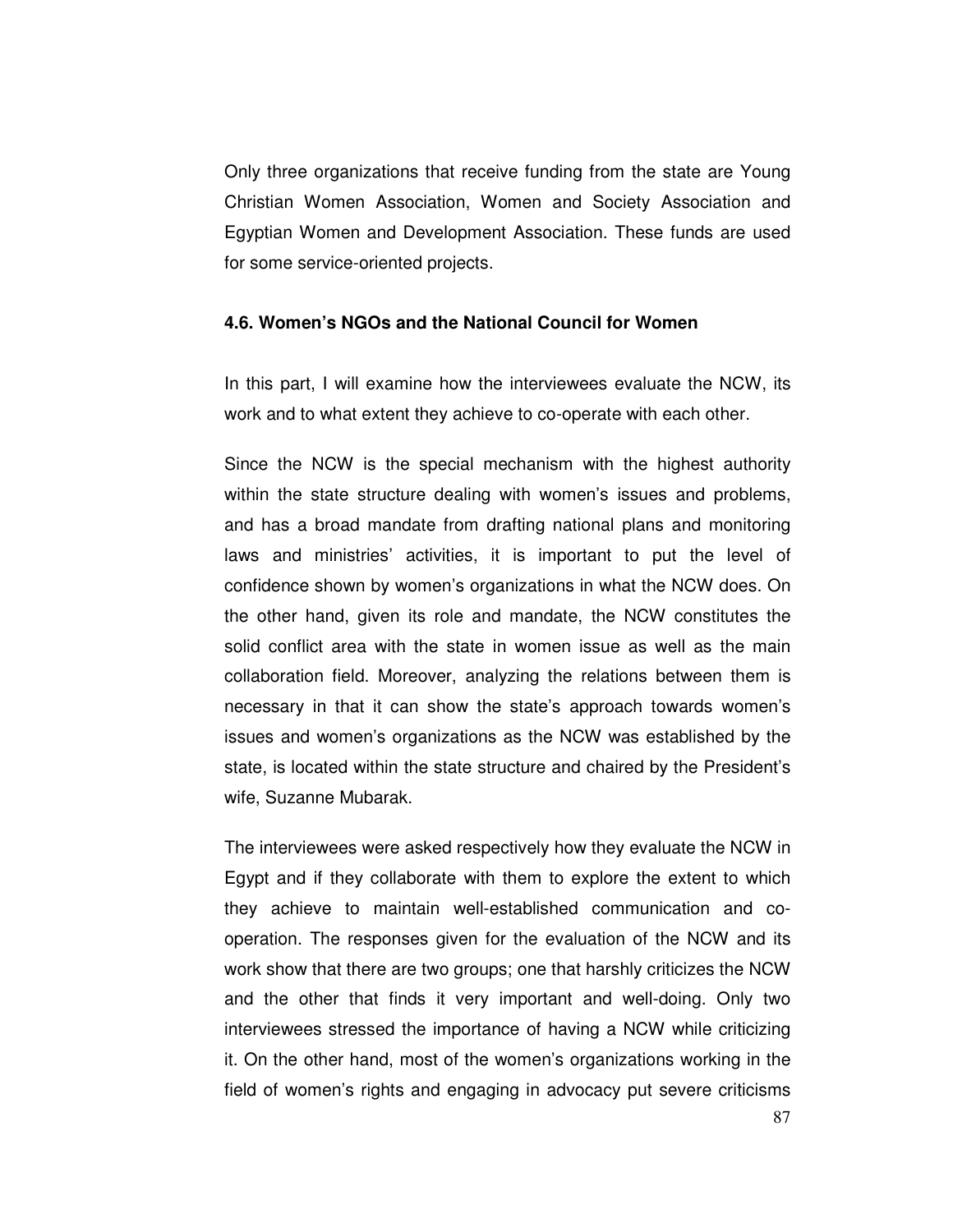Only three organizations that receive funding from the state are Young Christian Women Association, Women and Society Association and Egyptian Women and Development Association. These funds are used for some service-oriented projects.

### 4.6. Women's NGOs and the National Council for Women

In this part, I will examine how the interviewees evaluate the NCW, its work and to what extent they achieve to co-operate with each other.

Since the NCW is the special mechanism with the highest authority within the state structure dealing with women's issues and problems, and has a broad mandate from drafting national plans and monitoring laws and ministries' activities, it is important to put the level of confidence shown by women's organizations in what the NCW does. On the other hand, given its role and mandate, the NCW constitutes the solid conflict area with the state in women issue as well as the main collaboration field. Moreover, analyzing the relations between them is necessary in that it can show the state's approach towards women's issues and women's organizations as the NCW was established by the state, is located within the state structure and chaired by the President's wife, Suzanne Mubarak.

The interviewees were asked respectively how they evaluate the NCW in Egypt and if they collaborate with them to explore the extent to which they achieve to maintain well-established communication and co-operation. The responses given for the evaluation of the NCW and its work show that there are two groups; one that harshly criticizes the NCW and the other that finds it very important and well-doing. Only two interviewees stressed the importance of having a NCW while criticizing it. On the other hand, most of the women's organizations working in the field of women's rights and engaging in advocacy put severe criticisms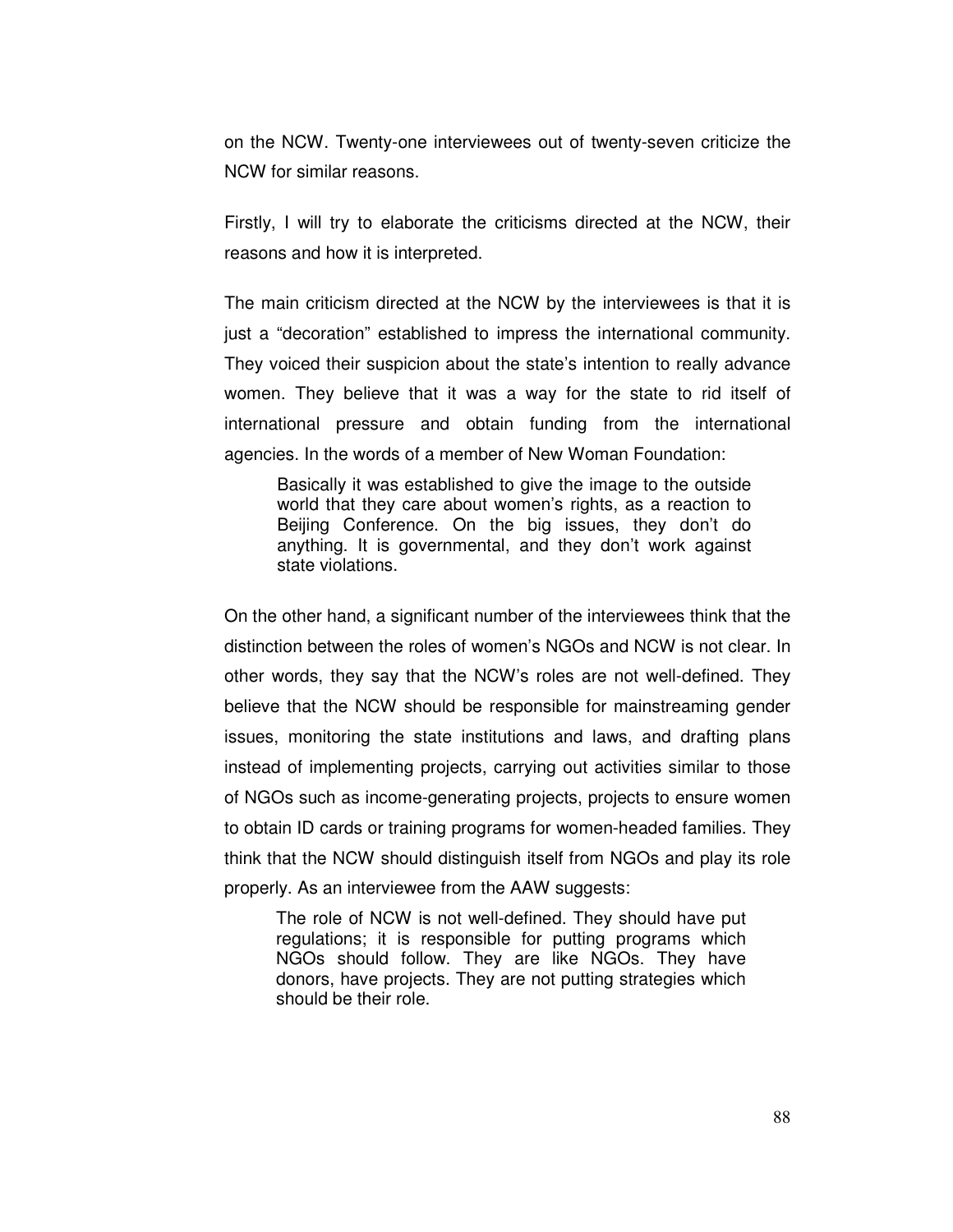on the NCW. Twenty-one interviewees out of twenty-seven criticize the NCW for similar reasons.

Firstly, I will try to elaborate the criticisms directed at the NCW, their reasons and how it is interpreted.

The main criticism directed at the NCW by the interviewees is that it is just a "decoration" established to impress the international community. They voiced their suspicion about the state's intention to really advance women. They believe that it was a way for the state to rid itself of international pressure and obtain funding from the international agencies. In the words of a member of New Woman Foundation:

> Basically it was established to give the image to the outside world that they care about women's rights, as a reaction to Beijing Conference. On the big issues, they don't do anything. It is governmental, and they don't work against state violations.

On the other hand, a significant number of the interviewees think that the distinction between the roles of women's NGOs and NCW is not clear. In other words, they say that the NCW's roles are not well-defined. They believe that the NCW should be responsible for mainstreaming gender issues, monitoring the state institutions and laws, and drafting plans instead of implementing projects, carrying out activities similar to those of NGOs such as income-generating projects, projects to ensure women to obtain ID cards or training programs for women-headed families. They think that the NCW should distinguish itself from NGOs and play its role properly. As an interviewee from the AAW suggests:

> The role of NCW is not well-defined. They should have put regulations; it is responsible for putting programs which NGOs should follow. They are like NGOs. They have donors, have projects. They are not putting strategies which should be their role.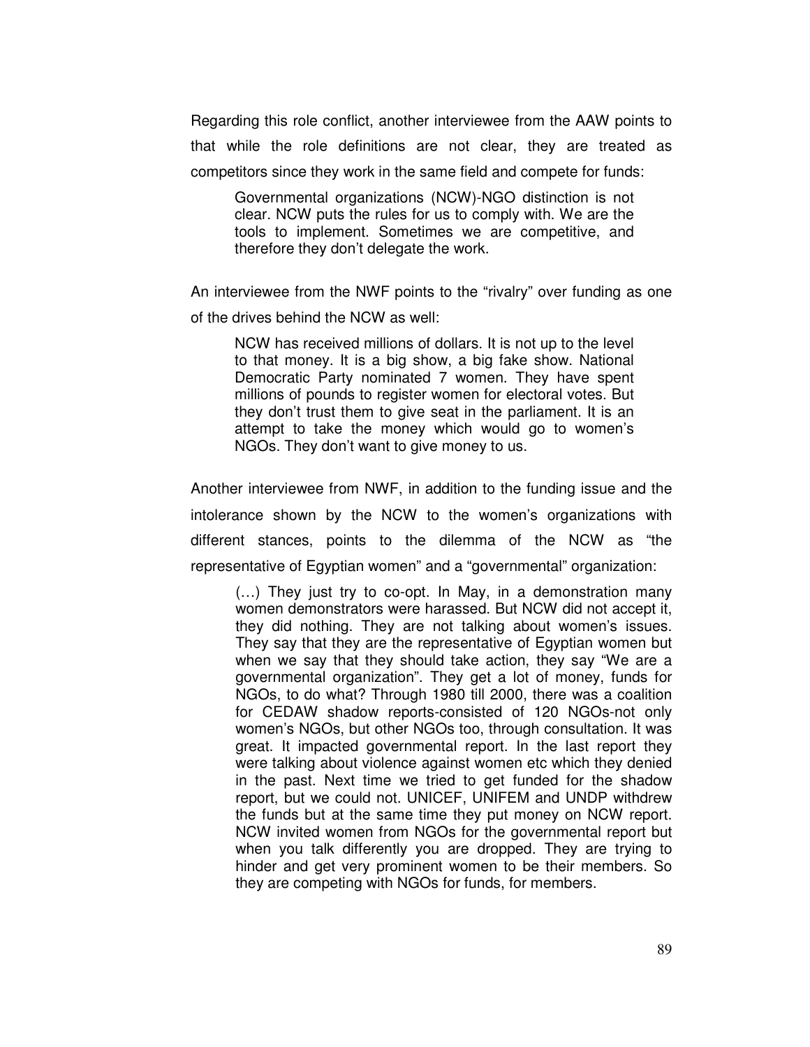Regarding this role conflict, another interviewee from the AAW points to that while the role definitions are not clear, they are treated as competitors since they work in the same field and compete for funds:

> Governmental organizations (NCW)-NGO distinction is not clear. NCW puts the rules for us to comply with. We are the tools to implement. Sometimes we are competitive, and therefore they don't delegate the work.

An interviewee from the NWF points to the "rivalry" over funding as one of the drives behind the NCW as well:

> NCW has received millions of dollars. It is not up to the level to that money. It is a big show, a big fake show. National Democratic Party nominated 7 women. They have spent millions of pounds to register women for electoral votes. But they don't trust them to give seat in the parliament. It is an attempt to take the money which would go to women's NGOs. They don't want to give money to us.

Another interviewee from NWF, in addition to the funding issue and the intolerance shown by the NCW to the women's organizations with different stances, points to the dilemma of the NCW as "the representative of Egyptian women" and a "governmental" organization:

> (…) They just try to co-opt. In May, in a demonstration many women demonstrators were harassed. But NCW did not accept it, they did nothing. They are not talking about women's issues. They say that they are the representative of Egyptian women but when we say that they should take action, they say "We are a governmental organization". They get a lot of money, funds for NGOs, to do what? Through 1980 till 2000, there was a coalition for CEDAW shadow reports-consisted of 120 NGOs-not only women's NGOs, but other NGOs too, through consultation. It was great. It impacted governmental report. In the last report they were talking about violence against women etc which they denied in the past. Next time we tried to get funded for the shadow report, but we could not. UNICEF, UNIFEM and UNDP withdrew the funds but at the same time they put money on NCW report. NCW invited women from NGOs for the governmental report but when you talk differently you are dropped. They are trying to hinder and get very prominent women to be their members. So they are competing with NGOs for funds, for members.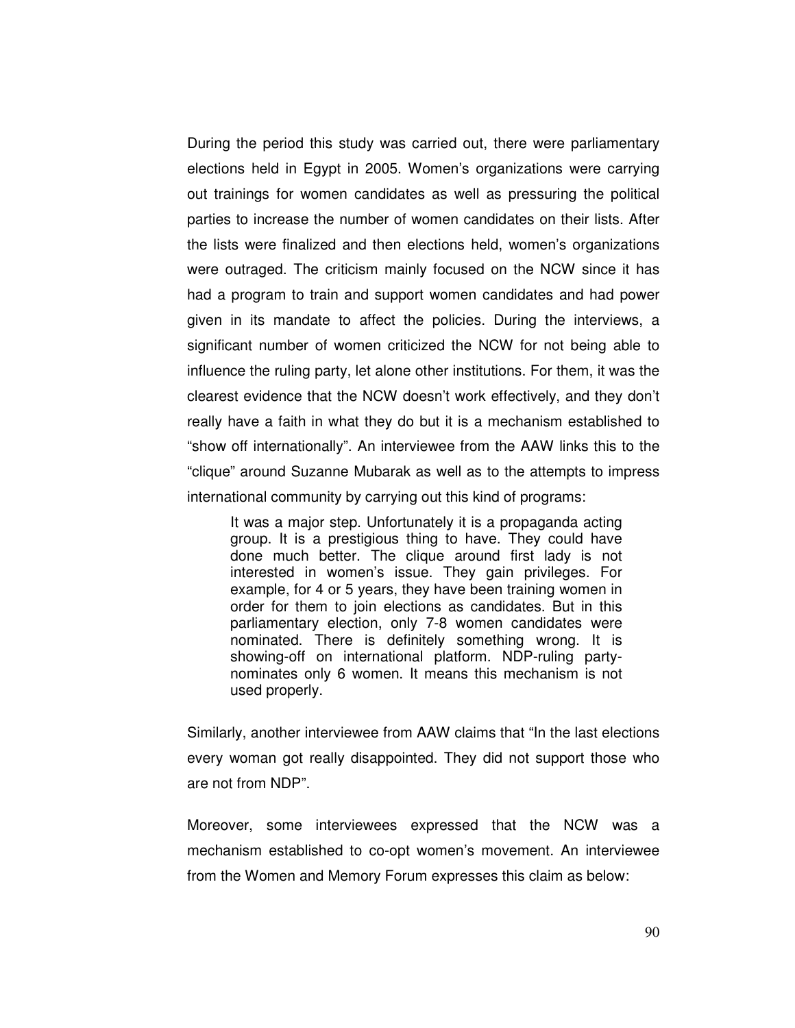During the period this study was carried out, there were parliamentary elections held in Egypt in 2005. Women's organizations were carrying out trainings for women candidates as well as pressuring the political parties to increase the number of women candidates on their lists. After the lists were finalized and then elections held, women's organizations were outraged. The criticism mainly focused on the NCW since it has had a program to train and support women candidates and had power given in its mandate to affect the policies. During the interviews, a significant number of women criticized the NCW for not being able to influence the ruling party, let alone other institutions. For them, it was the clearest evidence that the NCW doesn't work effectively, and they don't really have a faith in what they do but it is a mechanism established to "show off internationally". An interviewee from the AAW links this to the "clique" around Suzanne Mubarak as well as to the attempts to impress international community by carrying out this kind of programs:

> It was a major step. Unfortunately it is a propaganda acting group. It is a prestigious thing to have. They could have done much better. The clique around first lady is not interested in women's issue. They gain privileges. For example, for 4 or 5 years, they have been training women in order for them to join elections as candidates. But in this parliamentary election, only 7-8 women candidates were nominated. There is definitely something wrong. It is showing-off on international platform. NDP-ruling party-nominates only 6 women. It means this mechanism is not used properly.

Similarly, another interviewee from AAW claims that "In the last elections every woman got really disappointed. They did not support those who are not from NDP".

Moreover, some interviewees expressed that the NCW was a mechanism established to co-opt women's movement. An interviewee from the Women and Memory Forum expresses this claim as below: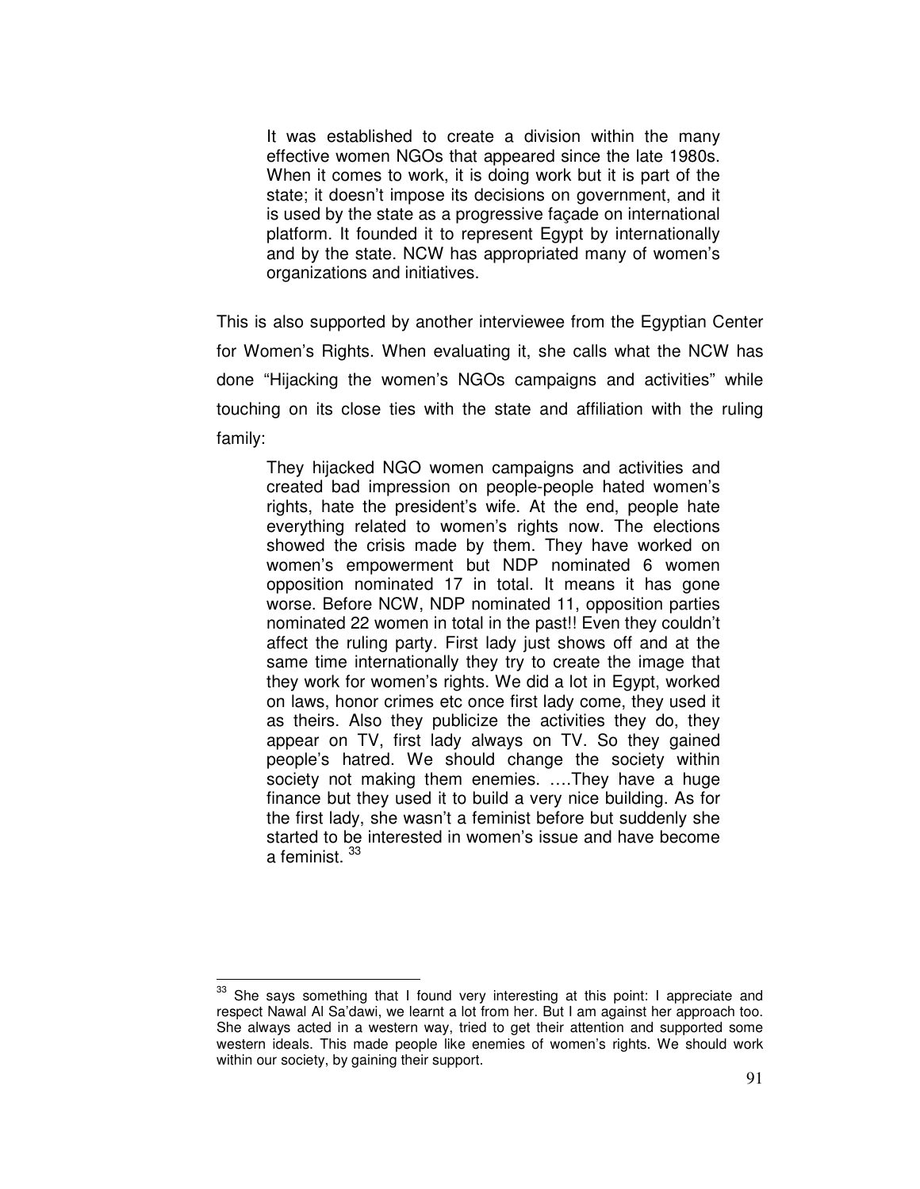> It was established to create a division within the many effective women NGOs that appeared since the late 1980s. When it comes to work, it is doing work but it is part of the state; it doesn't impose its decisions on government, and it is used by the state as a progressive façade on international platform. It founded it to represent Egypt by internationally and by the state. NCW has appropriated many of women's organizations and initiatives.

This is also supported by another interviewee from the Egyptian Center for Women's Rights. When evaluating it, she calls what the NCW has done "Hijacking the women's NGOs campaigns and activities" while touching on its close ties with the state and affiliation with the ruling family:

> They hijacked NGO women campaigns and activities and created bad impression on people-people hated women's rights, hate the president's wife. At the end, people hate everything related to women's rights now. The elections showed the crisis made by them. They have worked on women's empowerment but NDP nominated 6 women opposition nominated 17 in total. It means it has gone worse. Before NCW, NDP nominated 11, opposition parties nominated 22 women in total in the past!! Even they couldn't affect the ruling party. First lady just shows off and at the same time internationally they try to create the image that they work for women's rights. We did a lot in Egypt, worked on laws, honor crimes etc once first lady come, they used it as theirs. Also they publicize the activities they do, they appear on TV, first lady always on TV. So they gained people's hatred. We should change the society within society not making them enemies. ….They have a huge finance but they used it to build a very nice building. As for the first lady, she wasn't a feminist before but suddenly she started to be interested in women's issue and have become a feminist. [33]

---

[33] She says something that I found very interesting at this point: I appreciate and respect Nawal Al Sa'dawi, we learnt a lot from her. But I am against her approach too. She always acted in a western way, tried to get their attention and supported some western ideals. This made people like enemies of women's rights. We should work within our society, by gaining their support.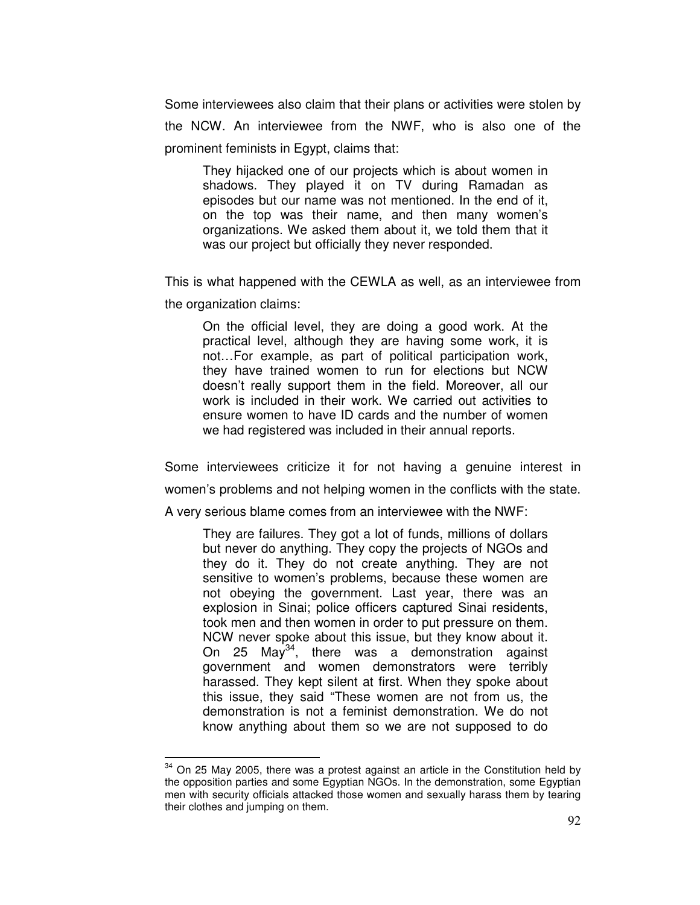Some interviewees also claim that their plans or activities were stolen by the NCW. An interviewee from the NWF, who is also one of the prominent feminists in Egypt, claims that:

> They hijacked one of our projects which is about women in shadows. They played it on TV during Ramadan as episodes but our name was not mentioned. In the end of it, on the top was their name, and then many women's organizations. We asked them about it, we told them that it was our project but officially they never responded.

This is what happened with the CEWLA as well, as an interviewee from the organization claims:

> On the official level, they are doing a good work. At the practical level, although they are having some work, it is not…For example, as part of political participation work, they have trained women to run for elections but NCW doesn't really support them in the field. Moreover, all our work is included in their work. We carried out activities to ensure women to have ID cards and the number of women we had registered was included in their annual reports.

Some interviewees criticize it for not having a genuine interest in women's problems and not helping women in the conflicts with the state. A very serious blame comes from an interviewee with the NWF:

> They are failures. They got a lot of funds, millions of dollars but never do anything. They copy the projects of NGOs and they do it. They do not create anything. They are not sensitive to women's problems, because these women are not obeying the government. Last year, there was an explosion in Sinai; police officers captured Sinai residents, took men and then women in order to put pressure on them. NCW never spoke about this issue, but they know about it. On 25 May[34], there was a demonstration against government and women demonstrators were terribly harassed. They kept silent at first. When they spoke about this issue, they said "These women are not from us, the demonstration is not a feminist demonstration. We do not know anything about them so we are not supposed to do

[34] On 25 May 2005, there was a protest against an article in the Constitution held by the opposition parties and some Egyptian NGOs. In the demonstration, some Egyptian men with security officials attacked those women and sexually harass them by tearing their clothes and jumping on them.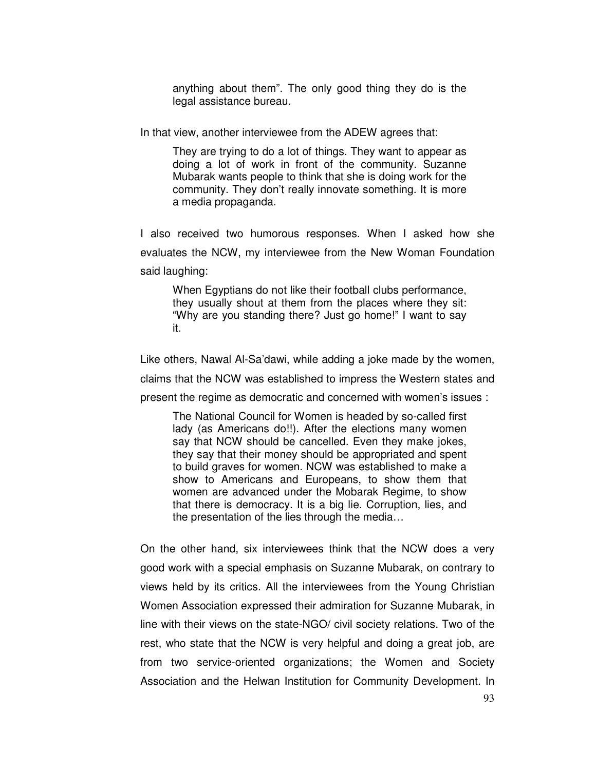> anything about them". The only good thing they do is the legal assistance bureau.

In that view, another interviewee from the ADEW agrees that:

> They are trying to do a lot of things. They want to appear as doing a lot of work in front of the community. Suzanne Mubarak wants people to think that she is doing work for the community. They don't really innovate something. It is more a media propaganda.

I also received two humorous responses. When I asked how she evaluates the NCW, my interviewee from the New Woman Foundation said laughing:

> When Egyptians do not like their football clubs performance, they usually shout at them from the places where they sit: "Why are you standing there? Just go home!" I want to say it.

Like others, Nawal Al-Sa'dawi, while adding a joke made by the women, claims that the NCW was established to impress the Western states and present the regime as democratic and concerned with women's issues :

> The National Council for Women is headed by so-called first lady (as Americans do!!). After the elections many women say that NCW should be cancelled. Even they make jokes, they say that their money should be appropriated and spent to build graves for women. NCW was established to make a show to Americans and Europeans, to show them that women are advanced under the Mobarak Regime, to show that there is democracy. It is a big lie. Corruption, lies, and the presentation of the lies through the media…

On the other hand, six interviewees think that the NCW does a very good work with a special emphasis on Suzanne Mubarak, on contrary to views held by its critics. All the interviewees from the Young Christian Women Association expressed their admiration for Suzanne Mubarak, in line with their views on the state-NGO/ civil society relations. Two of the rest, who state that the NCW is very helpful and doing a great job, are from two service-oriented organizations; the Women and Society Association and the Helwan Institution for Community Development. In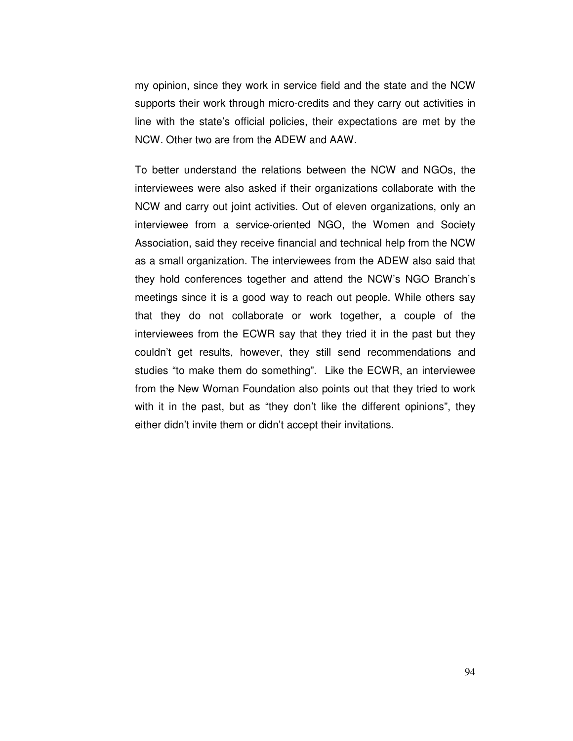my opinion, since they work in service field and the state and the NCW supports their work through micro-credits and they carry out activities in line with the state's official policies, their expectations are met by the NCW. Other two are from the ADEW and AAW.

To better understand the relations between the NCW and NGOs, the interviewees were also asked if their organizations collaborate with the NCW and carry out joint activities. Out of eleven organizations, only an interviewee from a service-oriented NGO, the Women and Society Association, said they receive financial and technical help from the NCW as a small organization. The interviewees from the ADEW also said that they hold conferences together and attend the NCW's NGO Branch's meetings since it is a good way to reach out people. While others say that they do not collaborate or work together, a couple of the interviewees from the ECWR say that they tried it in the past but they couldn't get results, however, they still send recommendations and studies "to make them do something". Like the ECWR, an interviewee from the New Woman Foundation also points out that they tried to work with it in the past, but as "they don't like the different opinions", they either didn't invite them or didn't accept their invitations.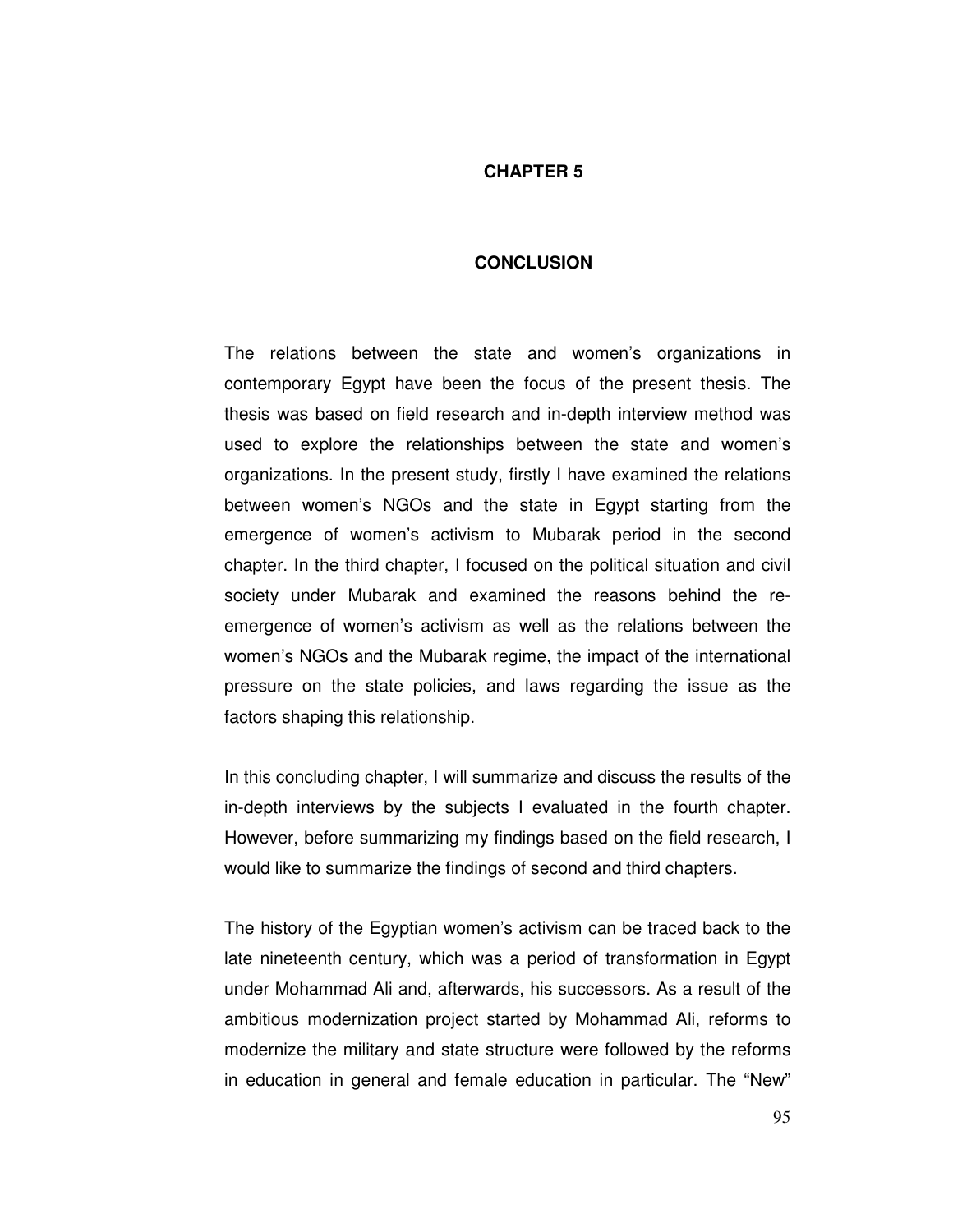# CHAPTER 5

# CONCLUSION

The relations between the state and women's organizations in contemporary Egypt have been the focus of the present thesis. The thesis was based on field research and in-depth interview method was used to explore the relationships between the state and women's organizations. In the present study, firstly I have examined the relations between women's NGOs and the state in Egypt starting from the emergence of women's activism to Mubarak period in the second chapter. In the third chapter, I focused on the political situation and civil society under Mubarak and examined the reasons behind the re-emergence of women's activism as well as the relations between the women's NGOs and the Mubarak regime, the impact of the international pressure on the state policies, and laws regarding the issue as the factors shaping this relationship.

In this concluding chapter, I will summarize and discuss the results of the in-depth interviews by the subjects I evaluated in the fourth chapter. However, before summarizing my findings based on the field research, I would like to summarize the findings of second and third chapters.

The history of the Egyptian women's activism can be traced back to the late nineteenth century, which was a period of transformation in Egypt under Mohammad Ali and, afterwards, his successors. As a result of the ambitious modernization project started by Mohammad Ali, reforms to modernize the military and state structure were followed by the reforms in education in general and female education in particular. The "New"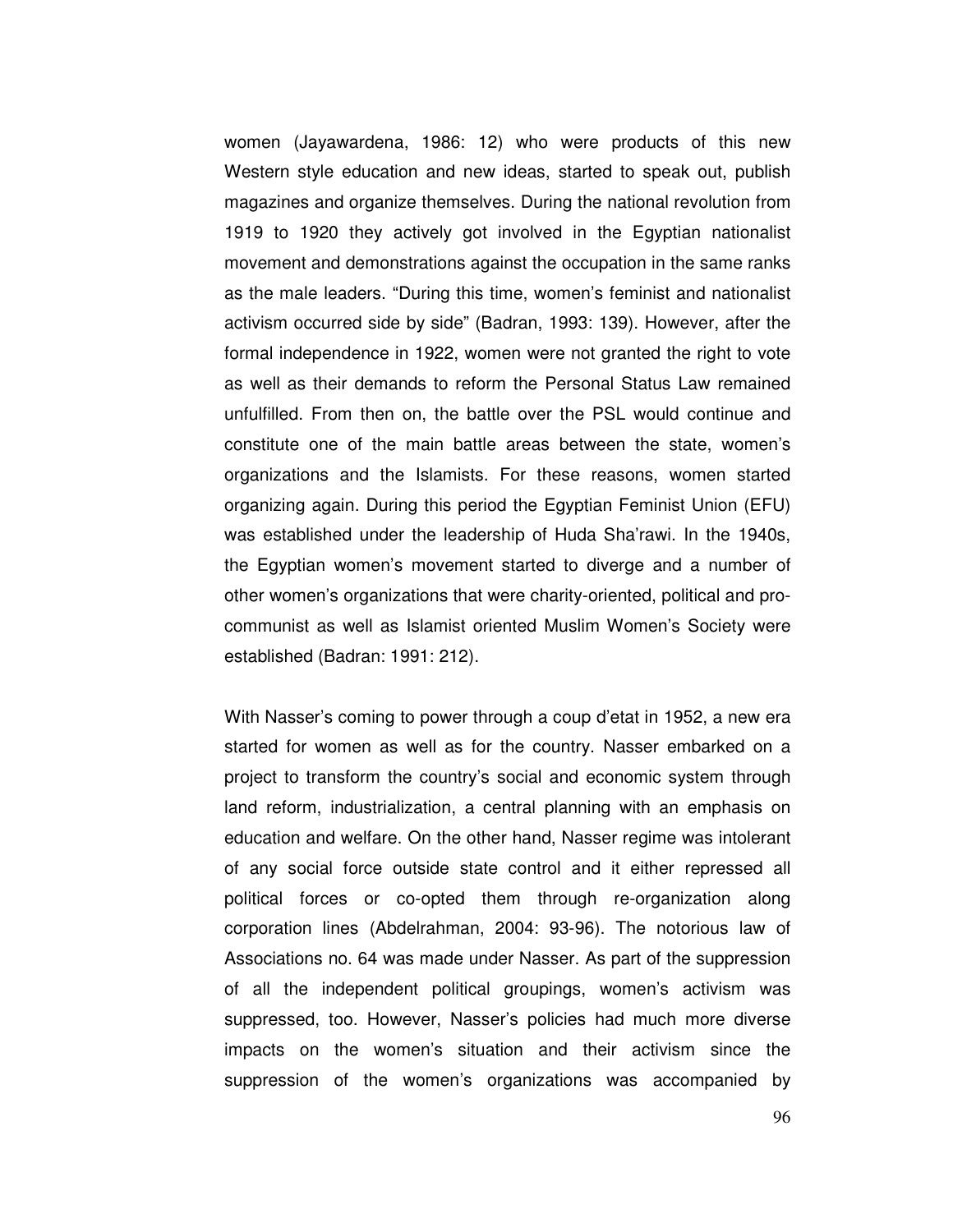women (Jayawardena, 1986: 12) who were products of this new Western style education and new ideas, started to speak out, publish magazines and organize themselves. During the national revolution from 1919 to 1920 they actively got involved in the Egyptian nationalist movement and demonstrations against the occupation in the same ranks as the male leaders. "During this time, women's feminist and nationalist activism occurred side by side" (Badran, 1993: 139). However, after the formal independence in 1922, women were not granted the right to vote as well as their demands to reform the Personal Status Law remained unfulfilled. From then on, the battle over the PSL would continue and constitute one of the main battle areas between the state, women's organizations and the Islamists. For these reasons, women started organizing again. During this period the Egyptian Feminist Union (EFU) was established under the leadership of Huda Sha'rawi. In the 1940s, the Egyptian women's movement started to diverge and a number of other women's organizations that were charity-oriented, political and pro-communist as well as Islamist oriented Muslim Women's Society were established (Badran: 1991: 212).

With Nasser's coming to power through a coup d'etat in 1952, a new era started for women as well as for the country. Nasser embarked on a project to transform the country's social and economic system through land reform, industrialization, a central planning with an emphasis on education and welfare. On the other hand, Nasser regime was intolerant of any social force outside state control and it either repressed all political forces or co-opted them through re-organization along corporation lines (Abdelrahman, 2004: 93-96). The notorious law of Associations no. 64 was made under Nasser. As part of the suppression of all the independent political groupings, women's activism was suppressed, too. However, Nasser's policies had much more diverse impacts on the women's situation and their activism since the suppression of the women's organizations was accompanied by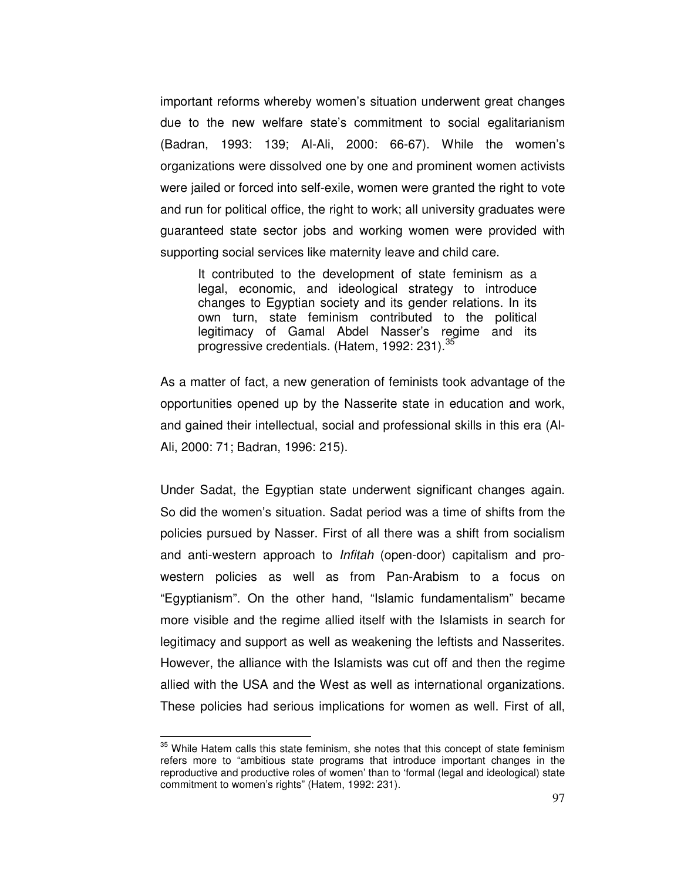important reforms whereby women's situation underwent great changes due to the new welfare state's commitment to social egalitarianism (Badran, 1993: 139; Al-Ali, 2000: 66-67). While the women's organizations were dissolved one by one and prominent women activists were jailed or forced into self-exile, women were granted the right to vote and run for political office, the right to work; all university graduates were guaranteed state sector jobs and working women were provided with supporting social services like maternity leave and child care.

> It contributed to the development of state feminism as a legal, economic, and ideological strategy to introduce changes to Egyptian society and its gender relations. In its own turn, state feminism contributed to the political legitimacy of Gamal Abdel Nasser's regime and its progressive credentials. (Hatem, 1992: 231).[35]

As a matter of fact, a new generation of feminists took advantage of the opportunities opened up by the Nasserite state in education and work, and gained their intellectual, social and professional skills in this era (Al-Ali, 2000: 71; Badran, 1996: 215).

Under Sadat, the Egyptian state underwent significant changes again. So did the women's situation. Sadat period was a time of shifts from the policies pursued by Nasser. First of all there was a shift from socialism and anti-western approach to *Infitah* (open-door) capitalism and pro-western policies as well as from Pan-Arabism to a focus on "Egyptianism". On the other hand, "Islamic fundamentalism" became more visible and the regime allied itself with the Islamists in search for legitimacy and support as well as weakening the leftists and Nasserites. However, the alliance with the Islamists was cut off and then the regime allied with the USA and the West as well as international organizations. These policies had serious implications for women as well. First of all,

---

[35] While Hatem calls this state feminism, she notes that this concept of state feminism refers more to "ambitious state programs that introduce important changes in the reproductive and productive roles of women' than to 'formal (legal and ideological) state commitment to women's rights" (Hatem, 1992: 231).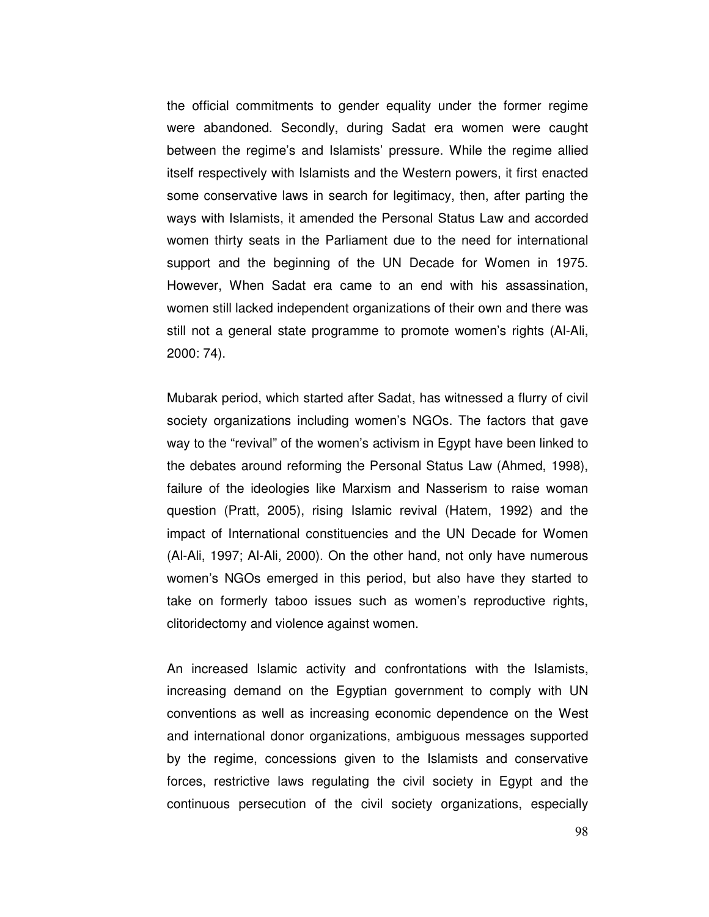the official commitments to gender equality under the former regime were abandoned. Secondly, during Sadat era women were caught between the regime's and Islamists' pressure. While the regime allied itself respectively with Islamists and the Western powers, it first enacted some conservative laws in search for legitimacy, then, after parting the ways with Islamists, it amended the Personal Status Law and accorded women thirty seats in the Parliament due to the need for international support and the beginning of the UN Decade for Women in 1975. However, When Sadat era came to an end with his assassination, women still lacked independent organizations of their own and there was still not a general state programme to promote women's rights (Al-Ali, 2000: 74).

Mubarak period, which started after Sadat, has witnessed a flurry of civil society organizations including women's NGOs. The factors that gave way to the "revival" of the women's activism in Egypt have been linked to the debates around reforming the Personal Status Law (Ahmed, 1998), failure of the ideologies like Marxism and Nasserism to raise woman question (Pratt, 2005), rising Islamic revival (Hatem, 1992) and the impact of International constituencies and the UN Decade for Women (Al-Ali, 1997; Al-Ali, 2000). On the other hand, not only have numerous women's NGOs emerged in this period, but also have they started to take on formerly taboo issues such as women's reproductive rights, clitoridectomy and violence against women.

An increased Islamic activity and confrontations with the Islamists, increasing demand on the Egyptian government to comply with UN conventions as well as increasing economic dependence on the West and international donor organizations, ambiguous messages supported by the regime, concessions given to the Islamists and conservative forces, restrictive laws regulating the civil society in Egypt and the continuous persecution of the civil society organizations, especially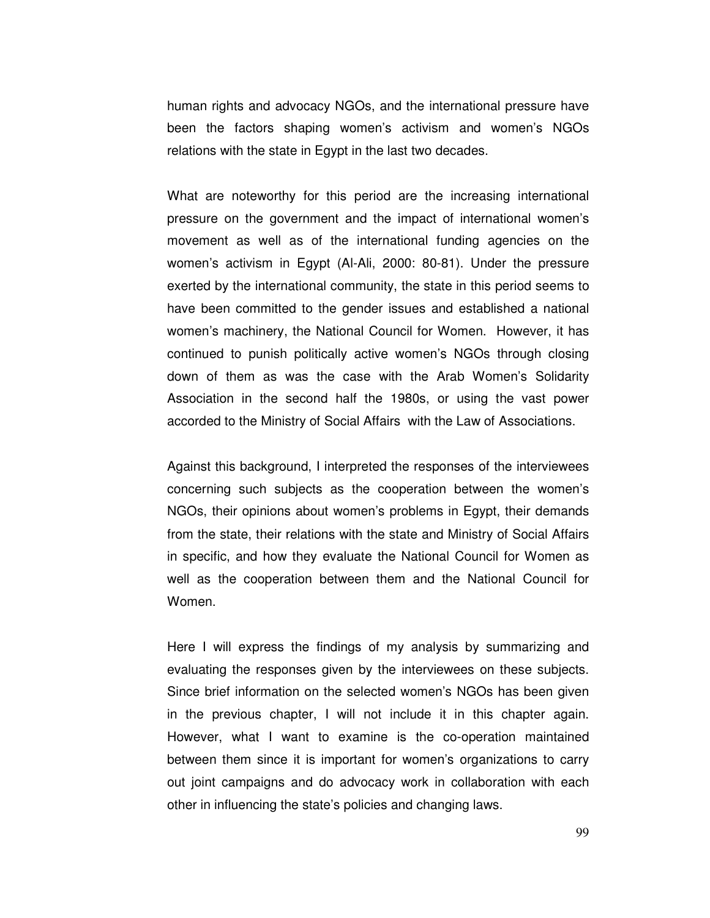human rights and advocacy NGOs, and the international pressure have been the factors shaping women's activism and women's NGOs relations with the state in Egypt in the last two decades.

What are noteworthy for this period are the increasing international pressure on the government and the impact of international women's movement as well as of the international funding agencies on the women's activism in Egypt (Al-Ali, 2000: 80-81). Under the pressure exerted by the international community, the state in this period seems to have been committed to the gender issues and established a national women's machinery, the National Council for Women. However, it has continued to punish politically active women's NGOs through closing down of them as was the case with the Arab Women's Solidarity Association in the second half the 1980s, or using the vast power accorded to the Ministry of Social Affairs with the Law of Associations.

Against this background, I interpreted the responses of the interviewees concerning such subjects as the cooperation between the women's NGOs, their opinions about women's problems in Egypt, their demands from the state, their relations with the state and Ministry of Social Affairs in specific, and how they evaluate the National Council for Women as well as the cooperation between them and the National Council for Women.

Here I will express the findings of my analysis by summarizing and evaluating the responses given by the interviewees on these subjects. Since brief information on the selected women's NGOs has been given in the previous chapter, I will not include it in this chapter again. However, what I want to examine is the co-operation maintained between them since it is important for women's organizations to carry out joint campaigns and do advocacy work in collaboration with each other in influencing the state's policies and changing laws.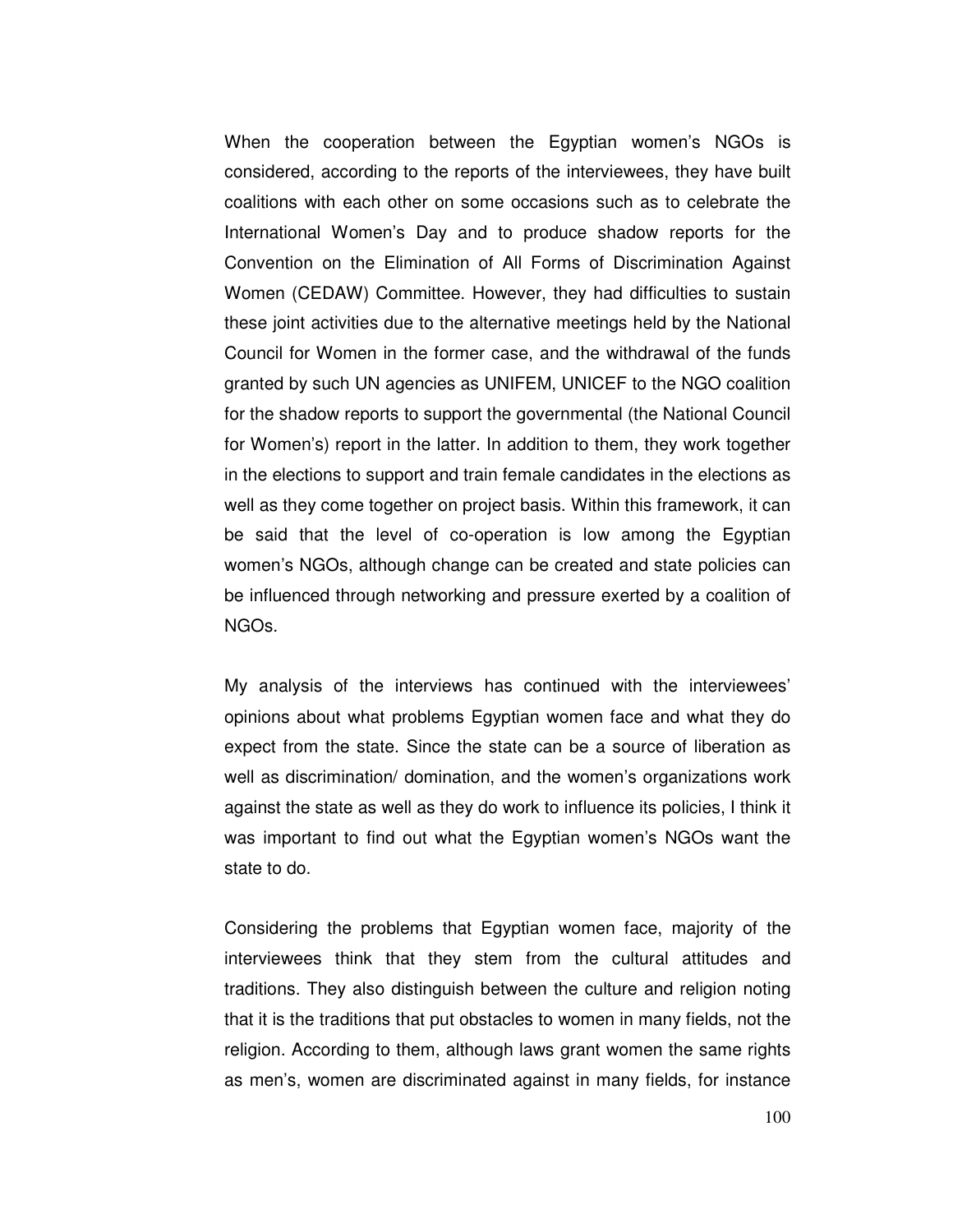When the cooperation between the Egyptian women's NGOs is considered, according to the reports of the interviewees, they have built coalitions with each other on some occasions such as to celebrate the International Women's Day and to produce shadow reports for the Convention on the Elimination of All Forms of Discrimination Against Women (CEDAW) Committee. However, they had difficulties to sustain these joint activities due to the alternative meetings held by the National Council for Women in the former case, and the withdrawal of the funds granted by such UN agencies as UNIFEM, UNICEF to the NGO coalition for the shadow reports to support the governmental (the National Council for Women's) report in the latter. In addition to them, they work together in the elections to support and train female candidates in the elections as well as they come together on project basis. Within this framework, it can be said that the level of co-operation is low among the Egyptian women's NGOs, although change can be created and state policies can be influenced through networking and pressure exerted by a coalition of NGOs.

My analysis of the interviews has continued with the interviewees' opinions about what problems Egyptian women face and what they do expect from the state. Since the state can be a source of liberation as well as discrimination/ domination, and the women's organizations work against the state as well as they do work to influence its policies, I think it was important to find out what the Egyptian women's NGOs want the state to do.

Considering the problems that Egyptian women face, majority of the interviewees think that they stem from the cultural attitudes and traditions. They also distinguish between the culture and religion noting that it is the traditions that put obstacles to women in many fields, not the religion. According to them, although laws grant women the same rights as men's, women are discriminated against in many fields, for instance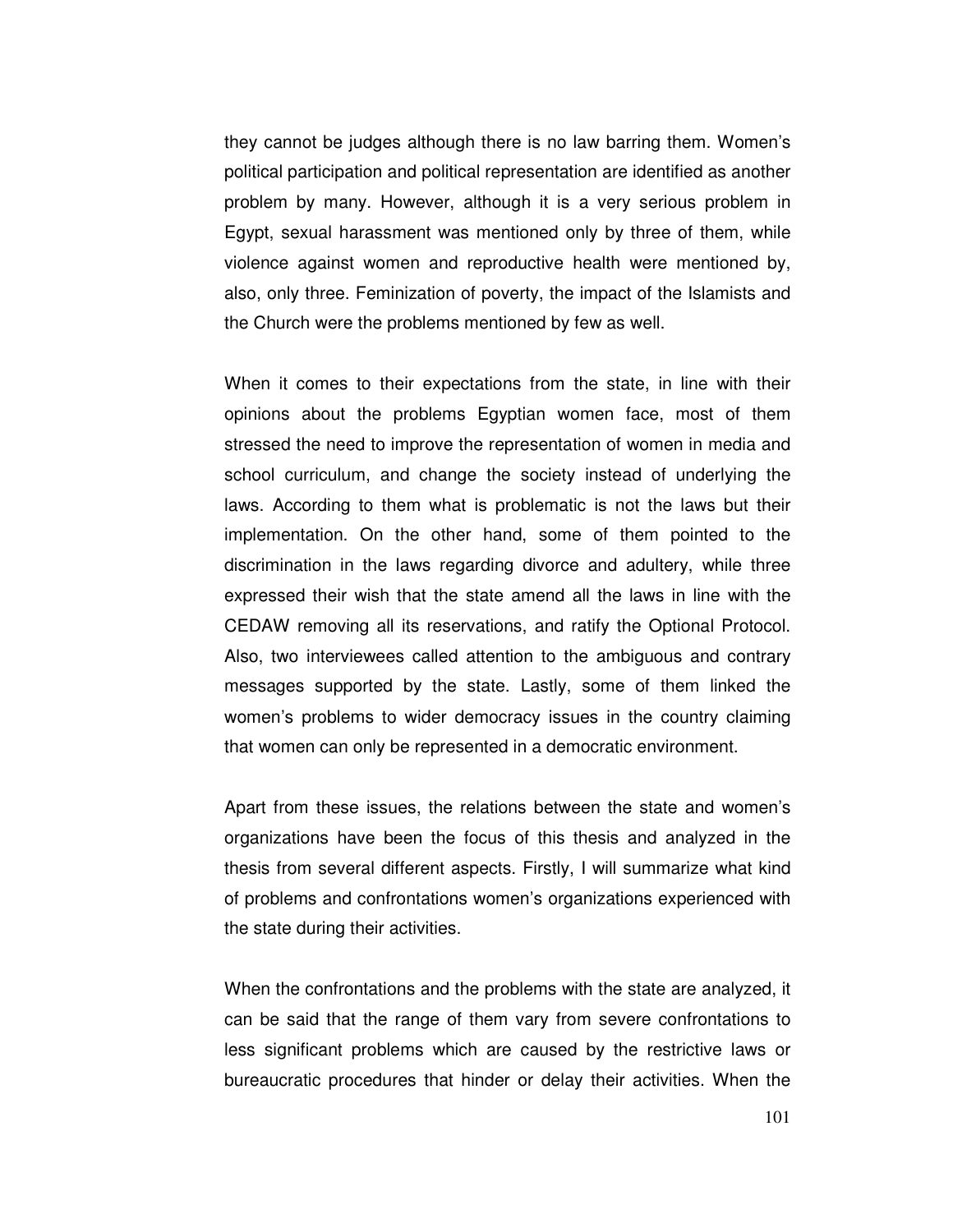they cannot be judges although there is no law barring them. Women's political participation and political representation are identified as another problem by many. However, although it is a very serious problem in Egypt, sexual harassment was mentioned only by three of them, while violence against women and reproductive health were mentioned by, also, only three. Feminization of poverty, the impact of the Islamists and the Church were the problems mentioned by few as well.

When it comes to their expectations from the state, in line with their opinions about the problems Egyptian women face, most of them stressed the need to improve the representation of women in media and school curriculum, and change the society instead of underlying the laws. According to them what is problematic is not the laws but their implementation. On the other hand, some of them pointed to the discrimination in the laws regarding divorce and adultery, while three expressed their wish that the state amend all the laws in line with the CEDAW removing all its reservations, and ratify the Optional Protocol. Also, two interviewees called attention to the ambiguous and contrary messages supported by the state. Lastly, some of them linked the women's problems to wider democracy issues in the country claiming that women can only be represented in a democratic environment.

Apart from these issues, the relations between the state and women's organizations have been the focus of this thesis and analyzed in the thesis from several different aspects. Firstly, I will summarize what kind of problems and confrontations women's organizations experienced with the state during their activities.

When the confrontations and the problems with the state are analyzed, it can be said that the range of them vary from severe confrontations to less significant problems which are caused by the restrictive laws or bureaucratic procedures that hinder or delay their activities. When the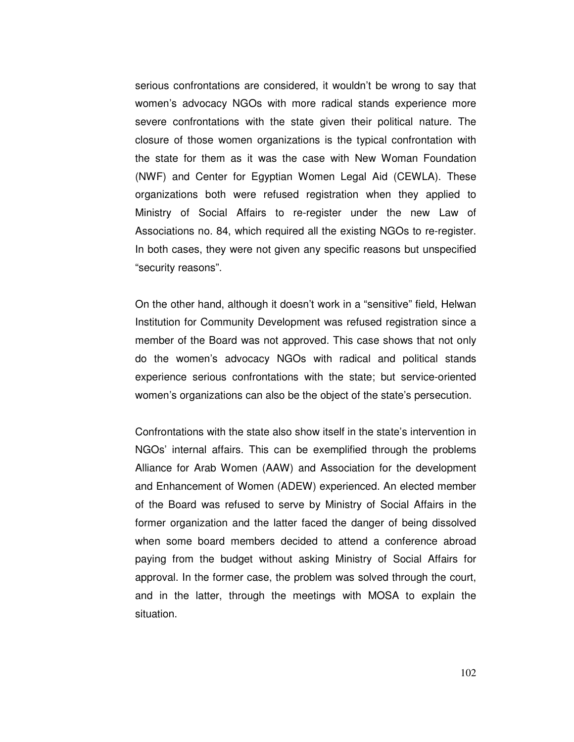serious confrontations are considered, it wouldn't be wrong to say that women's advocacy NGOs with more radical stands experience more severe confrontations with the state given their political nature. The closure of those women organizations is the typical confrontation with the state for them as it was the case with New Woman Foundation (NWF) and Center for Egyptian Women Legal Aid (CEWLA). These organizations both were refused registration when they applied to Ministry of Social Affairs to re-register under the new Law of Associations no. 84, which required all the existing NGOs to re-register. In both cases, they were not given any specific reasons but unspecified "security reasons".

On the other hand, although it doesn't work in a "sensitive" field, Helwan Institution for Community Development was refused registration since a member of the Board was not approved. This case shows that not only do the women's advocacy NGOs with radical and political stands experience serious confrontations with the state; but service-oriented women's organizations can also be the object of the state's persecution.

Confrontations with the state also show itself in the state's intervention in NGOs' internal affairs. This can be exemplified through the problems Alliance for Arab Women (AAW) and Association for the development and Enhancement of Women (ADEW) experienced. An elected member of the Board was refused to serve by Ministry of Social Affairs in the former organization and the latter faced the danger of being dissolved when some board members decided to attend a conference abroad paying from the budget without asking Ministry of Social Affairs for approval. In the former case, the problem was solved through the court, and in the latter, through the meetings with MOSA to explain the situation.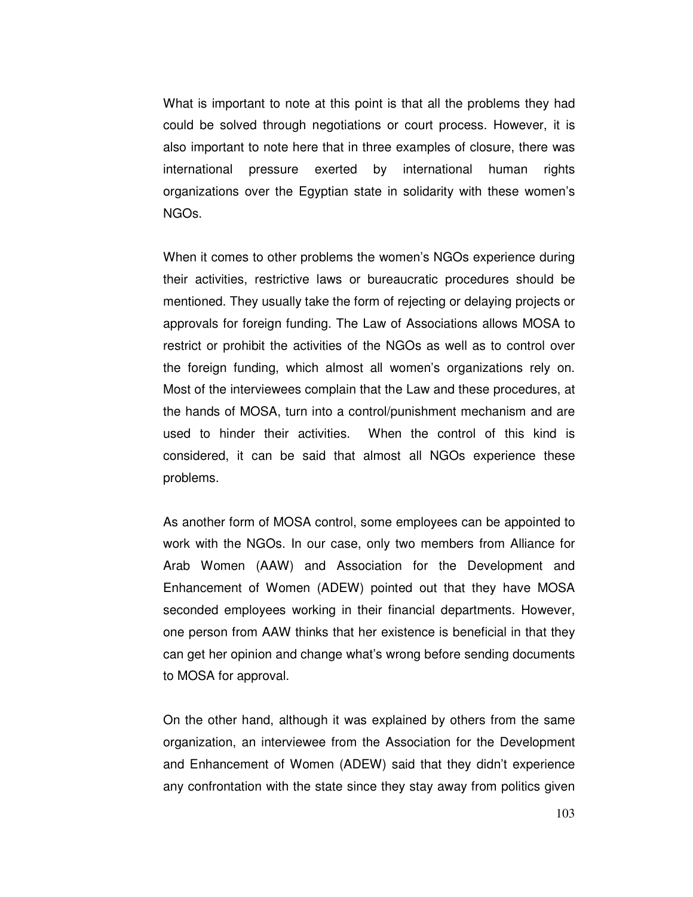What is important to note at this point is that all the problems they had could be solved through negotiations or court process. However, it is also important to note here that in three examples of closure, there was international pressure exerted by international human rights organizations over the Egyptian state in solidarity with these women's NGOs.

When it comes to other problems the women's NGOs experience during their activities, restrictive laws or bureaucratic procedures should be mentioned. They usually take the form of rejecting or delaying projects or approvals for foreign funding. The Law of Associations allows MOSA to restrict or prohibit the activities of the NGOs as well as to control over the foreign funding, which almost all women's organizations rely on. Most of the interviewees complain that the Law and these procedures, at the hands of MOSA, turn into a control/punishment mechanism and are used to hinder their activities. When the control of this kind is considered, it can be said that almost all NGOs experience these problems.

As another form of MOSA control, some employees can be appointed to work with the NGOs. In our case, only two members from Alliance for Arab Women (AAW) and Association for the Development and Enhancement of Women (ADEW) pointed out that they have MOSA seconded employees working in their financial departments. However, one person from AAW thinks that her existence is beneficial in that they can get her opinion and change what's wrong before sending documents to MOSA for approval.

On the other hand, although it was explained by others from the same organization, an interviewee from the Association for the Development and Enhancement of Women (ADEW) said that they didn't experience any confrontation with the state since they stay away from politics given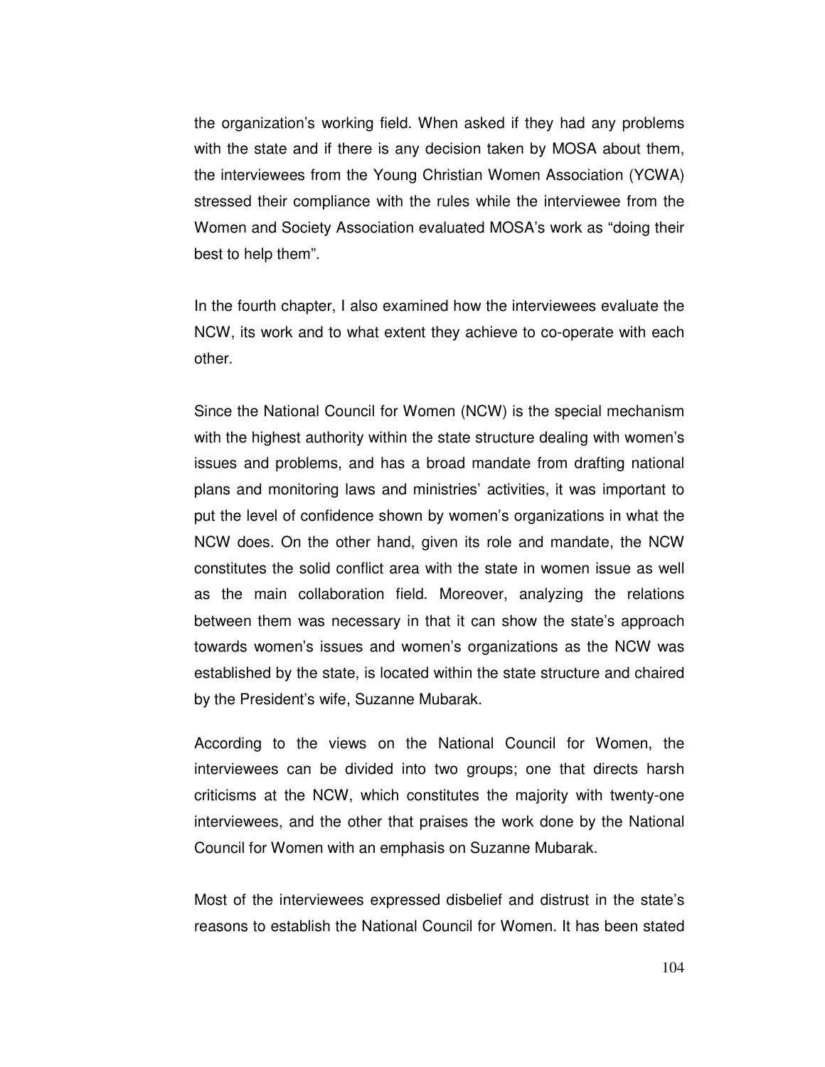the organization's working field. When asked if they had any problems with the state and if there is any decision taken by MOSA about them, the interviewees from the Young Christian Women Association (YCWA) stressed their compliance with the rules while the interviewee from the Women and Society Association evaluated MOSA's work as "doing their best to help them".

In the fourth chapter, I also examined how the interviewees evaluate the NCW, its work and to what extent they achieve to co-operate with each other.

Since the National Council for Women (NCW) is the special mechanism with the highest authority within the state structure dealing with women's issues and problems, and has a broad mandate from drafting national plans and monitoring laws and ministries' activities, it was important to put the level of confidence shown by women's organizations in what the NCW does. On the other hand, given its role and mandate, the NCW constitutes the solid conflict area with the state in women issue as well as the main collaboration field. Moreover, analyzing the relations between them was necessary in that it can show the state's approach towards women's issues and women's organizations as the NCW was established by the state, is located within the state structure and chaired by the President's wife, Suzanne Mubarak.

According to the views on the National Council for Women, the interviewees can be divided into two groups; one that directs harsh criticisms at the NCW, which constitutes the majority with twenty-one interviewees, and the other that praises the work done by the National Council for Women with an emphasis on Suzanne Mubarak.

Most of the interviewees expressed disbelief and distrust in the state's reasons to establish the National Council for Women. It has been stated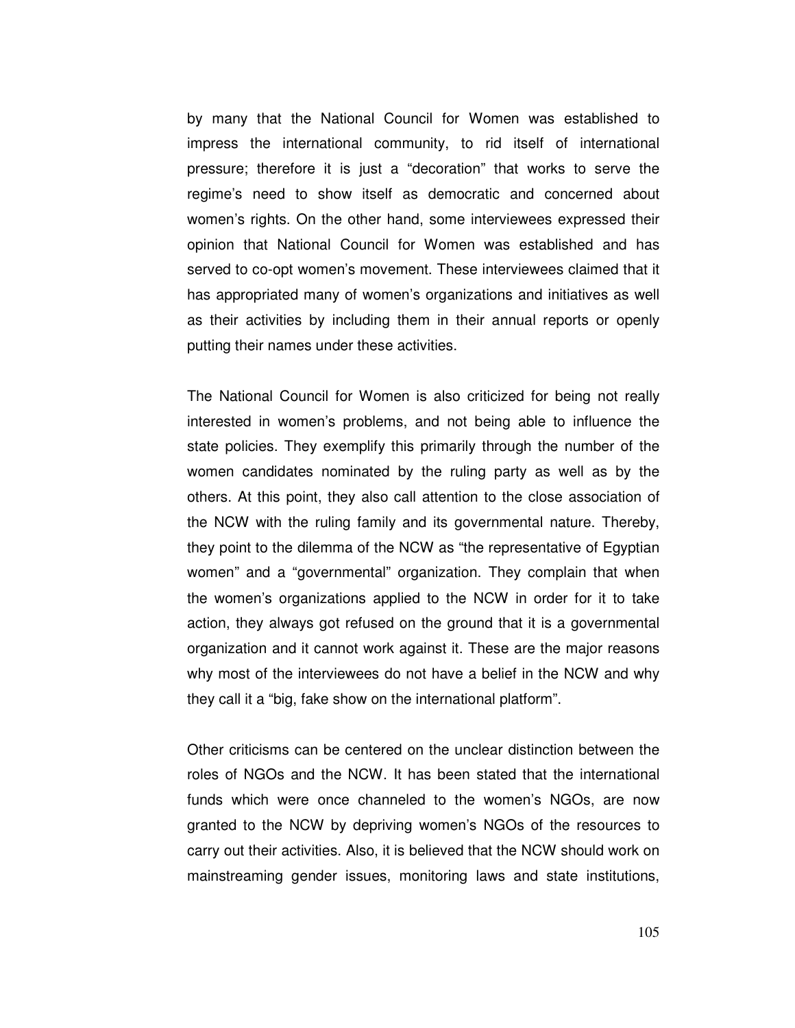by many that the National Council for Women was established to impress the international community, to rid itself of international pressure; therefore it is just a “decoration” that works to serve the regime’s need to show itself as democratic and concerned about women’s rights. On the other hand, some interviewees expressed their opinion that National Council for Women was established and has served to co-opt women’s movement. These interviewees claimed that it has appropriated many of women’s organizations and initiatives as well as their activities by including them in their annual reports or openly putting their names under these activities.

The National Council for Women is also criticized for being not really interested in women’s problems, and not being able to influence the state policies. They exemplify this primarily through the number of the women candidates nominated by the ruling party as well as by the others. At this point, they also call attention to the close association of the NCW with the ruling family and its governmental nature. Thereby, they point to the dilemma of the NCW as “the representative of Egyptian women” and a “governmental” organization. They complain that when the women’s organizations applied to the NCW in order for it to take action, they always got refused on the ground that it is a governmental organization and it cannot work against it. These are the major reasons why most of the interviewees do not have a belief in the NCW and why they call it a “big, fake show on the international platform”.

Other criticisms can be centered on the unclear distinction between the roles of NGOs and the NCW. It has been stated that the international funds which were once channeled to the women’s NGOs, are now granted to the NCW by depriving women’s NGOs of the resources to carry out their activities. Also, it is believed that the NCW should work on mainstreaming gender issues, monitoring laws and state institutions,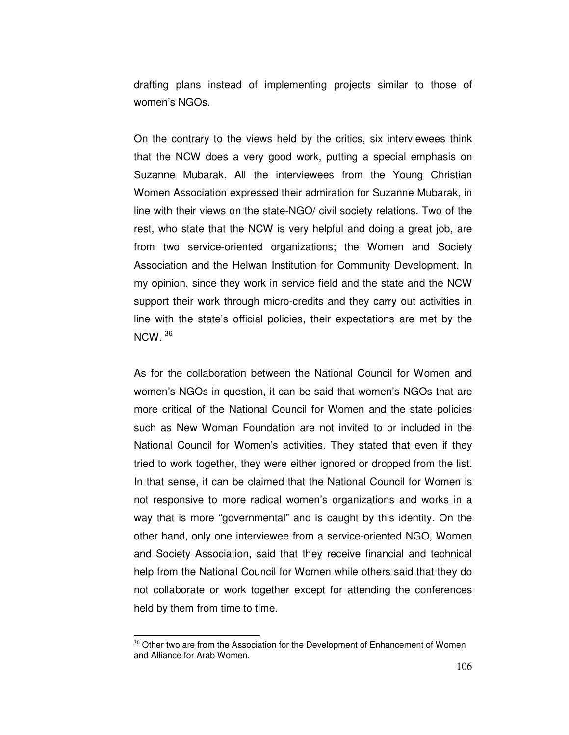drafting plans instead of implementing projects similar to those of women's NGOs.

On the contrary to the views held by the critics, six interviewees think that the NCW does a very good work, putting a special emphasis on Suzanne Mubarak. All the interviewees from the Young Christian Women Association expressed their admiration for Suzanne Mubarak, in line with their views on the state-NGO/ civil society relations. Two of the rest, who state that the NCW is very helpful and doing a great job, are from two service-oriented organizations; the Women and Society Association and the Helwan Institution for Community Development. In my opinion, since they work in service field and the state and the NCW support their work through micro-credits and they carry out activities in line with the state's official policies, their expectations are met by the NCW. [36]

As for the collaboration between the National Council for Women and women's NGOs in question, it can be said that women's NGOs that are more critical of the National Council for Women and the state policies such as New Woman Foundation are not invited to or included in the National Council for Women's activities. They stated that even if they tried to work together, they were either ignored or dropped from the list. In that sense, it can be claimed that the National Council for Women is not responsive to more radical women's organizations and works in a way that is more "governmental" and is caught by this identity. On the other hand, only one interviewee from a service-oriented NGO, Women and Society Association, said that they receive financial and technical help from the National Council for Women while others said that they do not collaborate or work together except for attending the conferences held by them from time to time.

---

[36] Other two are from the Association for the Development of Enhancement of Women and Alliance for Arab Women.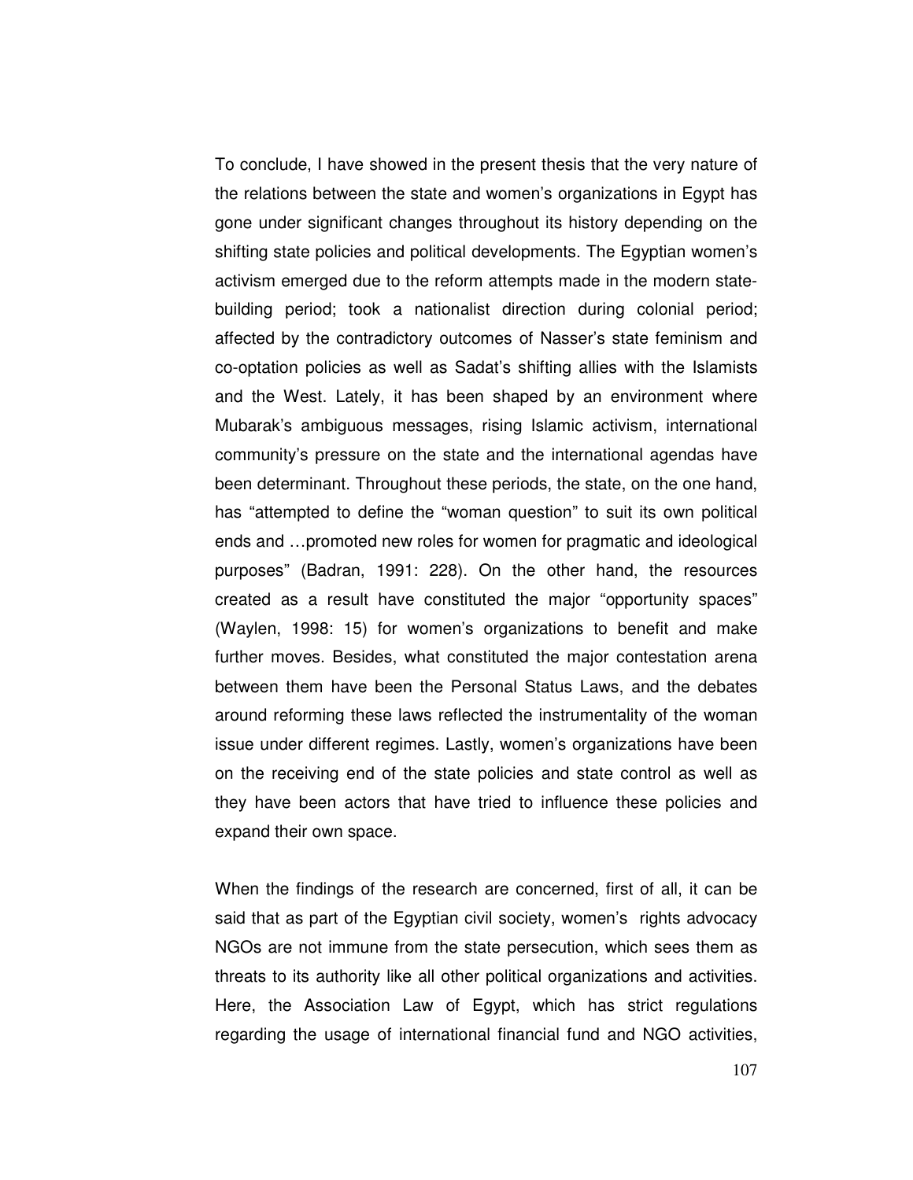To conclude, I have showed in the present thesis that the very nature of the relations between the state and women's organizations in Egypt has gone under significant changes throughout its history depending on the shifting state policies and political developments. The Egyptian women's activism emerged due to the reform attempts made in the modern state-building period; took a nationalist direction during colonial period; affected by the contradictory outcomes of Nasser's state feminism and co-optation policies as well as Sadat's shifting allies with the Islamists and the West. Lately, it has been shaped by an environment where Mubarak's ambiguous messages, rising Islamic activism, international community's pressure on the state and the international agendas have been determinant. Throughout these periods, the state, on the one hand, has "attempted to define the "woman question" to suit its own political ends and …promoted new roles for women for pragmatic and ideological purposes" (Badran, 1991: 228). On the other hand, the resources created as a result have constituted the major "opportunity spaces" (Waylen, 1998: 15) for women's organizations to benefit and make further moves. Besides, what constituted the major contestation arena between them have been the Personal Status Laws, and the debates around reforming these laws reflected the instrumentality of the woman issue under different regimes. Lastly, women's organizations have been on the receiving end of the state policies and state control as well as they have been actors that have tried to influence these policies and expand their own space.

When the findings of the research are concerned, first of all, it can be said that as part of the Egyptian civil society, women's rights advocacy NGOs are not immune from the state persecution, which sees them as threats to its authority like all other political organizations and activities. Here, the Association Law of Egypt, which has strict regulations regarding the usage of international financial fund and NGO activities,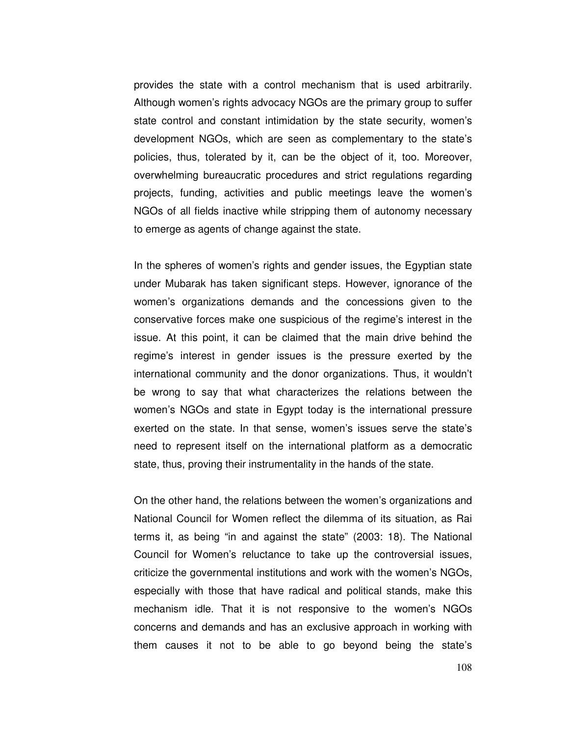provides the state with a control mechanism that is used arbitrarily. Although women's rights advocacy NGOs are the primary group to suffer state control and constant intimidation by the state security, women's development NGOs, which are seen as complementary to the state's policies, thus, tolerated by it, can be the object of it, too. Moreover, overwhelming bureaucratic procedures and strict regulations regarding projects, funding, activities and public meetings leave the women's NGOs of all fields inactive while stripping them of autonomy necessary to emerge as agents of change against the state.

In the spheres of women's rights and gender issues, the Egyptian state under Mubarak has taken significant steps. However, ignorance of the women's organizations demands and the concessions given to the conservative forces make one suspicious of the regime's interest in the issue. At this point, it can be claimed that the main drive behind the regime's interest in gender issues is the pressure exerted by the international community and the donor organizations. Thus, it wouldn't be wrong to say that what characterizes the relations between the women's NGOs and state in Egypt today is the international pressure exerted on the state. In that sense, women's issues serve the state's need to represent itself on the international platform as a democratic state, thus, proving their instrumentality in the hands of the state.

On the other hand, the relations between the women's organizations and National Council for Women reflect the dilemma of its situation, as Rai terms it, as being "in and against the state" (2003: 18). The National Council for Women's reluctance to take up the controversial issues, criticize the governmental institutions and work with the women's NGOs, especially with those that have radical and political stands, make this mechanism idle. That it is not responsive to the women's NGOs concerns and demands and has an exclusive approach in working with them causes it not to be able to go beyond being the state's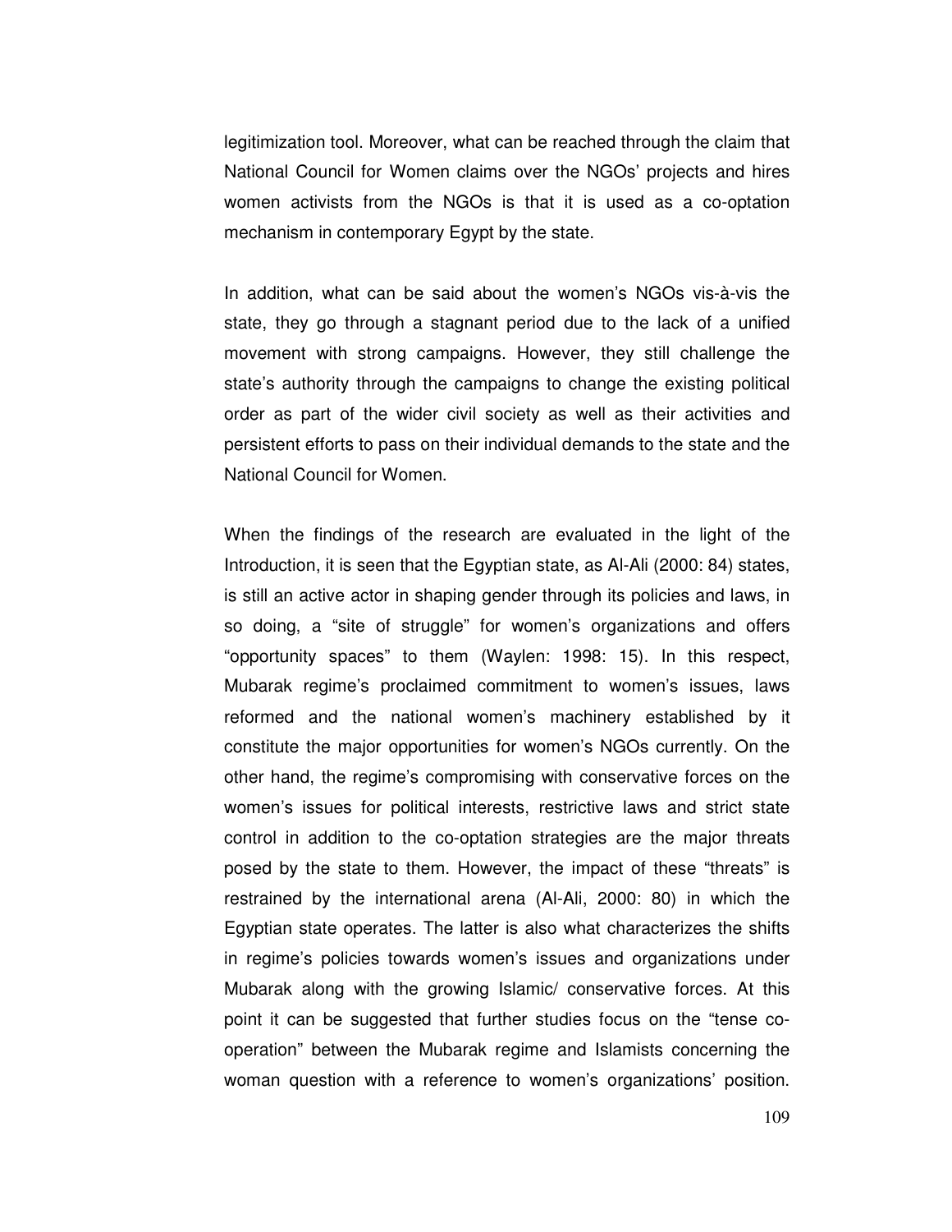legitimization tool. Moreover, what can be reached through the claim that National Council for Women claims over the NGOs' projects and hires women activists from the NGOs is that it is used as a co-optation mechanism in contemporary Egypt by the state.

In addition, what can be said about the women's NGOs vis-à-vis the state, they go through a stagnant period due to the lack of a unified movement with strong campaigns. However, they still challenge the state's authority through the campaigns to change the existing political order as part of the wider civil society as well as their activities and persistent efforts to pass on their individual demands to the state and the National Council for Women.

When the findings of the research are evaluated in the light of the Introduction, it is seen that the Egyptian state, as Al-Ali (2000: 84) states, is still an active actor in shaping gender through its policies and laws, in so doing, a "site of struggle" for women's organizations and offers "opportunity spaces" to them (Waylen: 1998: 15). In this respect, Mubarak regime's proclaimed commitment to women's issues, laws reformed and the national women's machinery established by it constitute the major opportunities for women's NGOs currently. On the other hand, the regime's compromising with conservative forces on the women's issues for political interests, restrictive laws and strict state control in addition to the co-optation strategies are the major threats posed by the state to them. However, the impact of these "threats" is restrained by the international arena (Al-Ali, 2000: 80) in which the Egyptian state operates. The latter is also what characterizes the shifts in regime's policies towards women's issues and organizations under Mubarak along with the growing Islamic/ conservative forces. At this point it can be suggested that further studies focus on the "tense co-operation" between the Mubarak regime and Islamists concerning the woman question with a reference to women's organizations' position.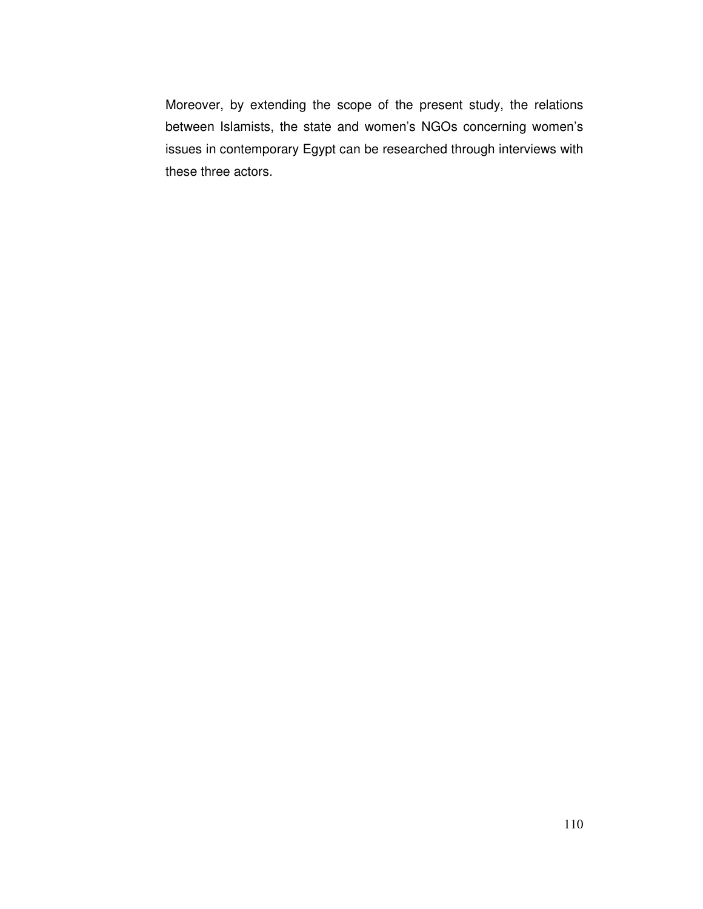Moreover, by extending the scope of the present study, the relations between Islamists, the state and women's NGOs concerning women's issues in contemporary Egypt can be researched through interviews with these three actors.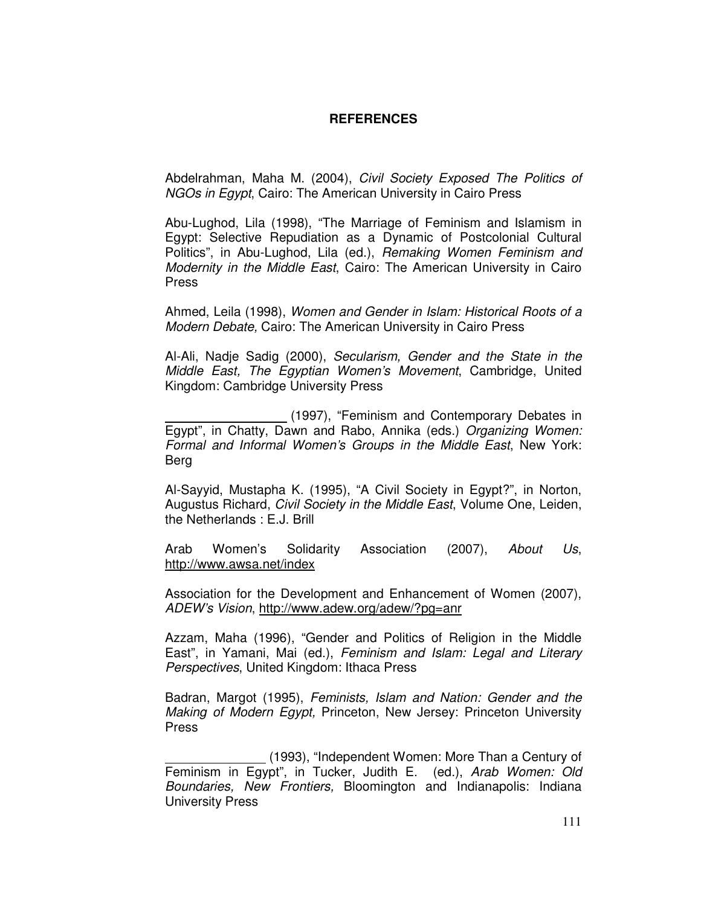# REFERENCES

Abdelrahman, Maha M. (2004), *Civil Society Exposed The Politics of NGOs in Egypt*, Cairo: The American University in Cairo Press

Abu-Lughod, Lila (1998), "The Marriage of Feminism and Islamism in Egypt: Selective Repudiation as a Dynamic of Postcolonial Cultural Politics", in Abu-Lughod, Lila (ed.), *Remaking Women Feminism and Modernity in the Middle East*, Cairo: The American University in Cairo Press

Ahmed, Leila (1998), *Women and Gender in Islam: Historical Roots of a Modern Debate,* Cairo: The American University in Cairo Press

Al-Ali, Nadje Sadig (2000), *Secularism, Gender and the State in the Middle East, The Egyptian Women's Movement*, Cambridge, United Kingdom: Cambridge University Press

\_\_\_\_\_\_\_\_\_\_\_\_\_\_\_\_\_ (1997), "Feminism and Contemporary Debates in Egypt", in Chatty, Dawn and Rabo, Annika (eds.) *Organizing Women: Formal and Informal Women's Groups in the Middle East*, New York: Berg

Al-Sayyid, Mustapha K. (1995), "A Civil Society in Egypt?", in Norton, Augustus Richard, *Civil Society in the Middle East*, Volume One, Leiden, the Netherlands : E.J. Brill

Arab Women's Solidarity Association (2007), *About Us*, http://www.awsa.net/index

Association for the Development and Enhancement of Women (2007), *ADEW's Vision*, http://www.adew.org/adew/?pg=anr

Azzam, Maha (1996), "Gender and Politics of Religion in the Middle East", in Yamani, Mai (ed.), *Feminism and Islam: Legal and Literary Perspectives*, United Kingdom: Ithaca Press

Badran, Margot (1995), *Feminists, Islam and Nation: Gender and the Making of Modern Egypt,* Princeton, New Jersey: Princeton University Press

\_\_\_\_\_\_\_\_\_\_\_\_\_\_ (1993), "Independent Women: More Than a Century of Feminism in Egypt", in Tucker, Judith E. (ed.), *Arab Women: Old Boundaries, New Frontiers,* Bloomington and Indianapolis: Indiana University Press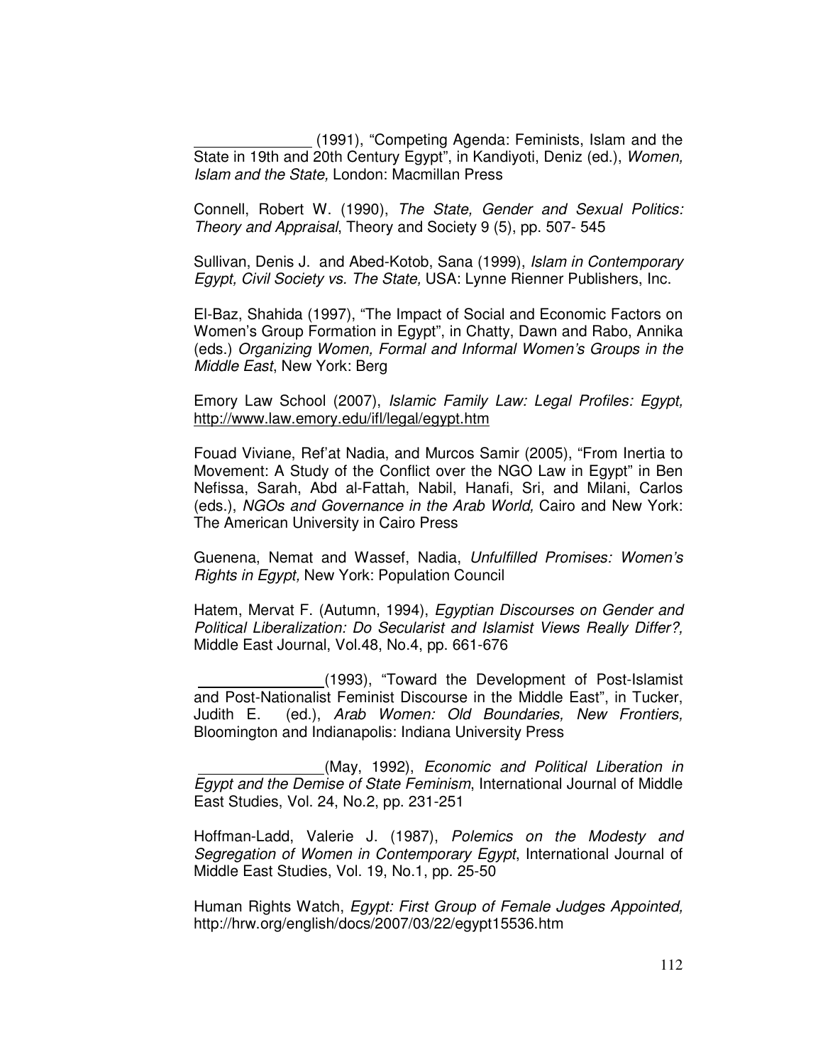\_\_\_\_\_\_\_\_\_\_\_\_\_\_ (1991), "Competing Agenda: Feminists, Islam and the State in 19th and 20th Century Egypt", in Kandiyoti, Deniz (ed.), *Women, Islam and the State,* London: Macmillan Press

Connell, Robert W. (1990), *The State, Gender and Sexual Politics: Theory and Appraisal*, Theory and Society 9 (5), pp. 507- 545

Sullivan, Denis J. and Abed-Kotob, Sana (1999), *Islam in Contemporary Egypt, Civil Society vs. The State,* USA: Lynne Rienner Publishers, Inc.

El-Baz, Shahida (1997), "The Impact of Social and Economic Factors on Women's Group Formation in Egypt", in Chatty, Dawn and Rabo, Annika (eds.) *Organizing Women, Formal and Informal Women's Groups in the Middle East*, New York: Berg

Emory Law School (2007), *Islamic Family Law: Legal Profiles: Egypt,* http://www.law.emory.edu/ifl/legal/egypt.htm

Fouad Viviane, Ref'at Nadia, and Murcos Samir (2005), "From Inertia to Movement: A Study of the Conflict over the NGO Law in Egypt" in Ben Nefissa, Sarah, Abd al-Fattah, Nabil, Hanafi, Sri, and Milani, Carlos (eds.), *NGOs and Governance in the Arab World,* Cairo and New York: The American University in Cairo Press

Guenena, Nemat and Wassef, Nadia, *Unfulfilled Promises: Women's Rights in Egypt,* New York: Population Council

Hatem, Mervat F. (Autumn, 1994), *Egyptian Discourses on Gender and Political Liberalization: Do Secularist and Islamist Views Really Differ?,* Middle East Journal, Vol.48, No.4, pp. 661-676

\_\_\_\_\_\_\_\_\_\_\_\_\_\_\_(1993), "Toward the Development of Post-Islamist and Post-Nationalist Feminist Discourse in the Middle East", in Tucker, Judith E. (ed.), *Arab Women: Old Boundaries, New Frontiers,* Bloomington and Indianapolis: Indiana University Press

\_\_\_\_\_\_\_\_\_\_\_\_\_\_\_(May, 1992), *Economic and Political Liberation in Egypt and the Demise of State Feminism*, International Journal of Middle East Studies, Vol. 24, No.2, pp. 231-251

Hoffman-Ladd, Valerie J. (1987), *Polemics on the Modesty and Segregation of Women in Contemporary Egypt*, International Journal of Middle East Studies, Vol. 19, No.1, pp. 25-50

Human Rights Watch, *Egypt: First Group of Female Judges Appointed,* http://hrw.org/english/docs/2007/03/22/egypt15536.htm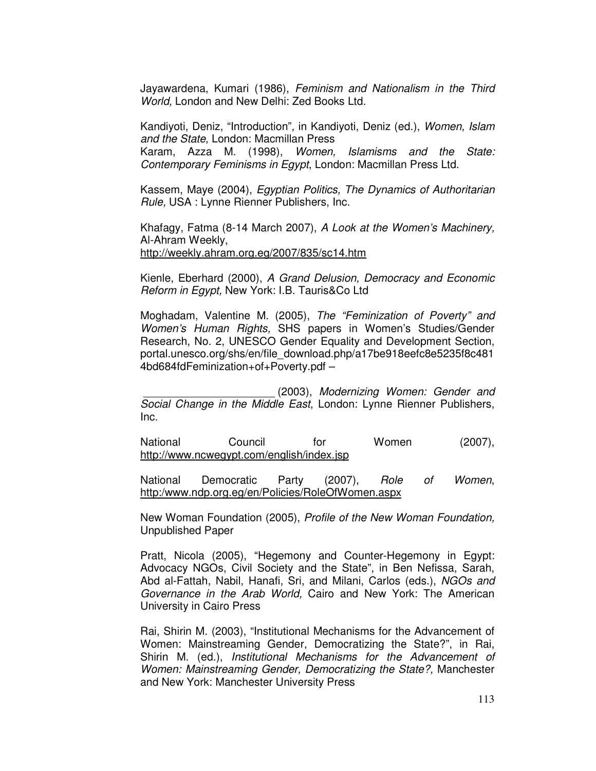Jayawardena, Kumari (1986), *Feminism and Nationalism in the Third World,* London and New Delhi: Zed Books Ltd.

Kandiyoti, Deniz, "Introduction", in Kandiyoti, Deniz (ed.), *Women, Islam and the State,* London: Macmillan Press
Karam, Azza M. (1998), *Women, Islamisms and the State: Contemporary Feminisms in Egypt*, London: Macmillan Press Ltd.

Kassem, Maye (2004), *Egyptian Politics, The Dynamics of Authoritarian Rule,* USA : Lynne Rienner Publishers, Inc.

Khafagy, Fatma (8-14 March 2007), *A Look at the Women's Machinery,* Al-Ahram Weekly,
http://weekly.ahram.org.eg/2007/835/sc14.htm

Kienle, Eberhard (2000), *A Grand Delusion, Democracy and Economic Reform in Egypt,* New York: I.B. Tauris&Co Ltd

Moghadam, Valentine M. (2005), *The "Feminization of Poverty" and Women's Human Rights,* SHS papers in Women's Studies/Gender Research, No. 2, UNESCO Gender Equality and Development Section, portal.unesco.org/shs/en/file_download.php/a17be918eefc8e5235f8c4814bd684fdFeminization+of+Poverty.pdf –

______________________ (2003), *Modernizing Women: Gender and Social Change in the Middle East*, London: Lynne Rienner Publishers, Inc.

National Council for Women (2007), http://www.ncwegypt.com/english/index.jsp

National Democratic Party (2007), *Role of Women*, http:/www.ndp.org.eg/en/Policies/RoleOfWomen.aspx

New Woman Foundation (2005), *Profile of the New Woman Foundation,* Unpublished Paper

Pratt, Nicola (2005), "Hegemony and Counter-Hegemony in Egypt: Advocacy NGOs, Civil Society and the State", in Ben Nefissa, Sarah, Abd al-Fattah, Nabil, Hanafi, Sri, and Milani, Carlos (eds.), *NGOs and Governance in the Arab World,* Cairo and New York: The American University in Cairo Press

Rai, Shirin M. (2003), "Institutional Mechanisms for the Advancement of Women: Mainstreaming Gender, Democratizing the State?", in Rai, Shirin M. (ed.), *Institutional Mechanisms for the Advancement of Women: Mainstreaming Gender, Democratizing the State?,* Manchester and New York: Manchester University Press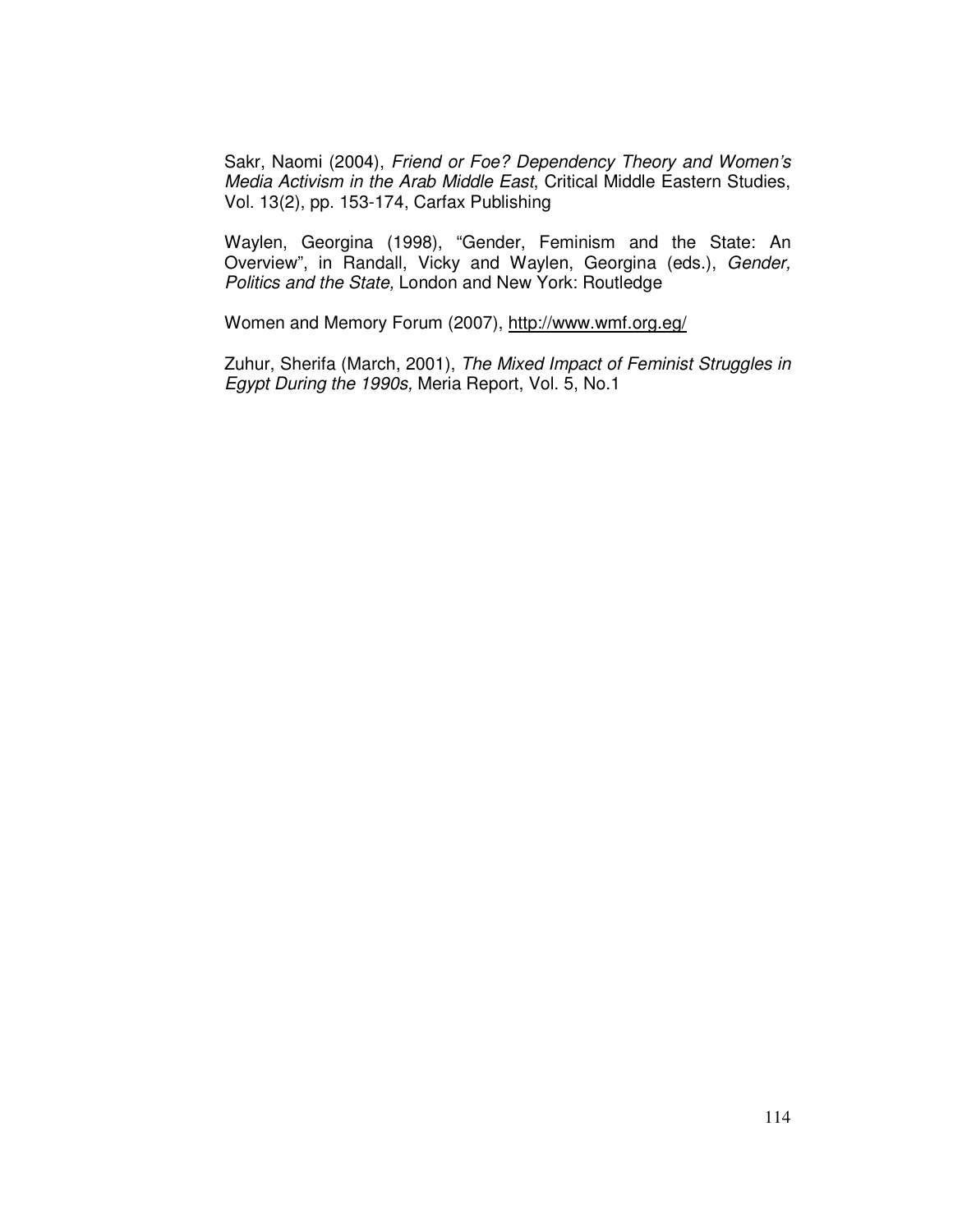Sakr, Naomi (2004), *Friend or Foe? Dependency Theory and Women's Media Activism in the Arab Middle East*, Critical Middle Eastern Studies, Vol. 13(2), pp. 153-174, Carfax Publishing

Waylen, Georgina (1998), "Gender, Feminism and the State: An Overview", in Randall, Vicky and Waylen, Georgina (eds.), *Gender, Politics and the State,* London and New York: Routledge

Women and Memory Forum (2007), http://www.wmf.org.eg/

Zuhur, Sherifa (March, 2001), *The Mixed Impact of Feminist Struggles in Egypt During the 1990s,* Meria Report, Vol. 5, No.1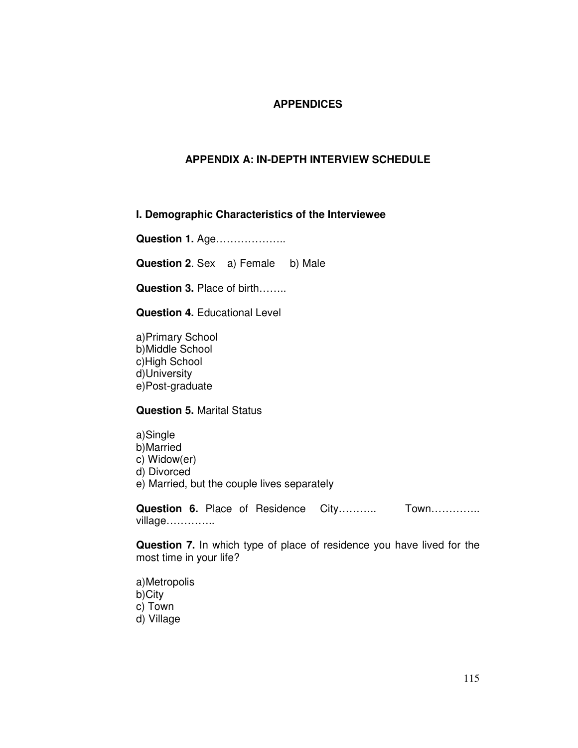# APPENDICES

## APPENDIX A: IN-DEPTH INTERVIEW SCHEDULE

### I. Demographic Characteristics of the Interviewee

**Question 1.** Age………………..

**Question 2**. Sex a) Female b) Male

**Question 3.** Place of birth……..

**Question 4.** Educational Level

a)Primary School
b)Middle School
c)High School
d)University
e)Post-graduate

**Question 5.** Marital Status

a)Single
b)Married
c) Widow(er)
d) Divorced
e) Married, but the couple lives separately

**Question 6.** Place of Residence City……….. Town………….. village…………..

**Question 7.** In which type of place of residence you have lived for the most time in your life?

a)Metropolis
b)City
c) Town
d) Village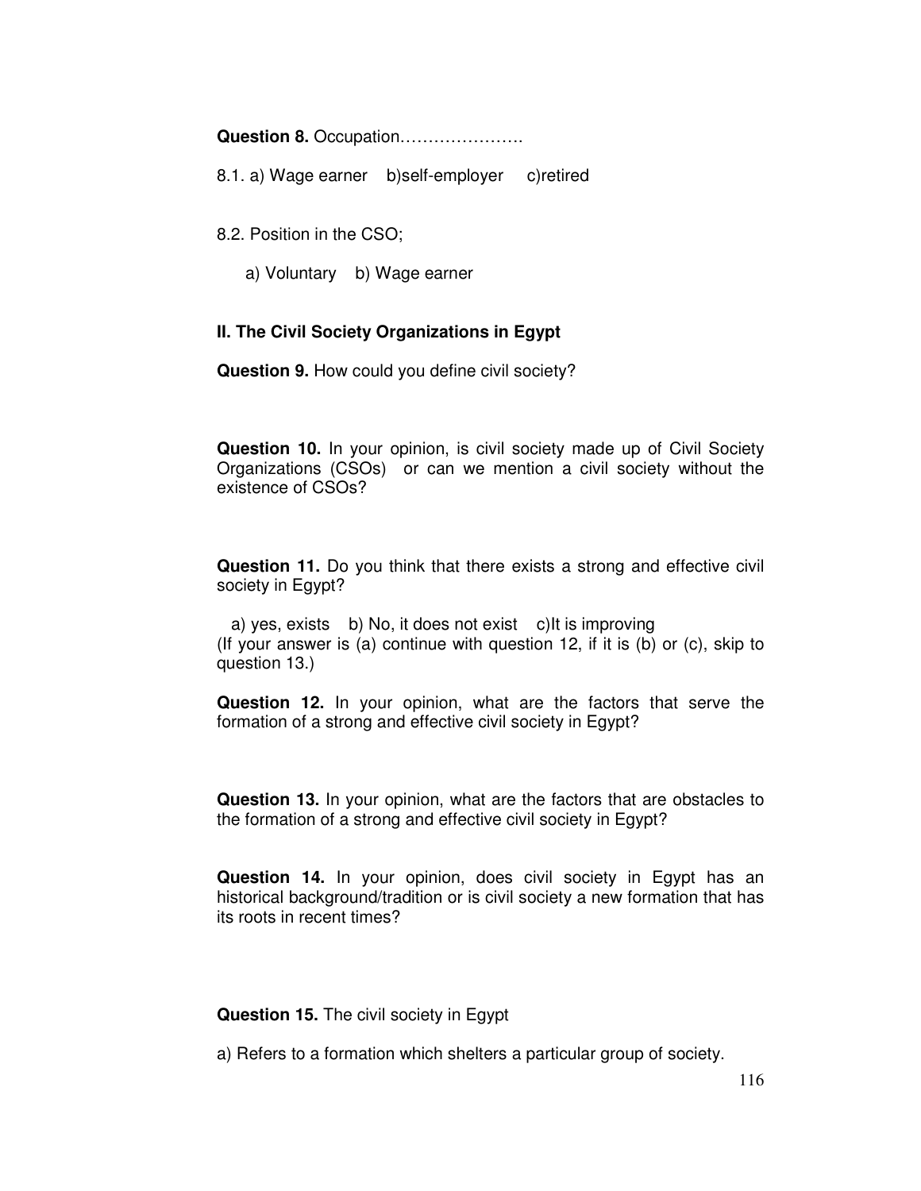**Question 8.** Occupation………………….

8.1. a) Wage earner b)self-employer c)retired

8.2. Position in the CSO;

a) Voluntary b) Wage earner

### II. The Civil Society Organizations in Egypt

**Question 9.** How could you define civil society?

**Question 10.** In your opinion, is civil society made up of Civil Society Organizations (CSOs) or can we mention a civil society without the existence of CSOs?

**Question 11.** Do you think that there exists a strong and effective civil society in Egypt?

a) yes, exists b) No, it does not exist c)It is improving
(If your answer is (a) continue with question 12, if it is (b) or (c), skip to question 13.)

**Question 12.** In your opinion, what are the factors that serve the formation of a strong and effective civil society in Egypt?

**Question 13.** In your opinion, what are the factors that are obstacles to the formation of a strong and effective civil society in Egypt?

**Question 14.** In your opinion, does civil society in Egypt has an historical background/tradition or is civil society a new formation that has its roots in recent times?

**Question 15.** The civil society in Egypt

a) Refers to a formation which shelters a particular group of society.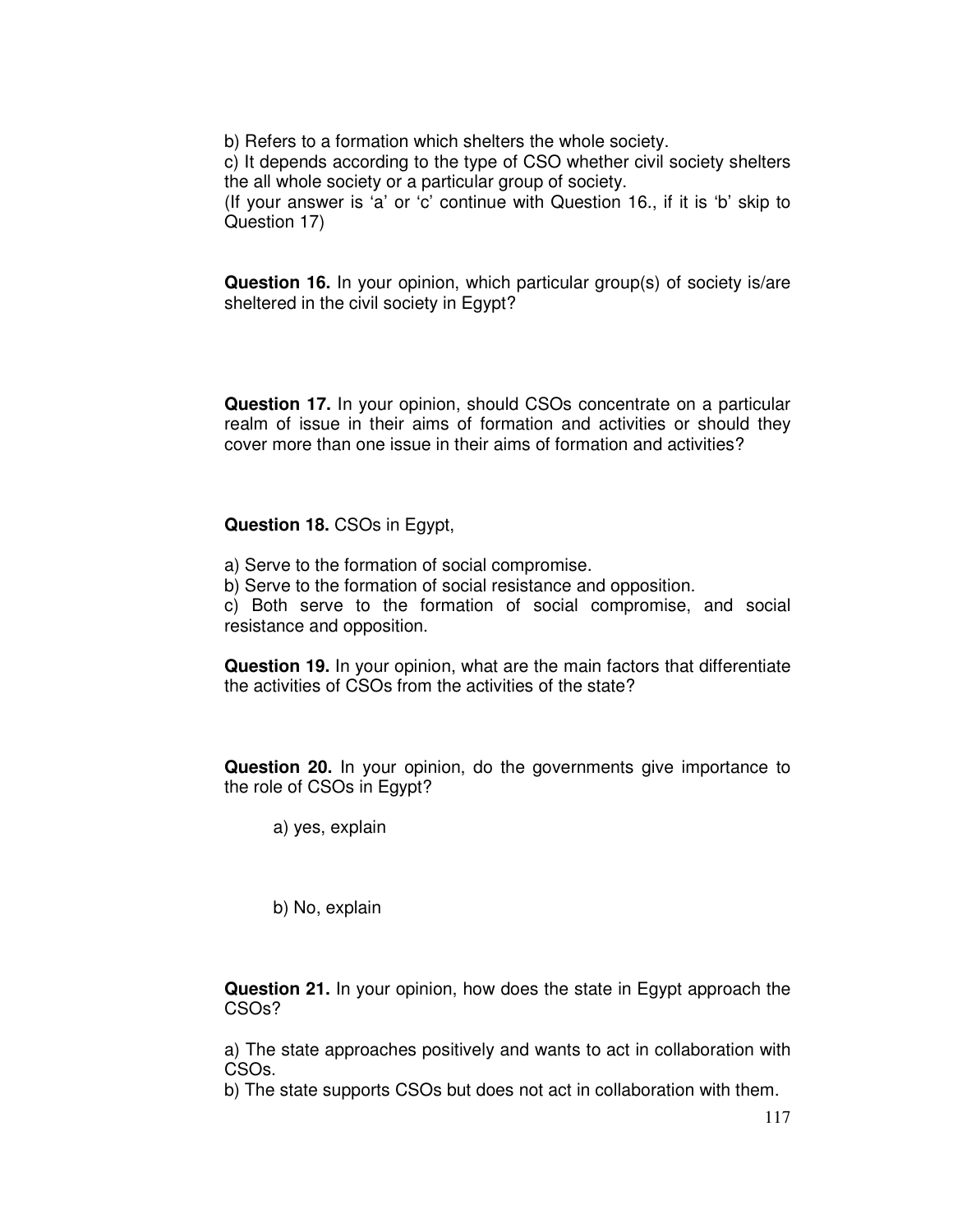b) Refers to a formation which shelters the whole society.

c) It depends according to the type of CSO whether civil society shelters the all whole society or a particular group of society.

(If your answer is ‘a’ or ‘c’ continue with Question 16., if it is ‘b’ skip to Question 17)

**Question 16.** In your opinion, which particular group(s) of society is/are sheltered in the civil society in Egypt?

**Question 17.** In your opinion, should CSOs concentrate on a particular realm of issue in their aims of formation and activities or should they cover more than one issue in their aims of formation and activities?

**Question 18.** CSOs in Egypt,

a) Serve to the formation of social compromise.

b) Serve to the formation of social resistance and opposition.

c) Both serve to the formation of social compromise, and social resistance and opposition.

**Question 19.** In your opinion, what are the main factors that differentiate the activities of CSOs from the activities of the state?

**Question 20.** In your opinion, do the governments give importance to the role of CSOs in Egypt?

a) yes, explain

b) No, explain

**Question 21.** In your opinion, how does the state in Egypt approach the CSOs?

a) The state approaches positively and wants to act in collaboration with CSOs.

b) The state supports CSOs but does not act in collaboration with them.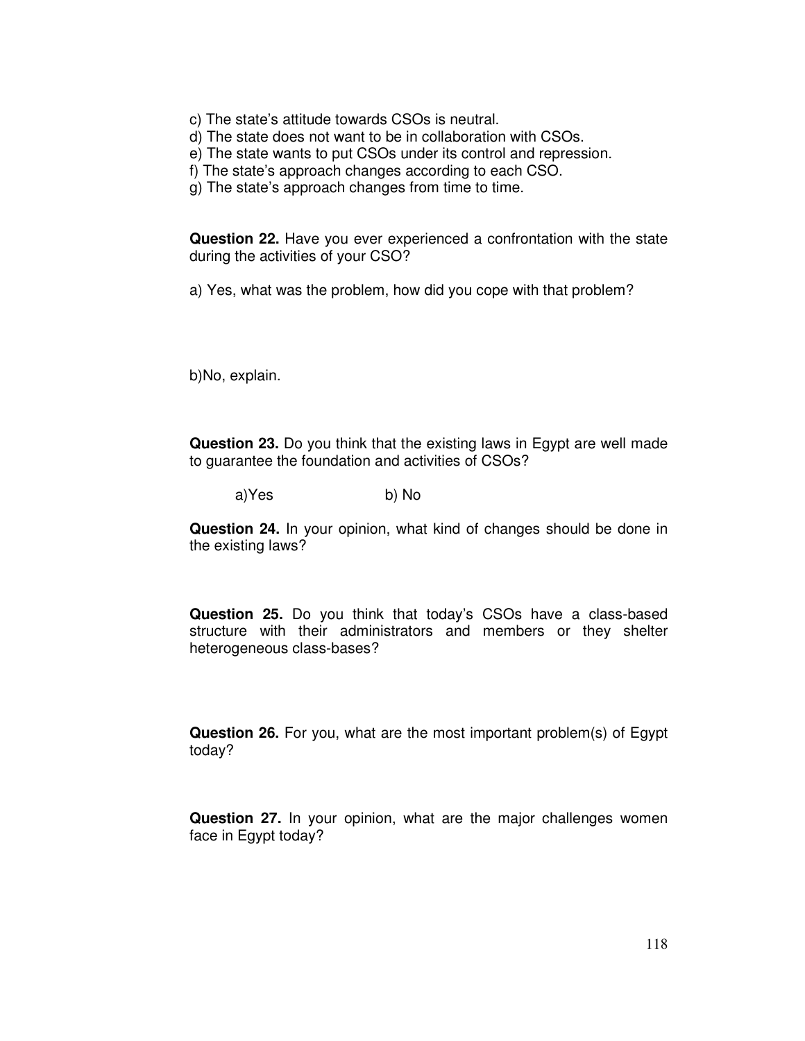c) The state's attitude towards CSOs is neutral.
d) The state does not want to be in collaboration with CSOs.
e) The state wants to put CSOs under its control and repression.
f) The state's approach changes according to each CSO.
g) The state's approach changes from time to time.

**Question 22.** Have you ever experienced a confrontation with the state during the activities of your CSO?

a) Yes, what was the problem, how did you cope with that problem?

b)No, explain.

**Question 23.** Do you think that the existing laws in Egypt are well made to guarantee the foundation and activities of CSOs?

a)Yes b) No

**Question 24.** In your opinion, what kind of changes should be done in the existing laws?

**Question 25.** Do you think that today's CSOs have a class-based structure with their administrators and members or they shelter heterogeneous class-bases?

**Question 26.** For you, what are the most important problem(s) of Egypt today?

**Question 27.** In your opinion, what are the major challenges women face in Egypt today?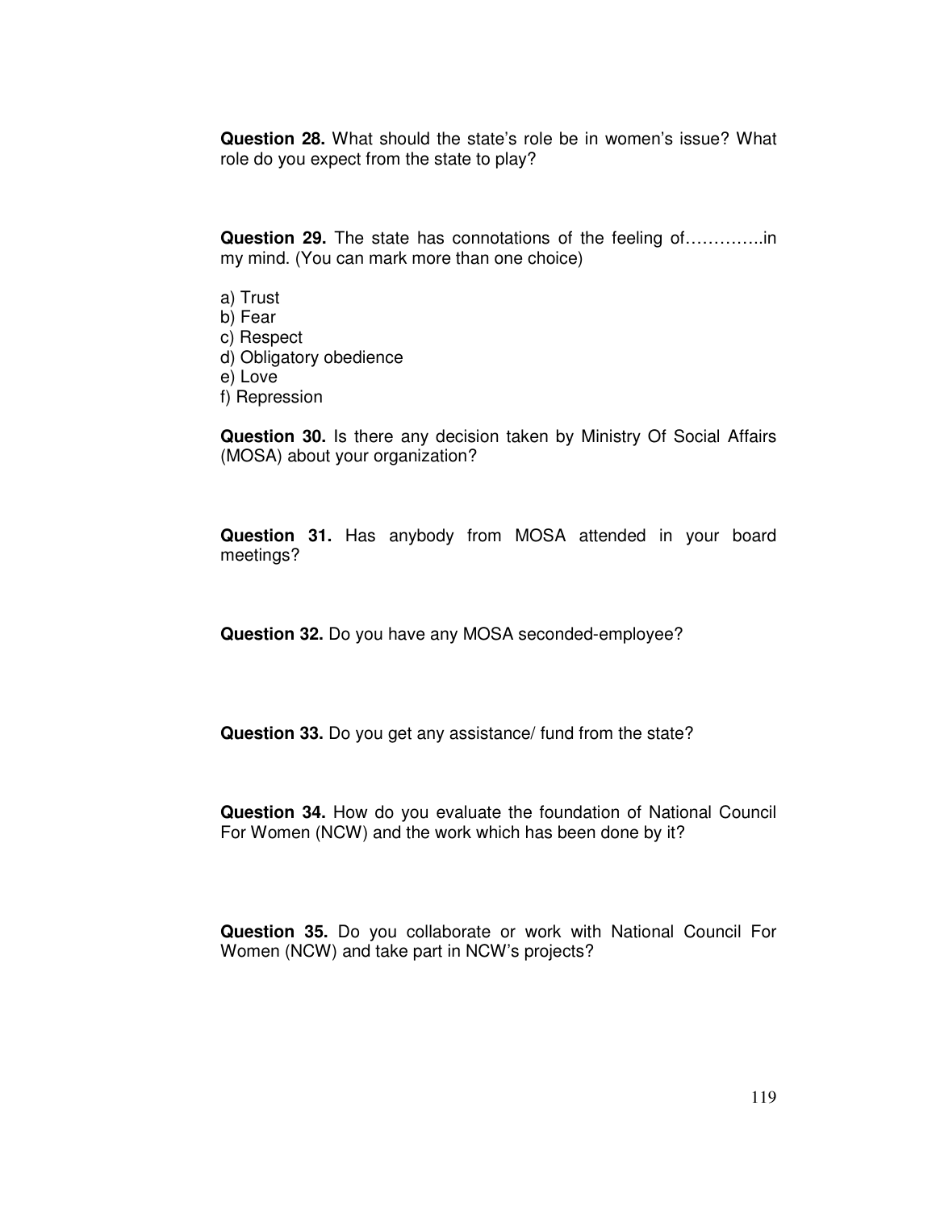**Question 28.** What should the state's role be in women's issue? What role do you expect from the state to play?

**Question 29.** The state has connotations of the feeling of………….in my mind. (You can mark more than one choice)

a) Trust
b) Fear
c) Respect
d) Obligatory obedience
e) Love
f) Repression

**Question 30.** Is there any decision taken by Ministry Of Social Affairs (MOSA) about your organization?

**Question 31.** Has anybody from MOSA attended in your board meetings?

**Question 32.** Do you have any MOSA seconded-employee?

**Question 33.** Do you get any assistance/ fund from the state?

**Question 34.** How do you evaluate the foundation of National Council For Women (NCW) and the work which has been done by it?

**Question 35.** Do you collaborate or work with National Council For Women (NCW) and take part in NCW's projects?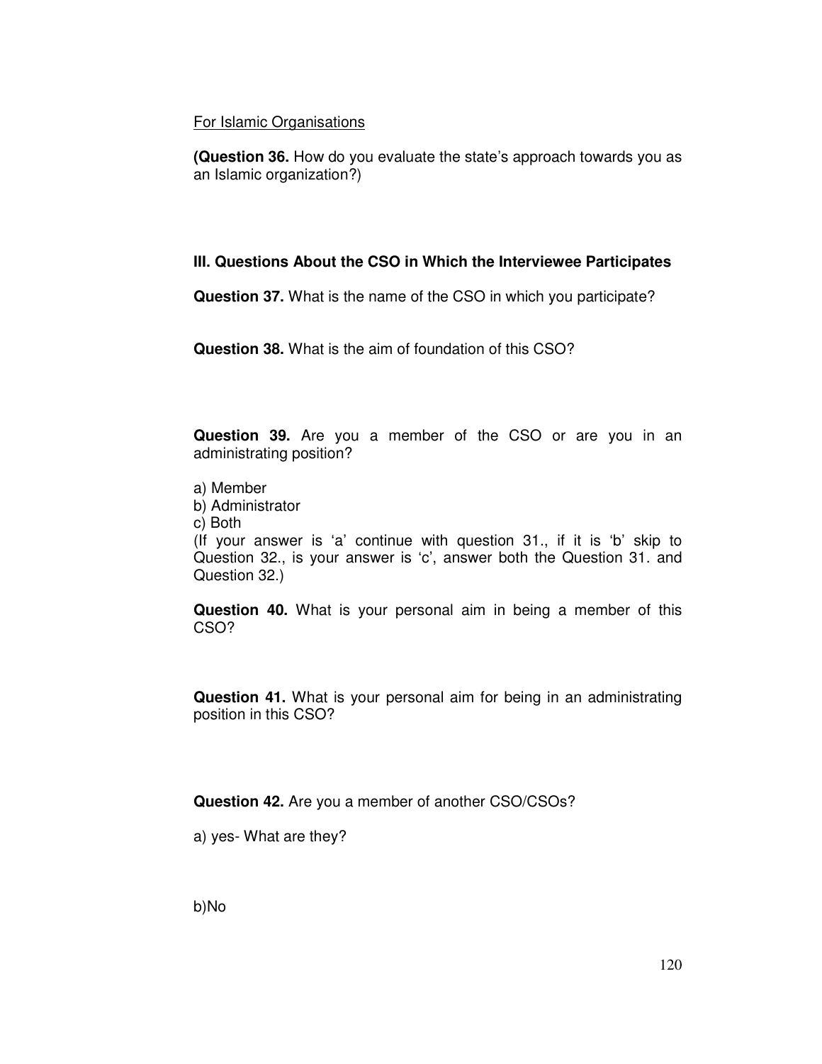For Islamic Organisations

**(Question 36.** How do you evaluate the state's approach towards you as an Islamic organization?)

### III. Questions About the CSO in Which the Interviewee Participates

**Question 37.** What is the name of the CSO in which you participate?

**Question 38.** What is the aim of foundation of this CSO?

**Question 39.** Are you a member of the CSO or are you in an administrating position?

a) Member
b) Administrator
c) Both
(If your answer is 'a' continue with question 31., if it is 'b' skip to Question 32., is your answer is 'c', answer both the Question 31. and Question 32.)

**Question 40.** What is your personal aim in being a member of this CSO?

**Question 41.** What is your personal aim for being in an administrating position in this CSO?

**Question 42.** Are you a member of another CSO/CSOs?

a) yes- What are they?

b)No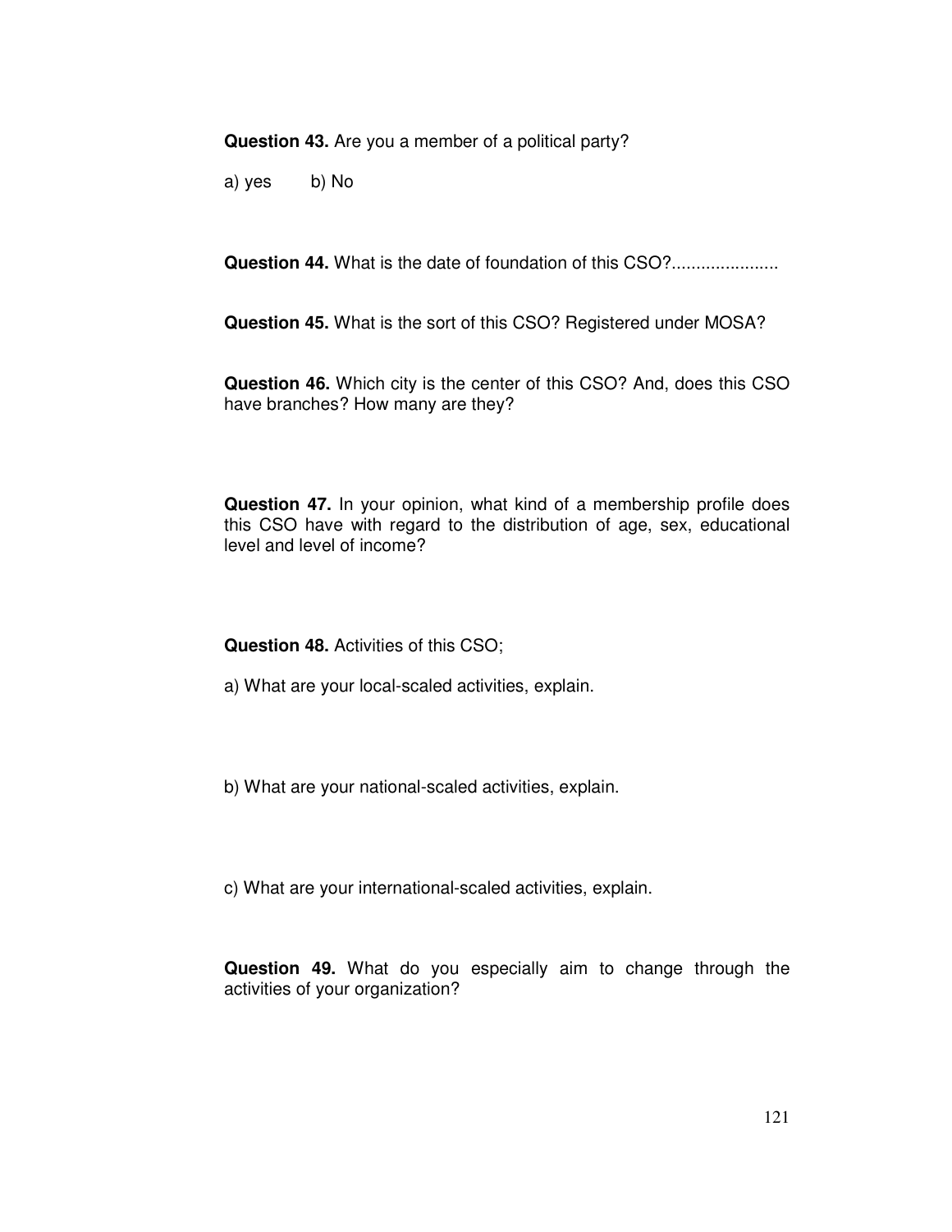**Question 43.** Are you a member of a political party?

a) yes  b) No

**Question 44.** What is the date of foundation of this CSO?.....................

**Question 45.** What is the sort of this CSO? Registered under MOSA?

**Question 46.** Which city is the center of this CSO? And, does this CSO have branches? How many are they?

**Question 47.** In your opinion, what kind of a membership profile does this CSO have with regard to the distribution of age, sex, educational level and level of income?

**Question 48.** Activities of this CSO;

a) What are your local-scaled activities, explain.

b) What are your national-scaled activities, explain.

c) What are your international-scaled activities, explain.

**Question 49.** What do you especially aim to change through the activities of your organization?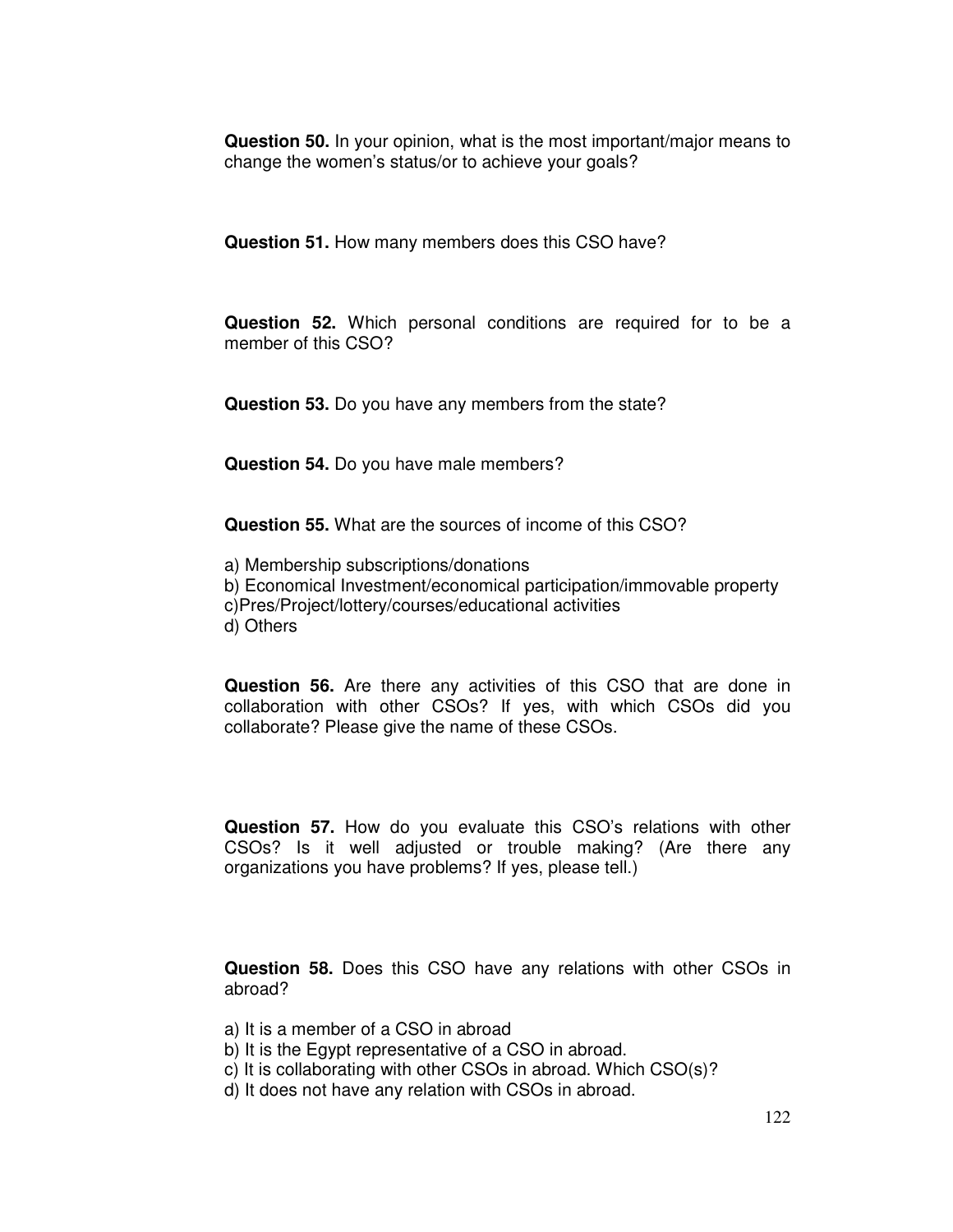**Question 50.** In your opinion, what is the most important/major means to change the women's status/or to achieve your goals?

**Question 51.** How many members does this CSO have?

**Question 52.** Which personal conditions are required for to be a member of this CSO?

**Question 53.** Do you have any members from the state?

**Question 54.** Do you have male members?

**Question 55.** What are the sources of income of this CSO?

a) Membership subscriptions/donations
b) Economical Investment/economical participation/immovable property
c)Pres/Project/lottery/courses/educational activities
d) Others

**Question 56.** Are there any activities of this CSO that are done in collaboration with other CSOs? If yes, with which CSOs did you collaborate? Please give the name of these CSOs.

**Question 57.** How do you evaluate this CSO's relations with other CSOs? Is it well adjusted or trouble making? (Are there any organizations you have problems? If yes, please tell.)

**Question 58.** Does this CSO have any relations with other CSOs in abroad?

a) It is a member of a CSO in abroad
b) It is the Egypt representative of a CSO in abroad.
c) It is collaborating with other CSOs in abroad. Which CSO(s)?
d) It does not have any relation with CSOs in abroad.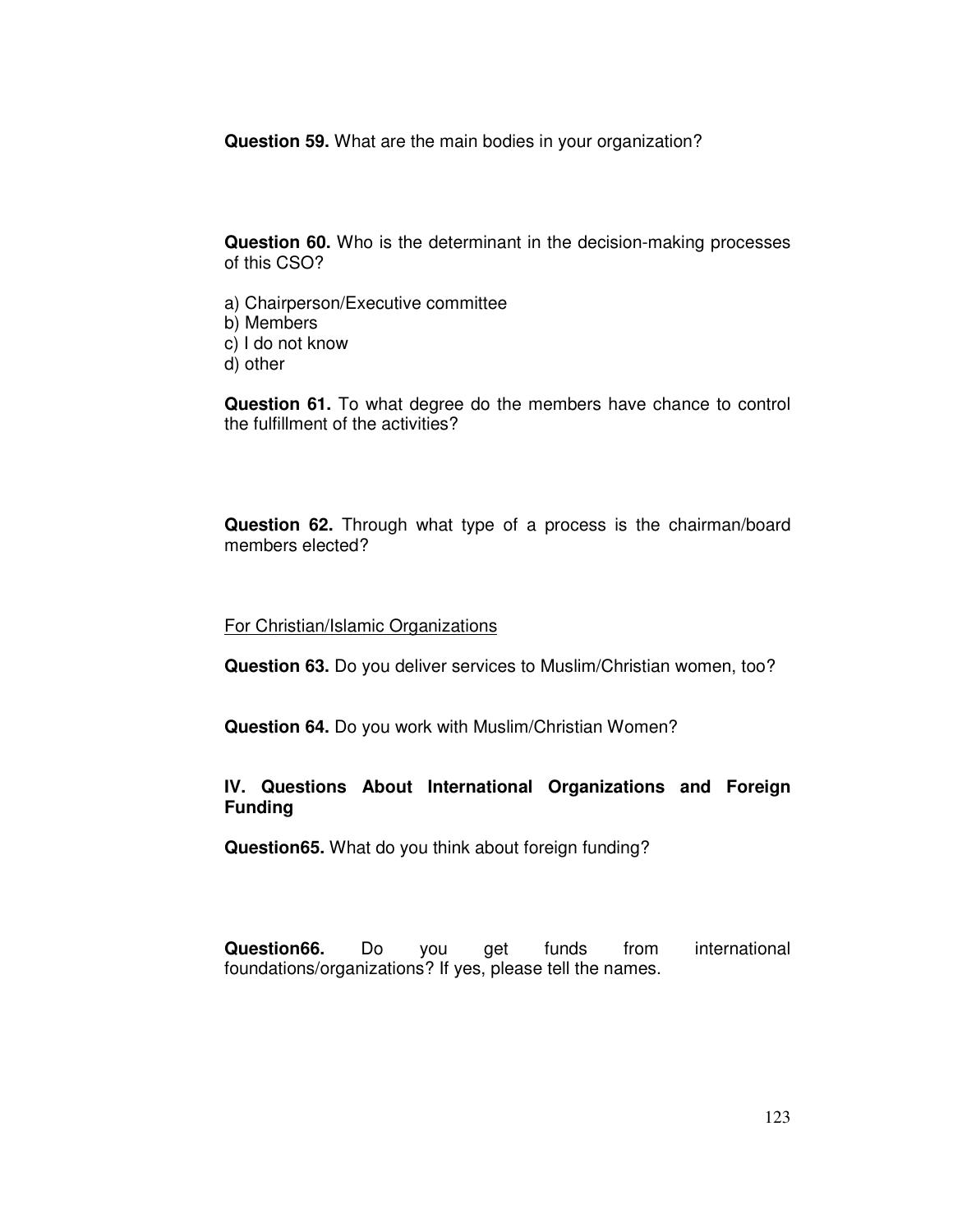**Question 59.** What are the main bodies in your organization?

**Question 60.** Who is the determinant in the decision-making processes of this CSO?

a) Chairperson/Executive committee
b) Members
c) I do not know
d) other

**Question 61.** To what degree do the members have chance to control the fulfillment of the activities?

**Question 62.** Through what type of a process is the chairman/board members elected?

For Christian/Islamic Organizations

**Question 63.** Do you deliver services to Muslim/Christian women, too?

**Question 64.** Do you work with Muslim/Christian Women?

### IV. Questions About International Organizations and Foreign Funding

**Question65.** What do you think about foreign funding?

**Question66.** Do you get funds from international foundations/organizations? If yes, please tell the names.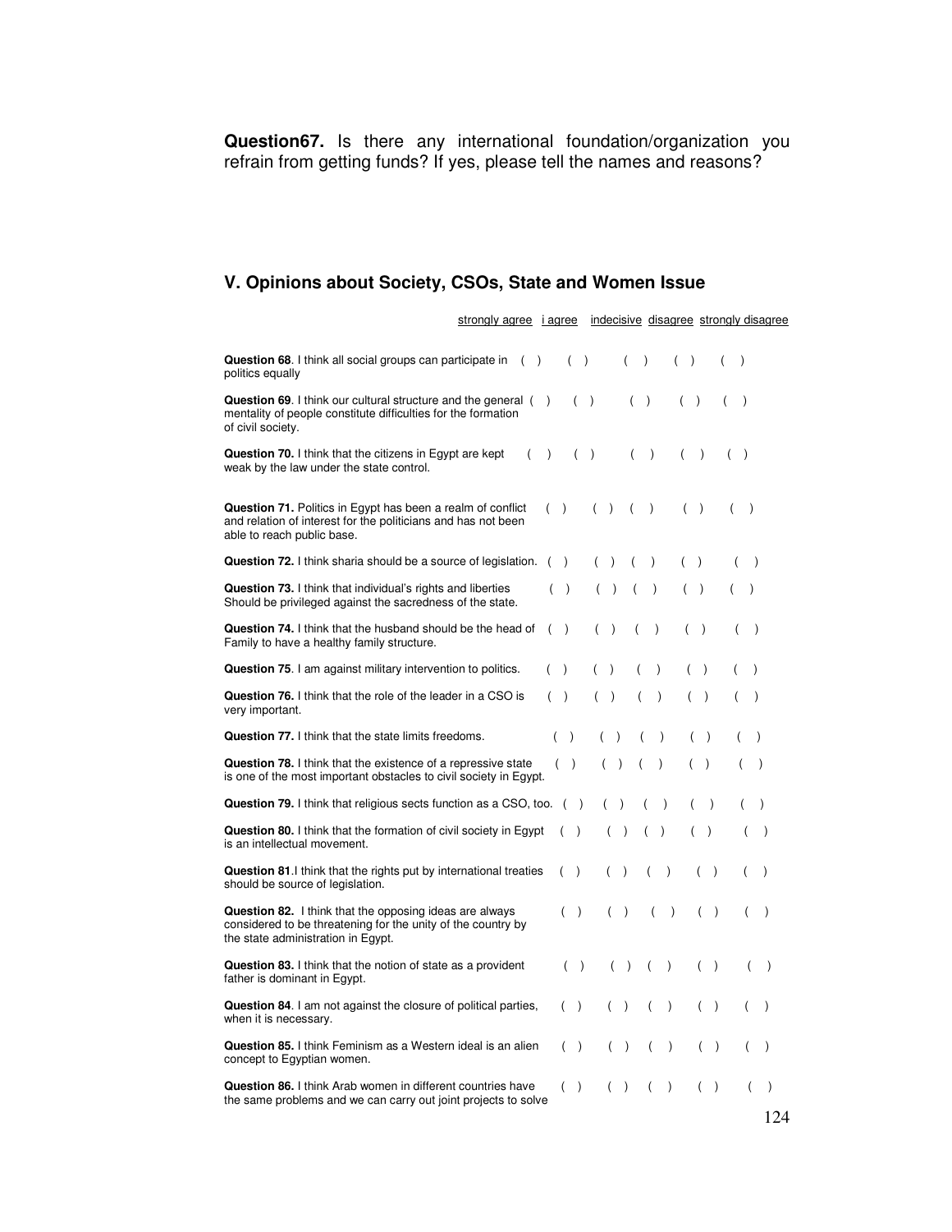**Question67.** Is there any international foundation/organization you refrain from getting funds? If yes, please tell the names and reasons?

## V. Opinions about Society, CSOs, State and Women Issue

| | strongly agree | i agree | indecisive | disagree | strongly disagree |
|---|---|---|---|---|---|
| **Question 68**. I think all social groups can participate in politics equally | ( ) | ( ) | ( ) | ( ) | ( ) |
| **Question 69**. I think our cultural structure and the general mentality of people constitute difficulties for the formation of civil society. | ( ) | ( ) | ( ) | ( ) | ( ) |
| **Question 70.** I think that the citizens in Egypt are kept weak by the law under the state control. | ( ) | ( ) | ( ) | ( ) | ( ) |
| **Question 71.** Politics in Egypt has been a realm of conflict and relation of interest for the politicians and has not been able to reach public base. | ( ) | ( ) | ( ) | ( ) | ( ) |
| **Question 72.** I think sharia should be a source of legislation. | ( ) | ( ) | ( ) | ( ) | ( ) |
| **Question 73.** I think that individual's rights and liberties Should be privileged against the sacredness of the state. | ( ) | ( ) | ( ) | ( ) | ( ) |
| **Question 74.** I think that the husband should be the head of Family to have a healthy family structure. | ( ) | ( ) | ( ) | ( ) | ( ) |
| **Question 75**. I am against military intervention to politics. | ( ) | ( ) | ( ) | ( ) | ( ) |
| **Question 76.** I think that the role of the leader in a CSO is very important. | ( ) | ( ) | ( ) | ( ) | ( ) |
| **Question 77.** I think that the state limits freedoms. | ( ) | ( ) | ( ) | ( ) | ( ) |
| **Question 78.** I think that the existence of a repressive state is one of the most important obstacles to civil society in Egypt. | ( ) | ( ) | ( ) | ( ) | ( ) |
| **Question 79.** I think that religious sects function as a CSO, too. | ( ) | ( ) | ( ) | ( ) | ( ) |
| **Question 80.** I think that the formation of civil society in Egypt is an intellectual movement. | ( ) | ( ) | ( ) | ( ) | ( ) |
| **Question 81**.I think that the rights put by international treaties should be source of legislation. | ( ) | ( ) | ( ) | ( ) | ( ) |
| **Question 82.** I think that the opposing ideas are always considered to be threatening for the unity of the country by the state administration in Egypt. | ( ) | ( ) | ( ) | ( ) | ( ) |
| **Question 83.** I think that the notion of state as a provident father is dominant in Egypt. | ( ) | ( ) | ( ) | ( ) | ( ) |
| **Question 84**. I am not against the closure of political parties, when it is necessary. | ( ) | ( ) | ( ) | ( ) | ( ) |
| **Question 85.** I think Feminism as a Western ideal is an alien concept to Egyptian women. | ( ) | ( ) | ( ) | ( ) | ( ) |
| **Question 86.** I think Arab women in different countries have the same problems and we can carry out joint projects to solve | ( ) | ( ) | ( ) | ( ) | ( ) |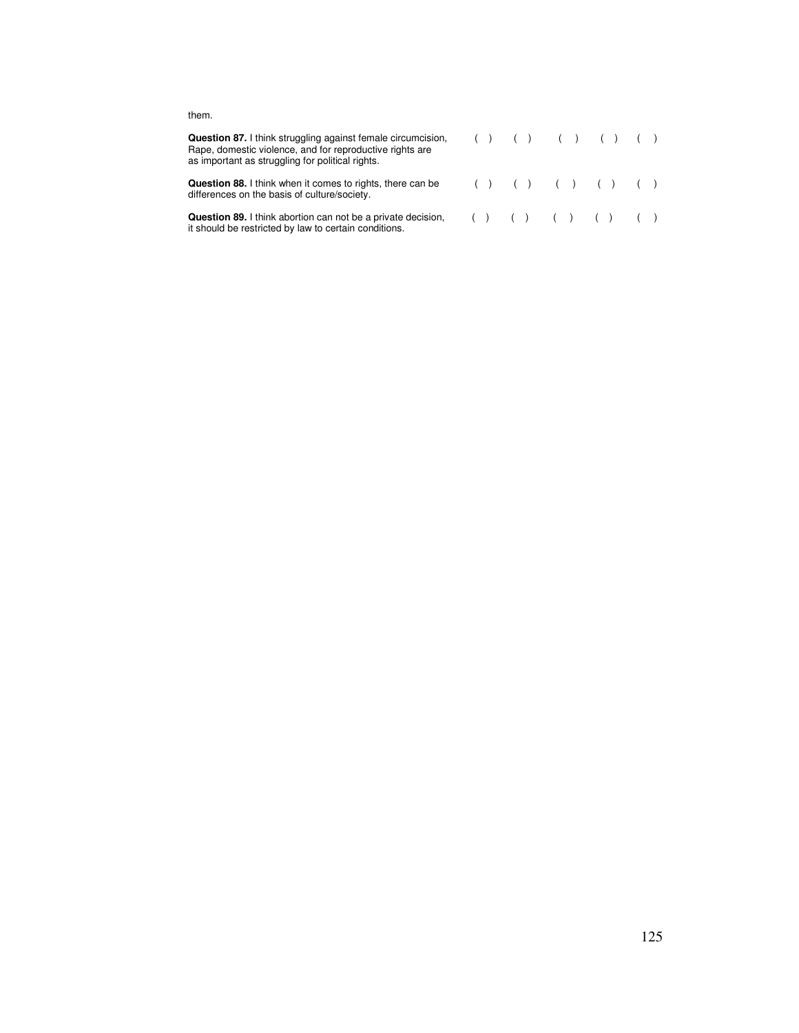them.

**Question 87.** I think struggling against female circumcision, Rape, domestic violence, and for reproductive rights are as important as struggling for political rights. ( ) ( ) ( ) ( ) ( )

**Question 88.** I think when it comes to rights, there can be differences on the basis of culture/society. ( ) ( ) ( ) ( ) ( )

**Question 89.** I think abortion can not be a private decision, it should be restricted by law to certain conditions. ( ) ( ) ( ) ( ) ( )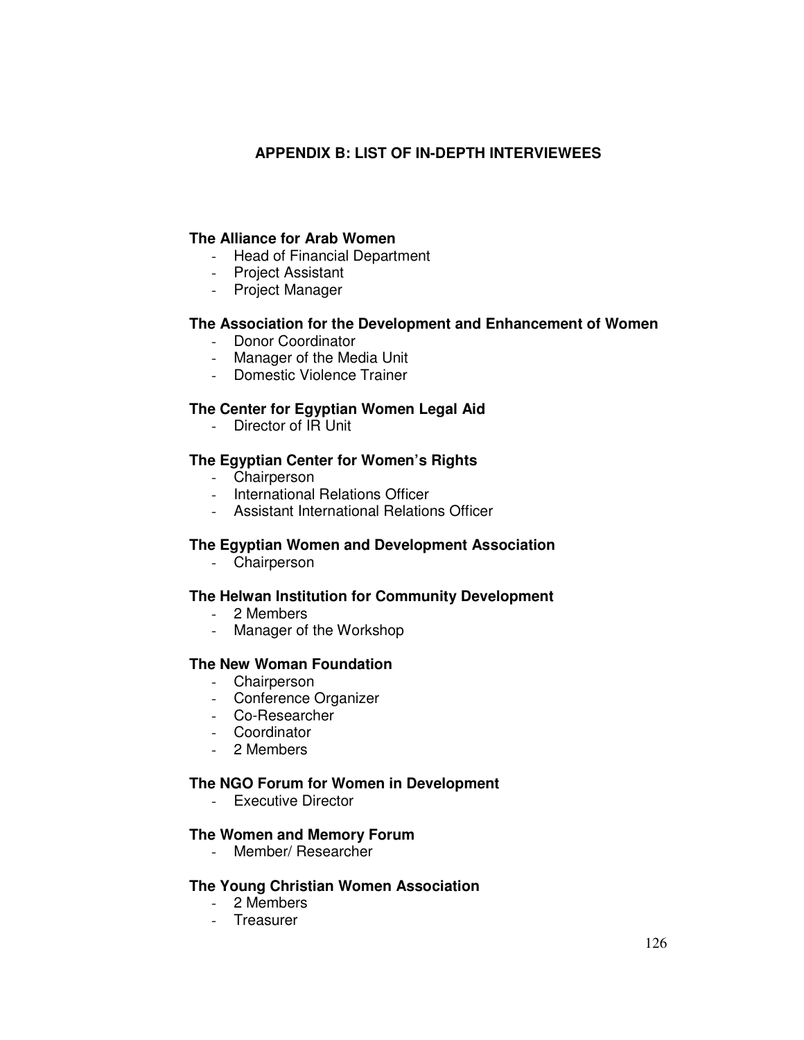## APPENDIX B: LIST OF IN-DEPTH INTERVIEWEES

**The Alliance for Arab Women**

- Head of Financial Department
- Project Assistant
- Project Manager

**The Association for the Development and Enhancement of Women**

- Donor Coordinator
- Manager of the Media Unit
- Domestic Violence Trainer

**The Center for Egyptian Women Legal Aid**

- Director of IR Unit

**The Egyptian Center for Women's Rights**

- Chairperson
- International Relations Officer
- Assistant International Relations Officer

**The Egyptian Women and Development Association**

- Chairperson

**The Helwan Institution for Community Development**

- 2 Members
- Manager of the Workshop

**The New Woman Foundation**

- Chairperson
- Conference Organizer
- Co-Researcher
- Coordinator
- 2 Members

**The NGO Forum for Women in Development**

- Executive Director

**The Women and Memory Forum**

- Member/ Researcher

**The Young Christian Women Association**

- 2 Members
- Treasurer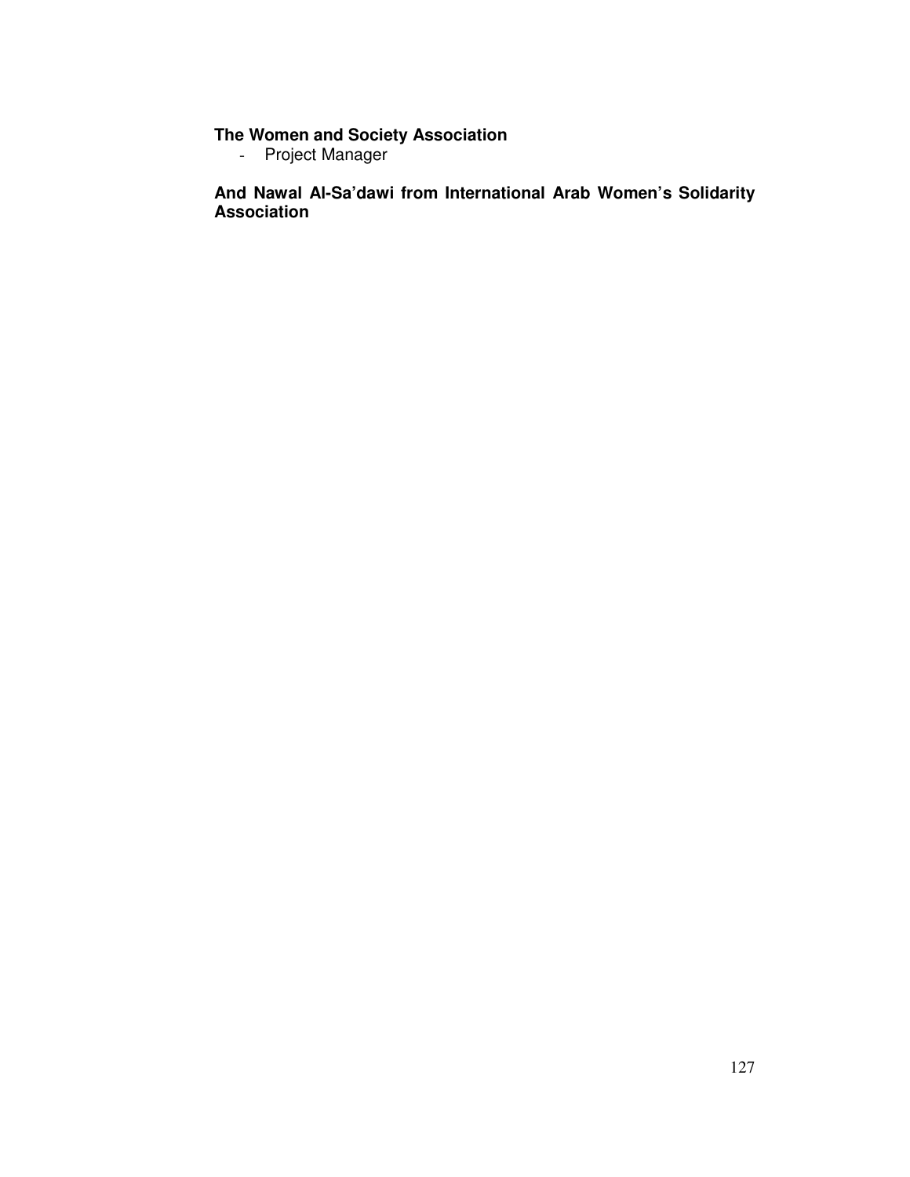**The Women and Society Association**

- Project Manager

**And Nawal Al-Sa'dawi from International Arab Women's Solidarity Association**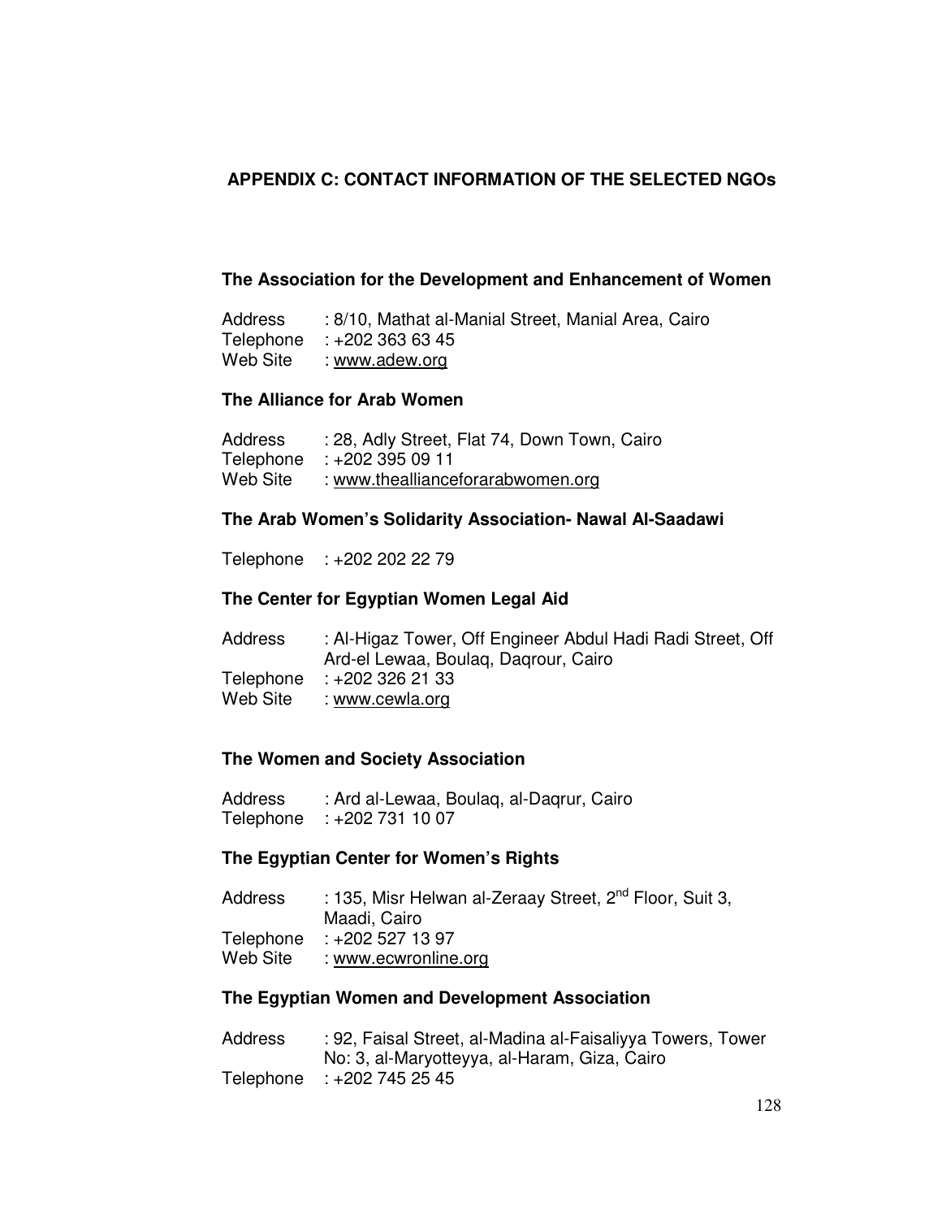## APPENDIX C: CONTACT INFORMATION OF THE SELECTED NGOs

### The Association for the Development and Enhancement of Women

Address : 8/10, Mathat al-Manial Street, Manial Area, Cairo
Telephone : +202 363 63 45
Web Site : www.adew.org

### The Alliance for Arab Women

Address : 28, Adly Street, Flat 74, Down Town, Cairo
Telephone : +202 395 09 11
Web Site : www.theallianceforarabwomen.org

### The Arab Women's Solidarity Association- Nawal Al-Saadawi

Telephone : +202 202 22 79

### The Center for Egyptian Women Legal Aid

Address : Al-Higaz Tower, Off Engineer Abdul Hadi Radi Street, Off Ard-el Lewaa, Boulaq, Daqrour, Cairo
Telephone : +202 326 21 33
Web Site : www.cewla.org

### The Women and Society Association

Address : Ard al-Lewaa, Boulaq, al-Daqrur, Cairo
Telephone : +202 731 10 07

### The Egyptian Center for Women's Rights

Address : 135, Misr Helwan al-Zeraay Street, 2nd Floor, Suit 3, Maadi, Cairo
Telephone : +202 527 13 97
Web Site : www.ecwronline.org

### The Egyptian Women and Development Association

Address : 92, Faisal Street, al-Madina al-Faisaliyya Towers, Tower No: 3, al-Maryotteyya, al-Haram, Giza, Cairo
Telephone : +202 745 25 45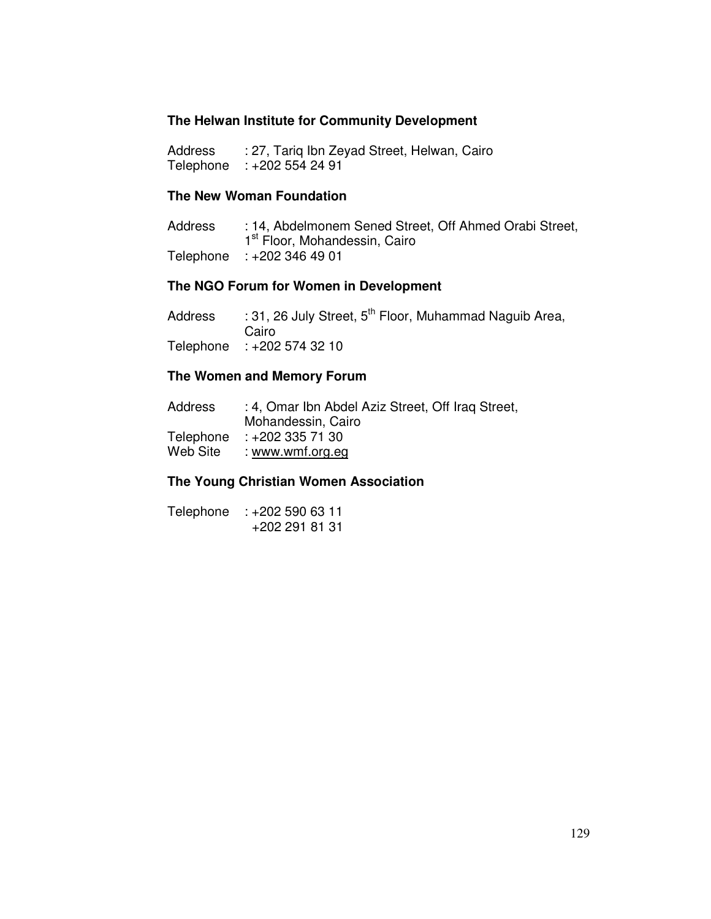**The Helwan Institute for Community Development**

Address : 27, Tariq Ibn Zeyad Street, Helwan, Cairo
Telephone : +202 554 24 91

**The New Woman Foundation**

Address : 14, Abdelmonem Sened Street, Off Ahmed Orabi Street, 1st Floor, Mohandessin, Cairo
Telephone : +202 346 49 01

**The NGO Forum for Women in Development**

Address : 31, 26 July Street, 5th Floor, Muhammad Naguib Area, Cairo
Telephone : +202 574 32 10

**The Women and Memory Forum**

Address : 4, Omar Ibn Abdel Aziz Street, Off Iraq Street, Mohandessin, Cairo
Telephone : +202 335 71 30
Web Site : www.wmf.org.eg

**The Young Christian Women Association**

Telephone : +202 590 63 11
+202 291 81 31